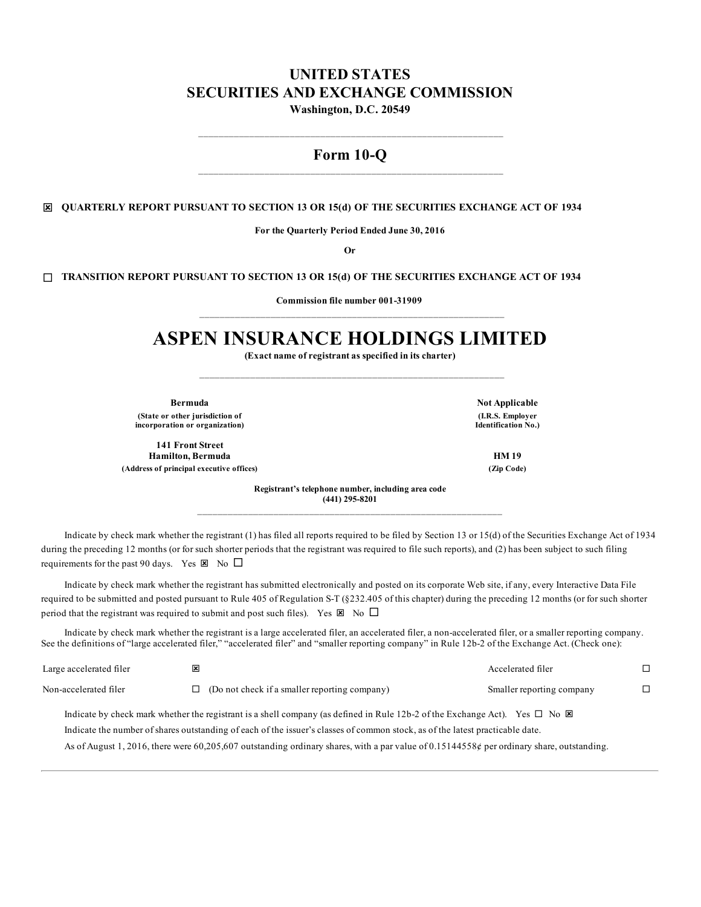# UNITED STATES
# SECURITIES AND EXCHANGE COMMISSION

**Washington, D.C. 20549**

## Form 10-Q

☒ **QUARTERLY REPORT PURSUANT TO SECTION 13 OR 15(d) OF THE SECURITIES EXCHANGE ACT OF 1934**

**For the Quarterly Period Ended June 30, 2016**

**Or**

☐ **TRANSITION REPORT PURSUANT TO SECTION 13 OR 15(d) OF THE SECURITIES EXCHANGE ACT OF 1934**

**Commission file number 001-31909**

# ASPEN INSURANCE HOLDINGS LIMITED

**(Exact name of registrant as specified in its charter)**

| | |
|---|---|
| **Bermuda** | **Not Applicable** |
| **(State or other jurisdiction of incorporation or organization)** | **(I.R.S. Employer Identification No.)** |
| **141 Front Street Hamilton, Bermuda** | **HM 19** |
| **(Address of principal executive offices)** | **(Zip Code)** |

**Registrant's telephone number, including area code**
**(441) 295-8201**

Indicate by check mark whether the registrant (1) has filed all reports required to be filed by Section 13 or 15(d) of the Securities Exchange Act of 1934 during the preceding 12 months (or for such shorter periods that the registrant was required to file such reports), and (2) has been subject to such filing requirements for the past 90 days. Yes ☒ No ☐

Indicate by check mark whether the registrant has submitted electronically and posted on its corporate Web site, if any, every Interactive Data File required to be submitted and posted pursuant to Rule 405 of Regulation S-T (§232.405 of this chapter) during the preceding 12 months (or for such shorter period that the registrant was required to submit and post such files). Yes ☒ No ☐

Indicate by check mark whether the registrant is a large accelerated filer, an accelerated filer, a non-accelerated filer, or a smaller reporting company. See the definitions of "large accelerated filer," "accelerated filer" and "smaller reporting company" in Rule 12b-2 of the Exchange Act. (Check one):

| | | | |
|---|---|---|---|
| Large accelerated filer | ☒ | Accelerated filer | ☐ |
| Non-accelerated filer | ☐ (Do not check if a smaller reporting company) | Smaller reporting company | ☐ |

Indicate by check mark whether the registrant is a shell company (as defined in Rule 12b-2 of the Exchange Act). Yes ☐ No ☒

Indicate the number of shares outstanding of each of the issuer's classes of common stock, as of the latest practicable date.

As of August 1, 2016, there were 60,205,607 outstanding ordinary shares, with a par value of 0.15144558¢ per ordinary share, outstanding.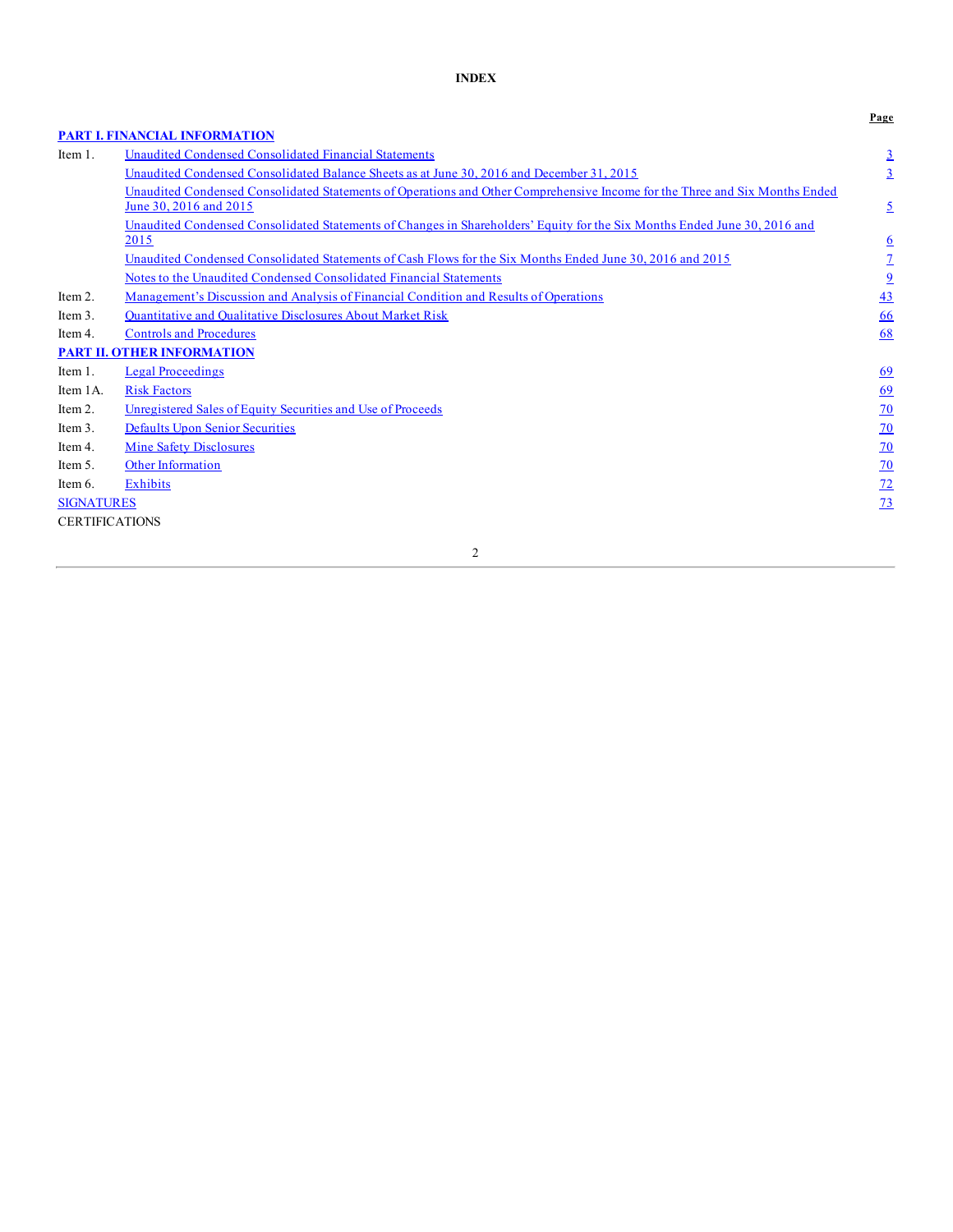# INDEX

| | | Page |
|---|---|---|
| **PART I. FINANCIAL INFORMATION** | | |
| Item 1. | Unaudited Condensed Consolidated Financial Statements | 3 |
| | Unaudited Condensed Consolidated Balance Sheets as at June 30, 2016 and December 31, 2015 | 3 |
| | Unaudited Condensed Consolidated Statements of Operations and Other Comprehensive Income for the Three and Six Months Ended June 30, 2016 and 2015 | 5 |
| | Unaudited Condensed Consolidated Statements of Changes in Shareholders' Equity for the Six Months Ended June 30, 2016 and 2015 | 6 |
| | Unaudited Condensed Consolidated Statements of Cash Flows for the Six Months Ended June 30, 2016 and 2015 | 7 |
| | Notes to the Unaudited Condensed Consolidated Financial Statements | 9 |
| Item 2. | Management's Discussion and Analysis of Financial Condition and Results of Operations | 43 |
| Item 3. | Quantitative and Qualitative Disclosures About Market Risk | 66 |
| Item 4. | Controls and Procedures | 68 |
| **PART II. OTHER INFORMATION** | | |
| Item 1. | Legal Proceedings | 69 |
| Item 1A. | Risk Factors | 69 |
| Item 2. | Unregistered Sales of Equity Securities and Use of Proceeds | 70 |
| Item 3. | Defaults Upon Senior Securities | 70 |
| Item 4. | Mine Safety Disclosures | 70 |
| Item 5. | Other Information | 70 |
| Item 6. | Exhibits | 72 |
| SIGNATURES | | 73 |
| CERTIFICATIONS | | |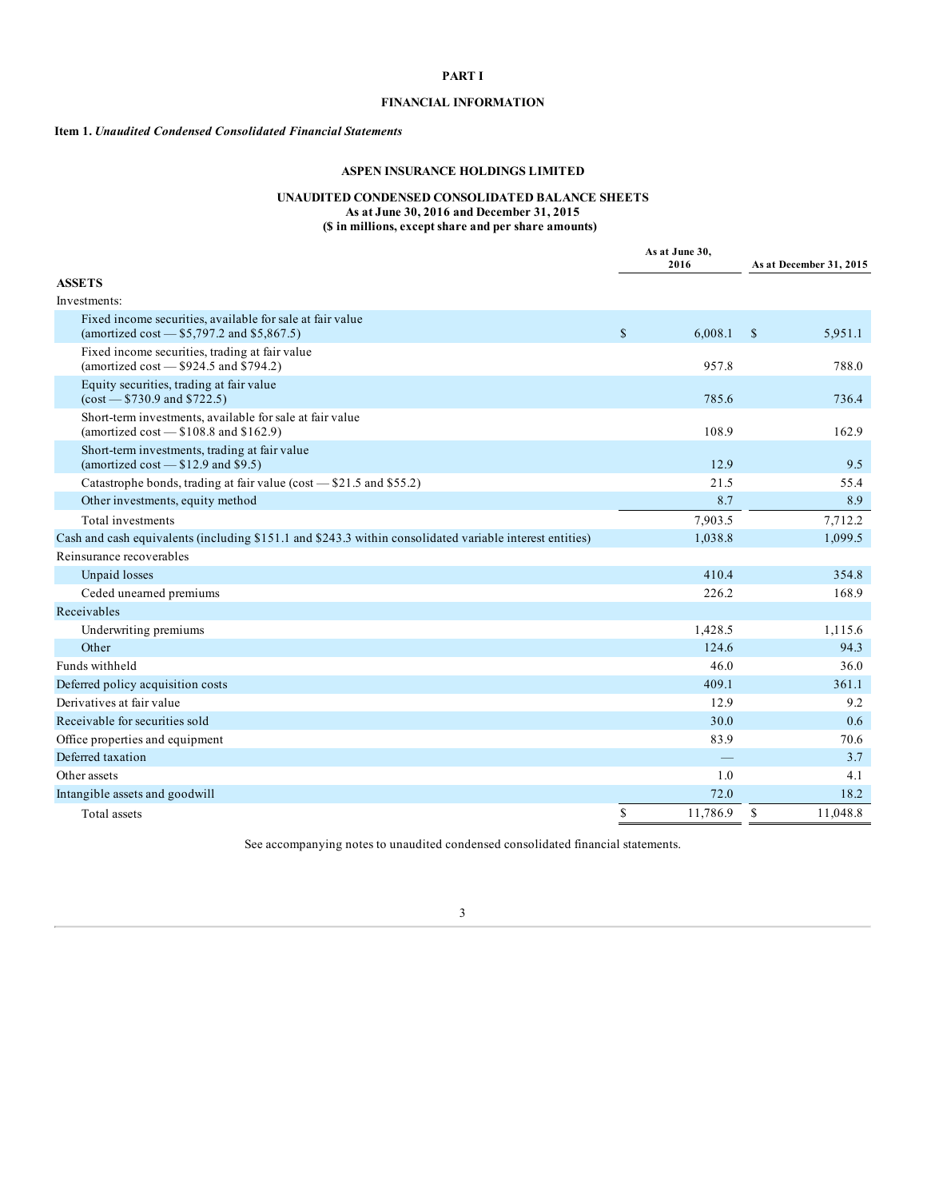# PART I

## FINANCIAL INFORMATION

**Item 1.** ***Unaudited Condensed Consolidated Financial Statements***

### ASPEN INSURANCE HOLDINGS LIMITED

### UNAUDITED CONDENSED CONSOLIDATED BALANCE SHEETS
**As at June 30, 2016 and December 31, 2015**
**($ in millions, except share and per share amounts)**

| | As at June 30, 2016 | As at December 31, 2015 |
|---|---|---|
| **ASSETS** | | |
| Investments: | | |
| Fixed income securities, available for sale at fair value (amortized cost — $5,797.2 and $5,867.5) | $ 6,008.1 | $ 5,951.1 |
| Fixed income securities, trading at fair value (amortized cost — $924.5 and $794.2) | 957.8 | 788.0 |
| Equity securities, trading at fair value (cost — $730.9 and $722.5) | 785.6 | 736.4 |
| Short-term investments, available for sale at fair value (amortized cost — $108.8 and $162.9) | 108.9 | 162.9 |
| Short-term investments, trading at fair value (amortized cost — $12.9 and $9.5) | 12.9 | 9.5 |
| Catastrophe bonds, trading at fair value (cost — $21.5 and $55.2) | 21.5 | 55.4 |
| Other investments, equity method | 8.7 | 8.9 |
| Total investments | 7,903.5 | 7,712.2 |
| Cash and cash equivalents (including $151.1 and $243.3 within consolidated variable interest entities) | 1,038.8 | 1,099.5 |
| Reinsurance recoverables | | |
| Unpaid losses | 410.4 | 354.8 |
| Ceded unearned premiums | 226.2 | 168.9 |
| Receivables | | |
| Underwriting premiums | 1,428.5 | 1,115.6 |
| Other | 124.6 | 94.3 |
| Funds withheld | 46.0 | 36.0 |
| Deferred policy acquisition costs | 409.1 | 361.1 |
| Derivatives at fair value | 12.9 | 9.2 |
| Receivable for securities sold | 30.0 | 0.6 |
| Office properties and equipment | 83.9 | 70.6 |
| Deferred taxation | — | 3.7 |
| Other assets | 1.0 | 4.1 |
| Intangible assets and goodwill | 72.0 | 18.2 |
| Total assets | $ 11,786.9 | $ 11,048.8 |

See accompanying notes to unaudited condensed consolidated financial statements.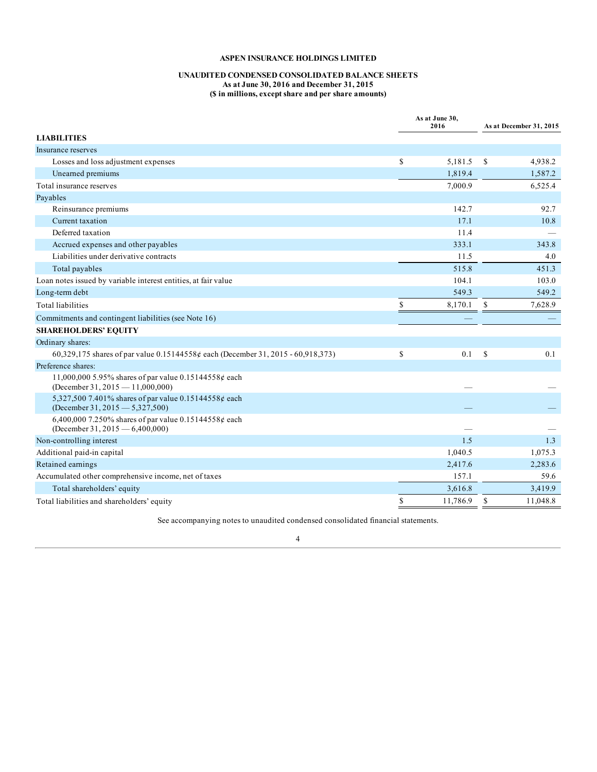**ASPEN INSURANCE HOLDINGS LIMITED**

**UNAUDITED CONDENSED CONSOLIDATED BALANCE SHEETS**
**As at June 30, 2016 and December 31, 2015**
**($ in millions, except share and per share amounts)**

| | As at June 30, 2016 | As at December 31, 2015 |
|---|---|---|
| **LIABILITIES** | | |
| Insurance reserves | | |
| Losses and loss adjustment expenses | $ 5,181.5 | $ 4,938.2 |
| Unearned premiums | 1,819.4 | 1,587.2 |
| Total insurance reserves | 7,000.9 | 6,525.4 |
| Payables | | |
| Reinsurance premiums | 142.7 | 92.7 |
| Current taxation | 17.1 | 10.8 |
| Deferred taxation | 11.4 | — |
| Accrued expenses and other payables | 333.1 | 343.8 |
| Liabilities under derivative contracts | 11.5 | 4.0 |
| Total payables | 515.8 | 451.3 |
| Loan notes issued by variable interest entities, at fair value | 104.1 | 103.0 |
| Long-term debt | 549.3 | 549.2 |
| Total liabilities | $ 8,170.1 | $ 7,628.9 |
| Commitments and contingent liabilities (see Note 16) | — | — |
| **SHAREHOLDERS' EQUITY** | | |
| Ordinary shares: | | |
| 60,329,175 shares of par value 0.15144558¢ each (December 31, 2015 - 60,918,373) | $ 0.1 | $ 0.1 |
| Preference shares: | | |
| 11,000,000 5.95% shares of par value 0.15144558¢ each (December 31, 2015 — 11,000,000) | — | — |
| 5,327,500 7.401% shares of par value 0.15144558¢ each (December 31, 2015 — 5,327,500) | — | — |
| 6,400,000 7.250% shares of par value 0.15144558¢ each (December 31, 2015 — 6,400,000) | — | — |
| Non-controlling interest | 1.5 | 1.3 |
| Additional paid-in capital | 1,040.5 | 1,075.3 |
| Retained earnings | 2,417.6 | 2,283.6 |
| Accumulated other comprehensive income, net of taxes | 157.1 | 59.6 |
| Total shareholders' equity | 3,616.8 | 3,419.9 |
| Total liabilities and shareholders' equity | $ 11,786.9 | $ 11,048.8 |

See accompanying notes to unaudited condensed consolidated financial statements.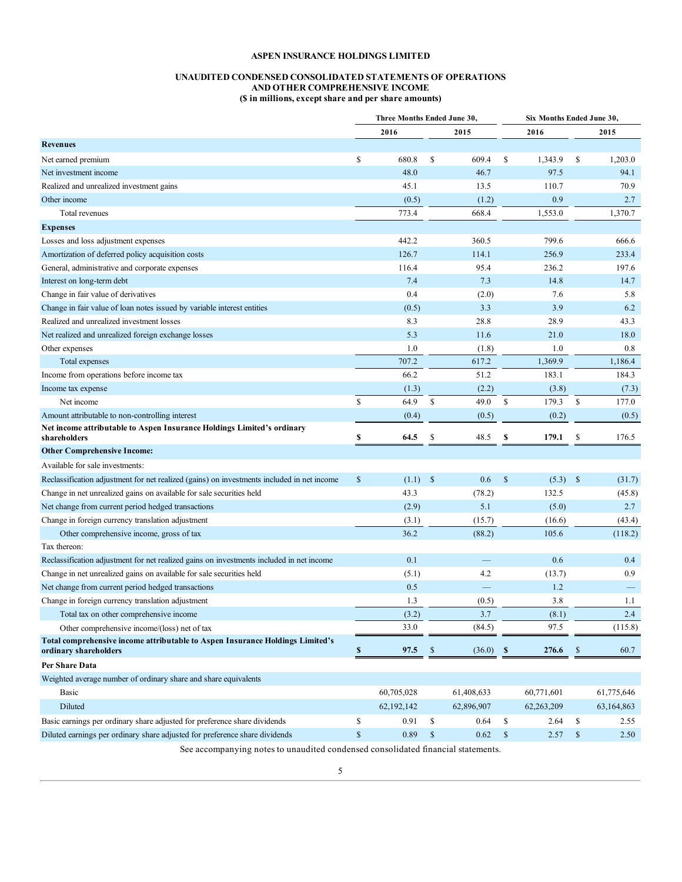**ASPEN INSURANCE HOLDINGS LIMITED**

**UNAUDITED CONDENSED CONSOLIDATED STATEMENTS OF OPERATIONS AND OTHER COMPREHENSIVE INCOME**
**($ in millions, except share and per share amounts)**

| | Three Months Ended June 30, | | Six Months Ended June 30, | |
|---|---|---|---|---|
| | 2016 | 2015 | 2016 | 2015 |
| **Revenues** | | | | |
| Net earned premium | $ 680.8 | $ 609.4 | $ 1,343.9 | $ 1,203.0 |
| Net investment income | 48.0 | 46.7 | 97.5 | 94.1 |
| Realized and unrealized investment gains | 45.1 | 13.5 | 110.7 | 70.9 |
| Other income | (0.5) | (1.2) | 0.9 | 2.7 |
| Total revenues | 773.4 | 668.4 | 1,553.0 | 1,370.7 |
| **Expenses** | | | | |
| Losses and loss adjustment expenses | 442.2 | 360.5 | 799.6 | 666.6 |
| Amortization of deferred policy acquisition costs | 126.7 | 114.1 | 256.9 | 233.4 |
| General, administrative and corporate expenses | 116.4 | 95.4 | 236.2 | 197.6 |
| Interest on long-term debt | 7.4 | 7.3 | 14.8 | 14.7 |
| Change in fair value of derivatives | 0.4 | (2.0) | 7.6 | 5.8 |
| Change in fair value of loan notes issued by variable interest entities | (0.5) | 3.3 | 3.9 | 6.2 |
| Realized and unrealized investment losses | 8.3 | 28.8 | 28.9 | 43.3 |
| Net realized and unrealized foreign exchange losses | 5.3 | 11.6 | 21.0 | 18.0 |
| Other expenses | 1.0 | (1.8) | 1.0 | 0.8 |
| Total expenses | 707.2 | 617.2 | 1,369.9 | 1,186.4 |
| Income from operations before income tax | 66.2 | 51.2 | 183.1 | 184.3 |
| Income tax expense | (1.3) | (2.2) | (3.8) | (7.3) |
| Net income | $ 64.9 | $ 49.0 | $ 179.3 | $ 177.0 |
| Amount attributable to non-controlling interest | (0.4) | (0.5) | (0.2) | (0.5) |
| **Net income attributable to Aspen Insurance Holdings Limited's ordinary shareholders** | **$ 64.5** | $ 48.5 | **$ 179.1** | $ 176.5 |
| **Other Comprehensive Income:** | | | | |
| Available for sale investments: | | | | |
| Reclassification adjustment for net realized (gains) on investments included in net income | $ (1.1) | $ 0.6 | $ (5.3) | $ (31.7) |
| Change in net unrealized gains on available for sale securities held | 43.3 | (78.2) | 132.5 | (45.8) |
| Net change from current period hedged transactions | (2.9) | 5.1 | (5.0) | 2.7 |
| Change in foreign currency translation adjustment | (3.1) | (15.7) | (16.6) | (43.4) |
| Other comprehensive income, gross of tax | 36.2 | (88.2) | 105.6 | (118.2) |
| Tax thereon: | | | | |
| Reclassification adjustment for net realized gains on investments included in net income | 0.1 | — | 0.6 | 0.4 |
| Change in net unrealized gains on available for sale securities held | (5.1) | 4.2 | (13.7) | 0.9 |
| Net change from current period hedged transactions | 0.5 | — | 1.2 | — |
| Change in foreign currency translation adjustment | 1.3 | (0.5) | 3.8 | 1.1 |
| Total tax on other comprehensive income | (3.2) | 3.7 | (8.1) | 2.4 |
| Other comprehensive income/(loss) net of tax | 33.0 | (84.5) | 97.5 | (115.8) |
| **Total comprehensive income attributable to Aspen Insurance Holdings Limited's ordinary shareholders** | **$ 97.5** | $ (36.0) | **$ 276.6** | $ 60.7 |
| **Per Share Data** | | | | |
| Weighted average number of ordinary share and share equivalents | | | | |
| Basic | 60,705,028 | 61,408,633 | 60,771,601 | 61,775,646 |
| Diluted | 62,192,142 | 62,896,907 | 62,263,209 | 63,164,863 |
| Basic earnings per ordinary share adjusted for preference share dividends | $ 0.91 | $ 0.64 | $ 2.64 | $ 2.55 |
| Diluted earnings per ordinary share adjusted for preference share dividends | $ 0.89 | $ 0.62 | $ 2.57 | $ 2.50 |

See accompanying notes to unaudited condensed consolidated financial statements.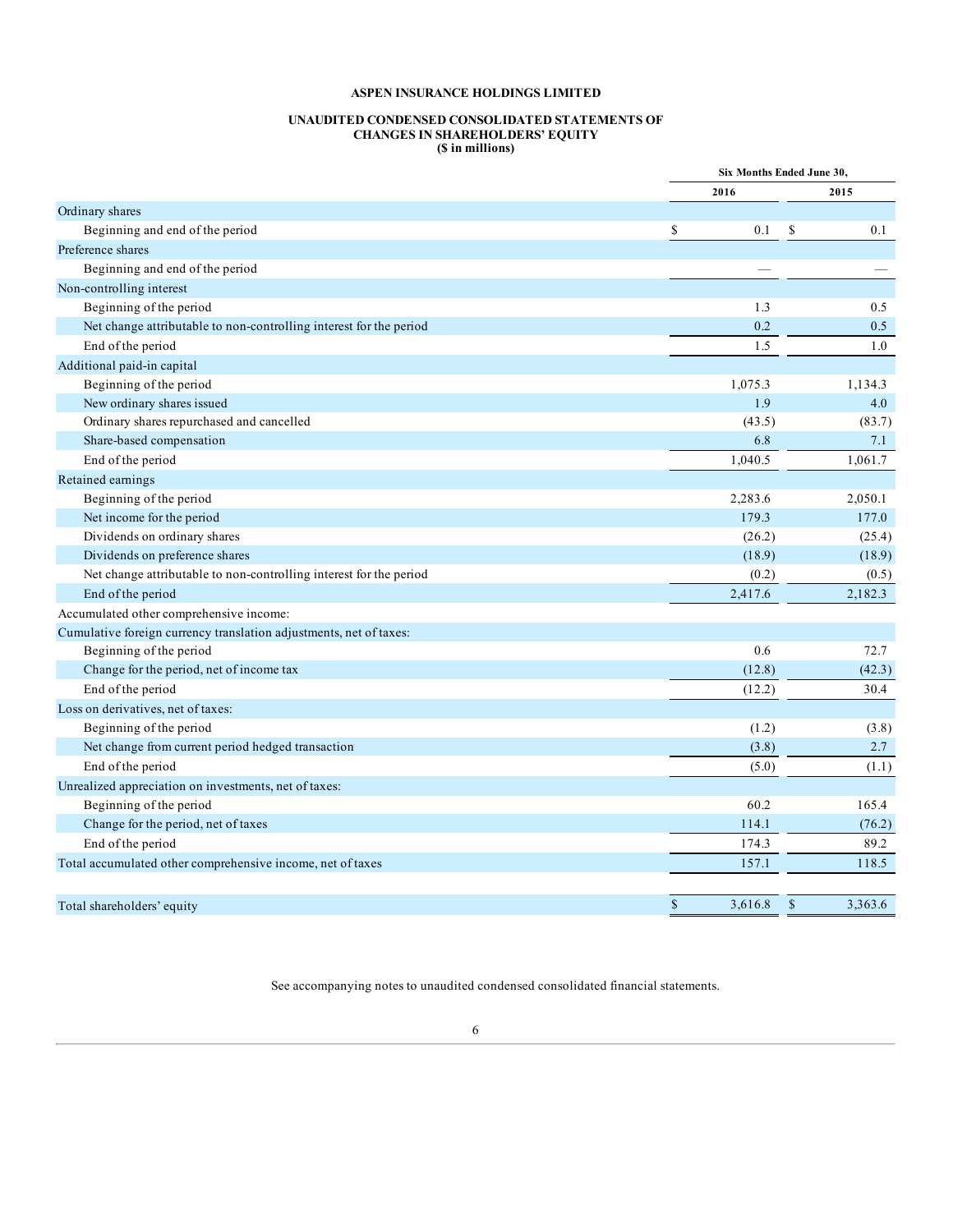**ASPEN INSURANCE HOLDINGS LIMITED**

**UNAUDITED CONDENSED CONSOLIDATED STATEMENTS OF CHANGES IN SHAREHOLDERS' EQUITY**
**($ in millions)**

| | Six Months Ended June 30, | |
|---|---|---|
| | 2016 | 2015 |
| Ordinary shares | | |
| Beginning and end of the period | $ 0.1 | $ 0.1 |
| Preference shares | | |
| Beginning and end of the period | — | — |
| Non-controlling interest | | |
| Beginning of the period | 1.3 | 0.5 |
| Net change attributable to non-controlling interest for the period | 0.2 | 0.5 |
| End of the period | 1.5 | 1.0 |
| Additional paid-in capital | | |
| Beginning of the period | 1,075.3 | 1,134.3 |
| New ordinary shares issued | 1.9 | 4.0 |
| Ordinary shares repurchased and cancelled | (43.5) | (83.7) |
| Share-based compensation | 6.8 | 7.1 |
| End of the period | 1,040.5 | 1,061.7 |
| Retained earnings | | |
| Beginning of the period | 2,283.6 | 2,050.1 |
| Net income for the period | 179.3 | 177.0 |
| Dividends on ordinary shares | (26.2) | (25.4) |
| Dividends on preference shares | (18.9) | (18.9) |
| Net change attributable to non-controlling interest for the period | (0.2) | (0.5) |
| End of the period | 2,417.6 | 2,182.3 |
| Accumulated other comprehensive income: | | |
| Cumulative foreign currency translation adjustments, net of taxes: | | |
| Beginning of the period | 0.6 | 72.7 |
| Change for the period, net of income tax | (12.8) | (42.3) |
| End of the period | (12.2) | 30.4 |
| Loss on derivatives, net of taxes: | | |
| Beginning of the period | (1.2) | (3.8) |
| Net change from current period hedged transaction | (3.8) | 2.7 |
| End of the period | (5.0) | (1.1) |
| Unrealized appreciation on investments, net of taxes: | | |
| Beginning of the period | 60.2 | 165.4 |
| Change for the period, net of taxes | 114.1 | (76.2) |
| End of the period | 174.3 | 89.2 |
| Total accumulated other comprehensive income, net of taxes | 157.1 | 118.5 |
| | | |
| Total shareholders' equity | $ 3,616.8 | $ 3,363.6 |

See accompanying notes to unaudited condensed consolidated financial statements.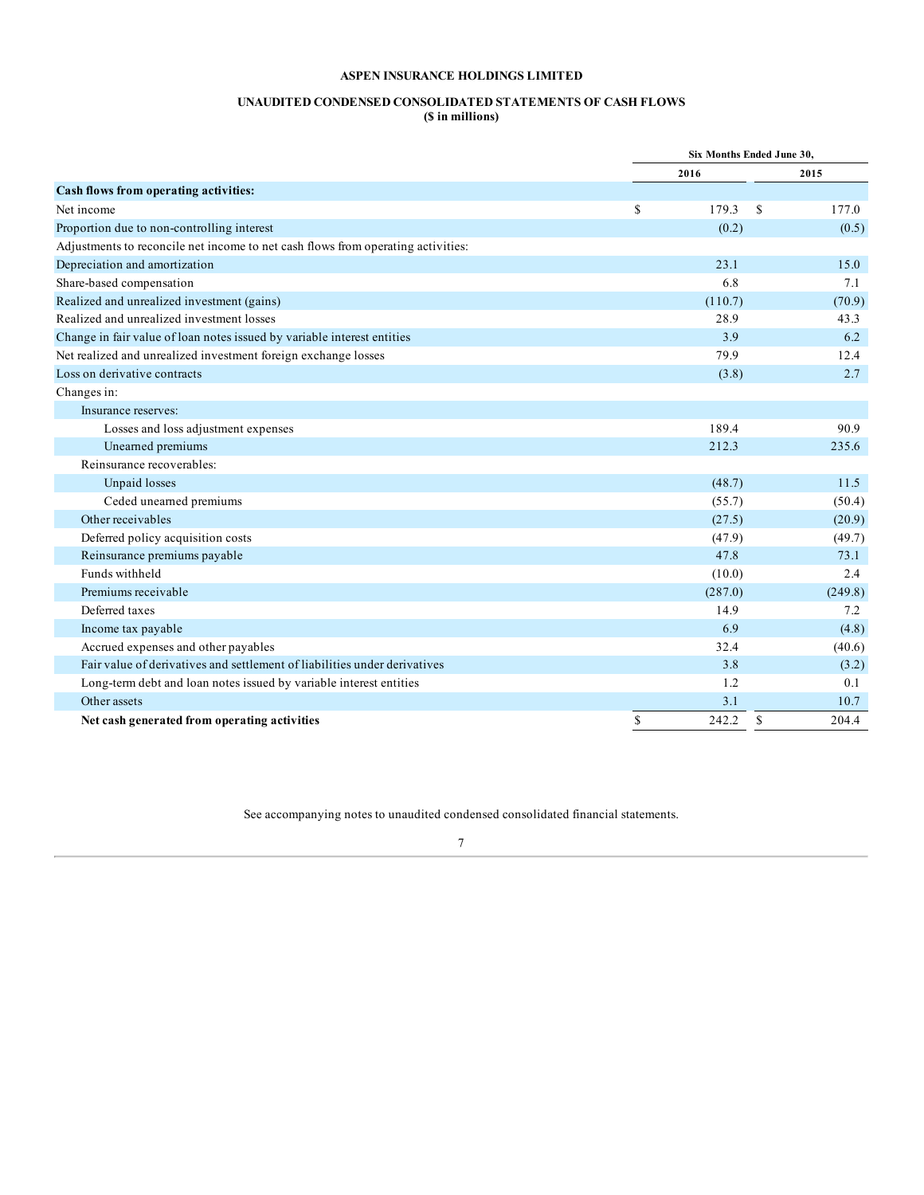**ASPEN INSURANCE HOLDINGS LIMITED**

**UNAUDITED CONDENSED CONSOLIDATED STATEMENTS OF CASH FLOWS**
**($ in millions)**

| | Six Months Ended June 30, | |
|---|---|---|
| | 2016 | 2015 |
| **Cash flows from operating activities:** | | |
| Net income | $ 179.3 | $ 177.0 |
| Proportion due to non-controlling interest | (0.2) | (0.5) |
| Adjustments to reconcile net income to net cash flows from operating activities: | | |
| Depreciation and amortization | 23.1 | 15.0 |
| Share-based compensation | 6.8 | 7.1 |
| Realized and unrealized investment (gains) | (110.7) | (70.9) |
| Realized and unrealized investment losses | 28.9 | 43.3 |
| Change in fair value of loan notes issued by variable interest entities | 3.9 | 6.2 |
| Net realized and unrealized investment foreign exchange losses | 79.9 | 12.4 |
| Loss on derivative contracts | (3.8) | 2.7 |
| Changes in: | | |
| Insurance reserves: | | |
| Losses and loss adjustment expenses | 189.4 | 90.9 |
| Unearned premiums | 212.3 | 235.6 |
| Reinsurance recoverables: | | |
| Unpaid losses | (48.7) | 11.5 |
| Ceded unearned premiums | (55.7) | (50.4) |
| Other receivables | (27.5) | (20.9) |
| Deferred policy acquisition costs | (47.9) | (49.7) |
| Reinsurance premiums payable | 47.8 | 73.1 |
| Funds withheld | (10.0) | 2.4 |
| Premiums receivable | (287.0) | (249.8) |
| Deferred taxes | 14.9 | 7.2 |
| Income tax payable | 6.9 | (4.8) |
| Accrued expenses and other payables | 32.4 | (40.6) |
| Fair value of derivatives and settlement of liabilities under derivatives | 3.8 | (3.2) |
| Long-term debt and loan notes issued by variable interest entities | 1.2 | 0.1 |
| Other assets | 3.1 | 10.7 |
| **Net cash generated from operating activities** | $ 242.2 | $ 204.4 |

See accompanying notes to unaudited condensed consolidated financial statements.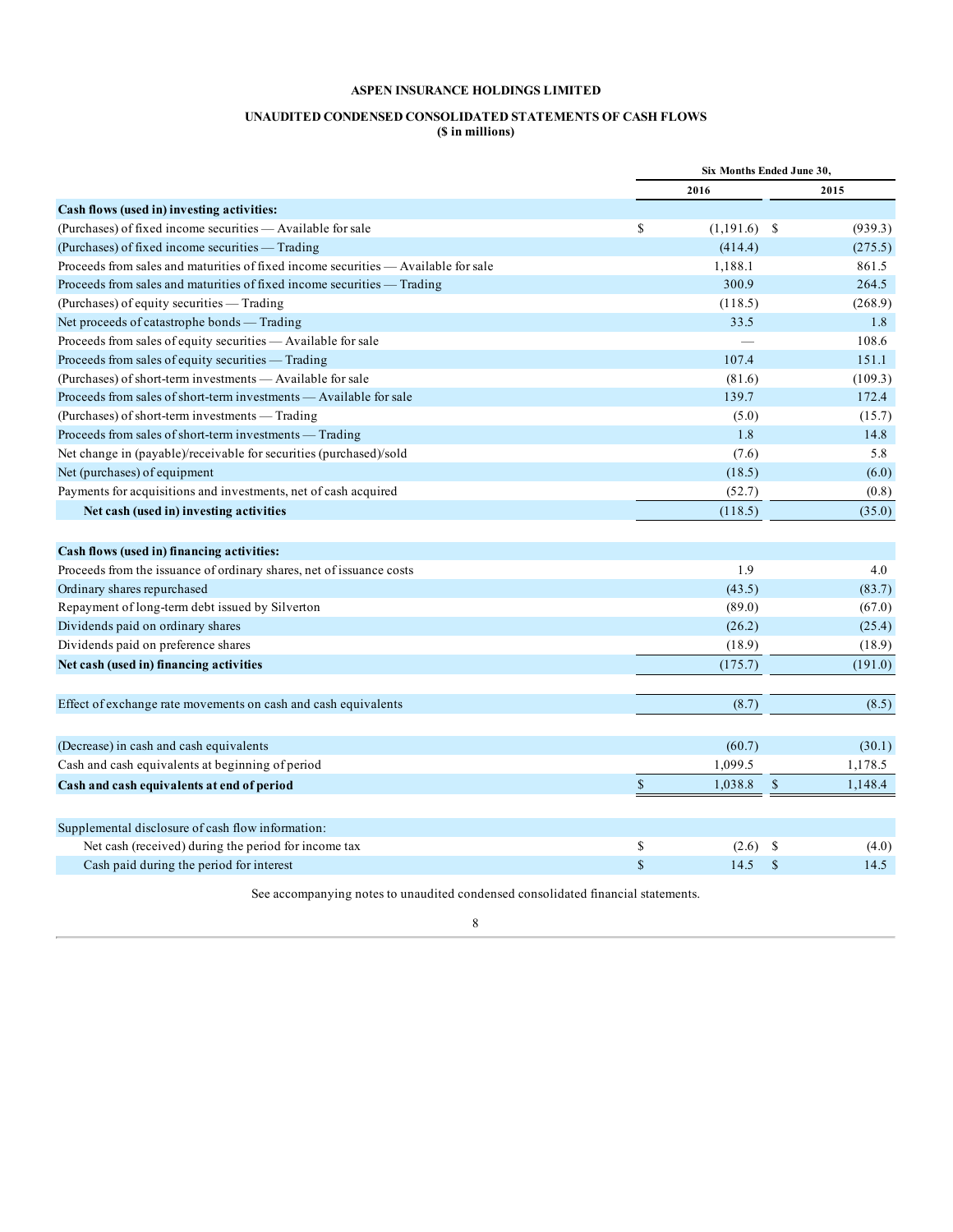**ASPEN INSURANCE HOLDINGS LIMITED**

**UNAUDITED CONDENSED CONSOLIDATED STATEMENTS OF CASH FLOWS**
**($ in millions)**

| | Six Months Ended June 30, | |
|---|---|---|
| | 2016 | 2015 |
| **Cash flows (used in) investing activities:** | | |
| (Purchases) of fixed income securities — Available for sale | $ (1,191.6) | $ (939.3) |
| (Purchases) of fixed income securities — Trading | (414.4) | (275.5) |
| Proceeds from sales and maturities of fixed income securities — Available for sale | 1,188.1 | 861.5 |
| Proceeds from sales and maturities of fixed income securities — Trading | 300.9 | 264.5 |
| (Purchases) of equity securities — Trading | (118.5) | (268.9) |
| Net proceeds of catastrophe bonds — Trading | 33.5 | 1.8 |
| Proceeds from sales of equity securities — Available for sale | — | 108.6 |
| Proceeds from sales of equity securities — Trading | 107.4 | 151.1 |
| (Purchases) of short-term investments — Available for sale | (81.6) | (109.3) |
| Proceeds from sales of short-term investments — Available for sale | 139.7 | 172.4 |
| (Purchases) of short-term investments — Trading | (5.0) | (15.7) |
| Proceeds from sales of short-term investments — Trading | 1.8 | 14.8 |
| Net change in (payable)/receivable for securities (purchased)/sold | (7.6) | 5.8 |
| Net (purchases) of equipment | (18.5) | (6.0) |
| Payments for acquisitions and investments, net of cash acquired | (52.7) | (0.8) |
| **Net cash (used in) investing activities** | (118.5) | (35.0) |
| | | |
| **Cash flows (used in) financing activities:** | | |
| Proceeds from the issuance of ordinary shares, net of issuance costs | 1.9 | 4.0 |
| Ordinary shares repurchased | (43.5) | (83.7) |
| Repayment of long-term debt issued by Silverton | (89.0) | (67.0) |
| Dividends paid on ordinary shares | (26.2) | (25.4) |
| Dividends paid on preference shares | (18.9) | (18.9) |
| **Net cash (used in) financing activities** | (175.7) | (191.0) |
| | | |
| Effect of exchange rate movements on cash and cash equivalents | (8.7) | (8.5) |
| | | |
| (Decrease) in cash and cash equivalents | (60.7) | (30.1) |
| Cash and cash equivalents at beginning of period | 1,099.5 | 1,178.5 |
| **Cash and cash equivalents at end of period** | $ 1,038.8 | $ 1,148.4 |
| | | |
| Supplemental disclosure of cash flow information: | | |
| Net cash (received) during the period for income tax | $ (2.6) | $ (4.0) |
| Cash paid during the period for interest | $ 14.5 | $ 14.5 |

See accompanying notes to unaudited condensed consolidated financial statements.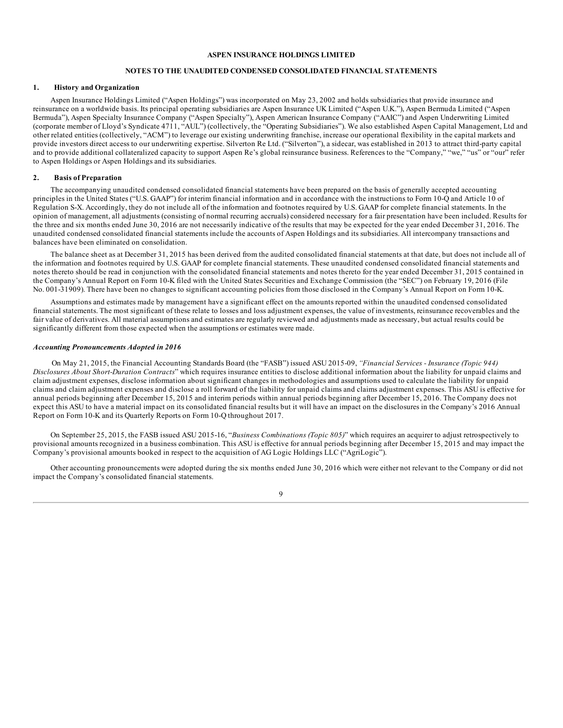**ASPEN INSURANCE HOLDINGS LIMITED**

**NOTES TO THE UNAUDITED CONDENSED CONSOLIDATED FINANCIAL STATEMENTS**

## 1. History and Organization

Aspen Insurance Holdings Limited ("Aspen Holdings") was incorporated on May 23, 2002 and holds subsidiaries that provide insurance and reinsurance on a worldwide basis. Its principal operating subsidiaries are Aspen Insurance UK Limited ("Aspen U.K."), Aspen Bermuda Limited ("Aspen Bermuda"), Aspen Specialty Insurance Company ("Aspen Specialty"), Aspen American Insurance Company ("AAIC") and Aspen Underwriting Limited (corporate member of Lloyd's Syndicate 4711, "AUL") (collectively, the "Operating Subsidiaries"). We also established Aspen Capital Management, Ltd and other related entities (collectively, "ACM") to leverage our existing underwriting franchise, increase our operational flexibility in the capital markets and provide investors direct access to our underwriting expertise. Silverton Re Ltd. ("Silverton"), a sidecar, was established in 2013 to attract third-party capital and to provide additional collateralized capacity to support Aspen Re's global reinsurance business. References to the "Company," "we," "us" or "our" refer to Aspen Holdings or Aspen Holdings and its subsidiaries.

## 2. Basis of Preparation

The accompanying unaudited condensed consolidated financial statements have been prepared on the basis of generally accepted accounting principles in the United States ("U.S. GAAP") for interim financial information and in accordance with the instructions to Form 10-Q and Article 10 of Regulation S-X. Accordingly, they do not include all of the information and footnotes required by U.S. GAAP for complete financial statements. In the opinion of management, all adjustments (consisting of normal recurring accruals) considered necessary for a fair presentation have been included. Results for the three and six months ended June 30, 2016 are not necessarily indicative of the results that may be expected for the year ended December 31, 2016. The unaudited condensed consolidated financial statements include the accounts of Aspen Holdings and its subsidiaries. All intercompany transactions and balances have been eliminated on consolidation.

The balance sheet as at December 31, 2015 has been derived from the audited consolidated financial statements at that date, but does not include all of the information and footnotes required by U.S. GAAP for complete financial statements. These unaudited condensed consolidated financial statements and notes thereto should be read in conjunction with the consolidated financial statements and notes thereto for the year ended December 31, 2015 contained in the Company's Annual Report on Form 10-K filed with the United States Securities and Exchange Commission (the "SEC") on February 19, 2016 (File No. 001-31909). There have been no changes to significant accounting policies from those disclosed in the Company's Annual Report on Form 10-K.

Assumptions and estimates made by management have a significant effect on the amounts reported within the unaudited condensed consolidated financial statements. The most significant of these relate to losses and loss adjustment expenses, the value of investments, reinsurance recoverables and the fair value of derivatives. All material assumptions and estimates are regularly reviewed and adjustments made as necessary, but actual results could be significantly different from those expected when the assumptions or estimates were made.

### *Accounting Pronouncements Adopted in 2016*

On May 21, 2015, the Financial Accounting Standards Board (the "FASB") issued ASU 2015-09, *"Financial Services - Insurance (Topic 944) Disclosures About Short-Duration Contracts*" which requires insurance entities to disclose additional information about the liability for unpaid claims and claim adjustment expenses, disclose information about significant changes in methodologies and assumptions used to calculate the liability for unpaid claims and claim adjustment expenses and disclose a roll forward of the liability for unpaid claims and claims adjustment expenses. This ASU is effective for annual periods beginning after December 15, 2015 and interim periods within annual periods beginning after December 15, 2016. The Company does not expect this ASU to have a material impact on its consolidated financial results but it will have an impact on the disclosures in the Company's 2016 Annual Report on Form 10-K and its Quarterly Reports on Form 10-Q throughout 2017.

On September 25, 2015, the FASB issued ASU 2015-16, "*Business Combinations (Topic 805)*" which requires an acquirer to adjust retrospectively to provisional amounts recognized in a business combination. This ASU is effective for annual periods beginning after December 15, 2015 and may impact the Company's provisional amounts booked in respect to the acquisition of AG Logic Holdings LLC ("AgriLogic").

Other accounting pronouncements were adopted during the six months ended June 30, 2016 which were either not relevant to the Company or did not impact the Company's consolidated financial statements.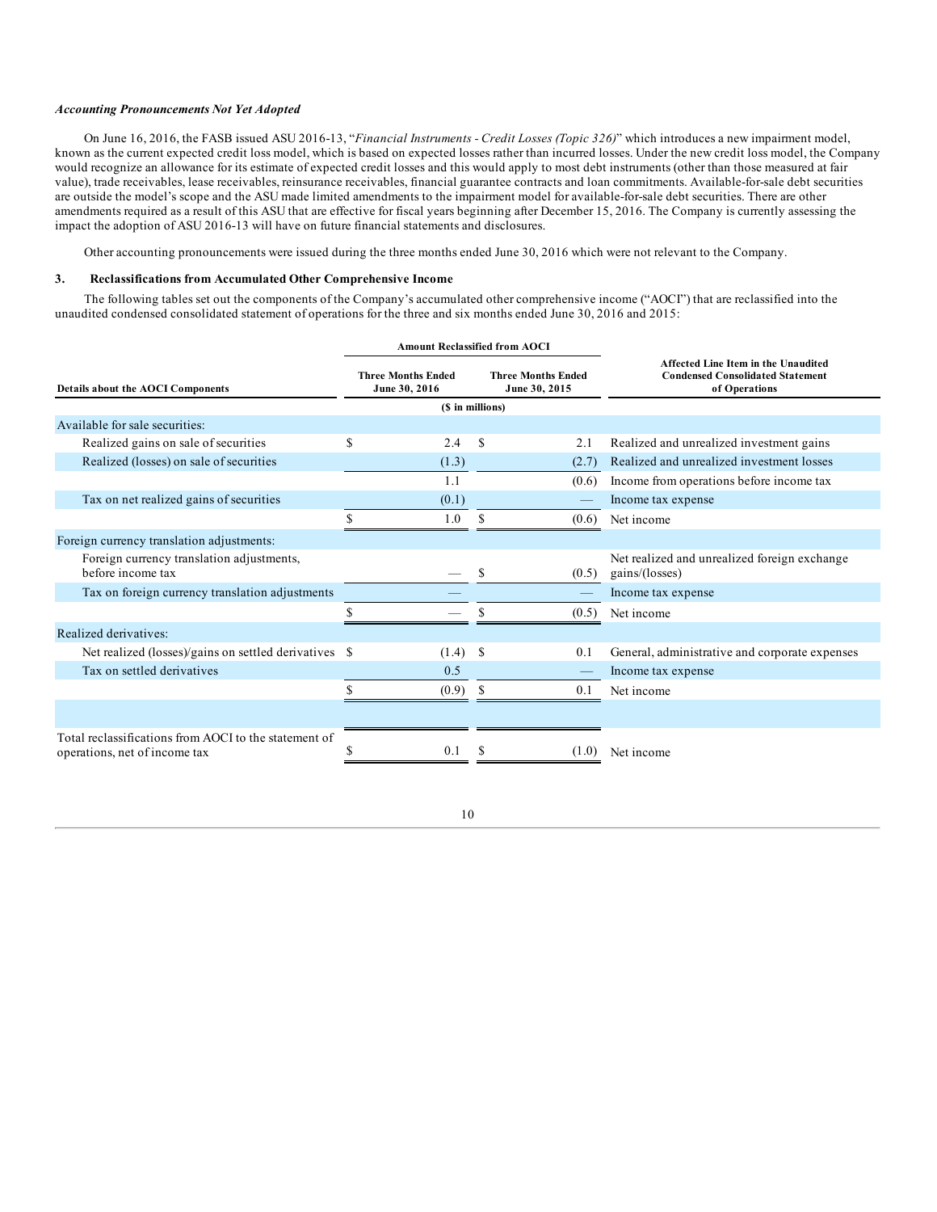***Accounting Pronouncements Not Yet Adopted***

On June 16, 2016, the FASB issued ASU 2016-13, "*Financial Instruments - Credit Losses (Topic 326)*" which introduces a new impairment model, known as the current expected credit loss model, which is based on expected losses rather than incurred losses. Under the new credit loss model, the Company would recognize an allowance for its estimate of expected credit losses and this would apply to most debt instruments (other than those measured at fair value), trade receivables, lease receivables, reinsurance receivables, financial guarantee contracts and loan commitments. Available-for-sale debt securities are outside the model's scope and the ASU made limited amendments to the impairment model for available-for-sale debt securities. There are other amendments required as a result of this ASU that are effective for fiscal years beginning after December 15, 2016. The Company is currently assessing the impact the adoption of ASU 2016-13 will have on future financial statements and disclosures.

Other accounting pronouncements were issued during the three months ended June 30, 2016 which were not relevant to the Company.

### 3. Reclassifications from Accumulated Other Comprehensive Income

The following tables set out the components of the Company's accumulated other comprehensive income ("AOCI") that are reclassified into the unaudited condensed consolidated statement of operations for the three and six months ended June 30, 2016 and 2015:

| Details about the AOCI Components | Amount Reclassified from AOCI: Three Months Ended June 30, 2016 | Amount Reclassified from AOCI: Three Months Ended June 30, 2015 | Affected Line Item in the Unaudited Condensed Consolidated Statement of Operations |
|---|---|---|---|
| | ($ in millions) | | |
| Available for sale securities: | | | |
| Realized gains on sale of securities | $ 2.4 | $ 2.1 | Realized and unrealized investment gains |
| Realized (losses) on sale of securities | (1.3) | (2.7) | Realized and unrealized investment losses |
| | 1.1 | (0.6) | Income from operations before income tax |
| Tax on net realized gains of securities | (0.1) | — | Income tax expense |
| | $ 1.0 | $ (0.6) | Net income |
| Foreign currency translation adjustments: | | | |
| Foreign currency translation adjustments, before income tax | — | $ (0.5) | Net realized and unrealized foreign exchange gains/(losses) |
| Tax on foreign currency translation adjustments | — | — | Income tax expense |
| | $ — | $ (0.5) | Net income |
| Realized derivatives: | | | |
| Net realized (losses)/gains on settled derivatives | $ (1.4) | $ 0.1 | General, administrative and corporate expenses |
| Tax on settled derivatives | 0.5 | — | Income tax expense |
| | $ (0.9) | $ 0.1 | Net income |
| Total reclassifications from AOCI to the statement of operations, net of income tax | $ 0.1 | $ (1.0) | Net income |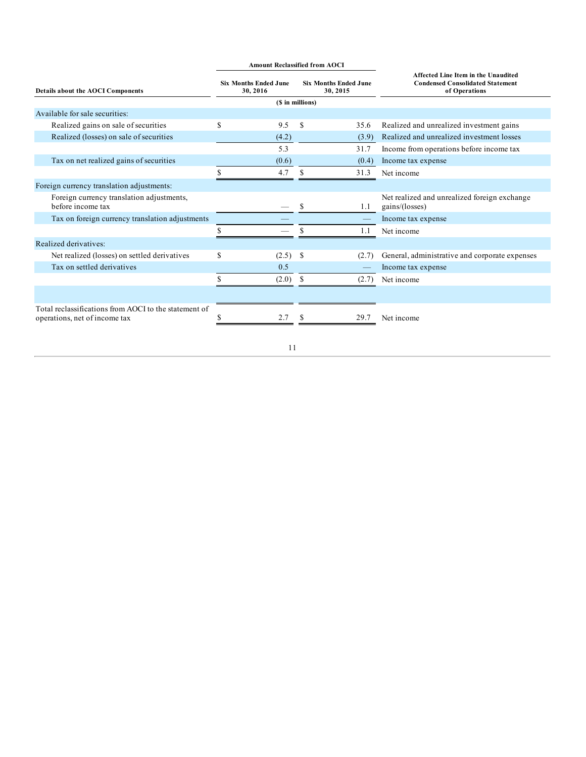| Details about the AOCI Components | Amount Reclassified from AOCI | | Affected Line Item in the Unaudited Condensed Consolidated Statement of Operations |
|---|---|---|---|
| | Six Months Ended June 30, 2016 | Six Months Ended June 30, 2015 | |
| | ($ in millions) | | |
| Available for sale securities: | | | |
| Realized gains on sale of securities | $ 9.5 | $ 35.6 | Realized and unrealized investment gains |
| Realized (losses) on sale of securities | (4.2) | (3.9) | Realized and unrealized investment losses |
| | 5.3 | 31.7 | Income from operations before income tax |
| Tax on net realized gains of securities | (0.6) | (0.4) | Income tax expense |
| | $ 4.7 | $ 31.3 | Net income |
| Foreign currency translation adjustments: | | | |
| Foreign currency translation adjustments, before income tax | — | $ 1.1 | Net realized and unrealized foreign exchange gains/(losses) |
| Tax on foreign currency translation adjustments | — | — | Income tax expense |
| | $ — | $ 1.1 | Net income |
| Realized derivatives: | | | |
| Net realized (losses) on settled derivatives | $ (2.5) | $ (2.7) | General, administrative and corporate expenses |
| Tax on settled derivatives | 0.5 | — | Income tax expense |
| | $ (2.0) | $ (2.7) | Net income |
| | | | |
| Total reclassifications from AOCI to the statement of operations, net of income tax | $ 2.7 | $ 29.7 | Net income |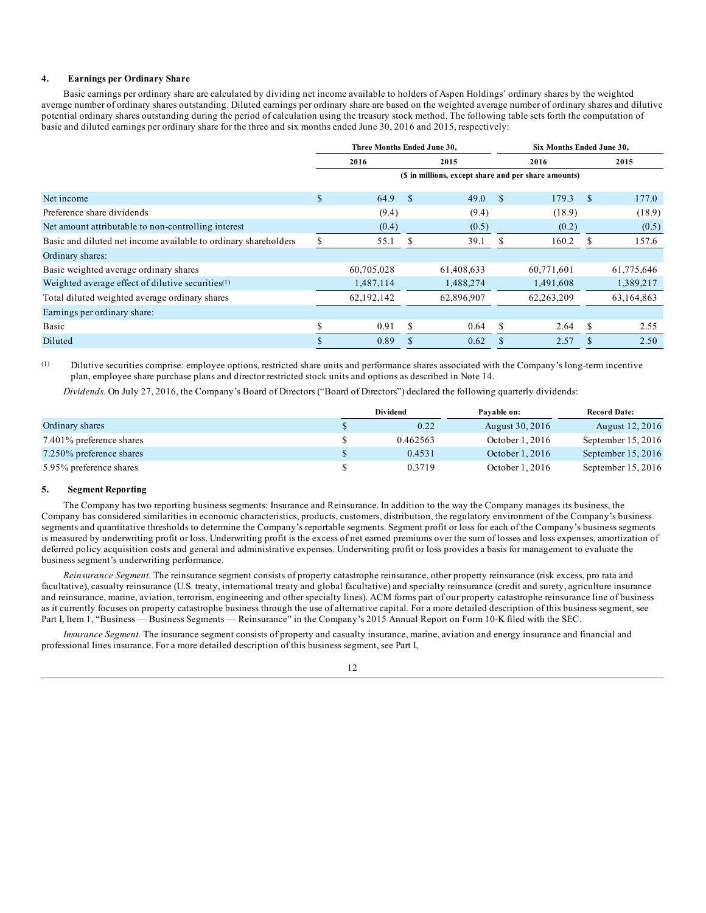### 4. Earnings per Ordinary Share

Basic earnings per ordinary share are calculated by dividing net income available to holders of Aspen Holdings' ordinary shares by the weighted average number of ordinary shares outstanding. Diluted earnings per ordinary share are based on the weighted average number of ordinary shares and dilutive potential ordinary shares outstanding during the period of calculation using the treasury stock method. The following table sets forth the computation of basic and diluted earnings per ordinary share for the three and six months ended June 30, 2016 and 2015, respectively:

| | Three Months Ended June 30, | | Six Months Ended June 30, | |
|---|---|---|---|---|
| | 2016 | 2015 | 2016 | 2015 |
| | ($ in millions, except share and per share amounts) | | | |
| Net income | $ 64.9 | $ 49.0 | $ 179.3 | $ 177.0 |
| Preference share dividends | (9.4) | (9.4) | (18.9) | (18.9) |
| Net amount attributable to non-controlling interest | (0.4) | (0.5) | (0.2) | (0.5) |
| Basic and diluted net income available to ordinary shareholders | $ 55.1 | $ 39.1 | $ 160.2 | $ 157.6 |
| Ordinary shares: | | | | |
| Basic weighted average ordinary shares | 60,705,028 | 61,408,633 | 60,771,601 | 61,775,646 |
| Weighted average effect of dilutive securities[1] | 1,487,114 | 1,488,274 | 1,491,608 | 1,389,217 |
| Total diluted weighted average ordinary shares | 62,192,142 | 62,896,907 | 62,263,209 | 63,164,863 |
| Earnings per ordinary share: | | | | |
| Basic | $ 0.91 | $ 0.64 | $ 2.64 | $ 2.55 |
| Diluted | $ 0.89 | $ 0.62 | $ 2.57 | $ 2.50 |

[1] Dilutive securities comprise: employee options, restricted share units and performance shares associated with the Company's long-term incentive plan, employee share purchase plans and director restricted stock units and options as described in Note 14.

*Dividends.* On July 27, 2016, the Company's Board of Directors ("Board of Directors") declared the following quarterly dividends:

| | Dividend | Payable on: | Record Date: |
|---|---|---|---|
| Ordinary shares | $ 0.22 | August 30, 2016 | August 12, 2016 |
| 7.401% preference shares | $ 0.462563 | October 1, 2016 | September 15, 2016 |
| 7.250% preference shares | $ 0.4531 | October 1, 2016 | September 15, 2016 |
| 5.95% preference shares | $ 0.3719 | October 1, 2016 | September 15, 2016 |

### 5. Segment Reporting

The Company has two reporting business segments: Insurance and Reinsurance. In addition to the way the Company manages its business, the Company has considered similarities in economic characteristics, products, customers, distribution, the regulatory environment of the Company's business segments and quantitative thresholds to determine the Company's reportable segments. Segment profit or loss for each of the Company's business segments is measured by underwriting profit or loss. Underwriting profit is the excess of net earned premiums over the sum of losses and loss expenses, amortization of deferred policy acquisition costs and general and administrative expenses. Underwriting profit or loss provides a basis for management to evaluate the business segment's underwriting performance.

*Reinsurance Segment.* The reinsurance segment consists of property catastrophe reinsurance, other property reinsurance (risk excess, pro rata and facultative), casualty reinsurance (U.S. treaty, international treaty and global facultative) and specialty reinsurance (credit and surety, agriculture insurance and reinsurance, marine, aviation, terrorism, engineering and other specialty lines). ACM forms part of our property catastrophe reinsurance line of business as it currently focuses on property catastrophe business through the use of alternative capital. For a more detailed description of this business segment, see Part I, Item 1, "Business — Business Segments — Reinsurance" in the Company's 2015 Annual Report on Form 10-K filed with the SEC.

*Insurance Segment.* The insurance segment consists of property and casualty insurance, marine, aviation and energy insurance and financial and professional lines insurance. For a more detailed description of this business segment, see Part I,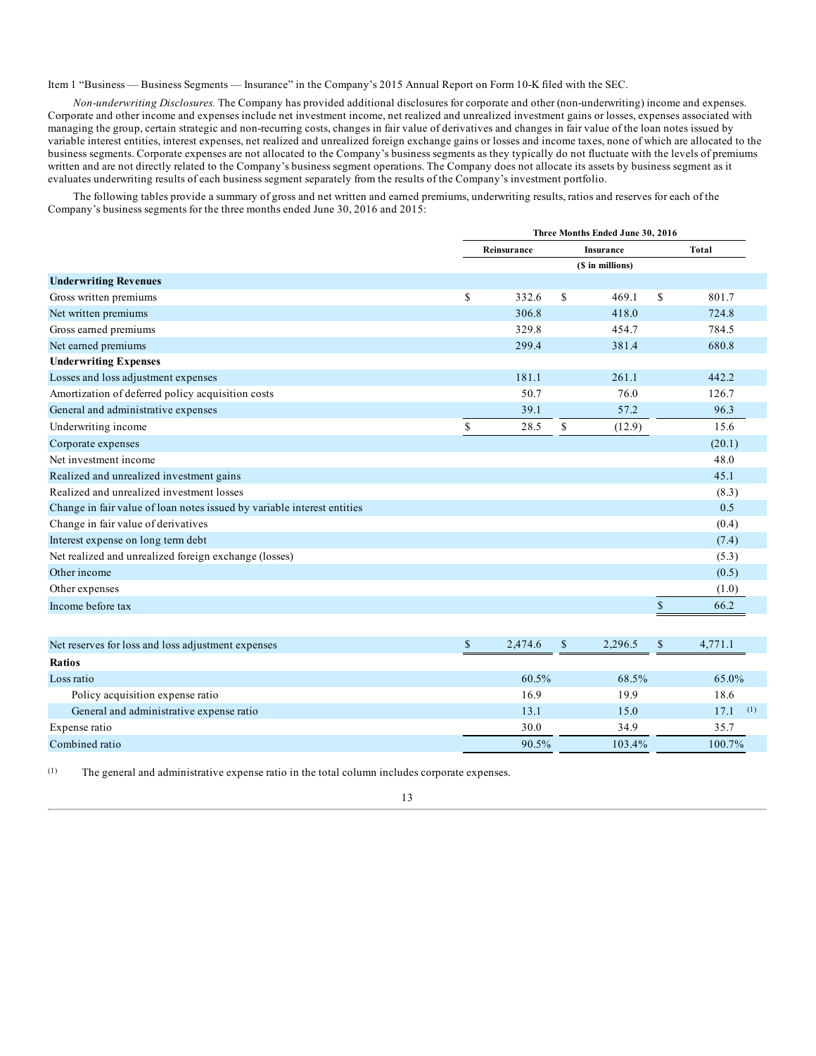Item 1 "Business — Business Segments — Insurance" in the Company's 2015 Annual Report on Form 10-K filed with the SEC.

*Non-underwriting Disclosures.* The Company has provided additional disclosures for corporate and other (non-underwriting) income and expenses. Corporate and other income and expenses include net investment income, net realized and unrealized investment gains or losses, expenses associated with managing the group, certain strategic and non-recurring costs, changes in fair value of derivatives and changes in fair value of the loan notes issued by variable interest entities, interest expenses, net realized and unrealized foreign exchange gains or losses and income taxes, none of which are allocated to the business segments. Corporate expenses are not allocated to the Company's business segments as they typically do not fluctuate with the levels of premiums written and are not directly related to the Company's business segment operations. The Company does not allocate its assets by business segment as it evaluates underwriting results of each business segment separately from the results of the Company's investment portfolio.

The following tables provide a summary of gross and net written and earned premiums, underwriting results, ratios and reserves for each of the Company's business segments for the three months ended June 30, 2016 and 2015:

| | Three Months Ended June 30, 2016 | | |
|---|---|---|---|
| | Reinsurance | Insurance | Total |
| | ($ in millions) | | |
| **Underwriting Revenues** | | | |
| Gross written premiums | $ 332.6 | $ 469.1 | $ 801.7 |
| Net written premiums | 306.8 | 418.0 | 724.8 |
| Gross earned premiums | 329.8 | 454.7 | 784.5 |
| Net earned premiums | 299.4 | 381.4 | 680.8 |
| **Underwriting Expenses** | | | |
| Losses and loss adjustment expenses | 181.1 | 261.1 | 442.2 |
| Amortization of deferred policy acquisition costs | 50.7 | 76.0 | 126.7 |
| General and administrative expenses | 39.1 | 57.2 | 96.3 |
| Underwriting income | $ 28.5 | $ (12.9) | 15.6 |
| Corporate expenses | | | (20.1) |
| Net investment income | | | 48.0 |
| Realized and unrealized investment gains | | | 45.1 |
| Realized and unrealized investment losses | | | (8.3) |
| Change in fair value of loan notes issued by variable interest entities | | | 0.5 |
| Change in fair value of derivatives | | | (0.4) |
| Interest expense on long term debt | | | (7.4) |
| Net realized and unrealized foreign exchange (losses) | | | (5.3) |
| Other income | | | (0.5) |
| Other expenses | | | (1.0) |
| Income before tax | | | $ 66.2 |
| | | | |
| Net reserves for loss and loss adjustment expenses | $ 2,474.6 | $ 2,296.5 | $ 4,771.1 |
| **Ratios** | | | |
| Loss ratio | 60.5% | 68.5% | 65.0% |
| Policy acquisition expense ratio | 16.9 | 19.9 | 18.6 |
| General and administrative expense ratio | 13.1 | 15.0 | 17.1 (1) |
| Expense ratio | 30.0 | 34.9 | 35.7 |
| Combined ratio | 90.5% | 103.4% | 100.7% |

(1) The general and administrative expense ratio in the total column includes corporate expenses.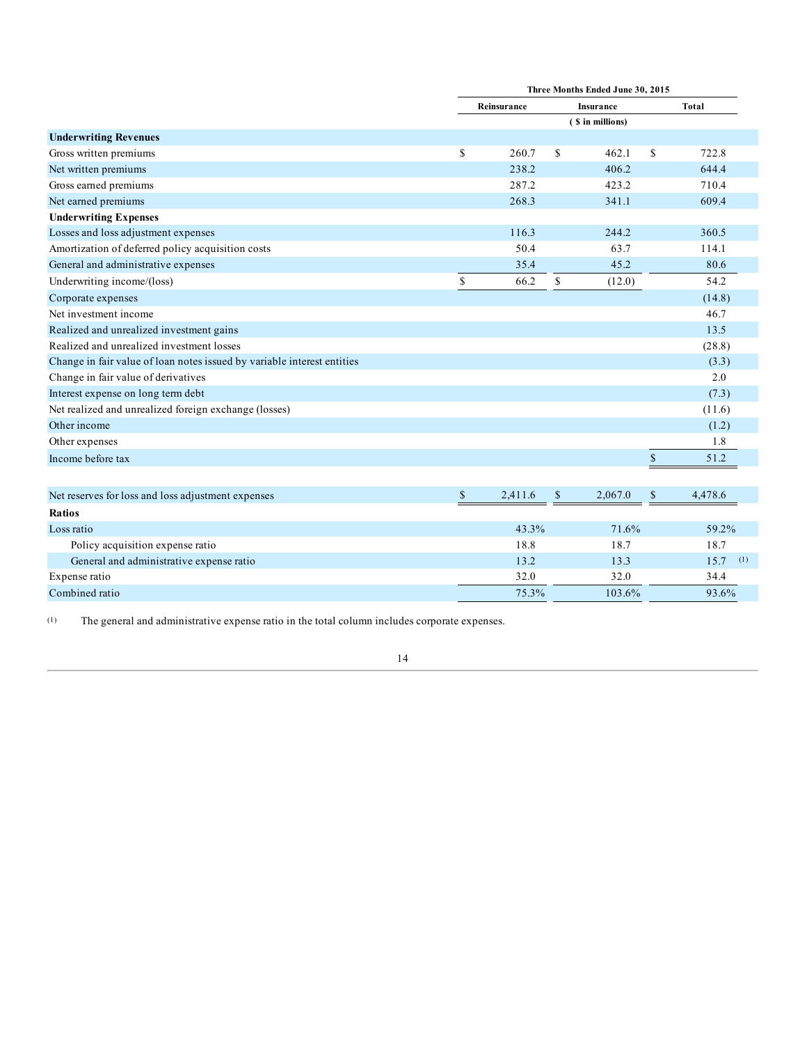| | Three Months Ended June 30, 2015 | | |
|---|---|---|---|
| | Reinsurance | Insurance | Total |
| | ($ in millions) | | |
| **Underwriting Revenues** | | | |
| Gross written premiums | $ 260.7 | $ 462.1 | $ 722.8 |
| Net written premiums | 238.2 | 406.2 | 644.4 |
| Gross earned premiums | 287.2 | 423.2 | 710.4 |
| Net earned premiums | 268.3 | 341.1 | 609.4 |
| **Underwriting Expenses** | | | |
| Losses and loss adjustment expenses | 116.3 | 244.2 | 360.5 |
| Amortization of deferred policy acquisition costs | 50.4 | 63.7 | 114.1 |
| General and administrative expenses | 35.4 | 45.2 | 80.6 |
| Underwriting income/(loss) | $ 66.2 | $ (12.0) | 54.2 |
| Corporate expenses | | | (14.8) |
| Net investment income | | | 46.7 |
| Realized and unrealized investment gains | | | 13.5 |
| Realized and unrealized investment losses | | | (28.8) |
| Change in fair value of loan notes issued by variable interest entities | | | (3.3) |
| Change in fair value of derivatives | | | 2.0 |
| Interest expense on long term debt | | | (7.3) |
| Net realized and unrealized foreign exchange (losses) | | | (11.6) |
| Other income | | | (1.2) |
| Other expenses | | | 1.8 |
| Income before tax | | | $ 51.2 |
| | | | |
| Net reserves for loss and loss adjustment expenses | $ 2,411.6 | $ 2,067.0 | $ 4,478.6 |
| **Ratios** | | | |
| Loss ratio | 43.3% | 71.6% | 59.2% |
| Policy acquisition expense ratio | 18.8 | 18.7 | 18.7 |
| General and administrative expense ratio | 13.2 | 13.3 | 15.7 [(1)] |
| Expense ratio | 32.0 | 32.0 | 34.4 |
| Combined ratio | 75.3% | 103.6% | 93.6% |

(1) The general and administrative expense ratio in the total column includes corporate expenses.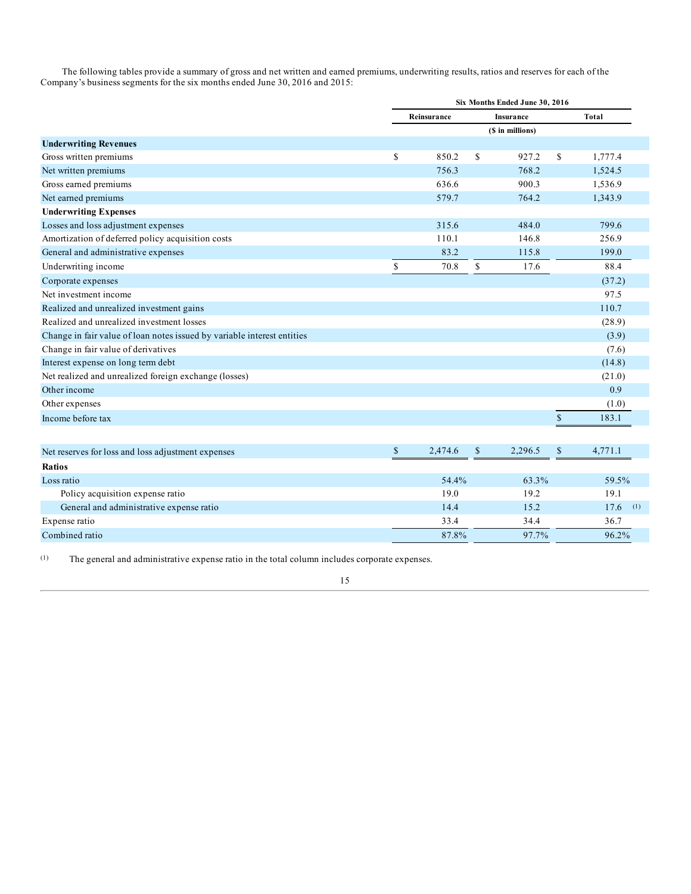The following tables provide a summary of gross and net written and earned premiums, underwriting results, ratios and reserves for each of the Company's business segments for the six months ended June 30, 2016 and 2015:

| | Six Months Ended June 30, 2016 | | |
|---|---|---|---|
| | Reinsurance | Insurance | Total |
| | ($ in millions) | | |
| **Underwriting Revenues** | | | |
| Gross written premiums | $ 850.2 | $ 927.2 | $ 1,777.4 |
| Net written premiums | 756.3 | 768.2 | 1,524.5 |
| Gross earned premiums | 636.6 | 900.3 | 1,536.9 |
| Net earned premiums | 579.7 | 764.2 | 1,343.9 |
| **Underwriting Expenses** | | | |
| Losses and loss adjustment expenses | 315.6 | 484.0 | 799.6 |
| Amortization of deferred policy acquisition costs | 110.1 | 146.8 | 256.9 |
| General and administrative expenses | 83.2 | 115.8 | 199.0 |
| Underwriting income | $ 70.8 | $ 17.6 | 88.4 |
| Corporate expenses | | | (37.2) |
| Net investment income | | | 97.5 |
| Realized and unrealized investment gains | | | 110.7 |
| Realized and unrealized investment losses | | | (28.9) |
| Change in fair value of loan notes issued by variable interest entities | | | (3.9) |
| Change in fair value of derivatives | | | (7.6) |
| Interest expense on long term debt | | | (14.8) |
| Net realized and unrealized foreign exchange (losses) | | | (21.0) |
| Other income | | | 0.9 |
| Other expenses | | | (1.0) |
| Income before tax | | | $ 183.1 |
| | | | |
| Net reserves for loss and loss adjustment expenses | $ 2,474.6 | $ 2,296.5 | $ 4,771.1 |
| **Ratios** | | | |
| Loss ratio | 54.4% | 63.3% | 59.5% |
| Policy acquisition expense ratio | 19.0 | 19.2 | 19.1 |
| General and administrative expense ratio | 14.4 | 15.2 | 17.6 [(1)] |
| Expense ratio | 33.4 | 34.4 | 36.7 |
| Combined ratio | 87.8% | 97.7% | 96.2% |

(1) The general and administrative expense ratio in the total column includes corporate expenses.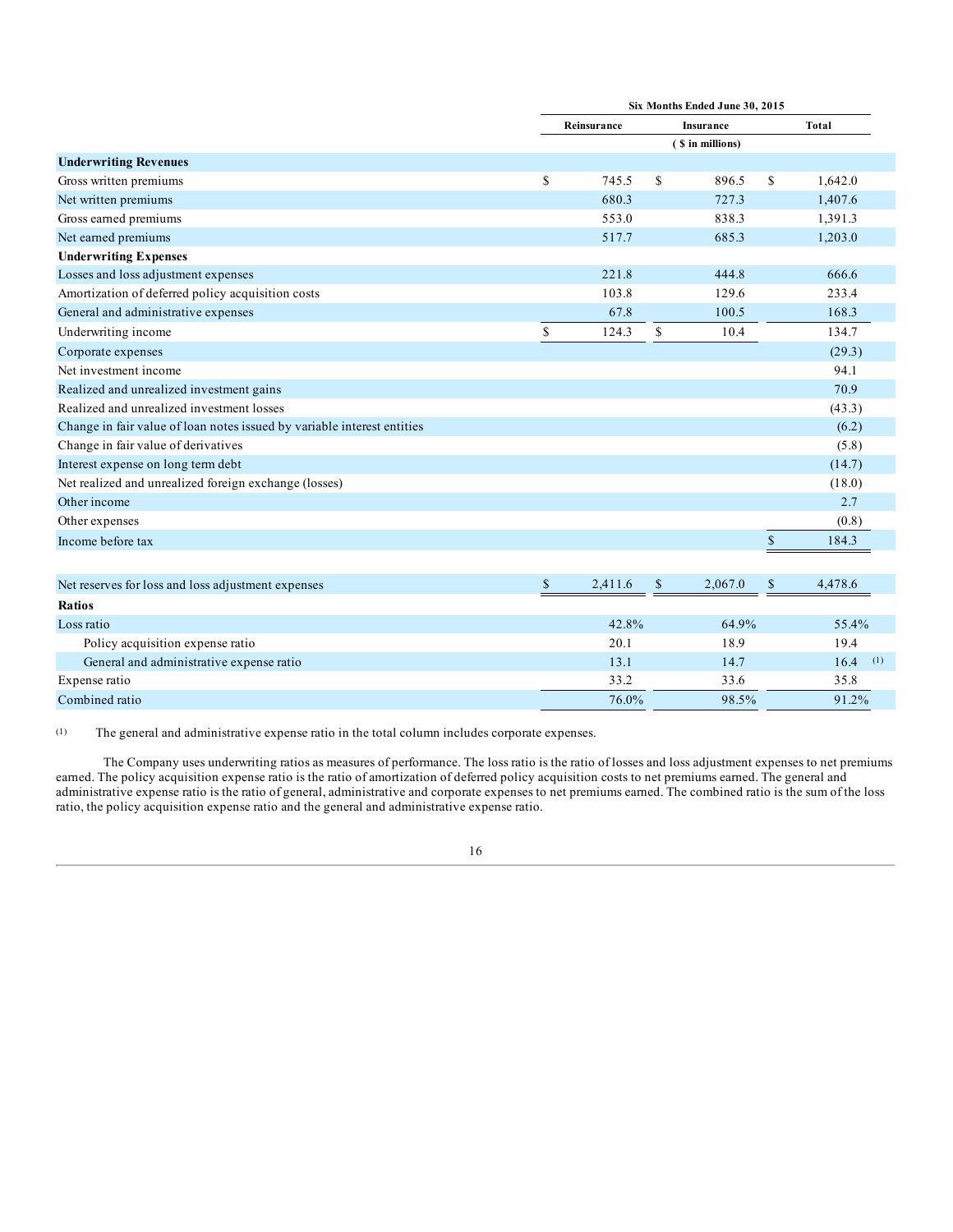| | Six Months Ended June 30, 2015 | | |
|---|---|---|---|
| | Reinsurance | Insurance | Total |
| | ($ in millions) | | |
| **Underwriting Revenues** | | | |
| Gross written premiums | $ 745.5 | $ 896.5 | $ 1,642.0 |
| Net written premiums | 680.3 | 727.3 | 1,407.6 |
| Gross earned premiums | 553.0 | 838.3 | 1,391.3 |
| Net earned premiums | 517.7 | 685.3 | 1,203.0 |
| **Underwriting Expenses** | | | |
| Losses and loss adjustment expenses | 221.8 | 444.8 | 666.6 |
| Amortization of deferred policy acquisition costs | 103.8 | 129.6 | 233.4 |
| General and administrative expenses | 67.8 | 100.5 | 168.3 |
| Underwriting income | $ 124.3 | $ 10.4 | 134.7 |
| Corporate expenses | | | (29.3) |
| Net investment income | | | 94.1 |
| Realized and unrealized investment gains | | | 70.9 |
| Realized and unrealized investment losses | | | (43.3) |
| Change in fair value of loan notes issued by variable interest entities | | | (6.2) |
| Change in fair value of derivatives | | | (5.8) |
| Interest expense on long term debt | | | (14.7) |
| Net realized and unrealized foreign exchange (losses) | | | (18.0) |
| Other income | | | 2.7 |
| Other expenses | | | (0.8) |
| Income before tax | | | $ 184.3 |
| | | | |
| Net reserves for loss and loss adjustment expenses | $ 2,411.6 | $ 2,067.0 | $ 4,478.6 |
| **Ratios** | | | |
| Loss ratio | 42.8% | 64.9% | 55.4% |
| Policy acquisition expense ratio | 20.1 | 18.9 | 19.4 |
| General and administrative expense ratio | 13.1 | 14.7 | 16.4 (1) |
| Expense ratio | 33.2 | 33.6 | 35.8 |
| Combined ratio | 76.0% | 98.5% | 91.2% |

(1) The general and administrative expense ratio in the total column includes corporate expenses.

The Company uses underwriting ratios as measures of performance. The loss ratio is the ratio of losses and loss adjustment expenses to net premiums earned. The policy acquisition expense ratio is the ratio of amortization of deferred policy acquisition costs to net premiums earned. The general and administrative expense ratio is the ratio of general, administrative and corporate expenses to net premiums earned. The combined ratio is the sum of the loss ratio, the policy acquisition expense ratio and the general and administrative expense ratio.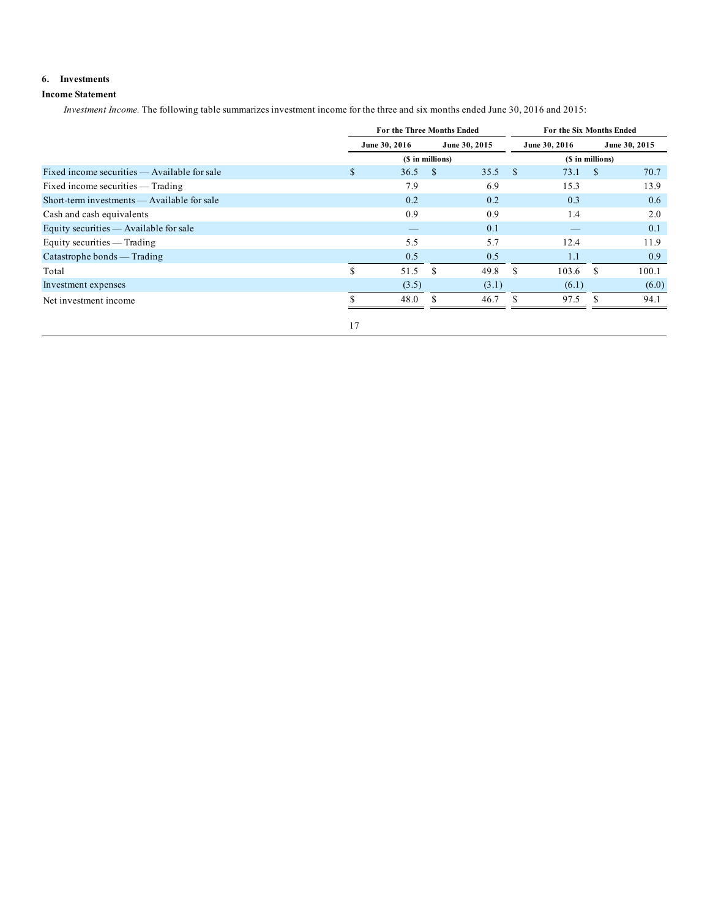## 6. Investments

### Income Statement

*Investment Income.* The following table summarizes investment income for the three and six months ended June 30, 2016 and 2015:

| | For the Three Months Ended | | For the Six Months Ended | |
|---|---|---|---|---|
| | June 30, 2016 | June 30, 2015 | June 30, 2016 | June 30, 2015 |
| | ($ in millions) | | ($ in millions) | |
| Fixed income securities — Available for sale | $ 36.5 | $ 35.5 | $ 73.1 | $ 70.7 |
| Fixed income securities — Trading | 7.9 | 6.9 | 15.3 | 13.9 |
| Short-term investments — Available for sale | 0.2 | 0.2 | 0.3 | 0.6 |
| Cash and cash equivalents | 0.9 | 0.9 | 1.4 | 2.0 |
| Equity securities — Available for sale | — | 0.1 | — | 0.1 |
| Equity securities — Trading | 5.5 | 5.7 | 12.4 | 11.9 |
| Catastrophe bonds — Trading | 0.5 | 0.5 | 1.1 | 0.9 |
| Total | $ 51.5 | $ 49.8 | $ 103.6 | $ 100.1 |
| Investment expenses | (3.5) | (3.1) | (6.1) | (6.0) |
| Net investment income | $ 48.0 | $ 46.7 | $ 97.5 | $ 94.1 |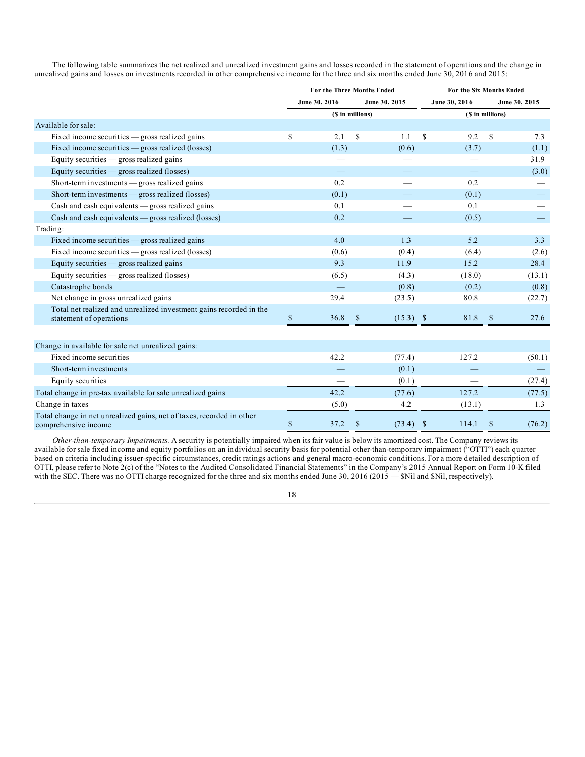The following table summarizes the net realized and unrealized investment gains and losses recorded in the statement of operations and the change in unrealized gains and losses on investments recorded in other comprehensive income for the three and six months ended June 30, 2016 and 2015:

| | For the Three Months Ended | | For the Six Months Ended | |
|---|---|---|---|---|
| | June 30, 2016 | June 30, 2015 | June 30, 2016 | June 30, 2015 |
| | ($ in millions) | | ($ in millions) | |
| Available for sale: | | | | |
| Fixed income securities — gross realized gains | $ 2.1 | $ 1.1 | $ 9.2 | $ 7.3 |
| Fixed income securities — gross realized (losses) | (1.3) | (0.6) | (3.7) | (1.1) |
| Equity securities — gross realized gains | — | — | — | 31.9 |
| Equity securities — gross realized (losses) | — | — | — | (3.0) |
| Short-term investments — gross realized gains | 0.2 | — | 0.2 | — |
| Short-term investments — gross realized (losses) | (0.1) | — | (0.1) | — |
| Cash and cash equivalents — gross realized gains | 0.1 | — | 0.1 | — |
| Cash and cash equivalents — gross realized (losses) | 0.2 | — | (0.5) | — |
| Trading: | | | | |
| Fixed income securities — gross realized gains | 4.0 | 1.3 | 5.2 | 3.3 |
| Fixed income securities — gross realized (losses) | (0.6) | (0.4) | (6.4) | (2.6) |
| Equity securities — gross realized gains | 9.3 | 11.9 | 15.2 | 28.4 |
| Equity securities — gross realized (losses) | (6.5) | (4.3) | (18.0) | (13.1) |
| Catastrophe bonds | — | (0.8) | (0.2) | (0.8) |
| Net change in gross unrealized gains | 29.4 | (23.5) | 80.8 | (22.7) |
| Total net realized and unrealized investment gains recorded in the statement of operations | $ 36.8 | $ (15.3) | $ 81.8 | $ 27.6 |
| | | | | |
| Change in available for sale net unrealized gains: | | | | |
| Fixed income securities | 42.2 | (77.4) | 127.2 | (50.1) |
| Short-term investments | — | (0.1) | — | — |
| Equity securities | — | (0.1) | — | (27.4) |
| Total change in pre-tax available for sale unrealized gains | 42.2 | (77.6) | 127.2 | (77.5) |
| Change in taxes | (5.0) | 4.2 | (13.1) | 1.3 |
| Total change in net unrealized gains, net of taxes, recorded in other comprehensive income | $ 37.2 | $ (73.4) | $ 114.1 | $ (76.2) |

*Other-than-temporary Impairments.* A security is potentially impaired when its fair value is below its amortized cost. The Company reviews its available for sale fixed income and equity portfolios on an individual security basis for potential other-than-temporary impairment ("OTTI") each quarter based on criteria including issuer-specific circumstances, credit ratings actions and general macro-economic conditions. For a more detailed description of OTTI, please refer to Note 2(c) of the "Notes to the Audited Consolidated Financial Statements" in the Company's 2015 Annual Report on Form 10-K filed with the SEC. There was no OTTI charge recognized for the three and six months ended June 30, 2016 (2015 — $Nil and $Nil, respectively).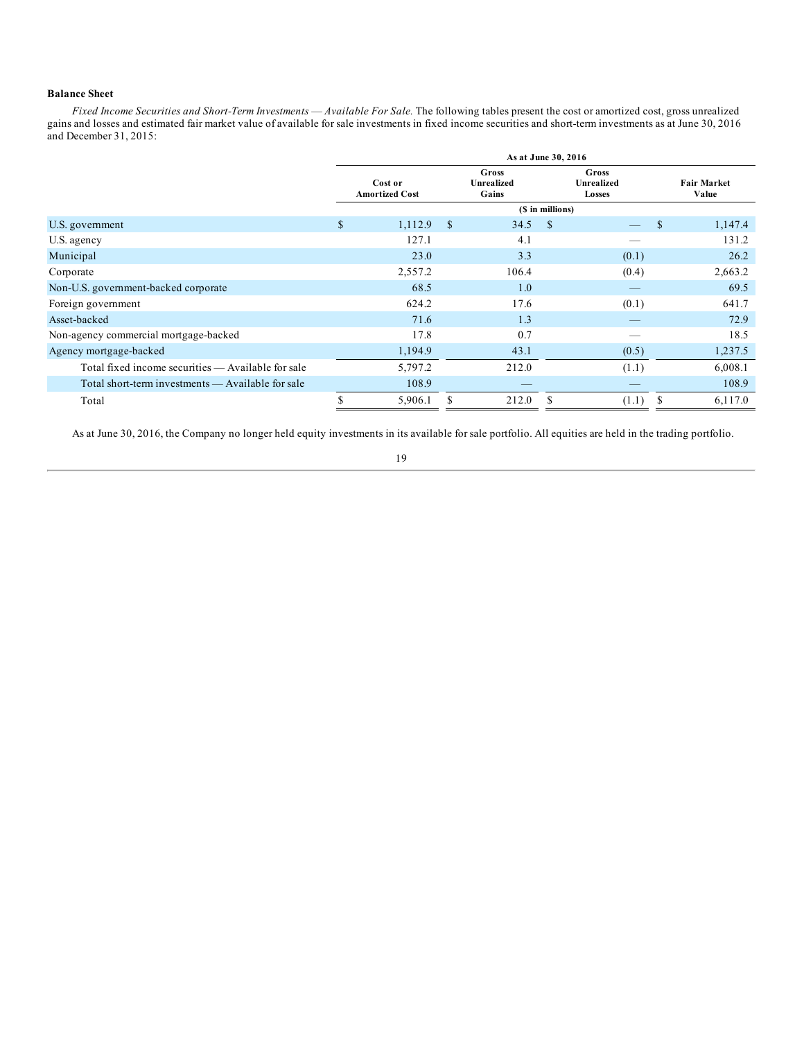**Balance Sheet**

*Fixed Income Securities and Short-Term Investments — Available For Sale.* The following tables present the cost or amortized cost, gross unrealized gains and losses and estimated fair market value of available for sale investments in fixed income securities and short-term investments as at June 30, 2016 and December 31, 2015:

| | As at June 30, 2016 | | | |
|---|---|---|---|---|
| | Cost or Amortized Cost | Gross Unrealized Gains | Gross Unrealized Losses | Fair Market Value |
| | ($ in millions) | | | |
| U.S. government | $ 1,112.9 | $ 34.5 | $ — | $ 1,147.4 |
| U.S. agency | 127.1 | 4.1 | — | 131.2 |
| Municipal | 23.0 | 3.3 | (0.1) | 26.2 |
| Corporate | 2,557.2 | 106.4 | (0.4) | 2,663.2 |
| Non-U.S. government-backed corporate | 68.5 | 1.0 | — | 69.5 |
| Foreign government | 624.2 | 17.6 | (0.1) | 641.7 |
| Asset-backed | 71.6 | 1.3 | — | 72.9 |
| Non-agency commercial mortgage-backed | 17.8 | 0.7 | — | 18.5 |
| Agency mortgage-backed | 1,194.9 | 43.1 | (0.5) | 1,237.5 |
| Total fixed income securities — Available for sale | 5,797.2 | 212.0 | (1.1) | 6,008.1 |
| Total short-term investments — Available for sale | 108.9 | — | — | 108.9 |
| Total | $ 5,906.1 | $ 212.0 | $ (1.1) | $ 6,117.0 |

As at June 30, 2016, the Company no longer held equity investments in its available for sale portfolio. All equities are held in the trading portfolio.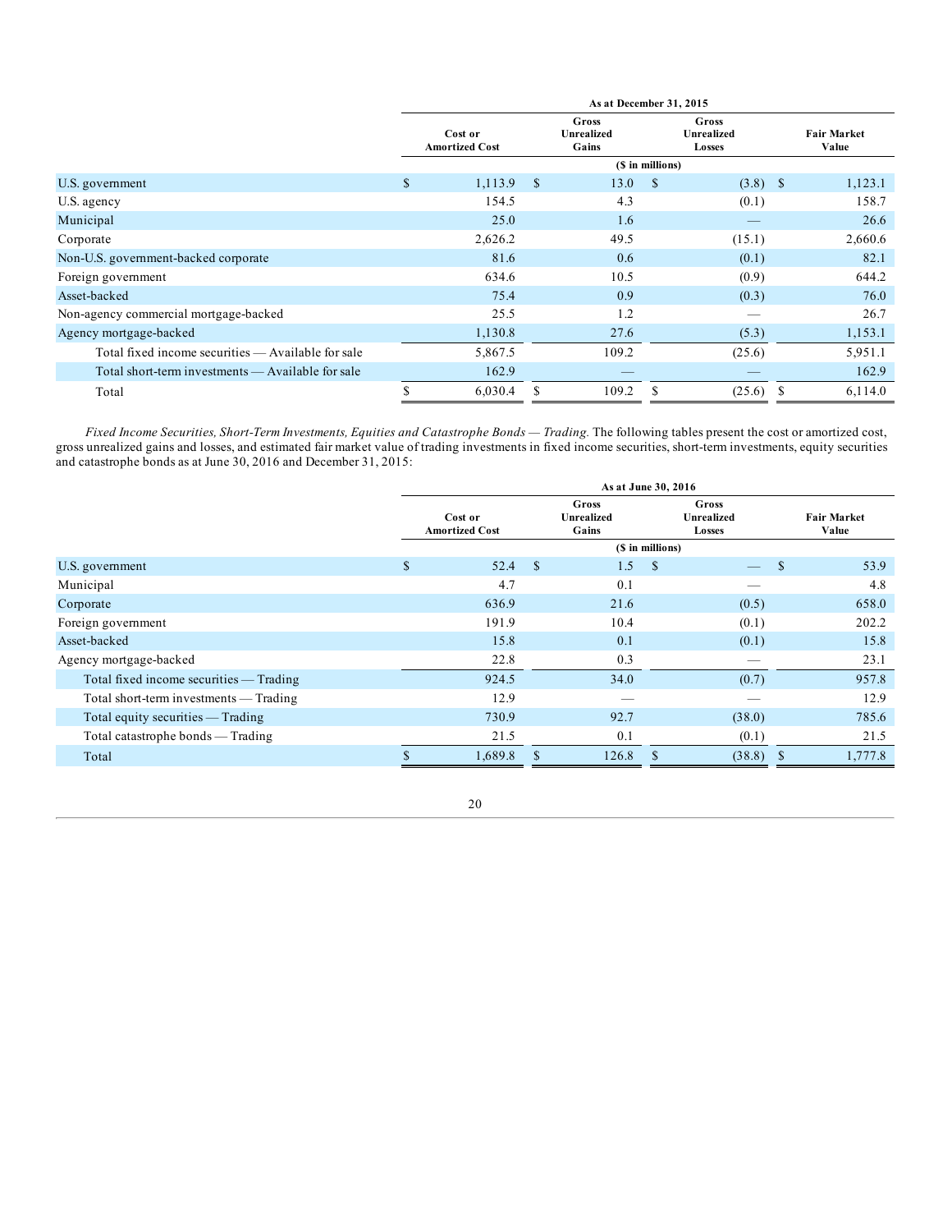| | As at December 31, 2015 | | | |
|---|---|---|---|---|
| | Cost or Amortized Cost | Gross Unrealized Gains | Gross Unrealized Losses | Fair Market Value |
| | ($ in millions) | | | |
| U.S. government | $ 1,113.9 | $ 13.0 | $ (3.8) | $ 1,123.1 |
| U.S. agency | 154.5 | 4.3 | (0.1) | 158.7 |
| Municipal | 25.0 | 1.6 | — | 26.6 |
| Corporate | 2,626.2 | 49.5 | (15.1) | 2,660.6 |
| Non-U.S. government-backed corporate | 81.6 | 0.6 | (0.1) | 82.1 |
| Foreign government | 634.6 | 10.5 | (0.9) | 644.2 |
| Asset-backed | 75.4 | 0.9 | (0.3) | 76.0 |
| Non-agency commercial mortgage-backed | 25.5 | 1.2 | — | 26.7 |
| Agency mortgage-backed | 1,130.8 | 27.6 | (5.3) | 1,153.1 |
| Total fixed income securities — Available for sale | 5,867.5 | 109.2 | (25.6) | 5,951.1 |
| Total short-term investments — Available for sale | 162.9 | — | — | 162.9 |
| Total | $ 6,030.4 | $ 109.2 | $ (25.6) | $ 6,114.0 |

*Fixed Income Securities, Short-Term Investments, Equities and Catastrophe Bonds — Trading.* The following tables present the cost or amortized cost, gross unrealized gains and losses, and estimated fair market value of trading investments in fixed income securities, short-term investments, equity securities and catastrophe bonds as at June 30, 2016 and December 31, 2015:

| | As at June 30, 2016 | | | |
|---|---|---|---|---|
| | Cost or Amortized Cost | Gross Unrealized Gains | Gross Unrealized Losses | Fair Market Value |
| | ($ in millions) | | | |
| U.S. government | $ 52.4 | $ 1.5 | $ — | $ 53.9 |
| Municipal | 4.7 | 0.1 | — | 4.8 |
| Corporate | 636.9 | 21.6 | (0.5) | 658.0 |
| Foreign government | 191.9 | 10.4 | (0.1) | 202.2 |
| Asset-backed | 15.8 | 0.1 | (0.1) | 15.8 |
| Agency mortgage-backed | 22.8 | 0.3 | — | 23.1 |
| Total fixed income securities — Trading | 924.5 | 34.0 | (0.7) | 957.8 |
| Total short-term investments — Trading | 12.9 | — | — | 12.9 |
| Total equity securities — Trading | 730.9 | 92.7 | (38.0) | 785.6 |
| Total catastrophe bonds — Trading | 21.5 | 0.1 | (0.1) | 21.5 |
| Total | $ 1,689.8 | $ 126.8 | $ (38.8) | $ 1,777.8 |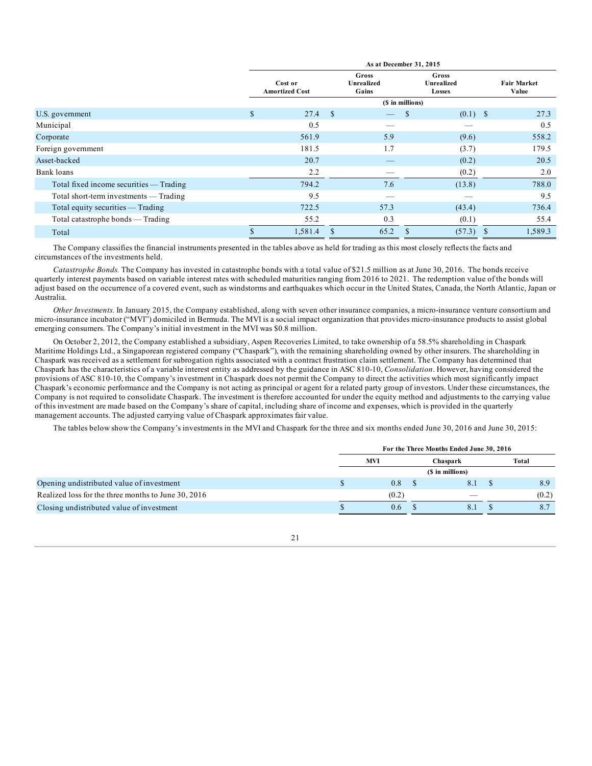| | As at December 31, 2015 | | | |
|---|---|---|---|---|
| | Cost or Amortized Cost | Gross Unrealized Gains | Gross Unrealized Losses | Fair Market Value |
| | ($ in millions) | | | |
| U.S. government | $ 27.4 | $ — | $ (0.1) | $ 27.3 |
| Municipal | 0.5 | — | — | 0.5 |
| Corporate | 561.9 | 5.9 | (9.6) | 558.2 |
| Foreign government | 181.5 | 1.7 | (3.7) | 179.5 |
| Asset-backed | 20.7 | — | (0.2) | 20.5 |
| Bank loans | 2.2 | — | (0.2) | 2.0 |
| Total fixed income securities — Trading | 794.2 | 7.6 | (13.8) | 788.0 |
| Total short-term investments — Trading | 9.5 | — | — | 9.5 |
| Total equity securities — Trading | 722.5 | 57.3 | (43.4) | 736.4 |
| Total catastrophe bonds — Trading | 55.2 | 0.3 | (0.1) | 55.4 |
| Total | $ 1,581.4 | $ 65.2 | $ (57.3) | $ 1,589.3 |

The Company classifies the financial instruments presented in the tables above as held for trading as this most closely reflects the facts and circumstances of the investments held.

*Catastrophe Bonds.* The Company has invested in catastrophe bonds with a total value of $21.5 million as at June 30, 2016. The bonds receive quarterly interest payments based on variable interest rates with scheduled maturities ranging from 2016 to 2021. The redemption value of the bonds will adjust based on the occurrence of a covered event, such as windstorms and earthquakes which occur in the United States, Canada, the North Atlantic, Japan or Australia.

*Other Investments.* In January 2015, the Company established, along with seven other insurance companies, a micro-insurance venture consortium and micro-insurance incubator ("MVI") domiciled in Bermuda. The MVI is a social impact organization that provides micro-insurance products to assist global emerging consumers. The Company's initial investment in the MVI was $0.8 million.

On October 2, 2012, the Company established a subsidiary, Aspen Recoveries Limited, to take ownership of a 58.5% shareholding in Chaspark Maritime Holdings Ltd., a Singaporean registered company ("Chaspark"), with the remaining shareholding owned by other insurers. The shareholding in Chaspark was received as a settlement for subrogation rights associated with a contract frustration claim settlement. The Company has determined that Chaspark has the characteristics of a variable interest entity as addressed by the guidance in ASC 810-10, *Consolidation*. However, having considered the provisions of ASC 810-10, the Company's investment in Chaspark does not permit the Company to direct the activities which most significantly impact Chaspark's economic performance and the Company is not acting as principal or agent for a related party group of investors. Under these circumstances, the Company is not required to consolidate Chaspark. The investment is therefore accounted for under the equity method and adjustments to the carrying value of this investment are made based on the Company's share of capital, including share of income and expenses, which is provided in the quarterly management accounts. The adjusted carrying value of Chaspark approximates fair value.

The tables below show the Company's investments in the MVI and Chaspark for the three and six months ended June 30, 2016 and June 30, 2015:

| | For the Three Months Ended June 30, 2016 | | |
|---|---|---|---|
| | MVI | Chaspark | Total |
| | ($ in millions) | | |
| Opening undistributed value of investment | $ 0.8 | $ 8.1 | $ 8.9 |
| Realized loss for the three months to June 30, 2016 | (0.2) | — | (0.2) |
| Closing undistributed value of investment | $ 0.6 | $ 8.1 | $ 8.7 |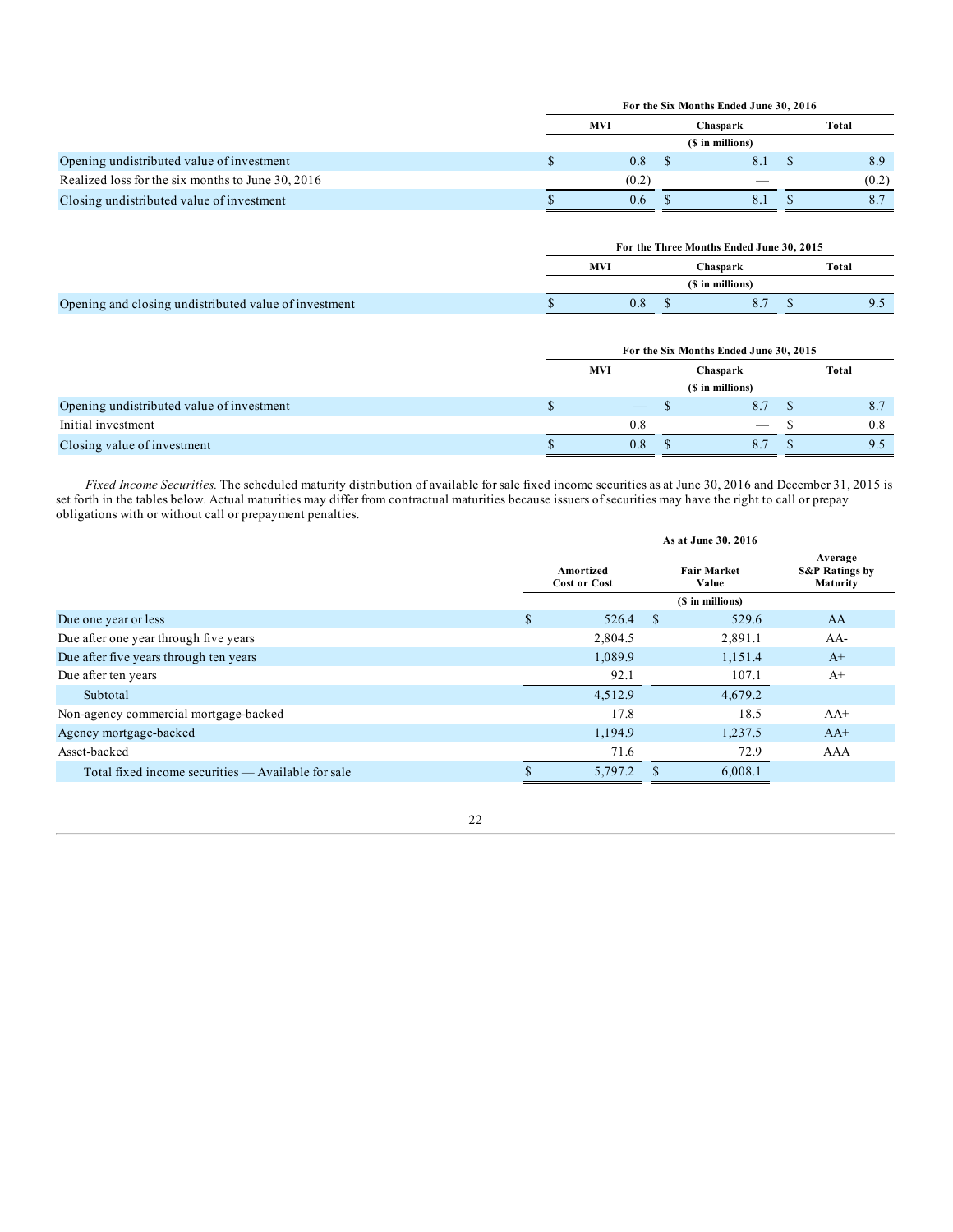| | For the Six Months Ended June 30, 2016 | | |
|---|---|---|---|
| | MVI | Chaspark | Total |
| | ($ in millions) | | |
| Opening undistributed value of investment | $ 0.8 | $ 8.1 | $ 8.9 |
| Realized loss for the six months to June 30, 2016 | (0.2) | — | (0.2) |
| Closing undistributed value of investment | $ 0.6 | $ 8.1 | $ 8.7 |

| | For the Three Months Ended June 30, 2015 | | |
|---|---|---|---|
| | MVI | Chaspark | Total |
| | ($ in millions) | | |
| Opening and closing undistributed value of investment | $ 0.8 | $ 8.7 | $ 9.5 |

| | For the Six Months Ended June 30, 2015 | | |
|---|---|---|---|
| | MVI | Chaspark | Total |
| | ($ in millions) | | |
| Opening undistributed value of investment | $ — | $ 8.7 | $ 8.7 |
| Initial investment | 0.8 | — | $ 0.8 |
| Closing value of investment | $ 0.8 | $ 8.7 | $ 9.5 |

*Fixed Income Securities.* The scheduled maturity distribution of available for sale fixed income securities as at June 30, 2016 and December 31, 2015 is set forth in the tables below. Actual maturities may differ from contractual maturities because issuers of securities may have the right to call or prepay obligations with or without call or prepayment penalties.

| | As at June 30, 2016 | | |
|---|---|---|---|
| | Amortized Cost or Cost | Fair Market Value | Average S&P Ratings by Maturity |
| | ($ in millions) | | |
| Due one year or less | $ 526.4 | $ 529.6 | AA |
| Due after one year through five years | 2,804.5 | 2,891.1 | AA- |
| Due after five years through ten years | 1,089.9 | 1,151.4 | A+ |
| Due after ten years | 92.1 | 107.1 | A+ |
| Subtotal | 4,512.9 | 4,679.2 | |
| Non-agency commercial mortgage-backed | 17.8 | 18.5 | AA+ |
| Agency mortgage-backed | 1,194.9 | 1,237.5 | AA+ |
| Asset-backed | 71.6 | 72.9 | AAA |
| Total fixed income securities — Available for sale | $ 5,797.2 | $ 6,008.1 | |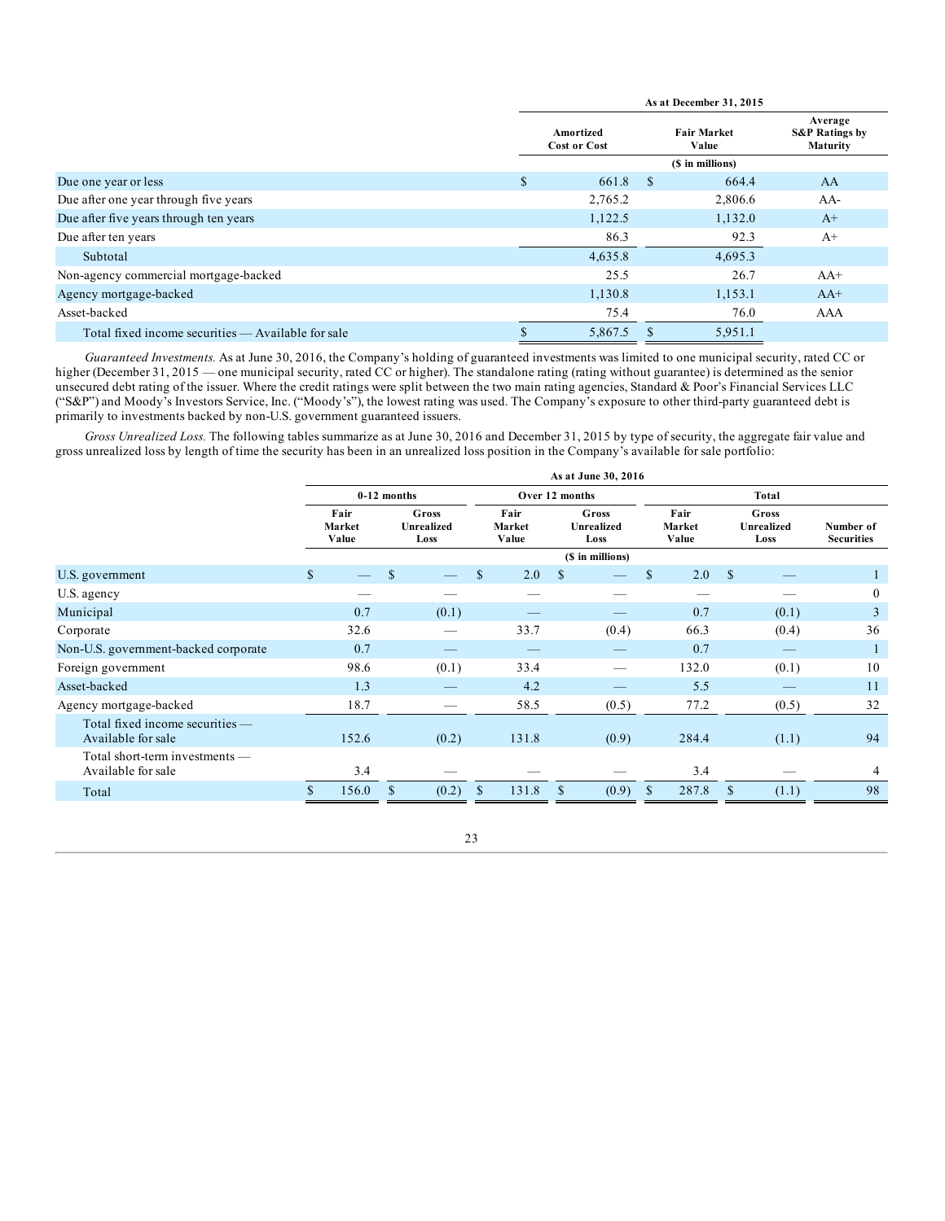| | As at December 31, 2015 | | |
|---|---|---|---|
| | Amortized Cost or Cost | Fair Market Value | Average S&P Ratings by Maturity |
| | ($ in millions) | | |
| Due one year or less | $ 661.8 | $ 664.4 | AA |
| Due after one year through five years | 2,765.2 | 2,806.6 | AA- |
| Due after five years through ten years | 1,122.5 | 1,132.0 | A+ |
| Due after ten years | 86.3 | 92.3 | A+ |
| Subtotal | 4,635.8 | 4,695.3 | |
| Non-agency commercial mortgage-backed | 25.5 | 26.7 | AA+ |
| Agency mortgage-backed | 1,130.8 | 1,153.1 | AA+ |
| Asset-backed | 75.4 | 76.0 | AAA |
| Total fixed income securities — Available for sale | $ 5,867.5 | $ 5,951.1 | |

*Guaranteed Investments.* As at June 30, 2016, the Company's holding of guaranteed investments was limited to one municipal security, rated CC or higher (December 31, 2015 — one municipal security, rated CC or higher). The standalone rating (rating without guarantee) is determined as the senior unsecured debt rating of the issuer. Where the credit ratings were split between the two main rating agencies, Standard & Poor's Financial Services LLC ("S&P") and Moody's Investors Service, Inc. ("Moody's"), the lowest rating was used. The Company's exposure to other third-party guaranteed debt is primarily to investments backed by non-U.S. government guaranteed issuers.

*Gross Unrealized Loss.* The following tables summarize as at June 30, 2016 and December 31, 2015 by type of security, the aggregate fair value and gross unrealized loss by length of time the security has been in an unrealized loss position in the Company's available for sale portfolio:

| | As at June 30, 2016 | | | | | | |
|---|---|---|---|---|---|---|---|
| | 0-12 months | | Over 12 months | | Total | | |
| | Fair Market Value | Gross Unrealized Loss | Fair Market Value | Gross Unrealized Loss | Fair Market Value | Gross Unrealized Loss | Number of Securities |
| | ($ in millions) | | | | | | |
| U.S. government | $ — | $ — | $ 2.0 | $ — | $ 2.0 | $ — | 1 |
| U.S. agency | — | — | — | — | — | — | 0 |
| Municipal | 0.7 | (0.1) | — | — | 0.7 | (0.1) | 3 |
| Corporate | 32.6 | — | 33.7 | (0.4) | 66.3 | (0.4) | 36 |
| Non-U.S. government-backed corporate | 0.7 | — | — | — | 0.7 | — | 1 |
| Foreign government | 98.6 | (0.1) | 33.4 | — | 132.0 | (0.1) | 10 |
| Asset-backed | 1.3 | — | 4.2 | — | 5.5 | — | 11 |
| Agency mortgage-backed | 18.7 | — | 58.5 | (0.5) | 77.2 | (0.5) | 32 |
| Total fixed income securities — Available for sale | 152.6 | (0.2) | 131.8 | (0.9) | 284.4 | (1.1) | 94 |
| Total short-term investments — Available for sale | 3.4 | — | — | — | 3.4 | — | 4 |
| Total | $ 156.0 | $ (0.2) | $ 131.8 | $ (0.9) | $ 287.8 | $ (1.1) | 98 |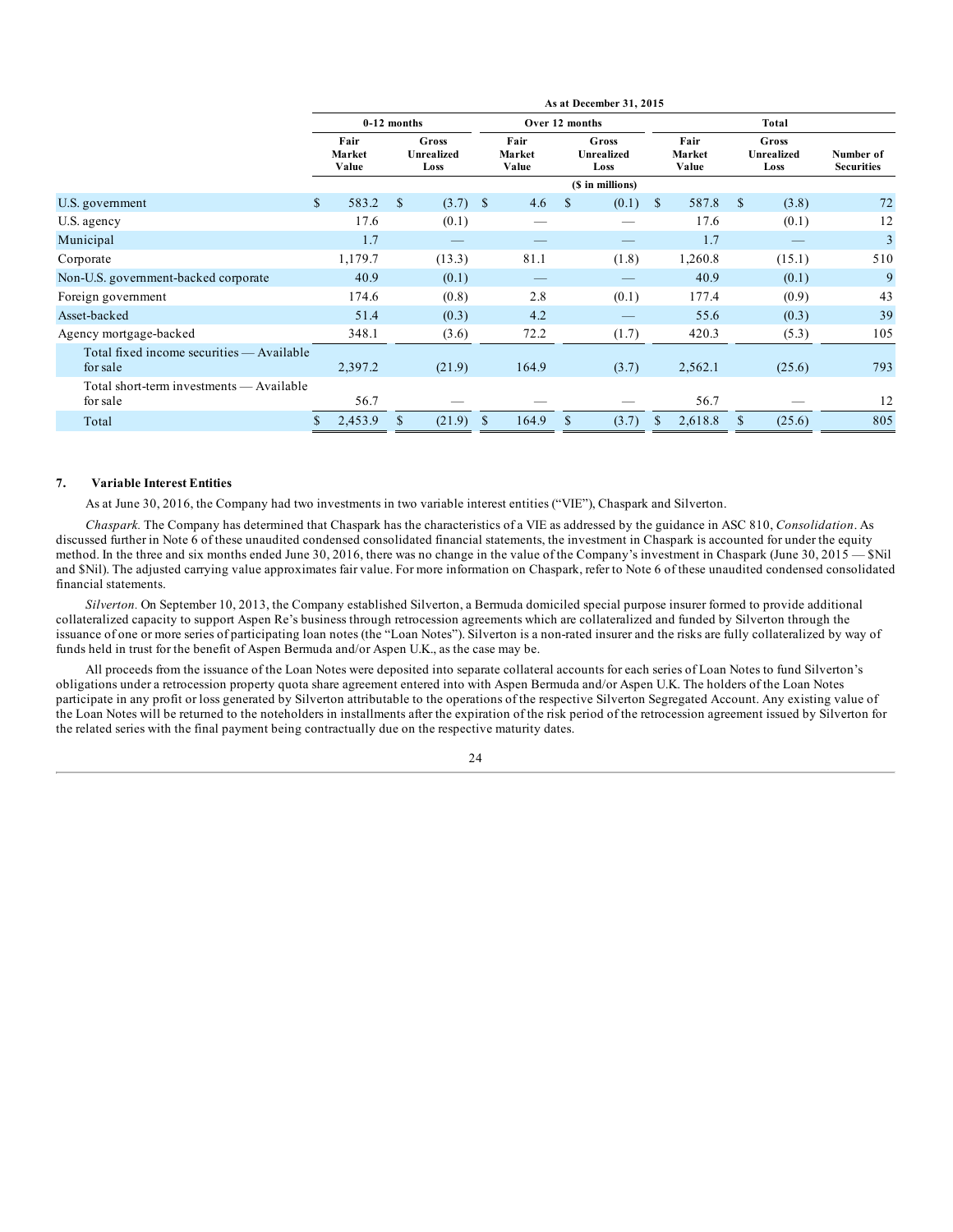| | As at December 31, 2015 | | | | | | |
|---|---|---|---|---|---|---|---|
| | 0-12 months | | Over 12 months | | Total | | |
| | Fair Market Value | Gross Unrealized Loss | Fair Market Value | Gross Unrealized Loss | Fair Market Value | Gross Unrealized Loss | Number of Securities |
| | ($ in millions) | | | | | | |
| U.S. government | $ 583.2 | $ (3.7) | $ 4.6 | $ (0.1) | $ 587.8 | $ (3.8) | 72 |
| U.S. agency | 17.6 | (0.1) | — | — | 17.6 | (0.1) | 12 |
| Municipal | 1.7 | — | — | — | 1.7 | — | 3 |
| Corporate | 1,179.7 | (13.3) | 81.1 | (1.8) | 1,260.8 | (15.1) | 510 |
| Non-U.S. government-backed corporate | 40.9 | (0.1) | — | — | 40.9 | (0.1) | 9 |
| Foreign government | 174.6 | (0.8) | 2.8 | (0.1) | 177.4 | (0.9) | 43 |
| Asset-backed | 51.4 | (0.3) | 4.2 | — | 55.6 | (0.3) | 39 |
| Agency mortgage-backed | 348.1 | (3.6) | 72.2 | (1.7) | 420.3 | (5.3) | 105 |
| Total fixed income securities — Available for sale | 2,397.2 | (21.9) | 164.9 | (3.7) | 2,562.1 | (25.6) | 793 |
| Total short-term investments — Available for sale | 56.7 | — | — | — | 56.7 | — | 12 |
| Total | $ 2,453.9 | $ (21.9) | $ 164.9 | $ (3.7) | $ 2,618.8 | $ (25.6) | 805 |

## 7. Variable Interest Entities

As at June 30, 2016, the Company had two investments in two variable interest entities ("VIE"), Chaspark and Silverton.

*Chaspark.* The Company has determined that Chaspark has the characteristics of a VIE as addressed by the guidance in ASC 810, *Consolidation*. As discussed further in Note 6 of these unaudited condensed consolidated financial statements, the investment in Chaspark is accounted for under the equity method. In the three and six months ended June 30, 2016, there was no change in the value of the Company's investment in Chaspark (June 30, 2015 — $Nil and $Nil). The adjusted carrying value approximates fair value. For more information on Chaspark, refer to Note 6 of these unaudited condensed consolidated financial statements.

*Silverton.* On September 10, 2013, the Company established Silverton, a Bermuda domiciled special purpose insurer formed to provide additional collateralized capacity to support Aspen Re's business through retrocession agreements which are collateralized and funded by Silverton through the issuance of one or more series of participating loan notes (the "Loan Notes"). Silverton is a non-rated insurer and the risks are fully collateralized by way of funds held in trust for the benefit of Aspen Bermuda and/or Aspen U.K., as the case may be.

All proceeds from the issuance of the Loan Notes were deposited into separate collateral accounts for each series of Loan Notes to fund Silverton's obligations under a retrocession property quota share agreement entered into with Aspen Bermuda and/or Aspen U.K. The holders of the Loan Notes participate in any profit or loss generated by Silverton attributable to the operations of the respective Silverton Segregated Account. Any existing value of the Loan Notes will be returned to the noteholders in installments after the expiration of the risk period of the retrocession agreement issued by Silverton for the related series with the final payment being contractually due on the respective maturity dates.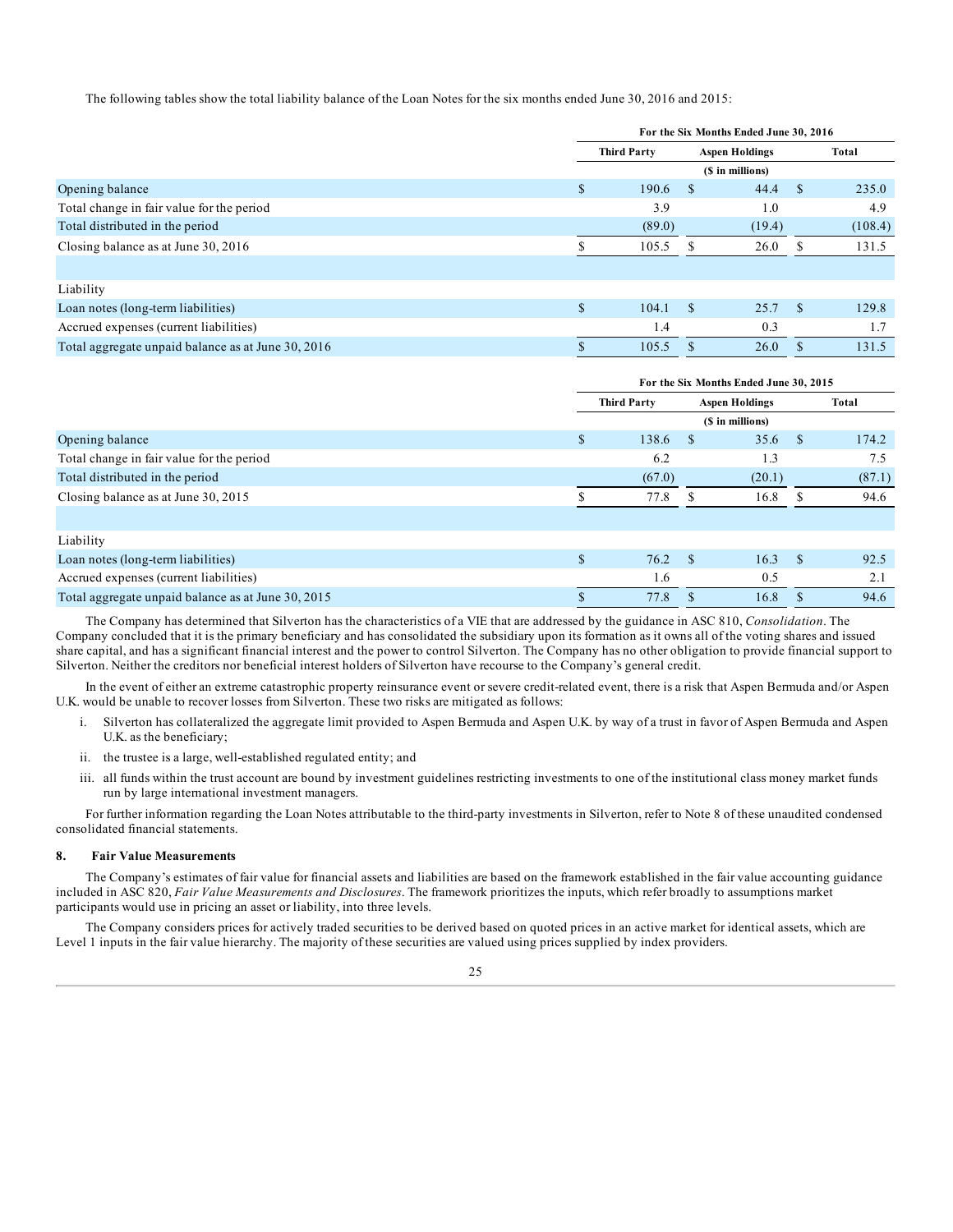The following tables show the total liability balance of the Loan Notes for the six months ended June 30, 2016 and 2015:

| | For the Six Months Ended June 30, 2016 | | |
|---|---|---|---|
| | Third Party | Aspen Holdings | Total |
| | ($ in millions) | | |
| Opening balance | $ 190.6 | $ 44.4 | $ 235.0 |
| Total change in fair value for the period | 3.9 | 1.0 | 4.9 |
| Total distributed in the period | (89.0) | (19.4) | (108.4) |
| Closing balance as at June 30, 2016 | $ 105.5 | $ 26.0 | $ 131.5 |
| | | | |
| Liability | | | |
| Loan notes (long-term liabilities) | $ 104.1 | $ 25.7 | $ 129.8 |
| Accrued expenses (current liabilities) | 1.4 | 0.3 | 1.7 |
| Total aggregate unpaid balance as at June 30, 2016 | $ 105.5 | $ 26.0 | $ 131.5 |

| | For the Six Months Ended June 30, 2015 | | |
|---|---|---|---|
| | Third Party | Aspen Holdings | Total |
| | ($ in millions) | | |
| Opening balance | $ 138.6 | $ 35.6 | $ 174.2 |
| Total change in fair value for the period | 6.2 | 1.3 | 7.5 |
| Total distributed in the period | (67.0) | (20.1) | (87.1) |
| Closing balance as at June 30, 2015 | $ 77.8 | $ 16.8 | $ 94.6 |
| | | | |
| Liability | | | |
| Loan notes (long-term liabilities) | $ 76.2 | $ 16.3 | $ 92.5 |
| Accrued expenses (current liabilities) | 1.6 | 0.5 | 2.1 |
| Total aggregate unpaid balance as at June 30, 2015 | $ 77.8 | $ 16.8 | $ 94.6 |

The Company has determined that Silverton has the characteristics of a VIE that are addressed by the guidance in ASC 810, *Consolidation*. The Company concluded that it is the primary beneficiary and has consolidated the subsidiary upon its formation as it owns all of the voting shares and issued share capital, and has a significant financial interest and the power to control Silverton. The Company has no other obligation to provide financial support to Silverton. Neither the creditors nor beneficial interest holders of Silverton have recourse to the Company's general credit.

In the event of either an extreme catastrophic property reinsurance event or severe credit-related event, there is a risk that Aspen Bermuda and/or Aspen U.K. would be unable to recover losses from Silverton. These two risks are mitigated as follows:

i. Silverton has collateralized the aggregate limit provided to Aspen Bermuda and Aspen U.K. by way of a trust in favor of Aspen Bermuda and Aspen U.K. as the beneficiary;

ii. the trustee is a large, well-established regulated entity; and

iii. all funds within the trust account are bound by investment guidelines restricting investments to one of the institutional class money market funds run by large international investment managers.

For further information regarding the Loan Notes attributable to the third-party investments in Silverton, refer to Note 8 of these unaudited condensed consolidated financial statements.

## 8. Fair Value Measurements

The Company's estimates of fair value for financial assets and liabilities are based on the framework established in the fair value accounting guidance included in ASC 820, *Fair Value Measurements and Disclosures*. The framework prioritizes the inputs, which refer broadly to assumptions market participants would use in pricing an asset or liability, into three levels.

The Company considers prices for actively traded securities to be derived based on quoted prices in an active market for identical assets, which are Level 1 inputs in the fair value hierarchy. The majority of these securities are valued using prices supplied by index providers.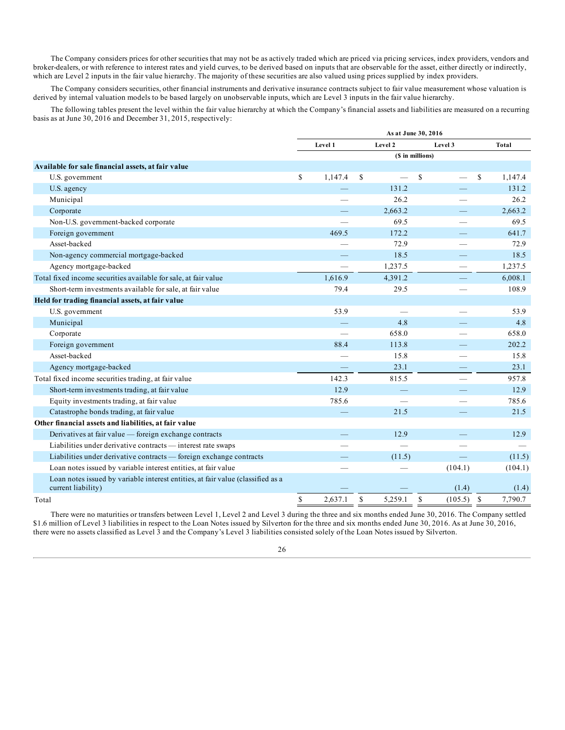The Company considers prices for other securities that may not be as actively traded which are priced via pricing services, index providers, vendors and broker-dealers, or with reference to interest rates and yield curves, to be derived based on inputs that are observable for the asset, either directly or indirectly, which are Level 2 inputs in the fair value hierarchy. The majority of these securities are also valued using prices supplied by index providers.

The Company considers securities, other financial instruments and derivative insurance contracts subject to fair value measurement whose valuation is derived by internal valuation models to be based largely on unobservable inputs, which are Level 3 inputs in the fair value hierarchy.

The following tables present the level within the fair value hierarchy at which the Company's financial assets and liabilities are measured on a recurring basis as at June 30, 2016 and December 31, 2015, respectively:

| | As at June 30, 2016 | | | |
|---|---|---|---|---|
| | Level 1 | Level 2 | Level 3 | Total |
| | ($ in millions) | | | |
| **Available for sale financial assets, at fair value** | | | | |
| U.S. government | $ 1,147.4 | $ — | $ — | $ 1,147.4 |
| U.S. agency | — | 131.2 | — | 131.2 |
| Municipal | — | 26.2 | — | 26.2 |
| Corporate | — | 2,663.2 | — | 2,663.2 |
| Non-U.S. government-backed corporate | — | 69.5 | — | 69.5 |
| Foreign government | 469.5 | 172.2 | — | 641.7 |
| Asset-backed | — | 72.9 | — | 72.9 |
| Non-agency commercial mortgage-backed | — | 18.5 | — | 18.5 |
| Agency mortgage-backed | — | 1,237.5 | — | 1,237.5 |
| Total fixed income securities available for sale, at fair value | 1,616.9 | 4,391.2 | — | 6,008.1 |
| Short-term investments available for sale, at fair value | 79.4 | 29.5 | — | 108.9 |
| **Held for trading financial assets, at fair value** | | | | |
| U.S. government | 53.9 | — | — | 53.9 |
| Municipal | — | 4.8 | — | 4.8 |
| Corporate | — | 658.0 | — | 658.0 |
| Foreign government | 88.4 | 113.8 | — | 202.2 |
| Asset-backed | — | 15.8 | — | 15.8 |
| Agency mortgage-backed | — | 23.1 | — | 23.1 |
| Total fixed income securities trading, at fair value | 142.3 | 815.5 | — | 957.8 |
| Short-term investments trading, at fair value | 12.9 | — | — | 12.9 |
| Equity investments trading, at fair value | 785.6 | — | — | 785.6 |
| Catastrophe bonds trading, at fair value | — | 21.5 | — | 21.5 |
| **Other financial assets and liabilities, at fair value** | | | | |
| Derivatives at fair value — foreign exchange contracts | — | 12.9 | — | 12.9 |
| Liabilities under derivative contracts — interest rate swaps | — | — | — | — |
| Liabilities under derivative contracts — foreign exchange contracts | — | (11.5) | — | (11.5) |
| Loan notes issued by variable interest entities, at fair value | — | — | (104.1) | (104.1) |
| Loan notes issued by variable interest entities, at fair value (classified as a current liability) | — | — | (1.4) | (1.4) |
| Total | $ 2,637.1 | $ 5,259.1 | $ (105.5) | $ 7,790.7 |

There were no maturities or transfers between Level 1, Level 2 and Level 3 during the three and six months ended June 30, 2016. The Company settled $1.6 million of Level 3 liabilities in respect to the Loan Notes issued by Silverton for the three and six months ended June 30, 2016. As at June 30, 2016, there were no assets classified as Level 3 and the Company's Level 3 liabilities consisted solely of the Loan Notes issued by Silverton.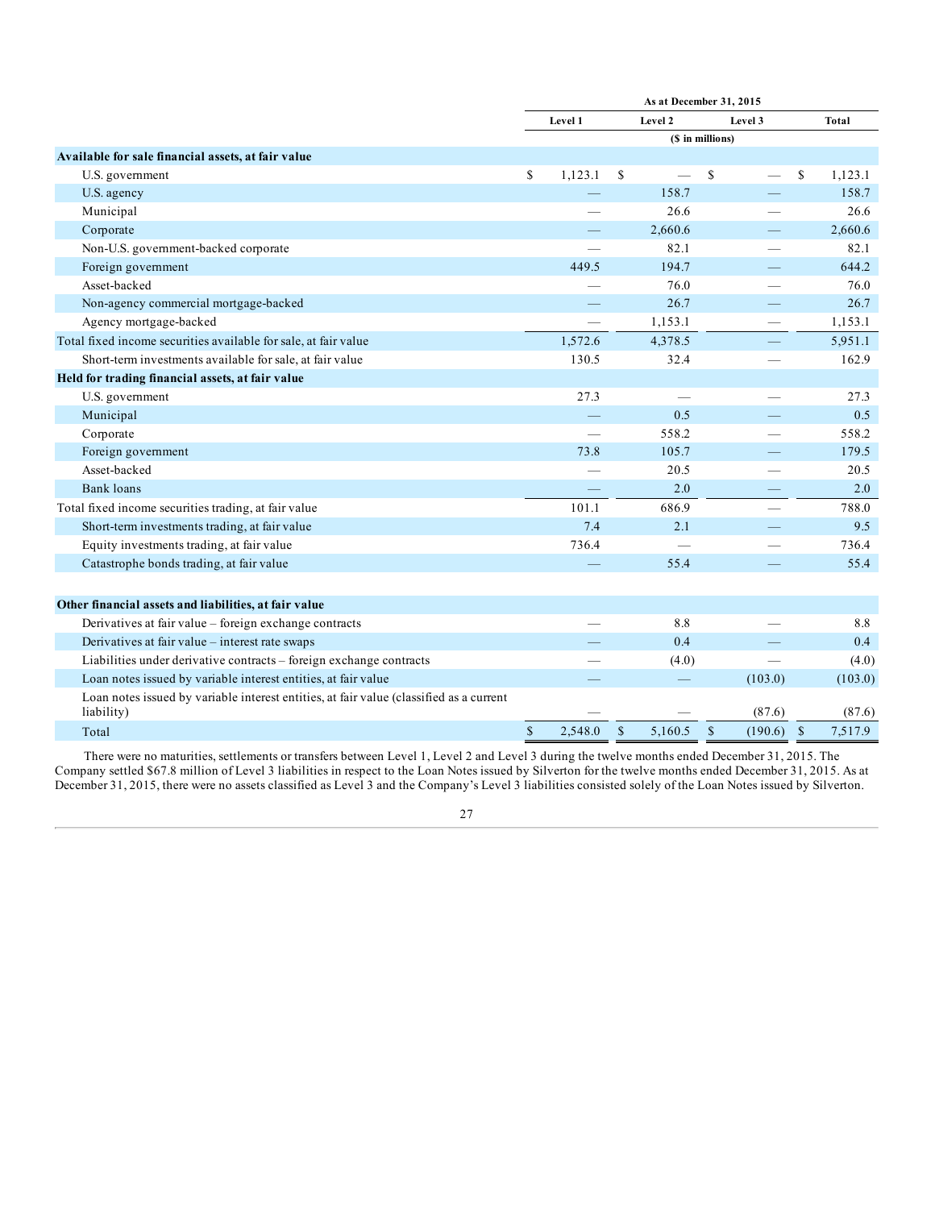| | As at December 31, 2015 | | | |
|---|---|---|---|---|
| | Level 1 | Level 2 | Level 3 | Total |
| | ($ in millions) | | | |
| **Available for sale financial assets, at fair value** | | | | |
| U.S. government | $ 1,123.1 | $ — | $ — | $ 1,123.1 |
| U.S. agency | — | 158.7 | — | 158.7 |
| Municipal | — | 26.6 | — | 26.6 |
| Corporate | — | 2,660.6 | — | 2,660.6 |
| Non-U.S. government-backed corporate | — | 82.1 | — | 82.1 |
| Foreign government | 449.5 | 194.7 | — | 644.2 |
| Asset-backed | — | 76.0 | — | 76.0 |
| Non-agency commercial mortgage-backed | — | 26.7 | — | 26.7 |
| Agency mortgage-backed | — | 1,153.1 | — | 1,153.1 |
| Total fixed income securities available for sale, at fair value | 1,572.6 | 4,378.5 | — | 5,951.1 |
| Short-term investments available for sale, at fair value | 130.5 | 32.4 | — | 162.9 |
| **Held for trading financial assets, at fair value** | | | | |
| U.S. government | 27.3 | — | — | 27.3 |
| Municipal | — | 0.5 | — | 0.5 |
| Corporate | — | 558.2 | — | 558.2 |
| Foreign government | 73.8 | 105.7 | — | 179.5 |
| Asset-backed | — | 20.5 | — | 20.5 |
| Bank loans | — | 2.0 | — | 2.0 |
| Total fixed income securities trading, at fair value | 101.1 | 686.9 | — | 788.0 |
| Short-term investments trading, at fair value | 7.4 | 2.1 | — | 9.5 |
| Equity investments trading, at fair value | 736.4 | — | — | 736.4 |
| Catastrophe bonds trading, at fair value | — | 55.4 | — | 55.4 |
| **Other financial assets and liabilities, at fair value** | | | | |
| Derivatives at fair value – foreign exchange contracts | — | 8.8 | — | 8.8 |
| Derivatives at fair value – interest rate swaps | — | 0.4 | — | 0.4 |
| Liabilities under derivative contracts – foreign exchange contracts | — | (4.0) | — | (4.0) |
| Loan notes issued by variable interest entities, at fair value | — | — | (103.0) | (103.0) |
| Loan notes issued by variable interest entities, at fair value (classified as a current liability) | — | — | (87.6) | (87.6) |
| Total | $ 2,548.0 | $ 5,160.5 | $ (190.6) | $ 7,517.9 |

There were no maturities, settlements or transfers between Level 1, Level 2 and Level 3 during the twelve months ended December 31, 2015. The Company settled $67.8 million of Level 3 liabilities in respect to the Loan Notes issued by Silverton for the twelve months ended December 31, 2015. As at December 31, 2015, there were no assets classified as Level 3 and the Company's Level 3 liabilities consisted solely of the Loan Notes issued by Silverton.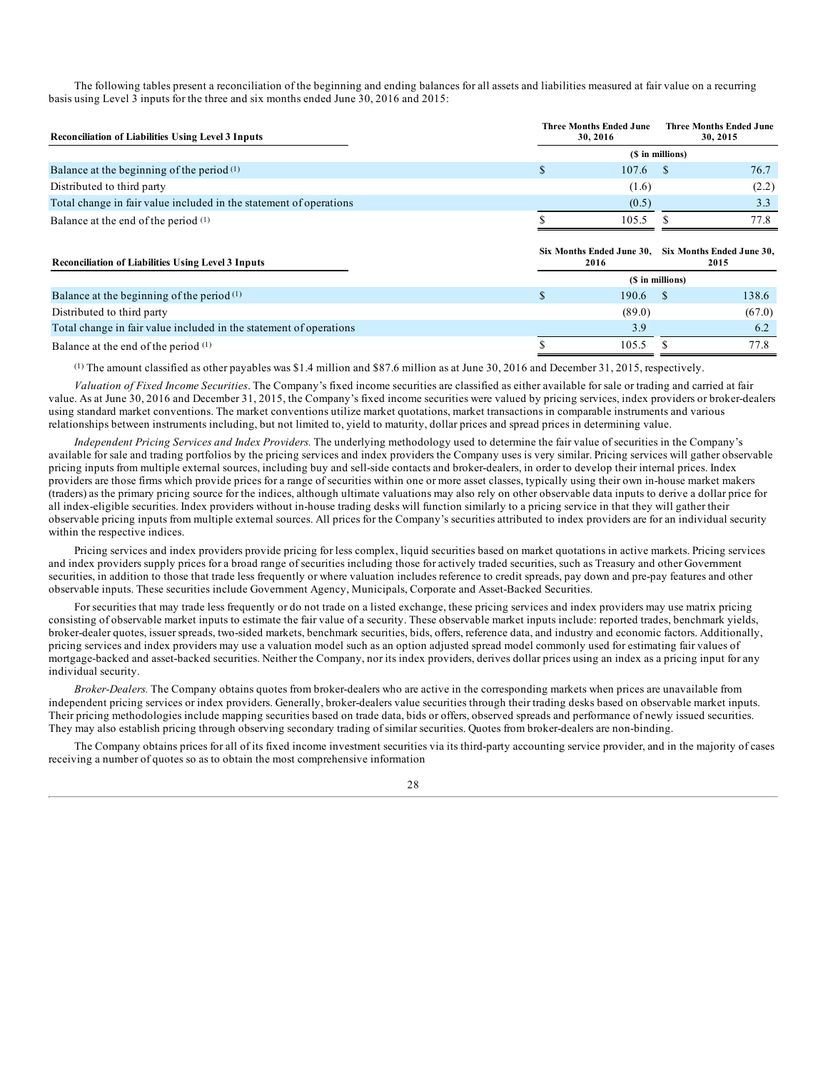The following tables present a reconciliation of the beginning and ending balances for all assets and liabilities measured at fair value on a recurring basis using Level 3 inputs for the three and six months ended June 30, 2016 and 2015:

| Reconciliation of Liabilities Using Level 3 Inputs | Three Months Ended June 30, 2016 | Three Months Ended June 30, 2015 |
|---|---|---|
| | ($ in millions) | |
| Balance at the beginning of the period [(1)] | $ 107.6 | $ 76.7 |
| Distributed to third party | (1.6) | (2.2) |
| Total change in fair value included in the statement of operations | (0.5) | 3.3 |
| Balance at the end of the period [(1)] | $ 105.5 | $ 77.8 |

| Reconciliation of Liabilities Using Level 3 Inputs | Six Months Ended June 30, 2016 | Six Months Ended June 30, 2015 |
|---|---|---|
| | ($ in millions) | |
| Balance at the beginning of the period [(1)] | $ 190.6 | $ 138.6 |
| Distributed to third party | (89.0) | (67.0) |
| Total change in fair value included in the statement of operations | 3.9 | 6.2 |
| Balance at the end of the period [(1)] | $ 105.5 | $ 77.8 |

(1) The amount classified as other payables was $1.4 million and $87.6 million as at June 30, 2016 and December 31, 2015, respectively.

*Valuation of Fixed Income Securities*. The Company's fixed income securities are classified as either available for sale or trading and carried at fair value. As at June 30, 2016 and December 31, 2015, the Company's fixed income securities were valued by pricing services, index providers or broker-dealers using standard market conventions. The market conventions utilize market quotations, market transactions in comparable instruments and various relationships between instruments including, but not limited to, yield to maturity, dollar prices and spread prices in determining value.

*Independent Pricing Services and Index Providers.* The underlying methodology used to determine the fair value of securities in the Company's available for sale and trading portfolios by the pricing services and index providers the Company uses is very similar. Pricing services will gather observable pricing inputs from multiple external sources, including buy and sell-side contacts and broker-dealers, in order to develop their internal prices. Index providers are those firms which provide prices for a range of securities within one or more asset classes, typically using their own in-house market makers (traders) as the primary pricing source for the indices, although ultimate valuations may also rely on other observable data inputs to derive a dollar price for all index-eligible securities. Index providers without in-house trading desks will function similarly to a pricing service in that they will gather their observable pricing inputs from multiple external sources. All prices for the Company's securities attributed to index providers are for an individual security within the respective indices.

Pricing services and index providers provide pricing for less complex, liquid securities based on market quotations in active markets. Pricing services and index providers supply prices for a broad range of securities including those for actively traded securities, such as Treasury and other Government securities, in addition to those that trade less frequently or where valuation includes reference to credit spreads, pay down and pre-pay features and other observable inputs. These securities include Government Agency, Municipals, Corporate and Asset-Backed Securities.

For securities that may trade less frequently or do not trade on a listed exchange, these pricing services and index providers may use matrix pricing consisting of observable market inputs to estimate the fair value of a security. These observable market inputs include: reported trades, benchmark yields, broker-dealer quotes, issuer spreads, two-sided markets, benchmark securities, bids, offers, reference data, and industry and economic factors. Additionally, pricing services and index providers may use a valuation model such as an option adjusted spread model commonly used for estimating fair values of mortgage-backed and asset-backed securities. Neither the Company, nor its index providers, derives dollar prices using an index as a pricing input for any individual security.

*Broker-Dealers.* The Company obtains quotes from broker-dealers who are active in the corresponding markets when prices are unavailable from independent pricing services or index providers. Generally, broker-dealers value securities through their trading desks based on observable market inputs. Their pricing methodologies include mapping securities based on trade data, bids or offers, observed spreads and performance of newly issued securities. They may also establish pricing through observing secondary trading of similar securities. Quotes from broker-dealers are non-binding.

The Company obtains prices for all of its fixed income investment securities via its third-party accounting service provider, and in the majority of cases receiving a number of quotes so as to obtain the most comprehensive information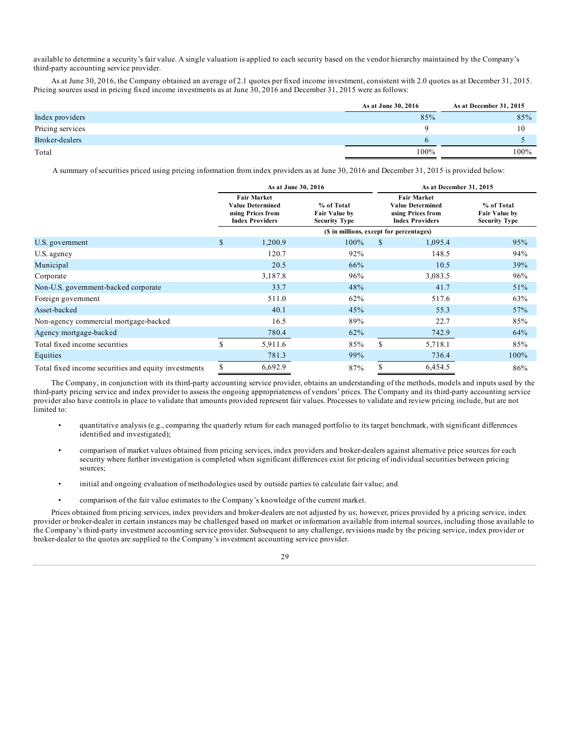available to determine a security's fair value. A single valuation is applied to each security based on the vendor hierarchy maintained by the Company's third-party accounting service provider.

As at June 30, 2016, the Company obtained an average of 2.1 quotes per fixed income investment, consistent with 2.0 quotes as at December 31, 2015. Pricing sources used in pricing fixed income investments as at June 30, 2016 and December 31, 2015 were as follows:

| | As at June 30, 2016 | As at December 31, 2015 |
|---|---|---|
| Index providers | 85% | 85% |
| Pricing services | 9 | 10 |
| Broker-dealers | 6 | 5 |
| Total | 100% | 100% |

A summary of securities priced using pricing information from index providers as at June 30, 2016 and December 31, 2015 is provided below:

| | As at June 30, 2016 | | As at December 31, 2015 | |
|---|---|---|---|---|
| | Fair Market Value Determined using Prices from Index Providers | % of Total Fair Value by Security Type | Fair Market Value Determined using Prices from Index Providers | % of Total Fair Value by Security Type |
| | ($ in millions, except for percentages) | | | |
| U.S. government | $ 1,200.9 | 100% | $ 1,095.4 | 95% |
| U.S. agency | 120.7 | 92% | 148.5 | 94% |
| Municipal | 20.5 | 66% | 10.5 | 39% |
| Corporate | 3,187.8 | 96% | 3,083.5 | 96% |
| Non-U.S. government-backed corporate | 33.7 | 48% | 41.7 | 51% |
| Foreign government | 511.0 | 62% | 517.6 | 63% |
| Asset-backed | 40.1 | 45% | 55.3 | 57% |
| Non-agency commercial mortgage-backed | 16.5 | 89% | 22.7 | 85% |
| Agency mortgage-backed | 780.4 | 62% | 742.9 | 64% |
| Total fixed income securities | $ 5,911.6 | 85% | $ 5,718.1 | 85% |
| Equities | 781.3 | 99% | 736.4 | 100% |
| Total fixed income securities and equity investments | $ 6,692.9 | 87% | $ 6,454.5 | 86% |

The Company, in conjunction with its third-party accounting service provider, obtains an understanding of the methods, models and inputs used by the third-party pricing service and index provider to assess the ongoing appropriateness of vendors' prices. The Company and its third-party accounting service provider also have controls in place to validate that amounts provided represent fair values. Processes to validate and review pricing include, but are not limited to:

- quantitative analysis (e.g., comparing the quarterly return for each managed portfolio to its target benchmark, with significant differences identified and investigated);
- comparison of market values obtained from pricing services, index providers and broker-dealers against alternative price sources for each security where further investigation is completed when significant differences exist for pricing of individual securities between pricing sources;
- initial and ongoing evaluation of methodologies used by outside parties to calculate fair value; and
- comparison of the fair value estimates to the Company's knowledge of the current market.

Prices obtained from pricing services, index providers and broker-dealers are not adjusted by us; however, prices provided by a pricing service, index provider or broker-dealer in certain instances may be challenged based on market or information available from internal sources, including those available to the Company's third-party investment accounting service provider. Subsequent to any challenge, revisions made by the pricing service, index provider or broker-dealer to the quotes are supplied to the Company's investment accounting service provider.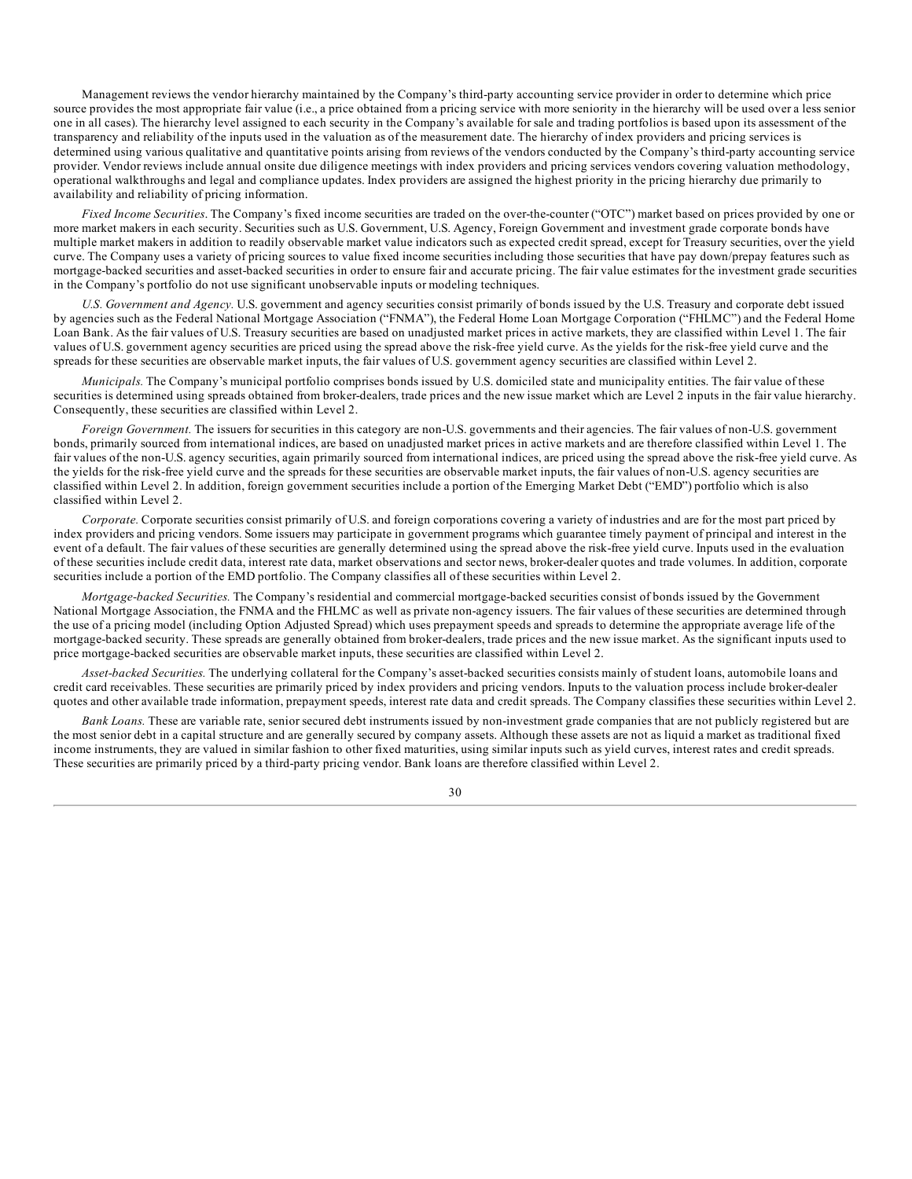Management reviews the vendor hierarchy maintained by the Company's third-party accounting service provider in order to determine which price source provides the most appropriate fair value (i.e., a price obtained from a pricing service with more seniority in the hierarchy will be used over a less senior one in all cases). The hierarchy level assigned to each security in the Company's available for sale and trading portfolios is based upon its assessment of the transparency and reliability of the inputs used in the valuation as of the measurement date. The hierarchy of index providers and pricing services is determined using various qualitative and quantitative points arising from reviews of the vendors conducted by the Company's third-party accounting service provider. Vendor reviews include annual onsite due diligence meetings with index providers and pricing services vendors covering valuation methodology, operational walkthroughs and legal and compliance updates. Index providers are assigned the highest priority in the pricing hierarchy due primarily to availability and reliability of pricing information.

*Fixed Income Securities*. The Company's fixed income securities are traded on the over-the-counter ("OTC") market based on prices provided by one or more market makers in each security. Securities such as U.S. Government, U.S. Agency, Foreign Government and investment grade corporate bonds have multiple market makers in addition to readily observable market value indicators such as expected credit spread, except for Treasury securities, over the yield curve. The Company uses a variety of pricing sources to value fixed income securities including those securities that have pay down/prepay features such as mortgage-backed securities and asset-backed securities in order to ensure fair and accurate pricing. The fair value estimates for the investment grade securities in the Company's portfolio do not use significant unobservable inputs or modeling techniques.

*U.S. Government and Agency.* U.S. government and agency securities consist primarily of bonds issued by the U.S. Treasury and corporate debt issued by agencies such as the Federal National Mortgage Association ("FNMA"), the Federal Home Loan Mortgage Corporation ("FHLMC") and the Federal Home Loan Bank. As the fair values of U.S. Treasury securities are based on unadjusted market prices in active markets, they are classified within Level 1. The fair values of U.S. government agency securities are priced using the spread above the risk-free yield curve. As the yields for the risk-free yield curve and the spreads for these securities are observable market inputs, the fair values of U.S. government agency securities are classified within Level 2.

*Municipals.* The Company's municipal portfolio comprises bonds issued by U.S. domiciled state and municipality entities. The fair value of these securities is determined using spreads obtained from broker-dealers, trade prices and the new issue market which are Level 2 inputs in the fair value hierarchy. Consequently, these securities are classified within Level 2.

*Foreign Government.* The issuers for securities in this category are non-U.S. governments and their agencies. The fair values of non-U.S. government bonds, primarily sourced from international indices, are based on unadjusted market prices in active markets and are therefore classified within Level 1. The fair values of the non-U.S. agency securities, again primarily sourced from international indices, are priced using the spread above the risk-free yield curve. As the yields for the risk-free yield curve and the spreads for these securities are observable market inputs, the fair values of non-U.S. agency securities are classified within Level 2. In addition, foreign government securities include a portion of the Emerging Market Debt ("EMD") portfolio which is also classified within Level 2.

*Corporate.* Corporate securities consist primarily of U.S. and foreign corporations covering a variety of industries and are for the most part priced by index providers and pricing vendors. Some issuers may participate in government programs which guarantee timely payment of principal and interest in the event of a default. The fair values of these securities are generally determined using the spread above the risk-free yield curve. Inputs used in the evaluation of these securities include credit data, interest rate data, market observations and sector news, broker-dealer quotes and trade volumes. In addition, corporate securities include a portion of the EMD portfolio. The Company classifies all of these securities within Level 2.

*Mortgage-backed Securities.* The Company's residential and commercial mortgage-backed securities consist of bonds issued by the Government National Mortgage Association, the FNMA and the FHLMC as well as private non-agency issuers. The fair values of these securities are determined through the use of a pricing model (including Option Adjusted Spread) which uses prepayment speeds and spreads to determine the appropriate average life of the mortgage-backed security. These spreads are generally obtained from broker-dealers, trade prices and the new issue market. As the significant inputs used to price mortgage-backed securities are observable market inputs, these securities are classified within Level 2.

*Asset-backed Securities.* The underlying collateral for the Company's asset-backed securities consists mainly of student loans, automobile loans and credit card receivables. These securities are primarily priced by index providers and pricing vendors. Inputs to the valuation process include broker-dealer quotes and other available trade information, prepayment speeds, interest rate data and credit spreads. The Company classifies these securities within Level 2.

*Bank Loans.* These are variable rate, senior secured debt instruments issued by non-investment grade companies that are not publicly registered but are the most senior debt in a capital structure and are generally secured by company assets. Although these assets are not as liquid a market as traditional fixed income instruments, they are valued in similar fashion to other fixed maturities, using similar inputs such as yield curves, interest rates and credit spreads. These securities are primarily priced by a third-party pricing vendor. Bank loans are therefore classified within Level 2.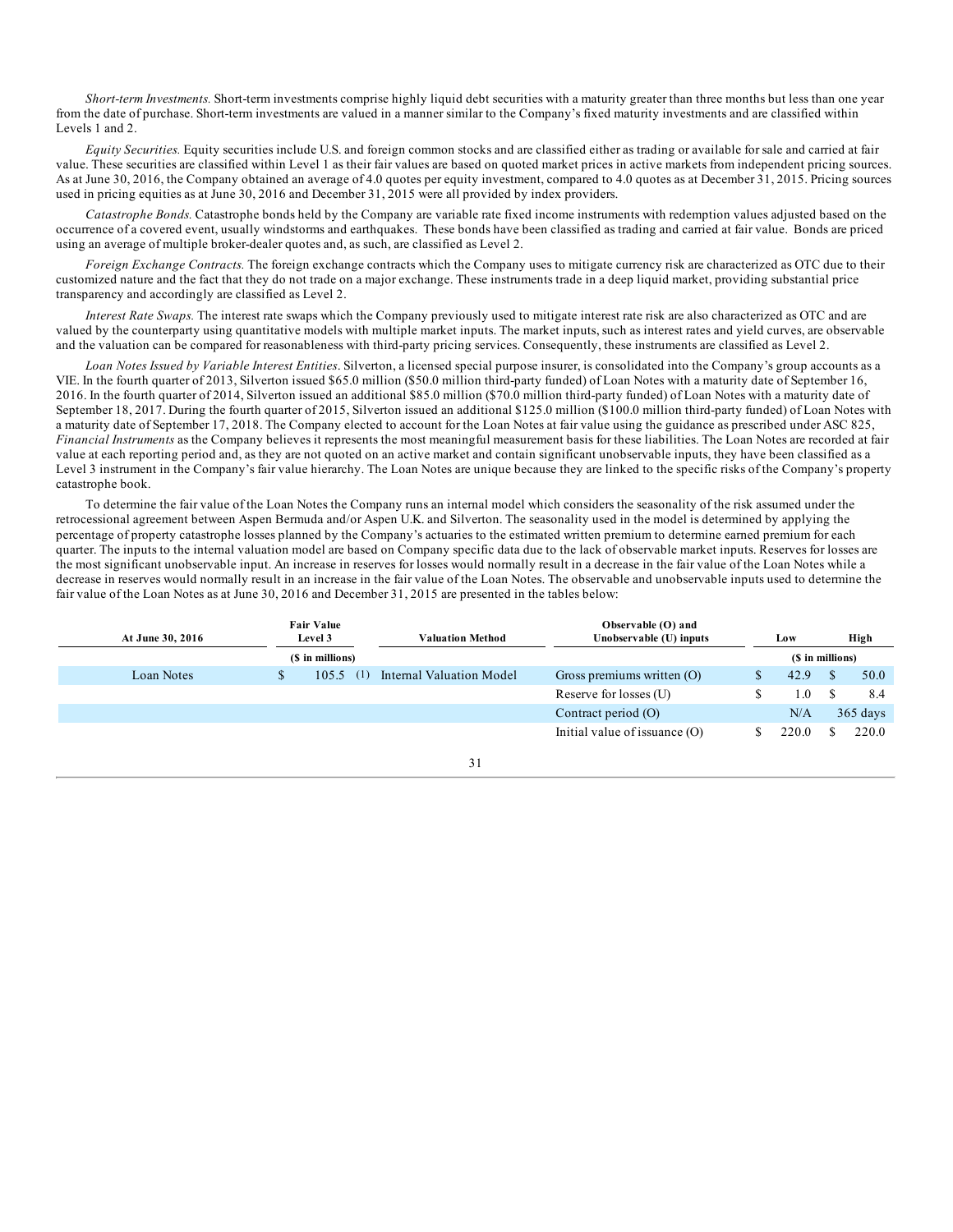*Short-term Investments.* Short-term investments comprise highly liquid debt securities with a maturity greater than three months but less than one year from the date of purchase. Short-term investments are valued in a manner similar to the Company's fixed maturity investments and are classified within Levels 1 and 2.

*Equity Securities.* Equity securities include U.S. and foreign common stocks and are classified either as trading or available for sale and carried at fair value. These securities are classified within Level 1 as their fair values are based on quoted market prices in active markets from independent pricing sources. As at June 30, 2016, the Company obtained an average of 4.0 quotes per equity investment, compared to 4.0 quotes as at December 31, 2015. Pricing sources used in pricing equities as at June 30, 2016 and December 31, 2015 were all provided by index providers.

*Catastrophe Bonds.* Catastrophe bonds held by the Company are variable rate fixed income instruments with redemption values adjusted based on the occurrence of a covered event, usually windstorms and earthquakes. These bonds have been classified as trading and carried at fair value. Bonds are priced using an average of multiple broker-dealer quotes and, as such, are classified as Level 2.

*Foreign Exchange Contracts.* The foreign exchange contracts which the Company uses to mitigate currency risk are characterized as OTC due to their customized nature and the fact that they do not trade on a major exchange. These instruments trade in a deep liquid market, providing substantial price transparency and accordingly are classified as Level 2.

*Interest Rate Swaps.* The interest rate swaps which the Company previously used to mitigate interest rate risk are also characterized as OTC and are valued by the counterparty using quantitative models with multiple market inputs. The market inputs, such as interest rates and yield curves, are observable and the valuation can be compared for reasonableness with third-party pricing services. Consequently, these instruments are classified as Level 2.

*Loan Notes Issued by Variable Interest Entities*. Silverton, a licensed special purpose insurer, is consolidated into the Company's group accounts as a VIE. In the fourth quarter of 2013, Silverton issued $65.0 million ($50.0 million third-party funded) of Loan Notes with a maturity date of September 16, 2016. In the fourth quarter of 2014, Silverton issued an additional $85.0 million ($70.0 million third-party funded) of Loan Notes with a maturity date of September 18, 2017. During the fourth quarter of 2015, Silverton issued an additional $125.0 million ($100.0 million third-party funded) of Loan Notes with a maturity date of September 17, 2018. The Company elected to account for the Loan Notes at fair value using the guidance as prescribed under ASC 825, *Financial Instruments* as the Company believes it represents the most meaningful measurement basis for these liabilities. The Loan Notes are recorded at fair value at each reporting period and, as they are not quoted on an active market and contain significant unobservable inputs, they have been classified as a Level 3 instrument in the Company's fair value hierarchy. The Loan Notes are unique because they are linked to the specific risks of the Company's property catastrophe book.

To determine the fair value of the Loan Notes the Company runs an internal model which considers the seasonality of the risk assumed under the retrocessional agreement between Aspen Bermuda and/or Aspen U.K. and Silverton. The seasonality used in the model is determined by applying the percentage of property catastrophe losses planned by the Company's actuaries to the estimated written premium to determine earned premium for each quarter. The inputs to the internal valuation model are based on Company specific data due to the lack of observable market inputs. Reserves for losses are the most significant unobservable input. An increase in reserves for losses would normally result in a decrease in the fair value of the Loan Notes while a decrease in reserves would normally result in an increase in the fair value of the Loan Notes. The observable and unobservable inputs used to determine the fair value of the Loan Notes as at June 30, 2016 and December 31, 2015 are presented in the tables below:

| At June 30, 2016 | Fair Value Level 3 | Valuation Method | Observable (O) and Unobservable (U) inputs | Low | High |
|---|---|---|---|---|---|
| | ($ in millions) | | | ($ in millions) | |
| Loan Notes | $ 105.5 (1) | Internal Valuation Model | Gross premiums written (O) | $ 42.9 | $ 50.0 |
| | | | Reserve for losses (U) | $ 1.0 | $ 8.4 |
| | | | Contract period (O) | N/A | 365 days |
| | | | Initial value of issuance (O) | $ 220.0 | $ 220.0 |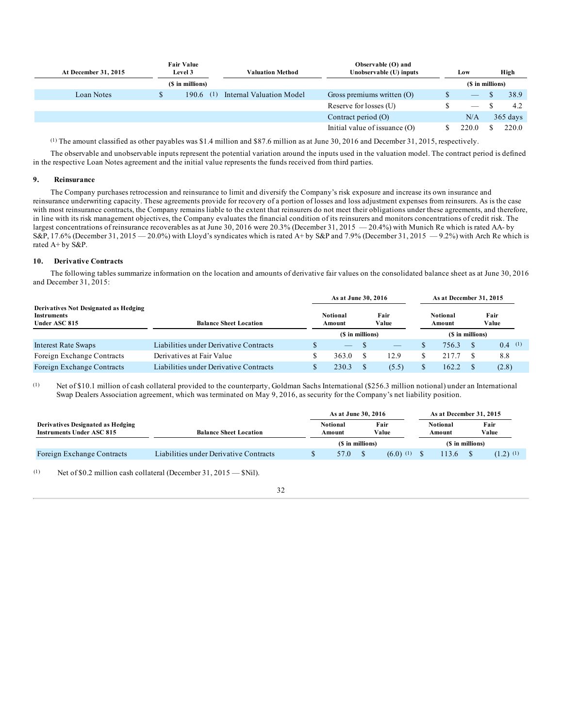| At December 31, 2015 | Fair Value Level 3 | Valuation Method | Observable (O) and Unobservable (U) inputs | Low | High |
|---|---|---|---|---|---|
| | ($ in millions) | | | ($ in millions) | |
| Loan Notes | $ 190.6 (1) | Internal Valuation Model | Gross premiums written (O) | $ — | $ 38.9 |
| | | | Reserve for losses (U) | $ — | $ 4.2 |
| | | | Contract period (O) | N/A | 365 days |
| | | | Initial value of issuance (O) | $ 220.0 | $ 220.0 |

(1) The amount classified as other payables was $1.4 million and $87.6 million as at June 30, 2016 and December 31, 2015, respectively.

The observable and unobservable inputs represent the potential variation around the inputs used in the valuation model. The contract period is defined in the respective Loan Notes agreement and the initial value represents the funds received from third parties.

## 9. Reinsurance

The Company purchases retrocession and reinsurance to limit and diversify the Company's risk exposure and increase its own insurance and reinsurance underwriting capacity. These agreements provide for recovery of a portion of losses and loss adjustment expenses from reinsurers. As is the case with most reinsurance contracts, the Company remains liable to the extent that reinsurers do not meet their obligations under these agreements, and therefore, in line with its risk management objectives, the Company evaluates the financial condition of its reinsurers and monitors concentrations of credit risk. The largest concentrations of reinsurance recoverables as at June 30, 2016 were 20.3% (December 31, 2015 — 20.4%) with Munich Re which is rated AA- by S&P, 17.6% (December 31, 2015 — 20.0%) with Lloyd's syndicates which is rated A+ by S&P and 7.9% (December 31, 2015 — 9.2%) with Arch Re which is rated A+ by S&P.

## 10. Derivative Contracts

The following tables summarize information on the location and amounts of derivative fair values on the consolidated balance sheet as at June 30, 2016 and December 31, 2015:

| Derivatives Not Designated as Hedging Instruments Under ASC 815 | Balance Sheet Location | As at June 30, 2016 Notional Amount | As at June 30, 2016 Fair Value | As at December 31, 2015 Notional Amount | As at December 31, 2015 Fair Value |
|---|---|---|---|---|---|
| | | ($ in millions) | | ($ in millions) | |
| Interest Rate Swaps | Liabilities under Derivative Contracts | $ — | $ — | $ 756.3 | $ 0.4 (1) |
| Foreign Exchange Contracts | Derivatives at Fair Value | $ 363.0 | $ 12.9 | $ 217.7 | $ 8.8 |
| Foreign Exchange Contracts | Liabilities under Derivative Contracts | $ 230.3 | $ (5.5) | $ 162.2 | $ (2.8) |

(1) Net of $10.1 million of cash collateral provided to the counterparty, Goldman Sachs International ($256.3 million notional) under an International Swap Dealers Association agreement, which was terminated on May 9, 2016, as security for the Company's net liability position.

| Derivatives Designated as Hedging Instruments Under ASC 815 | Balance Sheet Location | As at June 30, 2016 Notional Amount | As at June 30, 2016 Fair Value | As at December 31, 2015 Notional Amount | As at December 31, 2015 Fair Value |
|---|---|---|---|---|---|
| | | ($ in millions) | | ($ in millions) | |
| Foreign Exchange Contracts | Liabilities under Derivative Contracts | $ 57.0 | $ (6.0) (1) | $ 113.6 | $ (1.2) (1) |

(1) Net of $0.2 million cash collateral (December 31, 2015 — $Nil).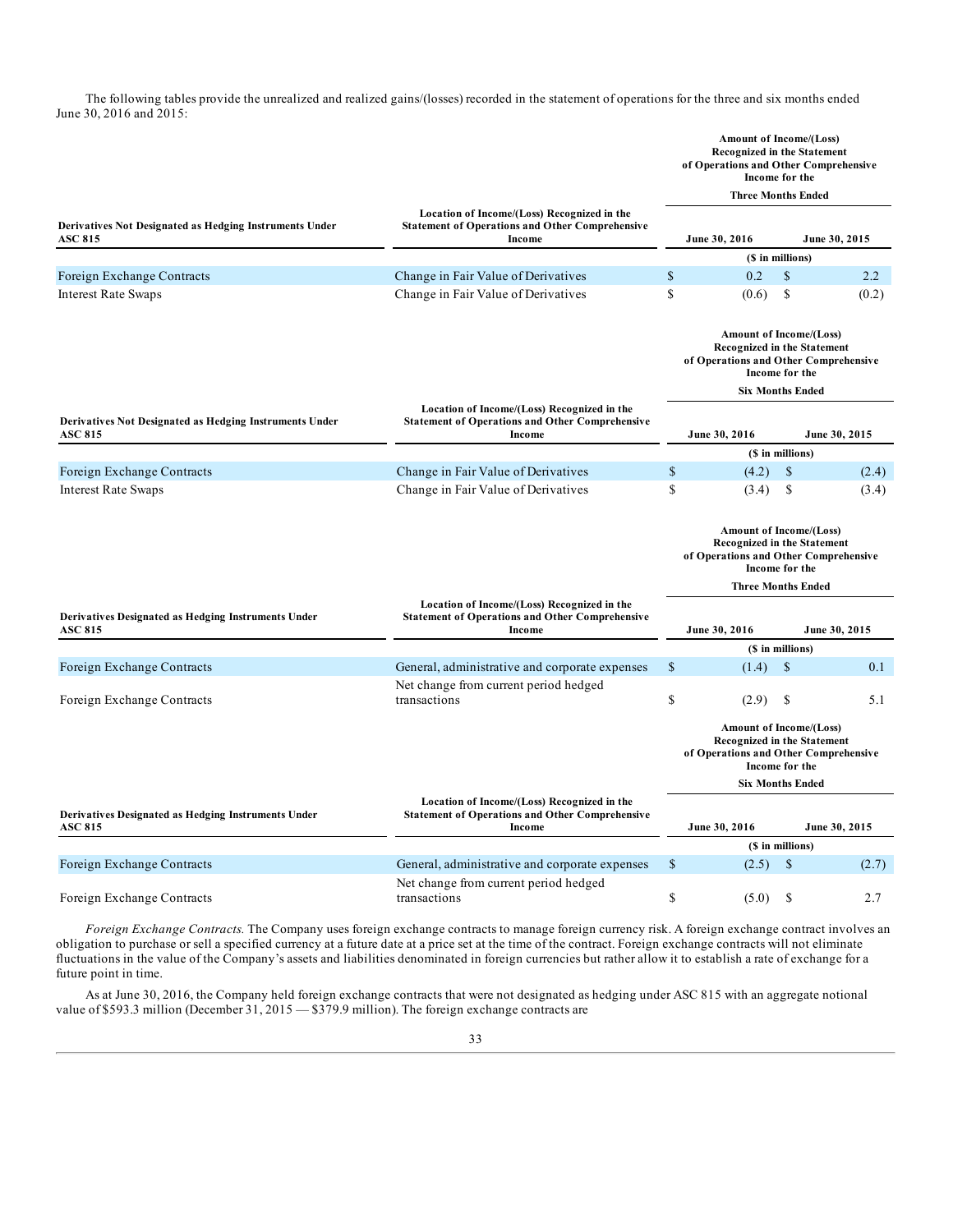The following tables provide the unrealized and realized gains/(losses) recorded in the statement of operations for the three and six months ended June 30, 2016 and 2015:

| Derivatives Not Designated as Hedging Instruments Under ASC 815 | Location of Income/(Loss) Recognized in the Statement of Operations and Other Comprehensive Income | Amount of Income/(Loss) Recognized in the Statement of Operations and Other Comprehensive Income for the Three Months Ended | |
|---|---|---|---|
| | | June 30, 2016 | June 30, 2015 |
| | | ($ in millions) | |
| Foreign Exchange Contracts | Change in Fair Value of Derivatives | $ 0.2 | $ 2.2 |
| Interest Rate Swaps | Change in Fair Value of Derivatives | $ (0.6) | $ (0.2) |

| Derivatives Not Designated as Hedging Instruments Under ASC 815 | Location of Income/(Loss) Recognized in the Statement of Operations and Other Comprehensive Income | Amount of Income/(Loss) Recognized in the Statement of Operations and Other Comprehensive Income for the Six Months Ended | |
|---|---|---|---|
| | | June 30, 2016 | June 30, 2015 |
| | | ($ in millions) | |
| Foreign Exchange Contracts | Change in Fair Value of Derivatives | $ (4.2) | $ (2.4) |
| Interest Rate Swaps | Change in Fair Value of Derivatives | $ (3.4) | $ (3.4) |

| Derivatives Designated as Hedging Instruments Under ASC 815 | Location of Income/(Loss) Recognized in the Statement of Operations and Other Comprehensive Income | Amount of Income/(Loss) Recognized in the Statement of Operations and Other Comprehensive Income for the Three Months Ended | |
|---|---|---|---|
| | | June 30, 2016 | June 30, 2015 |
| | | ($ in millions) | |
| Foreign Exchange Contracts | General, administrative and corporate expenses | $ (1.4) | $ 0.1 |
| Foreign Exchange Contracts | Net change from current period hedged transactions | $ (2.9) | $ 5.1 |

| Derivatives Designated as Hedging Instruments Under ASC 815 | Location of Income/(Loss) Recognized in the Statement of Operations and Other Comprehensive Income | Amount of Income/(Loss) Recognized in the Statement of Operations and Other Comprehensive Income for the Six Months Ended | |
|---|---|---|---|
| | | June 30, 2016 | June 30, 2015 |
| | | ($ in millions) | |
| Foreign Exchange Contracts | General, administrative and corporate expenses | $ (2.5) | $ (2.7) |
| Foreign Exchange Contracts | Net change from current period hedged transactions | $ (5.0) | $ 2.7 |

*Foreign Exchange Contracts.* The Company uses foreign exchange contracts to manage foreign currency risk. A foreign exchange contract involves an obligation to purchase or sell a specified currency at a future date at a price set at the time of the contract. Foreign exchange contracts will not eliminate fluctuations in the value of the Company's assets and liabilities denominated in foreign currencies but rather allow it to establish a rate of exchange for a future point in time.

As at June 30, 2016, the Company held foreign exchange contracts that were not designated as hedging under ASC 815 with an aggregate notional value of $593.3 million (December 31, 2015 — $379.9 million). The foreign exchange contracts are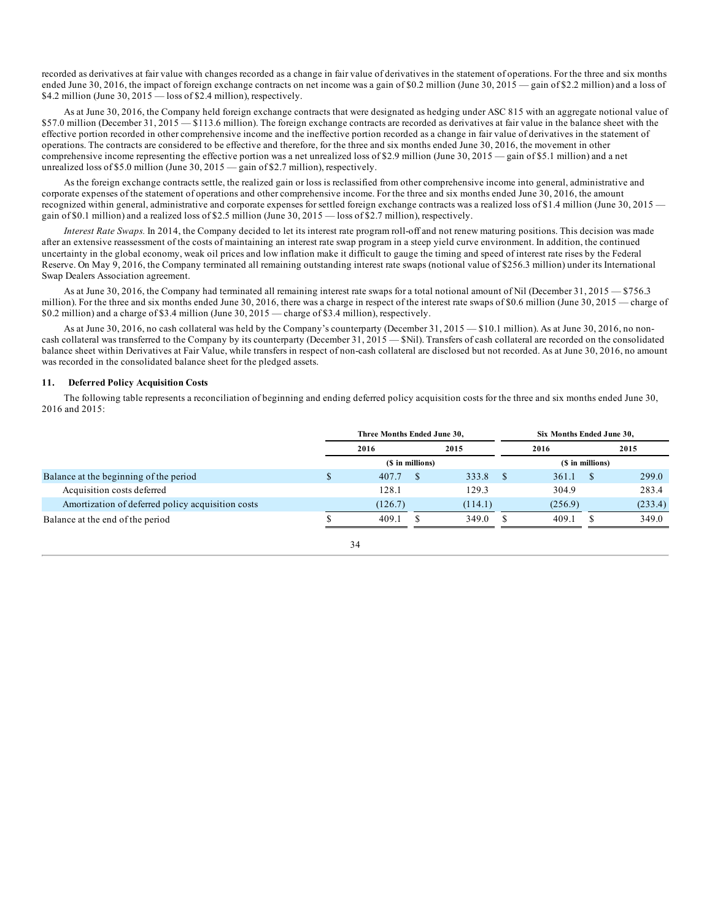recorded as derivatives at fair value with changes recorded as a change in fair value of derivatives in the statement of operations. For the three and six months ended June 30, 2016, the impact of foreign exchange contracts on net income was a gain of $0.2 million (June 30, 2015 — gain of $2.2 million) and a loss of $4.2 million (June 30, 2015 — loss of $2.4 million), respectively.

As at June 30, 2016, the Company held foreign exchange contracts that were designated as hedging under ASC 815 with an aggregate notional value of $57.0 million (December 31, 2015 — $113.6 million). The foreign exchange contracts are recorded as derivatives at fair value in the balance sheet with the effective portion recorded in other comprehensive income and the ineffective portion recorded as a change in fair value of derivatives in the statement of operations. The contracts are considered to be effective and therefore, for the three and six months ended June 30, 2016, the movement in other comprehensive income representing the effective portion was a net unrealized loss of $2.9 million (June 30, 2015 — gain of $5.1 million) and a net unrealized loss of $5.0 million (June 30, 2015 — gain of $2.7 million), respectively.

As the foreign exchange contracts settle, the realized gain or loss is reclassified from other comprehensive income into general, administrative and corporate expenses of the statement of operations and other comprehensive income. For the three and six months ended June 30, 2016, the amount recognized within general, administrative and corporate expenses for settled foreign exchange contracts was a realized loss of $1.4 million (June 30, 2015 — gain of $0.1 million) and a realized loss of $2.5 million (June 30, 2015 — loss of $2.7 million), respectively.

*Interest Rate Swaps.* In 2014, the Company decided to let its interest rate program roll-off and not renew maturing positions. This decision was made after an extensive reassessment of the costs of maintaining an interest rate swap program in a steep yield curve environment. In addition, the continued uncertainty in the global economy, weak oil prices and low inflation make it difficult to gauge the timing and speed of interest rate rises by the Federal Reserve. On May 9, 2016, the Company terminated all remaining outstanding interest rate swaps (notional value of $256.3 million) under its International Swap Dealers Association agreement.

As at June 30, 2016, the Company had terminated all remaining interest rate swaps for a total notional amount of Nil (December 31, 2015 — $756.3 million). For the three and six months ended June 30, 2016, there was a charge in respect of the interest rate swaps of $0.6 million (June 30, 2015 — charge of $0.2 million) and a charge of $3.4 million (June 30, 2015 — charge of $3.4 million), respectively.

As at June 30, 2016, no cash collateral was held by the Company's counterparty (December 31, 2015 — $10.1 million). As at June 30, 2016, no non-cash collateral was transferred to the Company by its counterparty (December 31, 2015 — $Nil). Transfers of cash collateral are recorded on the consolidated balance sheet within Derivatives at Fair Value, while transfers in respect of non-cash collateral are disclosed but not recorded. As at June 30, 2016, no amount was recorded in the consolidated balance sheet for the pledged assets.

## 11. Deferred Policy Acquisition Costs

The following table represents a reconciliation of beginning and ending deferred policy acquisition costs for the three and six months ended June 30, 2016 and 2015:

| | Three Months Ended June 30, | | Six Months Ended June 30, | |
|---|---|---|---|---|
| | 2016 | 2015 | 2016 | 2015 |
| | ($ in millions) | | ($ in millions) | |
| Balance at the beginning of the period | $ 407.7 | $ 333.8 | $ 361.1 | $ 299.0 |
| Acquisition costs deferred | 128.1 | 129.3 | 304.9 | 283.4 |
| Amortization of deferred policy acquisition costs | (126.7) | (114.1) | (256.9) | (233.4) |
| Balance at the end of the period | $ 409.1 | $ 349.0 | $ 409.1 | $ 349.0 |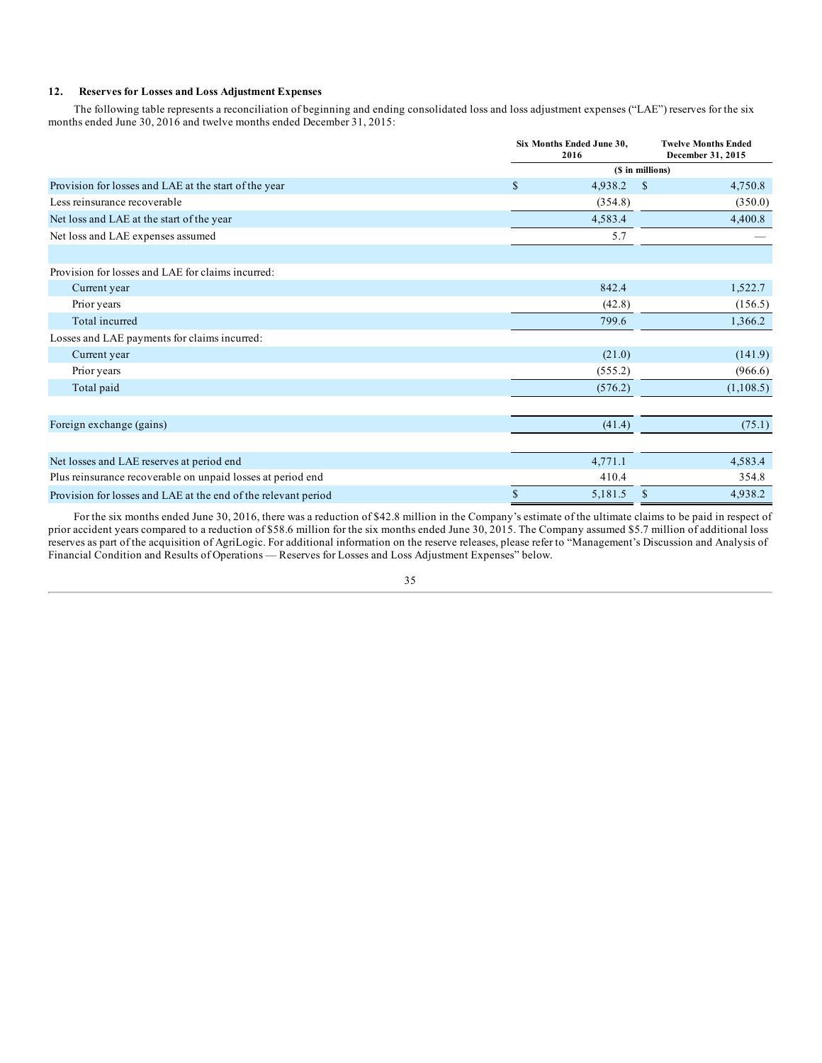### 12. Reserves for Losses and Loss Adjustment Expenses

The following table represents a reconciliation of beginning and ending consolidated loss and loss adjustment expenses ("LAE") reserves for the six months ended June 30, 2016 and twelve months ended December 31, 2015:

| | Six Months Ended June 30, 2016 | Twelve Months Ended December 31, 2015 |
|---|---|---|
| | ($ in millions) | |
| Provision for losses and LAE at the start of the year | $ 4,938.2 | $ 4,750.8 |
| Less reinsurance recoverable | (354.8) | (350.0) |
| Net loss and LAE at the start of the year | 4,583.4 | 4,400.8 |
| Net loss and LAE expenses assumed | 5.7 | — |
| | | |
| Provision for losses and LAE for claims incurred: | | |
| Current year | 842.4 | 1,522.7 |
| Prior years | (42.8) | (156.5) |
| Total incurred | 799.6 | 1,366.2 |
| Losses and LAE payments for claims incurred: | | |
| Current year | (21.0) | (141.9) |
| Prior years | (555.2) | (966.6) |
| Total paid | (576.2) | (1,108.5) |
| | | |
| Foreign exchange (gains) | (41.4) | (75.1) |
| | | |
| Net losses and LAE reserves at period end | 4,771.1 | 4,583.4 |
| Plus reinsurance recoverable on unpaid losses at period end | 410.4 | 354.8 |
| Provision for losses and LAE at the end of the relevant period | $ 5,181.5 | $ 4,938.2 |

For the six months ended June 30, 2016, there was a reduction of $42.8 million in the Company's estimate of the ultimate claims to be paid in respect of prior accident years compared to a reduction of $58.6 million for the six months ended June 30, 2015. The Company assumed $5.7 million of additional loss reserves as part of the acquisition of AgriLogic. For additional information on the reserve releases, please refer to "Management's Discussion and Analysis of Financial Condition and Results of Operations — Reserves for Losses and Loss Adjustment Expenses" below.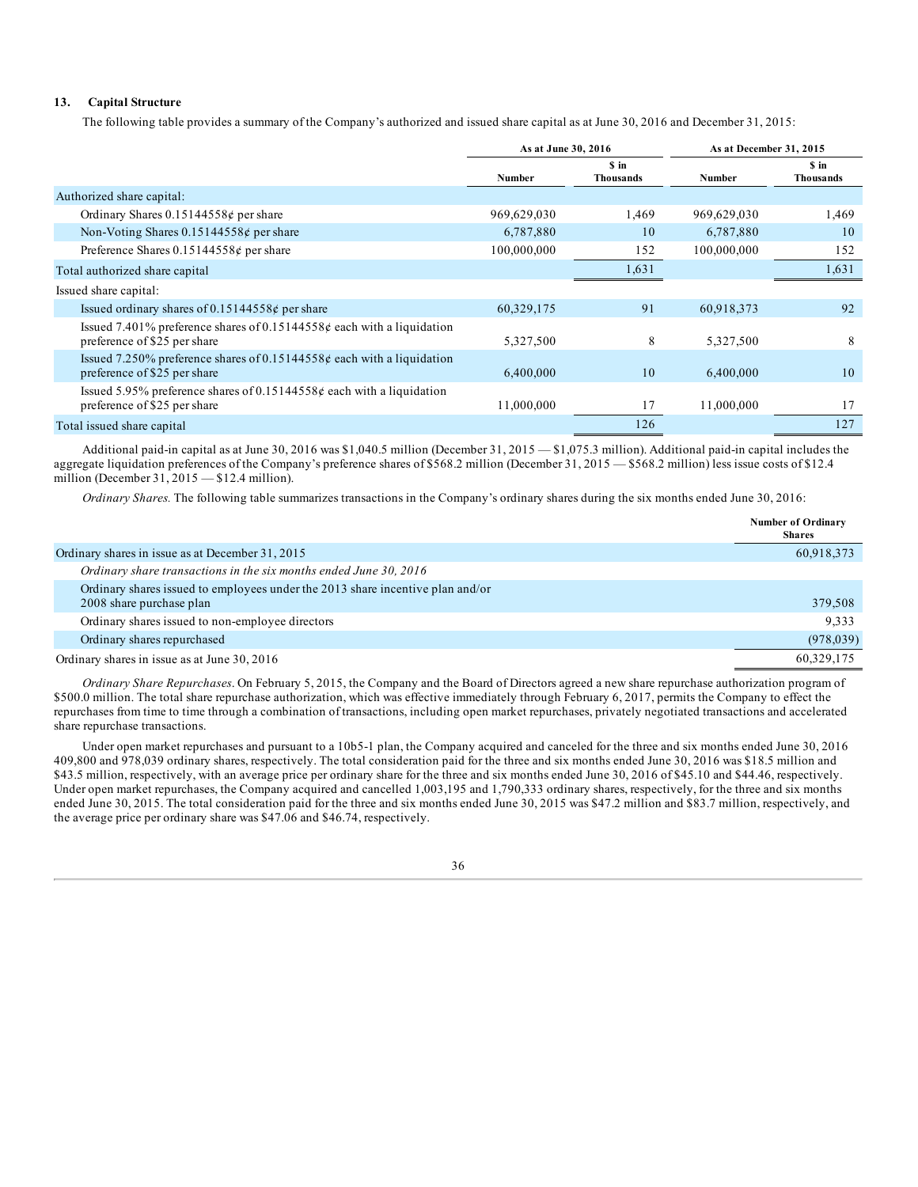### 13. Capital Structure

The following table provides a summary of the Company's authorized and issued share capital as at June 30, 2016 and December 31, 2015:

| | As at June 30, 2016 | | As at December 31, 2015 | |
|---|---|---|---|---|
| | Number | $ in Thousands | Number | $ in Thousands |
| Authorized share capital: | | | | |
| Ordinary Shares 0.15144558¢ per share | 969,629,030 | 1,469 | 969,629,030 | 1,469 |
| Non-Voting Shares 0.15144558¢ per share | 6,787,880 | 10 | 6,787,880 | 10 |
| Preference Shares 0.15144558¢ per share | 100,000,000 | 152 | 100,000,000 | 152 |
| Total authorized share capital | | 1,631 | | 1,631 |
| Issued share capital: | | | | |
| Issued ordinary shares of 0.15144558¢ per share | 60,329,175 | 91 | 60,918,373 | 92 |
| Issued 7.401% preference shares of 0.15144558¢ each with a liquidation preference of $25 per share | 5,327,500 | 8 | 5,327,500 | 8 |
| Issued 7.250% preference shares of 0.15144558¢ each with a liquidation preference of $25 per share | 6,400,000 | 10 | 6,400,000 | 10 |
| Issued 5.95% preference shares of 0.15144558¢ each with a liquidation preference of $25 per share | 11,000,000 | 17 | 11,000,000 | 17 |
| Total issued share capital | | 126 | | 127 |

Additional paid-in capital as at June 30, 2016 was $1,040.5 million (December 31, 2015 — $1,075.3 million). Additional paid-in capital includes the aggregate liquidation preferences of the Company's preference shares of $568.2 million (December 31, 2015 — $568.2 million) less issue costs of $12.4 million (December 31, 2015 — $12.4 million).

*Ordinary Shares.* The following table summarizes transactions in the Company's ordinary shares during the six months ended June 30, 2016:

| | Number of Ordinary Shares |
|---|---|
| Ordinary shares in issue as at December 31, 2015 | 60,918,373 |
| *Ordinary share transactions in the six months ended June 30, 2016* | |
| Ordinary shares issued to employees under the 2013 share incentive plan and/or 2008 share purchase plan | 379,508 |
| Ordinary shares issued to non-employee directors | 9,333 |
| Ordinary shares repurchased | (978,039) |
| Ordinary shares in issue as at June 30, 2016 | 60,329,175 |

*Ordinary Share Repurchases*. On February 5, 2015, the Company and the Board of Directors agreed a new share repurchase authorization program of $500.0 million. The total share repurchase authorization, which was effective immediately through February 6, 2017, permits the Company to effect the repurchases from time to time through a combination of transactions, including open market repurchases, privately negotiated transactions and accelerated share repurchase transactions.

Under open market repurchases and pursuant to a 10b5-1 plan, the Company acquired and canceled for the three and six months ended June 30, 2016 409,800 and 978,039 ordinary shares, respectively. The total consideration paid for the three and six months ended June 30, 2016 was $18.5 million and $43.5 million, respectively, with an average price per ordinary share for the three and six months ended June 30, 2016 of $45.10 and $44.46, respectively. Under open market repurchases, the Company acquired and cancelled 1,003,195 and 1,790,333 ordinary shares, respectively, for the three and six months ended June 30, 2015. The total consideration paid for the three and six months ended June 30, 2015 was $47.2 million and $83.7 million, respectively, and the average price per ordinary share was $47.06 and $46.74, respectively.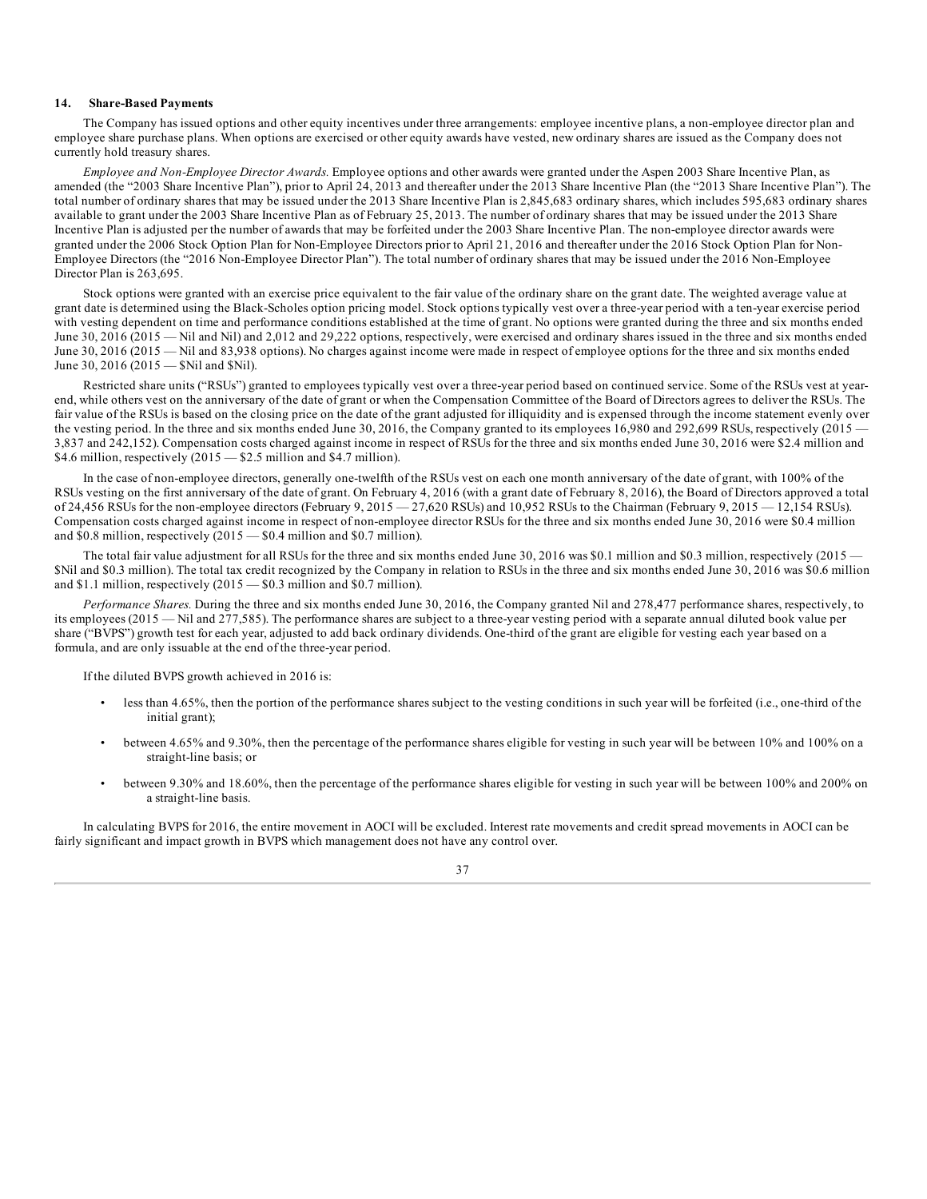## 14. Share-Based Payments

The Company has issued options and other equity incentives under three arrangements: employee incentive plans, a non-employee director plan and employee share purchase plans. When options are exercised or other equity awards have vested, new ordinary shares are issued as the Company does not currently hold treasury shares.

*Employee and Non-Employee Director Awards.* Employee options and other awards were granted under the Aspen 2003 Share Incentive Plan, as amended (the "2003 Share Incentive Plan"), prior to April 24, 2013 and thereafter under the 2013 Share Incentive Plan (the "2013 Share Incentive Plan"). The total number of ordinary shares that may be issued under the 2013 Share Incentive Plan is 2,845,683 ordinary shares, which includes 595,683 ordinary shares available to grant under the 2003 Share Incentive Plan as of February 25, 2013. The number of ordinary shares that may be issued under the 2013 Share Incentive Plan is adjusted per the number of awards that may be forfeited under the 2003 Share Incentive Plan. The non-employee director awards were granted under the 2006 Stock Option Plan for Non-Employee Directors prior to April 21, 2016 and thereafter under the 2016 Stock Option Plan for Non-Employee Directors (the "2016 Non-Employee Director Plan"). The total number of ordinary shares that may be issued under the 2016 Non-Employee Director Plan is 263,695.

Stock options were granted with an exercise price equivalent to the fair value of the ordinary share on the grant date. The weighted average value at grant date is determined using the Black-Scholes option pricing model. Stock options typically vest over a three-year period with a ten-year exercise period with vesting dependent on time and performance conditions established at the time of grant. No options were granted during the three and six months ended June 30, 2016 (2015 — Nil and Nil) and 2,012 and 29,222 options, respectively, were exercised and ordinary shares issued in the three and six months ended June 30, 2016 (2015 — Nil and 83,938 options). No charges against income were made in respect of employee options for the three and six months ended June 30, 2016 (2015 — $Nil and $Nil).

Restricted share units ("RSUs") granted to employees typically vest over a three-year period based on continued service. Some of the RSUs vest at year-end, while others vest on the anniversary of the date of grant or when the Compensation Committee of the Board of Directors agrees to deliver the RSUs. The fair value of the RSUs is based on the closing price on the date of the grant adjusted for illiquidity and is expensed through the income statement evenly over the vesting period. In the three and six months ended June 30, 2016, the Company granted to its employees 16,980 and 292,699 RSUs, respectively (2015 — 3,837 and 242,152). Compensation costs charged against income in respect of RSUs for the three and six months ended June 30, 2016 were $2.4 million and $4.6 million, respectively (2015 — $2.5 million and $4.7 million).

In the case of non-employee directors, generally one-twelfth of the RSUs vest on each one month anniversary of the date of grant, with 100% of the RSUs vesting on the first anniversary of the date of grant. On February 4, 2016 (with a grant date of February 8, 2016), the Board of Directors approved a total of 24,456 RSUs for the non-employee directors (February 9, 2015 — 27,620 RSUs) and 10,952 RSUs to the Chairman (February 9, 2015 — 12,154 RSUs). Compensation costs charged against income in respect of non-employee director RSUs for the three and six months ended June 30, 2016 were $0.4 million and $0.8 million, respectively (2015 — $0.4 million and $0.7 million).

The total fair value adjustment for all RSUs for the three and six months ended June 30, 2016 was $0.1 million and $0.3 million, respectively (2015 — $Nil and $0.3 million). The total tax credit recognized by the Company in relation to RSUs in the three and six months ended June 30, 2016 was $0.6 million and $1.1 million, respectively (2015 — $0.3 million and $0.7 million).

*Performance Shares.* During the three and six months ended June 30, 2016, the Company granted Nil and 278,477 performance shares, respectively, to its employees (2015 — Nil and 277,585). The performance shares are subject to a three-year vesting period with a separate annual diluted book value per share ("BVPS") growth test for each year, adjusted to add back ordinary dividends. One-third of the grant are eligible for vesting each year based on a formula, and are only issuable at the end of the three-year period.

If the diluted BVPS growth achieved in 2016 is:

- less than 4.65%, then the portion of the performance shares subject to the vesting conditions in such year will be forfeited (i.e., one-third of the initial grant);
- between 4.65% and 9.30%, then the percentage of the performance shares eligible for vesting in such year will be between 10% and 100% on a straight-line basis; or
- between 9.30% and 18.60%, then the percentage of the performance shares eligible for vesting in such year will be between 100% and 200% on a straight-line basis.

In calculating BVPS for 2016, the entire movement in AOCI will be excluded. Interest rate movements and credit spread movements in AOCI can be fairly significant and impact growth in BVPS which management does not have any control over.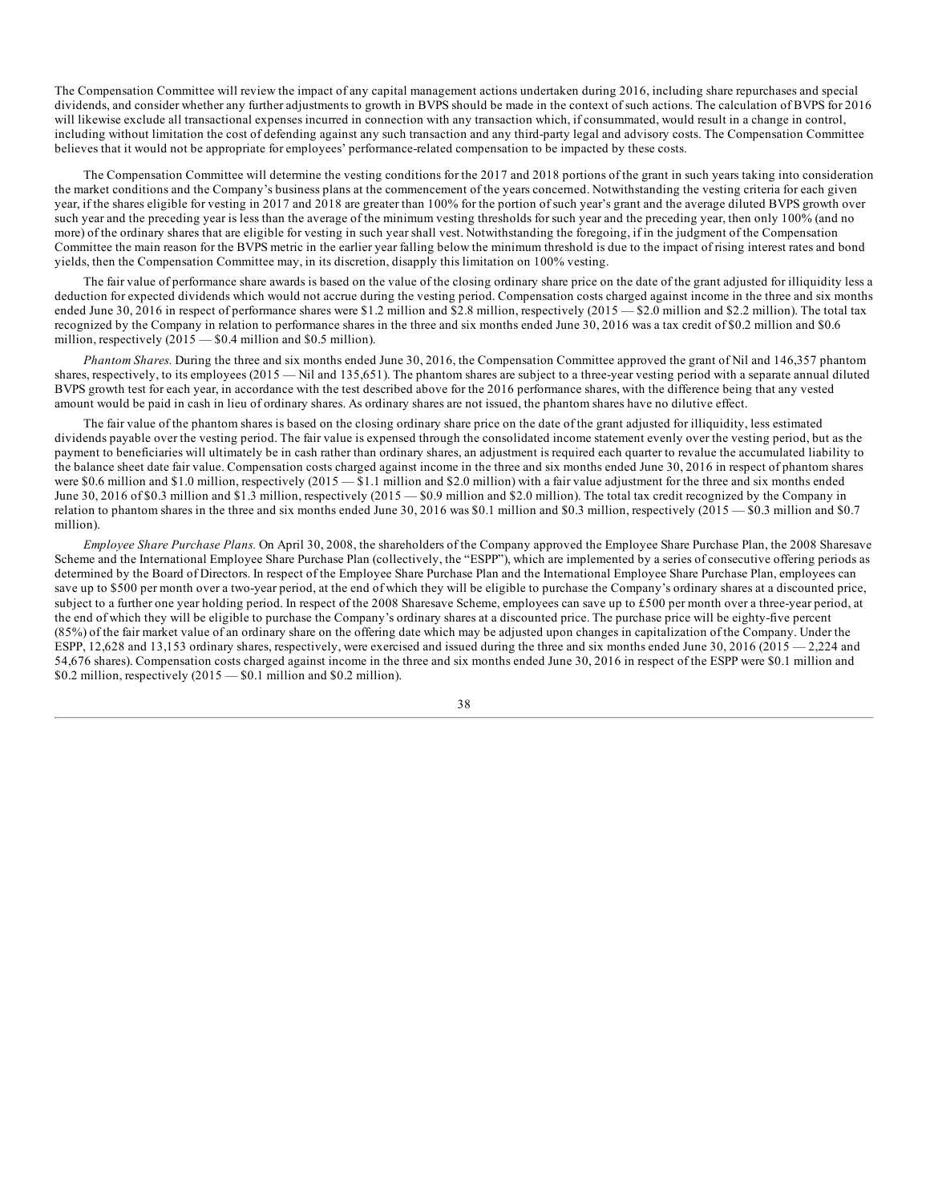The Compensation Committee will review the impact of any capital management actions undertaken during 2016, including share repurchases and special dividends, and consider whether any further adjustments to growth in BVPS should be made in the context of such actions. The calculation of BVPS for 2016 will likewise exclude all transactional expenses incurred in connection with any transaction which, if consummated, would result in a change in control, including without limitation the cost of defending against any such transaction and any third-party legal and advisory costs. The Compensation Committee believes that it would not be appropriate for employees' performance-related compensation to be impacted by these costs.

The Compensation Committee will determine the vesting conditions for the 2017 and 2018 portions of the grant in such years taking into consideration the market conditions and the Company's business plans at the commencement of the years concerned. Notwithstanding the vesting criteria for each given year, if the shares eligible for vesting in 2017 and 2018 are greater than 100% for the portion of such year's grant and the average diluted BVPS growth over such year and the preceding year is less than the average of the minimum vesting thresholds for such year and the preceding year, then only 100% (and no more) of the ordinary shares that are eligible for vesting in such year shall vest. Notwithstanding the foregoing, if in the judgment of the Compensation Committee the main reason for the BVPS metric in the earlier year falling below the minimum threshold is due to the impact of rising interest rates and bond yields, then the Compensation Committee may, in its discretion, disapply this limitation on 100% vesting.

The fair value of performance share awards is based on the value of the closing ordinary share price on the date of the grant adjusted for illiquidity less a deduction for expected dividends which would not accrue during the vesting period. Compensation costs charged against income in the three and six months ended June 30, 2016 in respect of performance shares were $1.2 million and $2.8 million, respectively (2015 — $2.0 million and $2.2 million). The total tax recognized by the Company in relation to performance shares in the three and six months ended June 30, 2016 was a tax credit of $0.2 million and $0.6 million, respectively (2015 — $0.4 million and $0.5 million).

*Phantom Shares.* During the three and six months ended June 30, 2016, the Compensation Committee approved the grant of Nil and 146,357 phantom shares, respectively, to its employees (2015 — Nil and 135,651). The phantom shares are subject to a three-year vesting period with a separate annual diluted BVPS growth test for each year, in accordance with the test described above for the 2016 performance shares, with the difference being that any vested amount would be paid in cash in lieu of ordinary shares. As ordinary shares are not issued, the phantom shares have no dilutive effect.

The fair value of the phantom shares is based on the closing ordinary share price on the date of the grant adjusted for illiquidity, less estimated dividends payable over the vesting period. The fair value is expensed through the consolidated income statement evenly over the vesting period, but as the payment to beneficiaries will ultimately be in cash rather than ordinary shares, an adjustment is required each quarter to revalue the accumulated liability to the balance sheet date fair value. Compensation costs charged against income in the three and six months ended June 30, 2016 in respect of phantom shares were $0.6 million and $1.0 million, respectively (2015 — $1.1 million and $2.0 million) with a fair value adjustment for the three and six months ended June 30, 2016 of $0.3 million and $1.3 million, respectively (2015 — $0.9 million and $2.0 million). The total tax credit recognized by the Company in relation to phantom shares in the three and six months ended June 30, 2016 was $0.1 million and $0.3 million, respectively (2015 — $0.3 million and $0.7 million).

*Employee Share Purchase Plans.* On April 30, 2008, the shareholders of the Company approved the Employee Share Purchase Plan, the 2008 Sharesave Scheme and the International Employee Share Purchase Plan (collectively, the "ESPP"), which are implemented by a series of consecutive offering periods as determined by the Board of Directors. In respect of the Employee Share Purchase Plan and the International Employee Share Purchase Plan, employees can save up to $500 per month over a two-year period, at the end of which they will be eligible to purchase the Company's ordinary shares at a discounted price, subject to a further one year holding period. In respect of the 2008 Sharesave Scheme, employees can save up to £500 per month over a three-year period, at the end of which they will be eligible to purchase the Company's ordinary shares at a discounted price. The purchase price will be eighty-five percent (85%) of the fair market value of an ordinary share on the offering date which may be adjusted upon changes in capitalization of the Company. Under the ESPP, 12,628 and 13,153 ordinary shares, respectively, were exercised and issued during the three and six months ended June 30, 2016 (2015 — 2,224 and 54,676 shares). Compensation costs charged against income in the three and six months ended June 30, 2016 in respect of the ESPP were $0.1 million and $0.2 million, respectively (2015 — $0.1 million and $0.2 million).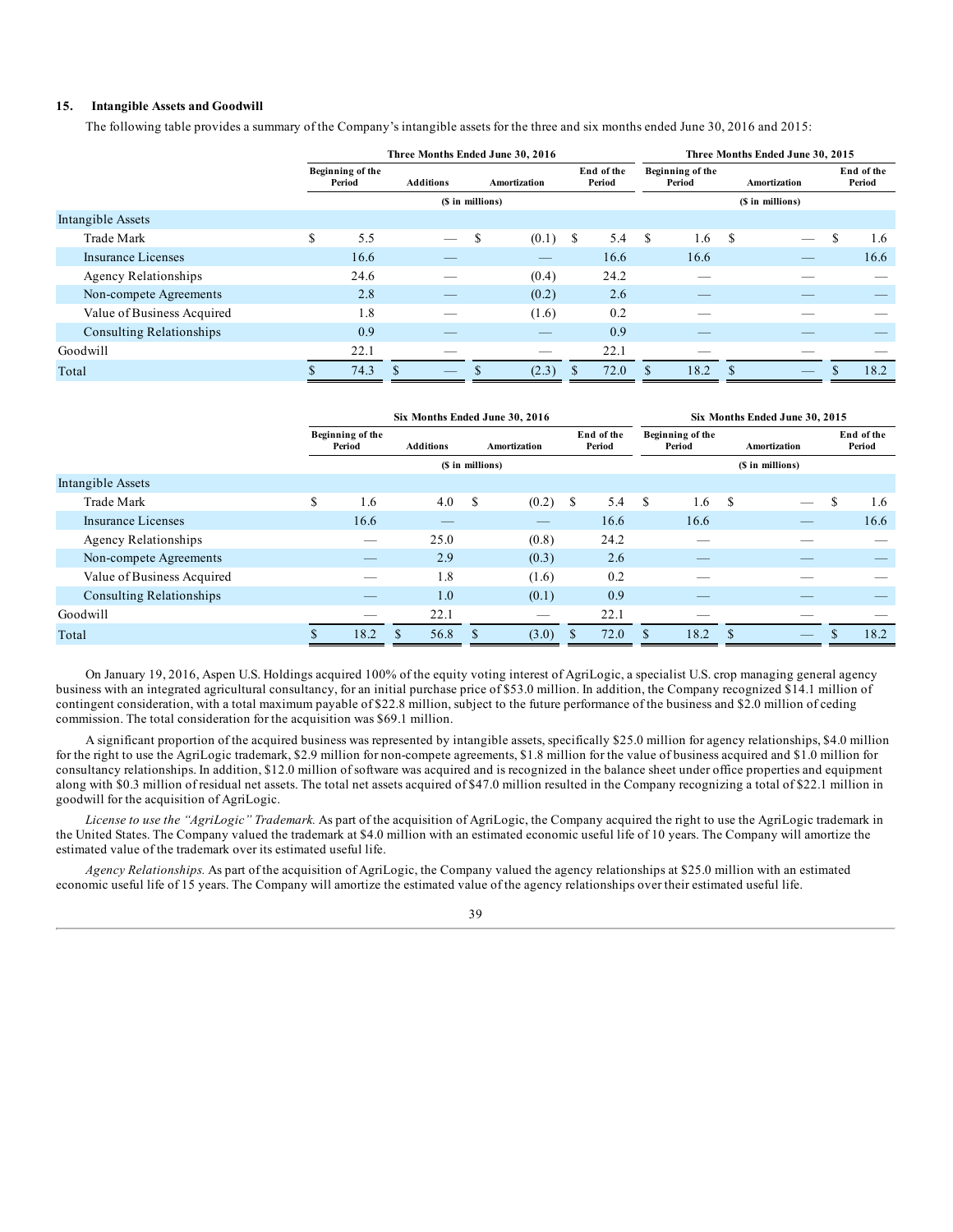### 15. Intangible Assets and Goodwill

The following table provides a summary of the Company's intangible assets for the three and six months ended June 30, 2016 and 2015:

| | Three Months Ended June 30, 2016 | | | | Three Months Ended June 30, 2015 | | |
|---|---|---|---|---|---|---|---|
| | Beginning of the Period | Additions | Amortization | End of the Period | Beginning of the Period | Amortization | End of the Period |
| | ($ in millions) | | | | ($ in millions) | | |
| Intangible Assets | | | | | | | |
| Trade Mark | $ 5.5 | — | $ (0.1) | $ 5.4 | $ 1.6 | $ — | $ 1.6 |
| Insurance Licenses | 16.6 | — | — | 16.6 | 16.6 | — | 16.6 |
| Agency Relationships | 24.6 | — | (0.4) | 24.2 | — | — | — |
| Non-compete Agreements | 2.8 | — | (0.2) | 2.6 | — | — | — |
| Value of Business Acquired | 1.8 | — | (1.6) | 0.2 | — | — | — |
| Consulting Relationships | 0.9 | — | — | 0.9 | — | — | — |
| Goodwill | 22.1 | — | — | 22.1 | — | — | — |
| Total | $ 74.3 | $ — | $ (2.3) | $ 72.0 | $ 18.2 | $ — | $ 18.2 |

| | Six Months Ended June 30, 2016 | | | | Six Months Ended June 30, 2015 | | |
|---|---|---|---|---|---|---|---|
| | Beginning of the Period | Additions | Amortization | End of the Period | Beginning of the Period | Amortization | End of the Period |
| | ($ in millions) | | | | ($ in millions) | | |
| Intangible Assets | | | | | | | |
| Trade Mark | $ 1.6 | 4.0 | $ (0.2) | $ 5.4 | $ 1.6 | $ — | $ 1.6 |
| Insurance Licenses | 16.6 | — | — | 16.6 | 16.6 | — | 16.6 |
| Agency Relationships | — | 25.0 | (0.8) | 24.2 | — | — | — |
| Non-compete Agreements | — | 2.9 | (0.3) | 2.6 | — | — | — |
| Value of Business Acquired | — | 1.8 | (1.6) | 0.2 | — | — | — |
| Consulting Relationships | — | 1.0 | (0.1) | 0.9 | — | — | — |
| Goodwill | — | 22.1 | — | 22.1 | — | — | — |
| Total | $ 18.2 | $ 56.8 | $ (3.0) | $ 72.0 | $ 18.2 | $ — | $ 18.2 |

On January 19, 2016, Aspen U.S. Holdings acquired 100% of the equity voting interest of AgriLogic, a specialist U.S. crop managing general agency business with an integrated agricultural consultancy, for an initial purchase price of $53.0 million. In addition, the Company recognized $14.1 million of contingent consideration, with a total maximum payable of $22.8 million, subject to the future performance of the business and $2.0 million of ceding commission. The total consideration for the acquisition was $69.1 million.

A significant proportion of the acquired business was represented by intangible assets, specifically $25.0 million for agency relationships, $4.0 million for the right to use the AgriLogic trademark, $2.9 million for non-compete agreements, $1.8 million for the value of business acquired and $1.0 million for consultancy relationships. In addition, $12.0 million of software was acquired and is recognized in the balance sheet under office properties and equipment along with $0.3 million of residual net assets. The total net assets acquired of $47.0 million resulted in the Company recognizing a total of $22.1 million in goodwill for the acquisition of AgriLogic.

*License to use the "AgriLogic" Trademark.* As part of the acquisition of AgriLogic, the Company acquired the right to use the AgriLogic trademark in the United States. The Company valued the trademark at $4.0 million with an estimated economic useful life of 10 years. The Company will amortize the estimated value of the trademark over its estimated useful life.

*Agency Relationships.* As part of the acquisition of AgriLogic, the Company valued the agency relationships at $25.0 million with an estimated economic useful life of 15 years. The Company will amortize the estimated value of the agency relationships over their estimated useful life.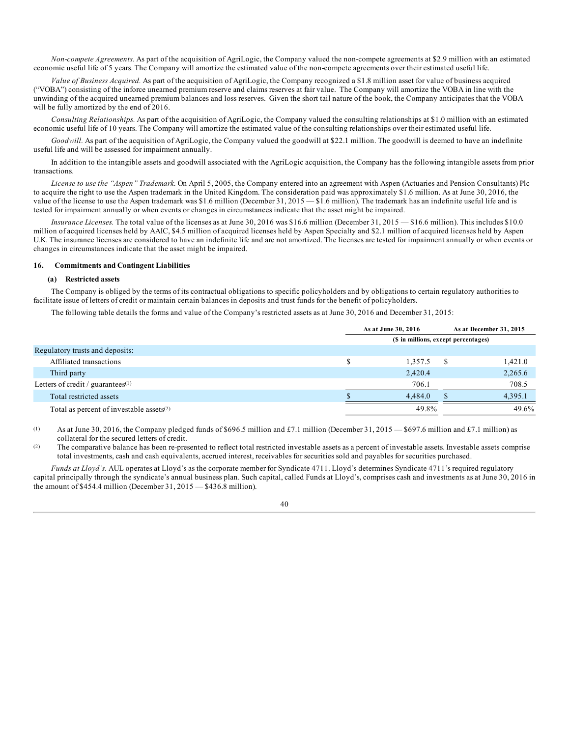*Non-compete Agreements.* As part of the acquisition of AgriLogic, the Company valued the non-compete agreements at $2.9 million with an estimated economic useful life of 5 years. The Company will amortize the estimated value of the non-compete agreements over their estimated useful life.

*Value of Business Acquired.* As part of the acquisition of AgriLogic, the Company recognized a $1.8 million asset for value of business acquired ("VOBA") consisting of the inforce unearned premium reserve and claims reserves at fair value. The Company will amortize the VOBA in line with the unwinding of the acquired unearned premium balances and loss reserves. Given the short tail nature of the book, the Company anticipates that the VOBA will be fully amortized by the end of 2016.

*Consulting Relationships.* As part of the acquisition of AgriLogic, the Company valued the consulting relationships at $1.0 million with an estimated economic useful life of 10 years. The Company will amortize the estimated value of the consulting relationships over their estimated useful life.

*Goodwill.* As part of the acquisition of AgriLogic, the Company valued the goodwill at $22.1 million. The goodwill is deemed to have an indefinite useful life and will be assessed for impairment annually.

In addition to the intangible assets and goodwill associated with the AgriLogic acquisition, the Company has the following intangible assets from prior transactions.

*License to use the "Aspen" Trademark.* On April 5, 2005, the Company entered into an agreement with Aspen (Actuaries and Pension Consultants) Plc to acquire the right to use the Aspen trademark in the United Kingdom. The consideration paid was approximately $1.6 million. As at June 30, 2016, the value of the license to use the Aspen trademark was $1.6 million (December 31, 2015 — $1.6 million). The trademark has an indefinite useful life and is tested for impairment annually or when events or changes in circumstances indicate that the asset might be impaired.

*Insurance Licenses.* The total value of the licenses as at June 30, 2016 was $16.6 million (December 31, 2015 — $16.6 million). This includes $10.0 million of acquired licenses held by AAIC, $4.5 million of acquired licenses held by Aspen Specialty and $2.1 million of acquired licenses held by Aspen U.K. The insurance licenses are considered to have an indefinite life and are not amortized. The licenses are tested for impairment annually or when events or changes in circumstances indicate that the asset might be impaired.

## 16. Commitments and Contingent Liabilities

### (a) Restricted assets

The Company is obliged by the terms of its contractual obligations to specific policyholders and by obligations to certain regulatory authorities to facilitate issue of letters of credit or maintain certain balances in deposits and trust funds for the benefit of policyholders.

The following table details the forms and value of the Company's restricted assets as at June 30, 2016 and December 31, 2015:

| | As at June 30, 2016 | As at December 31, 2015 |
|---|---|---|
| | ($ in millions, except percentages) | |
| Regulatory trusts and deposits: | | |
| Affiliated transactions | $ 1,357.5 | $ 1,421.0 |
| Third party | 2,420.4 | 2,265.6 |
| Letters of credit / guarantees[(1)] | 706.1 | 708.5 |
| Total restricted assets | $ 4,484.0 | $ 4,395.1 |
| Total as percent of investable assets[(2)] | 49.8% | 49.6% |

(1) As at June 30, 2016, the Company pledged funds of $696.5 million and £7.1 million (December 31, 2015 — $697.6 million and £7.1 million) as collateral for the secured letters of credit.

(2) The comparative balance has been re-presented to reflect total restricted investable assets as a percent of investable assets. Investable assets comprise total investments, cash and cash equivalents, accrued interest, receivables for securities sold and payables for securities purchased.

*Funds at Lloyd's.* AUL operates at Lloyd's as the corporate member for Syndicate 4711. Lloyd's determines Syndicate 4711's required regulatory capital principally through the syndicate's annual business plan. Such capital, called Funds at Lloyd's, comprises cash and investments as at June 30, 2016 in the amount of $454.4 million (December 31, 2015 — $436.8 million).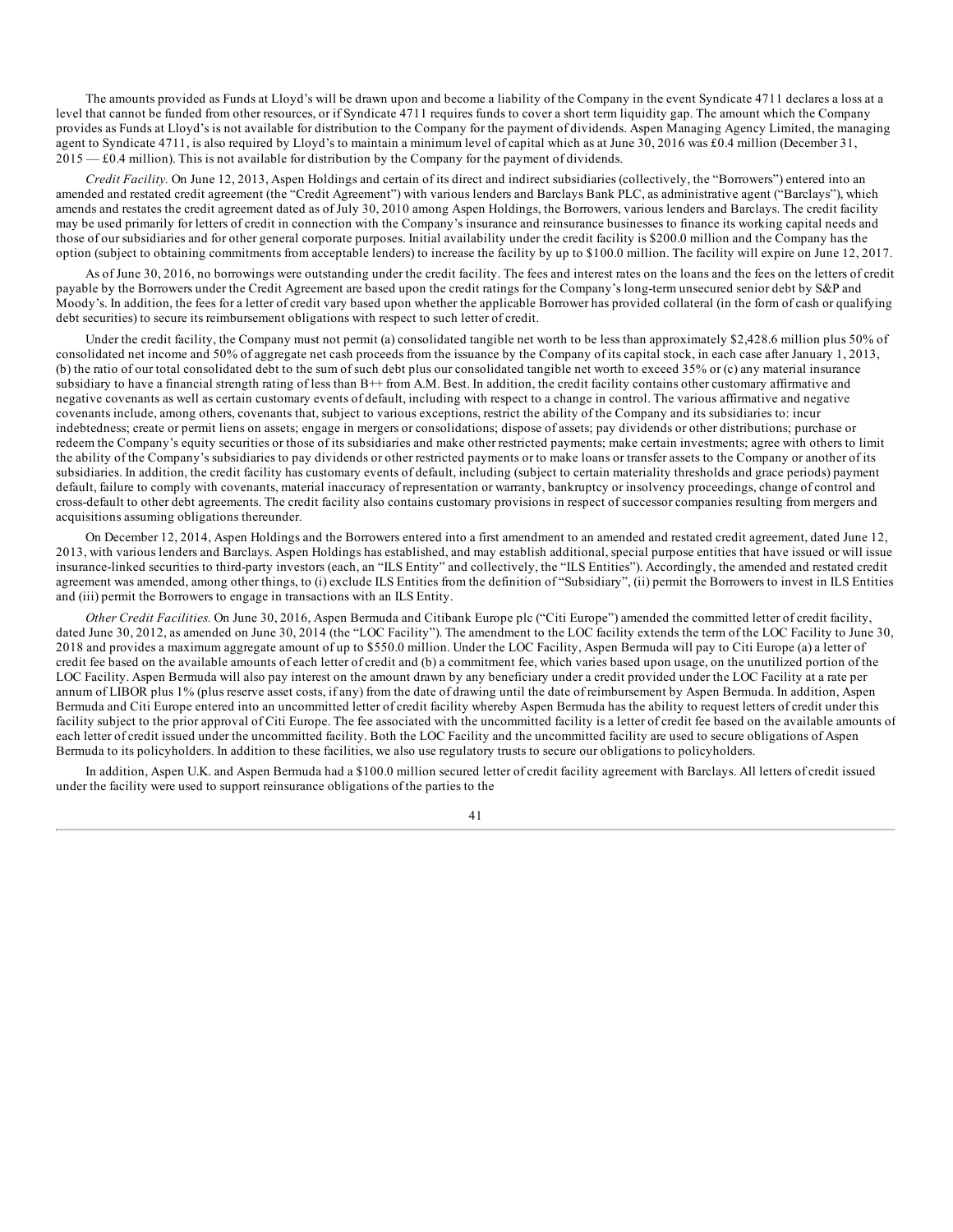The amounts provided as Funds at Lloyd's will be drawn upon and become a liability of the Company in the event Syndicate 4711 declares a loss at a level that cannot be funded from other resources, or if Syndicate 4711 requires funds to cover a short term liquidity gap. The amount which the Company provides as Funds at Lloyd's is not available for distribution to the Company for the payment of dividends. Aspen Managing Agency Limited, the managing agent to Syndicate 4711, is also required by Lloyd's to maintain a minimum level of capital which as at June 30, 2016 was £0.4 million (December 31, 2015 — £0.4 million). This is not available for distribution by the Company for the payment of dividends.

*Credit Facility.* On June 12, 2013, Aspen Holdings and certain of its direct and indirect subsidiaries (collectively, the "Borrowers") entered into an amended and restated credit agreement (the "Credit Agreement") with various lenders and Barclays Bank PLC, as administrative agent ("Barclays"), which amends and restates the credit agreement dated as of July 30, 2010 among Aspen Holdings, the Borrowers, various lenders and Barclays. The credit facility may be used primarily for letters of credit in connection with the Company's insurance and reinsurance businesses to finance its working capital needs and those of our subsidiaries and for other general corporate purposes. Initial availability under the credit facility is $200.0 million and the Company has the option (subject to obtaining commitments from acceptable lenders) to increase the facility by up to $100.0 million. The facility will expire on June 12, 2017.

As of June 30, 2016, no borrowings were outstanding under the credit facility. The fees and interest rates on the loans and the fees on the letters of credit payable by the Borrowers under the Credit Agreement are based upon the credit ratings for the Company's long-term unsecured senior debt by S&P and Moody's. In addition, the fees for a letter of credit vary based upon whether the applicable Borrower has provided collateral (in the form of cash or qualifying debt securities) to secure its reimbursement obligations with respect to such letter of credit.

Under the credit facility, the Company must not permit (a) consolidated tangible net worth to be less than approximately $2,428.6 million plus 50% of consolidated net income and 50% of aggregate net cash proceeds from the issuance by the Company of its capital stock, in each case after January 1, 2013, (b) the ratio of our total consolidated debt to the sum of such debt plus our consolidated tangible net worth to exceed 35% or (c) any material insurance subsidiary to have a financial strength rating of less than B++ from A.M. Best. In addition, the credit facility contains other customary affirmative and negative covenants as well as certain customary events of default, including with respect to a change in control. The various affirmative and negative covenants include, among others, covenants that, subject to various exceptions, restrict the ability of the Company and its subsidiaries to: incur indebtedness; create or permit liens on assets; engage in mergers or consolidations; dispose of assets; pay dividends or other distributions; purchase or redeem the Company's equity securities or those of its subsidiaries and make other restricted payments; make certain investments; agree with others to limit the ability of the Company's subsidiaries to pay dividends or other restricted payments or to make loans or transfer assets to the Company or another of its subsidiaries. In addition, the credit facility has customary events of default, including (subject to certain materiality thresholds and grace periods) payment default, failure to comply with covenants, material inaccuracy of representation or warranty, bankruptcy or insolvency proceedings, change of control and cross-default to other debt agreements. The credit facility also contains customary provisions in respect of successor companies resulting from mergers and acquisitions assuming obligations thereunder.

On December 12, 2014, Aspen Holdings and the Borrowers entered into a first amendment to an amended and restated credit agreement, dated June 12, 2013, with various lenders and Barclays. Aspen Holdings has established, and may establish additional, special purpose entities that have issued or will issue insurance-linked securities to third-party investors (each, an "ILS Entity" and collectively, the "ILS Entities"). Accordingly, the amended and restated credit agreement was amended, among other things, to (i) exclude ILS Entities from the definition of "Subsidiary", (ii) permit the Borrowers to invest in ILS Entities and (iii) permit the Borrowers to engage in transactions with an ILS Entity.

*Other Credit Facilities.* On June 30, 2016, Aspen Bermuda and Citibank Europe plc ("Citi Europe") amended the committed letter of credit facility, dated June 30, 2012, as amended on June 30, 2014 (the "LOC Facility"). The amendment to the LOC facility extends the term of the LOC Facility to June 30, 2018 and provides a maximum aggregate amount of up to $550.0 million. Under the LOC Facility, Aspen Bermuda will pay to Citi Europe (a) a letter of credit fee based on the available amounts of each letter of credit and (b) a commitment fee, which varies based upon usage, on the unutilized portion of the LOC Facility. Aspen Bermuda will also pay interest on the amount drawn by any beneficiary under a credit provided under the LOC Facility at a rate per annum of LIBOR plus 1% (plus reserve asset costs, if any) from the date of drawing until the date of reimbursement by Aspen Bermuda. In addition, Aspen Bermuda and Citi Europe entered into an uncommitted letter of credit facility whereby Aspen Bermuda has the ability to request letters of credit under this facility subject to the prior approval of Citi Europe. The fee associated with the uncommitted facility is a letter of credit fee based on the available amounts of each letter of credit issued under the uncommitted facility. Both the LOC Facility and the uncommitted facility are used to secure obligations of Aspen Bermuda to its policyholders. In addition to these facilities, we also use regulatory trusts to secure our obligations to policyholders.

In addition, Aspen U.K. and Aspen Bermuda had a $100.0 million secured letter of credit facility agreement with Barclays. All letters of credit issued under the facility were used to support reinsurance obligations of the parties to the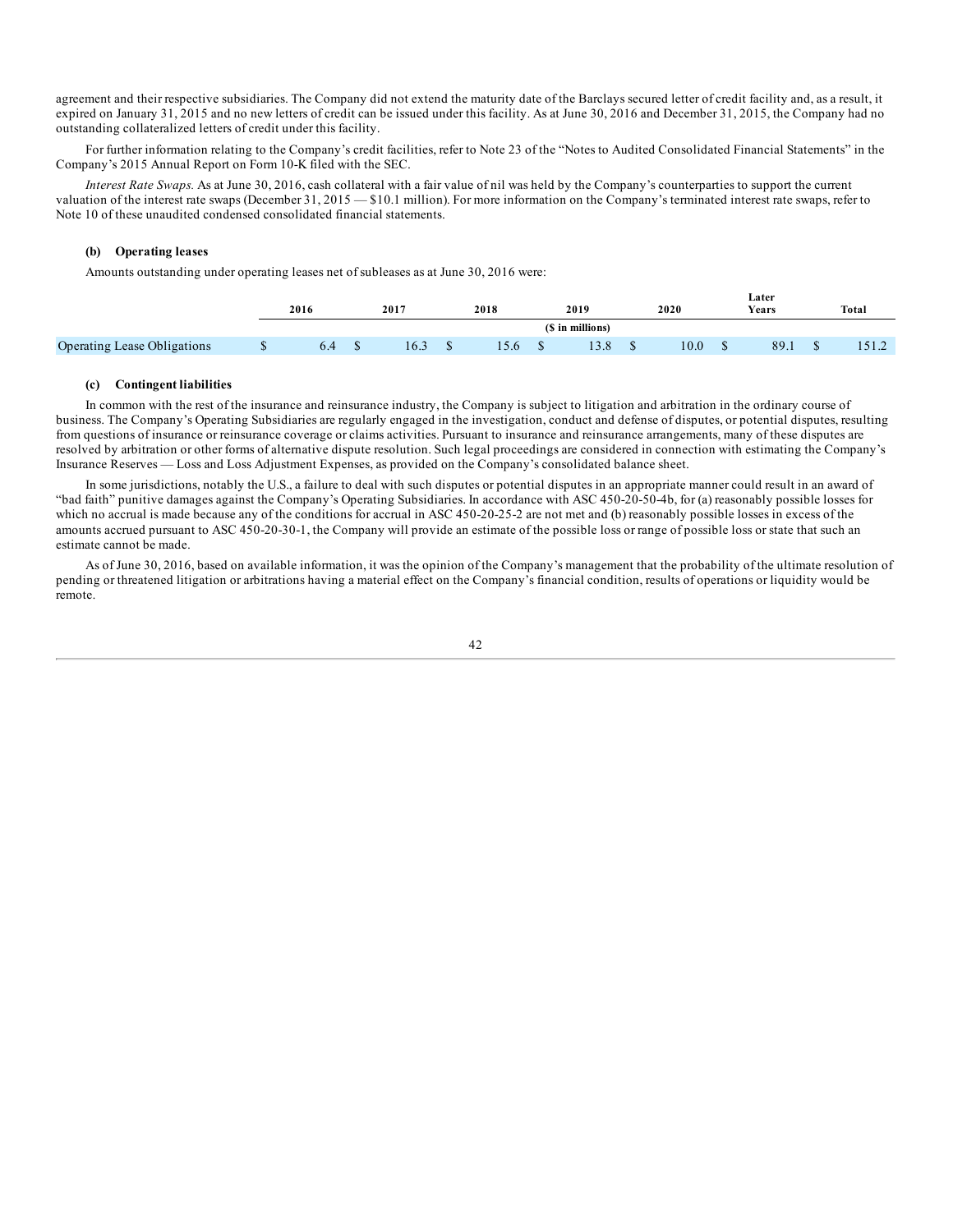agreement and their respective subsidiaries. The Company did not extend the maturity date of the Barclays secured letter of credit facility and, as a result, it expired on January 31, 2015 and no new letters of credit can be issued under this facility. As at June 30, 2016 and December 31, 2015, the Company had no outstanding collateralized letters of credit under this facility.

For further information relating to the Company's credit facilities, refer to Note 23 of the "Notes to Audited Consolidated Financial Statements" in the Company's 2015 Annual Report on Form 10-K filed with the SEC.

*Interest Rate Swaps.* As at June 30, 2016, cash collateral with a fair value of nil was held by the Company's counterparties to support the current valuation of the interest rate swaps (December 31, 2015 — $10.1 million). For more information on the Company's terminated interest rate swaps, refer to Note 10 of these unaudited condensed consolidated financial statements.

### (b) Operating leases

Amounts outstanding under operating leases net of subleases as at June 30, 2016 were:

| | 2016 | 2017 | 2018 | 2019 | 2020 | Later Years | Total |
|---|---|---|---|---|---|---|---|
| | | | | ($ in millions) | | | |
| Operating Lease Obligations | $ 6.4 | $ 16.3 | $ 15.6 | $ 13.8 | $ 10.0 | $ 89.1 | $ 151.2 |

### (c) Contingent liabilities

In common with the rest of the insurance and reinsurance industry, the Company is subject to litigation and arbitration in the ordinary course of business. The Company's Operating Subsidiaries are regularly engaged in the investigation, conduct and defense of disputes, or potential disputes, resulting from questions of insurance or reinsurance coverage or claims activities. Pursuant to insurance and reinsurance arrangements, many of these disputes are resolved by arbitration or other forms of alternative dispute resolution. Such legal proceedings are considered in connection with estimating the Company's Insurance Reserves — Loss and Loss Adjustment Expenses, as provided on the Company's consolidated balance sheet.

In some jurisdictions, notably the U.S., a failure to deal with such disputes or potential disputes in an appropriate manner could result in an award of "bad faith" punitive damages against the Company's Operating Subsidiaries. In accordance with ASC 450-20-50-4b, for (a) reasonably possible losses for which no accrual is made because any of the conditions for accrual in ASC 450-20-25-2 are not met and (b) reasonably possible losses in excess of the amounts accrued pursuant to ASC 450-20-30-1, the Company will provide an estimate of the possible loss or range of possible loss or state that such an estimate cannot be made.

As of June 30, 2016, based on available information, it was the opinion of the Company's management that the probability of the ultimate resolution of pending or threatened litigation or arbitrations having a material effect on the Company's financial condition, results of operations or liquidity would be remote.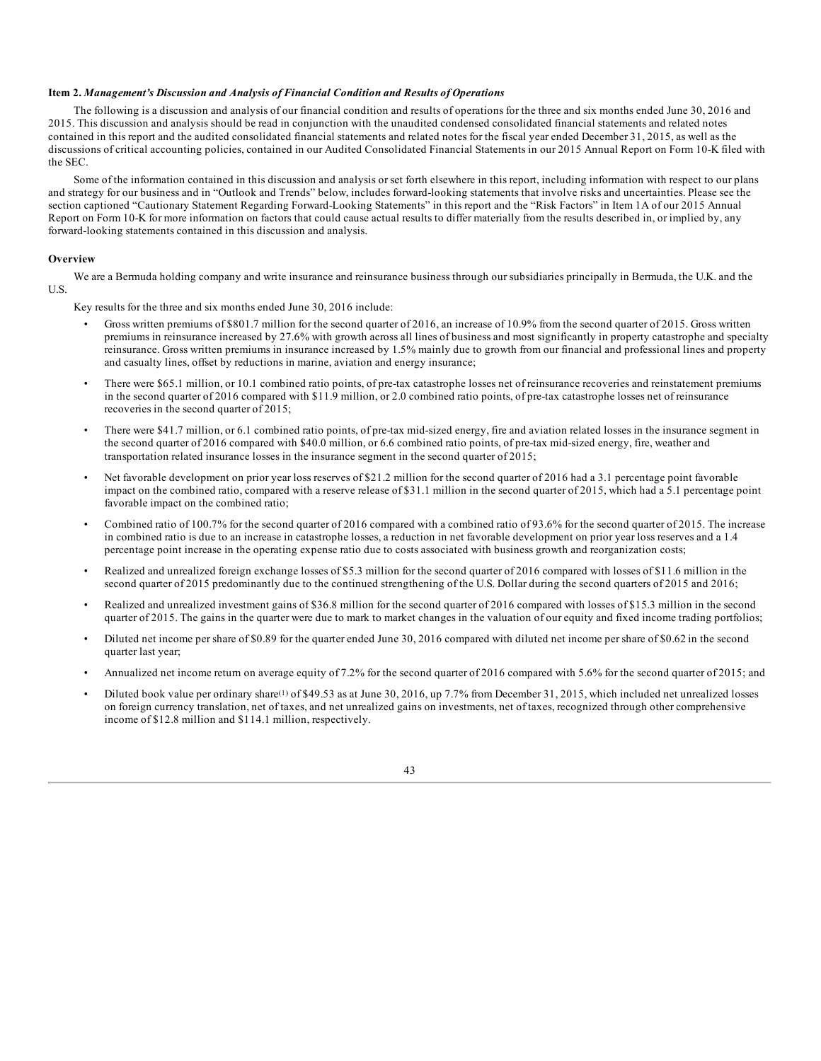**Item 2.** ***Management's Discussion and Analysis of Financial Condition and Results of Operations***

The following is a discussion and analysis of our financial condition and results of operations for the three and six months ended June 30, 2016 and 2015. This discussion and analysis should be read in conjunction with the unaudited condensed consolidated financial statements and related notes contained in this report and the audited consolidated financial statements and related notes for the fiscal year ended December 31, 2015, as well as the discussions of critical accounting policies, contained in our Audited Consolidated Financial Statements in our 2015 Annual Report on Form 10-K filed with the SEC.

Some of the information contained in this discussion and analysis or set forth elsewhere in this report, including information with respect to our plans and strategy for our business and in "Outlook and Trends" below, includes forward-looking statements that involve risks and uncertainties. Please see the section captioned "Cautionary Statement Regarding Forward-Looking Statements" in this report and the "Risk Factors" in Item 1A of our 2015 Annual Report on Form 10-K for more information on factors that could cause actual results to differ materially from the results described in, or implied by, any forward-looking statements contained in this discussion and analysis.

**Overview**

We are a Bermuda holding company and write insurance and reinsurance business through our subsidiaries principally in Bermuda, the U.K. and the U.S.

Key results for the three and six months ended June 30, 2016 include:

- Gross written premiums of $801.7 million for the second quarter of 2016, an increase of 10.9% from the second quarter of 2015. Gross written premiums in reinsurance increased by 27.6% with growth across all lines of business and most significantly in property catastrophe and specialty reinsurance. Gross written premiums in insurance increased by 1.5% mainly due to growth from our financial and professional lines and property and casualty lines, offset by reductions in marine, aviation and energy insurance;
- There were $65.1 million, or 10.1 combined ratio points, of pre-tax catastrophe losses net of reinsurance recoveries and reinstatement premiums in the second quarter of 2016 compared with $11.9 million, or 2.0 combined ratio points, of pre-tax catastrophe losses net of reinsurance recoveries in the second quarter of 2015;
- There were $41.7 million, or 6.1 combined ratio points, of pre-tax mid-sized energy, fire and aviation related losses in the insurance segment in the second quarter of 2016 compared with $40.0 million, or 6.6 combined ratio points, of pre-tax mid-sized energy, fire, weather and transportation related insurance losses in the insurance segment in the second quarter of 2015;
- Net favorable development on prior year loss reserves of $21.2 million for the second quarter of 2016 had a 3.1 percentage point favorable impact on the combined ratio, compared with a reserve release of $31.1 million in the second quarter of 2015, which had a 5.1 percentage point favorable impact on the combined ratio;
- Combined ratio of 100.7% for the second quarter of 2016 compared with a combined ratio of 93.6% for the second quarter of 2015. The increase in combined ratio is due to an increase in catastrophe losses, a reduction in net favorable development on prior year loss reserves and a 1.4 percentage point increase in the operating expense ratio due to costs associated with business growth and reorganization costs;
- Realized and unrealized foreign exchange losses of $5.3 million for the second quarter of 2016 compared with losses of $11.6 million in the second quarter of 2015 predominantly due to the continued strengthening of the U.S. Dollar during the second quarters of 2015 and 2016;
- Realized and unrealized investment gains of $36.8 million for the second quarter of 2016 compared with losses of $15.3 million in the second quarter of 2015. The gains in the quarter were due to mark to market changes in the valuation of our equity and fixed income trading portfolios;
- Diluted net income per share of $0.89 for the quarter ended June 30, 2016 compared with diluted net income per share of $0.62 in the second quarter last year;
- Annualized net income return on average equity of 7.2% for the second quarter of 2016 compared with 5.6% for the second quarter of 2015; and
- Diluted book value per ordinary share(1) of $49.53 as at June 30, 2016, up 7.7% from December 31, 2015, which included net unrealized losses on foreign currency translation, net of taxes, and net unrealized gains on investments, net of taxes, recognized through other comprehensive income of $12.8 million and $114.1 million, respectively.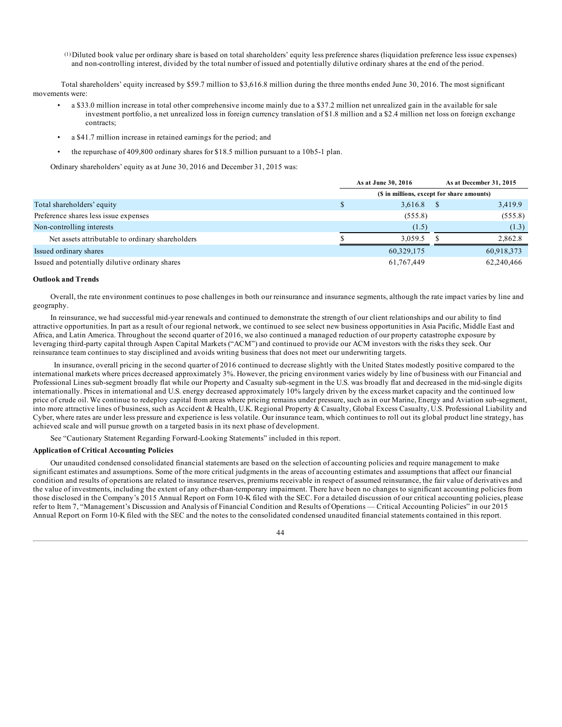(1) Diluted book value per ordinary share is based on total shareholders' equity less preference shares (liquidation preference less issue expenses) and non-controlling interest, divided by the total number of issued and potentially dilutive ordinary shares at the end of the period.

Total shareholders' equity increased by $59.7 million to $3,616.8 million during the three months ended June 30, 2016. The most significant movements were:

- a $33.0 million increase in total other comprehensive income mainly due to a $37.2 million net unrealized gain in the available for sale investment portfolio, a net unrealized loss in foreign currency translation of $1.8 million and a $2.4 million net loss on foreign exchange contracts;
- a $41.7 million increase in retained earnings for the period; and
- the repurchase of 409,800 ordinary shares for $18.5 million pursuant to a 10b5-1 plan.

Ordinary shareholders' equity as at June 30, 2016 and December 31, 2015 was:

| | As at June 30, 2016 | As at December 31, 2015 |
|---|---|---|
| | ($ in millions, except for share amounts) | |
| Total shareholders' equity | $ 3,616.8 | $ 3,419.9 |
| Preference shares less issue expenses | (555.8) | (555.8) |
| Non-controlling interests | (1.5) | (1.3) |
| Net assets attributable to ordinary shareholders | $ 3,059.5 | $ 2,862.8 |
| Issued ordinary shares | 60,329,175 | 60,918,373 |
| Issued and potentially dilutive ordinary shares | 61,767,449 | 62,240,466 |

**Outlook and Trends**

Overall, the rate environment continues to pose challenges in both our reinsurance and insurance segments, although the rate impact varies by line and geography.

In reinsurance, we had successful mid-year renewals and continued to demonstrate the strength of our client relationships and our ability to find attractive opportunities. In part as a result of our regional network, we continued to see select new business opportunities in Asia Pacific, Middle East and Africa, and Latin America. Throughout the second quarter of 2016, we also continued a managed reduction of our property catastrophe exposure by leveraging third-party capital through Aspen Capital Markets ("ACM") and continued to provide our ACM investors with the risks they seek. Our reinsurance team continues to stay disciplined and avoids writing business that does not meet our underwriting targets.

In insurance, overall pricing in the second quarter of 2016 continued to decrease slightly with the United States modestly positive compared to the international markets where prices decreased approximately 3%. However, the pricing environment varies widely by line of business with our Financial and Professional Lines sub-segment broadly flat while our Property and Casualty sub-segment in the U.S. was broadly flat and decreased in the mid-single digits internationally. Prices in international and U.S. energy decreased approximately 10% largely driven by the excess market capacity and the continued low price of crude oil. We continue to redeploy capital from areas where pricing remains under pressure, such as in our Marine, Energy and Aviation sub-segment, into more attractive lines of business, such as Accident & Health, U.K. Regional Property & Casualty, Global Excess Casualty, U.S. Professional Liability and Cyber, where rates are under less pressure and experience is less volatile. Our insurance team, which continues to roll out its global product line strategy, has achieved scale and will pursue growth on a targeted basis in its next phase of development.

See "Cautionary Statement Regarding Forward-Looking Statements" included in this report.

**Application of Critical Accounting Policies**

Our unaudited condensed consolidated financial statements are based on the selection of accounting policies and require management to make significant estimates and assumptions. Some of the more critical judgments in the areas of accounting estimates and assumptions that affect our financial condition and results of operations are related to insurance reserves, premiums receivable in respect of assumed reinsurance, the fair value of derivatives and the value of investments, including the extent of any other-than-temporary impairment. There have been no changes to significant accounting policies from those disclosed in the Company's 2015 Annual Report on Form 10-K filed with the SEC. For a detailed discussion of our critical accounting policies, please refer to Item 7, "Management's Discussion and Analysis of Financial Condition and Results of Operations — Critical Accounting Policies" in our 2015 Annual Report on Form 10-K filed with the SEC and the notes to the consolidated condensed unaudited financial statements contained in this report.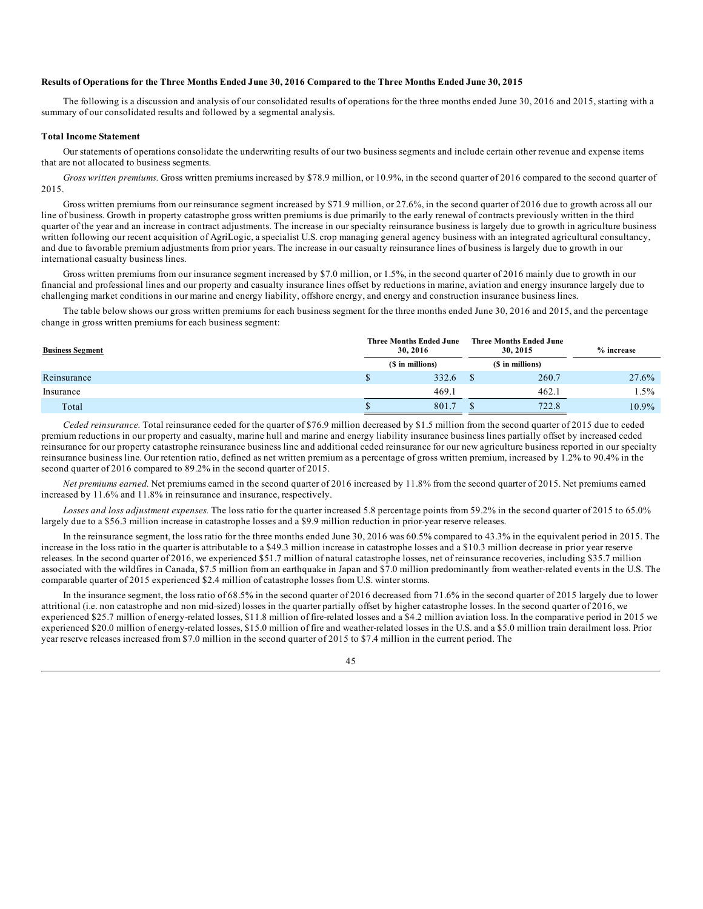**Results of Operations for the Three Months Ended June 30, 2016 Compared to the Three Months Ended June 30, 2015**

The following is a discussion and analysis of our consolidated results of operations for the three months ended June 30, 2016 and 2015, starting with a summary of our consolidated results and followed by a segmental analysis.

**Total Income Statement**

Our statements of operations consolidate the underwriting results of our two business segments and include certain other revenue and expense items that are not allocated to business segments.

*Gross written premiums.* Gross written premiums increased by $78.9 million, or 10.9%, in the second quarter of 2016 compared to the second quarter of 2015.

Gross written premiums from our reinsurance segment increased by $71.9 million, or 27.6%, in the second quarter of 2016 due to growth across all our line of business. Growth in property catastrophe gross written premiums is due primarily to the early renewal of contracts previously written in the third quarter of the year and an increase in contract adjustments. The increase in our specialty reinsurance business is largely due to growth in agriculture business written following our recent acquisition of AgriLogic, a specialist U.S. crop managing general agency business with an integrated agricultural consultancy, and due to favorable premium adjustments from prior years. The increase in our casualty reinsurance lines of business is largely due to growth in our international casualty business lines.

Gross written premiums from our insurance segment increased by $7.0 million, or 1.5%, in the second quarter of 2016 mainly due to growth in our financial and professional lines and our property and casualty insurance lines offset by reductions in marine, aviation and energy insurance largely due to challenging market conditions in our marine and energy liability, offshore energy, and energy and construction insurance business lines.

The table below shows our gross written premiums for each business segment for the three months ended June 30, 2016 and 2015, and the percentage change in gross written premiums for each business segment:

| Business Segment | Three Months Ended June 30, 2016 | Three Months Ended June 30, 2015 | % increase |
|---|---|---|---|
| | ($ in millions) | ($ in millions) | |
| Reinsurance | $ 332.6 | $ 260.7 | 27.6% |
| Insurance | 469.1 | 462.1 | 1.5% |
| Total | $ 801.7 | $ 722.8 | 10.9% |

*Ceded reinsurance.* Total reinsurance ceded for the quarter of $76.9 million decreased by $1.5 million from the second quarter of 2015 due to ceded premium reductions in our property and casualty, marine hull and marine and energy liability insurance business lines partially offset by increased ceded reinsurance for our property catastrophe reinsurance business line and additional ceded reinsurance for our new agriculture business reported in our specialty reinsurance business line. Our retention ratio, defined as net written premium as a percentage of gross written premium, increased by 1.2% to 90.4% in the second quarter of 2016 compared to 89.2% in the second quarter of 2015.

*Net premiums earned.* Net premiums earned in the second quarter of 2016 increased by 11.8% from the second quarter of 2015. Net premiums earned increased by 11.6% and 11.8% in reinsurance and insurance, respectively.

*Losses and loss adjustment expenses.* The loss ratio for the quarter increased 5.8 percentage points from 59.2% in the second quarter of 2015 to 65.0% largely due to a $56.3 million increase in catastrophe losses and a $9.9 million reduction in prior-year reserve releases.

In the reinsurance segment, the loss ratio for the three months ended June 30, 2016 was 60.5% compared to 43.3% in the equivalent period in 2015. The increase in the loss ratio in the quarter is attributable to a $49.3 million increase in catastrophe losses and a $10.3 million decrease in prior year reserve releases. In the second quarter of 2016, we experienced $51.7 million of natural catastrophe losses, net of reinsurance recoveries, including $35.7 million associated with the wildfires in Canada, $7.5 million from an earthquake in Japan and $7.0 million predominantly from weather-related events in the U.S. The comparable quarter of 2015 experienced $2.4 million of catastrophe losses from U.S. winter storms.

In the insurance segment, the loss ratio of 68.5% in the second quarter of 2016 decreased from 71.6% in the second quarter of 2015 largely due to lower attritional (i.e. non catastrophe and non mid-sized) losses in the quarter partially offset by higher catastrophe losses. In the second quarter of 2016, we experienced $25.7 million of energy-related losses, $11.8 million of fire-related losses and a $4.2 million aviation loss. In the comparative period in 2015 we experienced $20.0 million of energy-related losses, $15.0 million of fire and weather-related losses in the U.S. and a $5.0 million train derailment loss. Prior year reserve releases increased from $7.0 million in the second quarter of 2015 to $7.4 million in the current period. The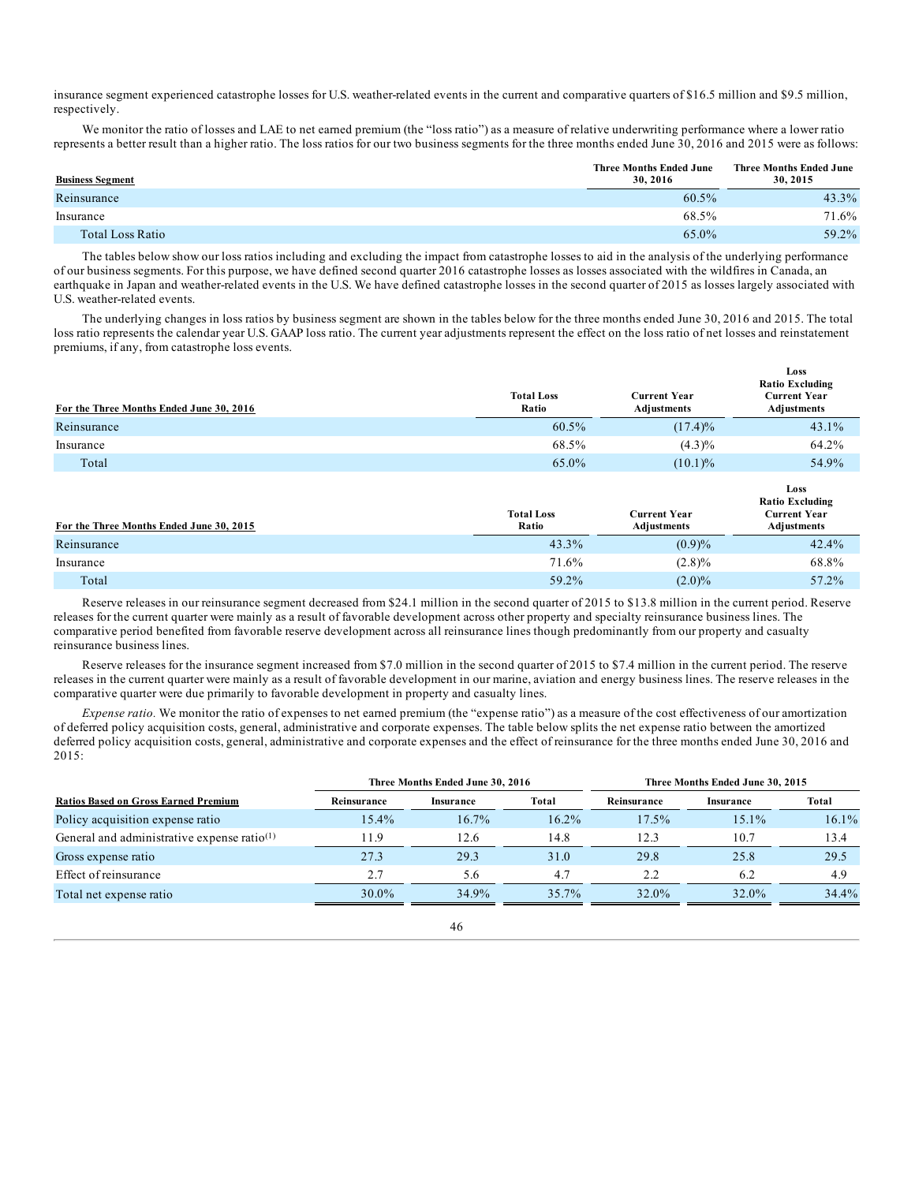insurance segment experienced catastrophe losses for U.S. weather-related events in the current and comparative quarters of $16.5 million and $9.5 million, respectively.

We monitor the ratio of losses and LAE to net earned premium (the "loss ratio") as a measure of relative underwriting performance where a lower ratio represents a better result than a higher ratio. The loss ratios for our two business segments for the three months ended June 30, 2016 and 2015 were as follows:

| Business Segment | Three Months Ended June 30, 2016 | Three Months Ended June 30, 2015 |
|---|---|---|
| Reinsurance | 60.5% | 43.3% |
| Insurance | 68.5% | 71.6% |
| Total Loss Ratio | 65.0% | 59.2% |

The tables below show our loss ratios including and excluding the impact from catastrophe losses to aid in the analysis of the underlying performance of our business segments. For this purpose, we have defined second quarter 2016 catastrophe losses as losses associated with the wildfires in Canada, an earthquake in Japan and weather-related events in the U.S. We have defined catastrophe losses in the second quarter of 2015 as losses largely associated with U.S. weather-related events.

The underlying changes in loss ratios by business segment are shown in the tables below for the three months ended June 30, 2016 and 2015. The total loss ratio represents the calendar year U.S. GAAP loss ratio. The current year adjustments represent the effect on the loss ratio of net losses and reinstatement premiums, if any, from catastrophe loss events.

| For the Three Months Ended June 30, 2016 | Total Loss Ratio | Current Year Adjustments | Loss Ratio Excluding Current Year Adjustments |
|---|---|---|---|
| Reinsurance | 60.5% | (17.4)% | 43.1% |
| Insurance | 68.5% | (4.3)% | 64.2% |
| Total | 65.0% | (10.1)% | 54.9% |

| For the Three Months Ended June 30, 2015 | Total Loss Ratio | Current Year Adjustments | Loss Ratio Excluding Current Year Adjustments |
|---|---|---|---|
| Reinsurance | 43.3% | (0.9)% | 42.4% |
| Insurance | 71.6% | (2.8)% | 68.8% |
| Total | 59.2% | (2.0)% | 57.2% |

Reserve releases in our reinsurance segment decreased from $24.1 million in the second quarter of 2015 to $13.8 million in the current period. Reserve releases for the current quarter were mainly as a result of favorable development across other property and specialty reinsurance business lines. The comparative period benefited from favorable reserve development across all reinsurance lines though predominantly from our property and casualty reinsurance business lines.

Reserve releases for the insurance segment increased from $7.0 million in the second quarter of 2015 to $7.4 million in the current period. The reserve releases in the current quarter were mainly as a result of favorable development in our marine, aviation and energy business lines. The reserve releases in the comparative quarter were due primarily to favorable development in property and casualty lines.

*Expense ratio.* We monitor the ratio of expenses to net earned premium (the "expense ratio") as a measure of the cost effectiveness of our amortization of deferred policy acquisition costs, general, administrative and corporate expenses. The table below splits the net expense ratio between the amortized deferred policy acquisition costs, general, administrative and corporate expenses and the effect of reinsurance for the three months ended June 30, 2016 and 2015:

| | Three Months Ended June 30, 2016 | | | Three Months Ended June 30, 2015 | | |
|---|---|---|---|---|---|---|
| Ratios Based on Gross Earned Premium | Reinsurance | Insurance | Total | Reinsurance | Insurance | Total |
| Policy acquisition expense ratio | 15.4% | 16.7% | 16.2% | 17.5% | 15.1% | 16.1% |
| General and administrative expense ratio[(1)] | 11.9 | 12.6 | 14.8 | 12.3 | 10.7 | 13.4 |
| Gross expense ratio | 27.3 | 29.3 | 31.0 | 29.8 | 25.8 | 29.5 |
| Effect of reinsurance | 2.7 | 5.6 | 4.7 | 2.2 | 6.2 | 4.9 |
| Total net expense ratio | 30.0% | 34.9% | 35.7% | 32.0% | 32.0% | 34.4% |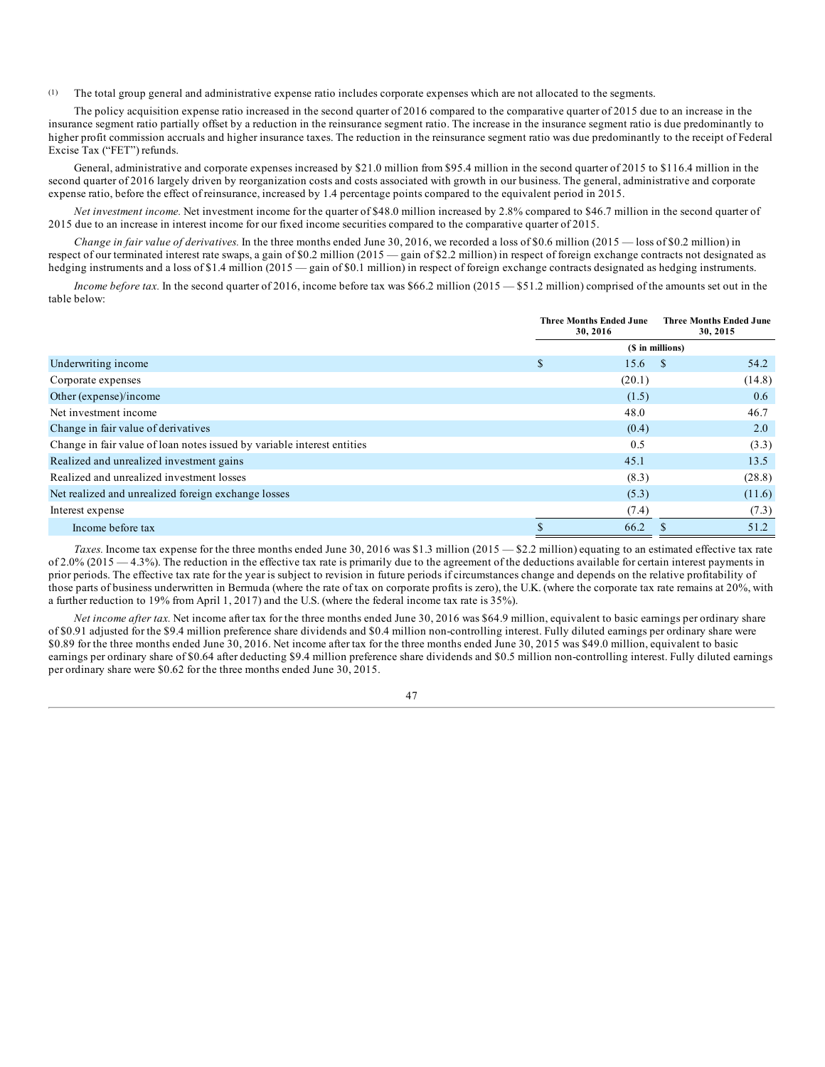(1) The total group general and administrative expense ratio includes corporate expenses which are not allocated to the segments.

The policy acquisition expense ratio increased in the second quarter of 2016 compared to the comparative quarter of 2015 due to an increase in the insurance segment ratio partially offset by a reduction in the reinsurance segment ratio. The increase in the insurance segment ratio is due predominantly to higher profit commission accruals and higher insurance taxes. The reduction in the reinsurance segment ratio was due predominantly to the receipt of Federal Excise Tax ("FET") refunds.

General, administrative and corporate expenses increased by $21.0 million from $95.4 million in the second quarter of 2015 to $116.4 million in the second quarter of 2016 largely driven by reorganization costs and costs associated with growth in our business. The general, administrative and corporate expense ratio, before the effect of reinsurance, increased by 1.4 percentage points compared to the equivalent period in 2015.

*Net investment income.* Net investment income for the quarter of $48.0 million increased by 2.8% compared to $46.7 million in the second quarter of 2015 due to an increase in interest income for our fixed income securities compared to the comparative quarter of 2015.

*Change in fair value of derivatives.* In the three months ended June 30, 2016, we recorded a loss of $0.6 million (2015 — loss of $0.2 million) in respect of our terminated interest rate swaps, a gain of $0.2 million (2015 — gain of $2.2 million) in respect of foreign exchange contracts not designated as hedging instruments and a loss of $1.4 million (2015 — gain of $0.1 million) in respect of foreign exchange contracts designated as hedging instruments.

*Income before tax.* In the second quarter of 2016, income before tax was $66.2 million (2015 — $51.2 million) comprised of the amounts set out in the table below:

| | Three Months Ended June 30, 2016 | Three Months Ended June 30, 2015 |
|---|---|---|
| | ($ in millions) | |
| Underwriting income | $ 15.6 | $ 54.2 |
| Corporate expenses | (20.1) | (14.8) |
| Other (expense)/income | (1.5) | 0.6 |
| Net investment income | 48.0 | 46.7 |
| Change in fair value of derivatives | (0.4) | 2.0 |
| Change in fair value of loan notes issued by variable interest entities | 0.5 | (3.3) |
| Realized and unrealized investment gains | 45.1 | 13.5 |
| Realized and unrealized investment losses | (8.3) | (28.8) |
| Net realized and unrealized foreign exchange losses | (5.3) | (11.6) |
| Interest expense | (7.4) | (7.3) |
| Income before tax | $ 66.2 | $ 51.2 |

*Taxes.* Income tax expense for the three months ended June 30, 2016 was $1.3 million (2015 — $2.2 million) equating to an estimated effective tax rate of 2.0% (2015 — 4.3%). The reduction in the effective tax rate is primarily due to the agreement of the deductions available for certain interest payments in prior periods. The effective tax rate for the year is subject to revision in future periods if circumstances change and depends on the relative profitability of those parts of business underwritten in Bermuda (where the rate of tax on corporate profits is zero), the U.K. (where the corporate tax rate remains at 20%, with a further reduction to 19% from April 1, 2017) and the U.S. (where the federal income tax rate is 35%).

*Net income after tax.* Net income after tax for the three months ended June 30, 2016 was $64.9 million, equivalent to basic earnings per ordinary share of $0.91 adjusted for the $9.4 million preference share dividends and $0.4 million non-controlling interest. Fully diluted earnings per ordinary share were $0.89 for the three months ended June 30, 2016. Net income after tax for the three months ended June 30, 2015 was $49.0 million, equivalent to basic earnings per ordinary share of $0.64 after deducting $9.4 million preference share dividends and $0.5 million non-controlling interest. Fully diluted earnings per ordinary share were $0.62 for the three months ended June 30, 2015.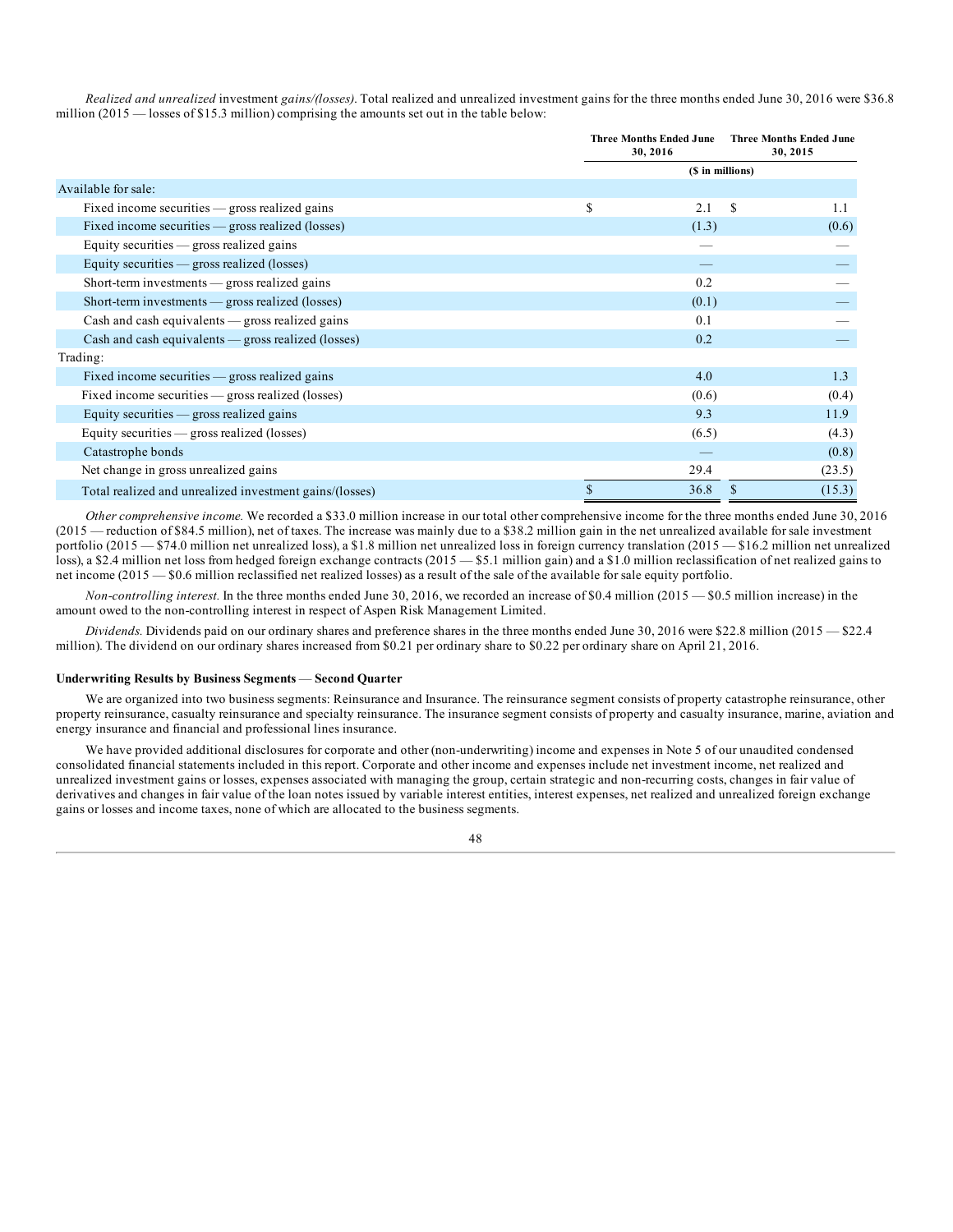*Realized and unrealized* investment *gains/(losses).* Total realized and unrealized investment gains for the three months ended June 30, 2016 were $36.8 million (2015 — losses of $15.3 million) comprising the amounts set out in the table below:

| | Three Months Ended June 30, 2016 | Three Months Ended June 30, 2015 |
|---|---|---|
| | ($ in millions) | |
| Available for sale: | | |
| Fixed income securities — gross realized gains | $ 2.1 | $ 1.1 |
| Fixed income securities — gross realized (losses) | (1.3) | (0.6) |
| Equity securities — gross realized gains | — | — |
| Equity securities — gross realized (losses) | — | — |
| Short-term investments — gross realized gains | 0.2 | — |
| Short-term investments — gross realized (losses) | (0.1) | — |
| Cash and cash equivalents — gross realized gains | 0.1 | — |
| Cash and cash equivalents — gross realized (losses) | 0.2 | — |
| Trading: | | |
| Fixed income securities — gross realized gains | 4.0 | 1.3 |
| Fixed income securities — gross realized (losses) | (0.6) | (0.4) |
| Equity securities — gross realized gains | 9.3 | 11.9 |
| Equity securities — gross realized (losses) | (6.5) | (4.3) |
| Catastrophe bonds | — | (0.8) |
| Net change in gross unrealized gains | 29.4 | (23.5) |
| Total realized and unrealized investment gains/(losses) | $ 36.8 | $ (15.3) |

*Other comprehensive income.* We recorded a $33.0 million increase in our total other comprehensive income for the three months ended June 30, 2016 (2015 — reduction of $84.5 million), net of taxes. The increase was mainly due to a $38.2 million gain in the net unrealized available for sale investment portfolio (2015 — $74.0 million net unrealized loss), a $1.8 million net unrealized loss in foreign currency translation (2015 — $16.2 million net unrealized loss), a $2.4 million net loss from hedged foreign exchange contracts (2015 — $5.1 million gain) and a $1.0 million reclassification of net realized gains to net income (2015 — $0.6 million reclassified net realized losses) as a result of the sale of the available for sale equity portfolio.

*Non-controlling interest.* In the three months ended June 30, 2016, we recorded an increase of $0.4 million (2015 — $0.5 million increase) in the amount owed to the non-controlling interest in respect of Aspen Risk Management Limited.

*Dividends.* Dividends paid on our ordinary shares and preference shares in the three months ended June 30, 2016 were $22.8 million (2015 — $22.4 million). The dividend on our ordinary shares increased from $0.21 per ordinary share to $0.22 per ordinary share on April 21, 2016.

**Underwriting Results by Business Segments — Second Quarter**

We are organized into two business segments: Reinsurance and Insurance. The reinsurance segment consists of property catastrophe reinsurance, other property reinsurance, casualty reinsurance and specialty reinsurance. The insurance segment consists of property and casualty insurance, marine, aviation and energy insurance and financial and professional lines insurance.

We have provided additional disclosures for corporate and other (non-underwriting) income and expenses in Note 5 of our unaudited condensed consolidated financial statements included in this report. Corporate and other income and expenses include net investment income, net realized and unrealized investment gains or losses, expenses associated with managing the group, certain strategic and non-recurring costs, changes in fair value of derivatives and changes in fair value of the loan notes issued by variable interest entities, interest expenses, net realized and unrealized foreign exchange gains or losses and income taxes, none of which are allocated to the business segments.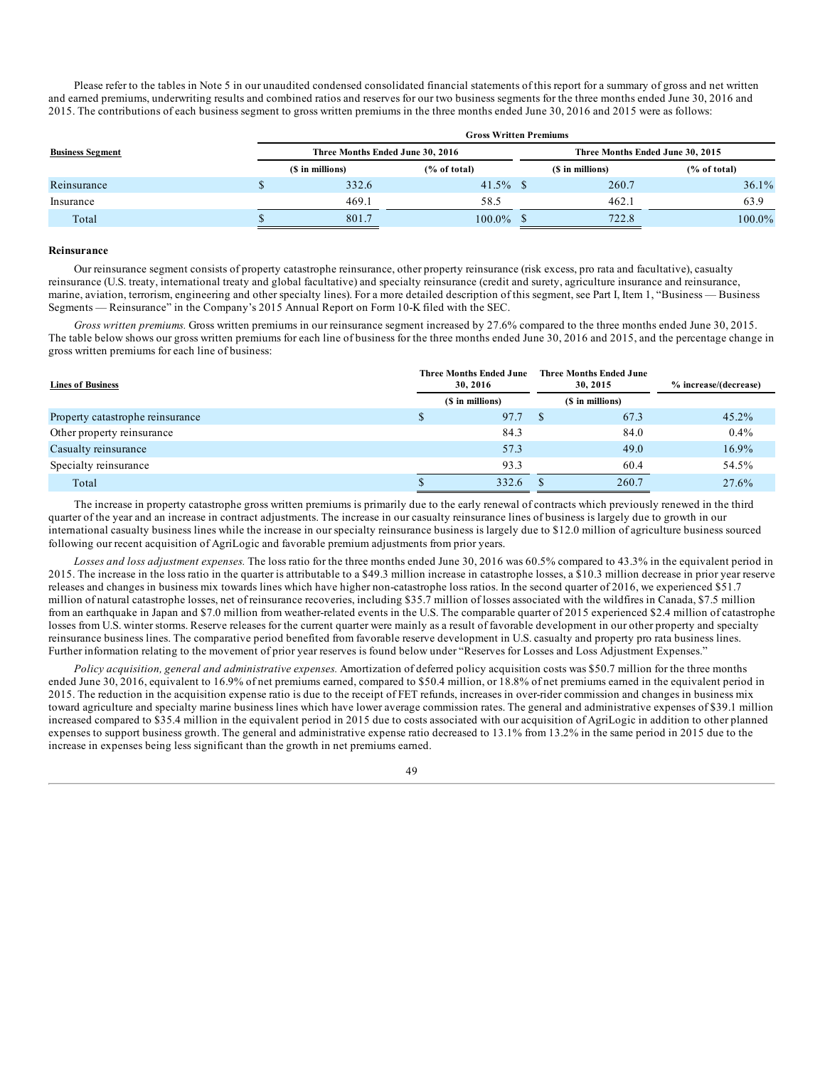Please refer to the tables in Note 5 in our unaudited condensed consolidated financial statements of this report for a summary of gross and net written and earned premiums, underwriting results and combined ratios and reserves for our two business segments for the three months ended June 30, 2016 and 2015. The contributions of each business segment to gross written premiums in the three months ended June 30, 2016 and 2015 were as follows:

| | Gross Written Premiums | | | |
|---|---|---|---|---|
| **Business Segment** | **Three Months Ended June 30, 2016** | | **Three Months Ended June 30, 2015** | |
| | **($ in millions)** | **(% of total)** | **($ in millions)** | **(% of total)** |
| Reinsurance | $ 332.6 | 41.5% | $ 260.7 | 36.1% |
| Insurance | 469.1 | 58.5 | 462.1 | 63.9 |
| Total | $ 801.7 | 100.0% | $ 722.8 | 100.0% |

**Reinsurance**

Our reinsurance segment consists of property catastrophe reinsurance, other property reinsurance (risk excess, pro rata and facultative), casualty reinsurance (U.S. treaty, international treaty and global facultative) and specialty reinsurance (credit and surety, agriculture insurance and reinsurance, marine, aviation, terrorism, engineering and other specialty lines). For a more detailed description of this segment, see Part I, Item 1, "Business — Business Segments — Reinsurance" in the Company's 2015 Annual Report on Form 10-K filed with the SEC.

*Gross written premiums.* Gross written premiums in our reinsurance segment increased by 27.6% compared to the three months ended June 30, 2015. The table below shows our gross written premiums for each line of business for the three months ended June 30, 2016 and 2015, and the percentage change in gross written premiums for each line of business:

| **Lines of Business** | **Three Months Ended June 30, 2016** | **Three Months Ended June 30, 2015** | **% increase/(decrease)** |
|---|---|---|---|
| | **($ in millions)** | **($ in millions)** | |
| Property catastrophe reinsurance | $ 97.7 | $ 67.3 | 45.2% |
| Other property reinsurance | 84.3 | 84.0 | 0.4% |
| Casualty reinsurance | 57.3 | 49.0 | 16.9% |
| Specialty reinsurance | 93.3 | 60.4 | 54.5% |
| Total | $ 332.6 | $ 260.7 | 27.6% |

The increase in property catastrophe gross written premiums is primarily due to the early renewal of contracts which previously renewed in the third quarter of the year and an increase in contract adjustments. The increase in our casualty reinsurance lines of business is largely due to growth in our international casualty business lines while the increase in our specialty reinsurance business is largely due to $12.0 million of agriculture business sourced following our recent acquisition of AgriLogic and favorable premium adjustments from prior years.

*Losses and loss adjustment expenses.* The loss ratio for the three months ended June 30, 2016 was 60.5% compared to 43.3% in the equivalent period in 2015. The increase in the loss ratio in the quarter is attributable to a $49.3 million increase in catastrophe losses, a $10.3 million decrease in prior year reserve releases and changes in business mix towards lines which have higher non-catastrophe loss ratios. In the second quarter of 2016, we experienced $51.7 million of natural catastrophe losses, net of reinsurance recoveries, including $35.7 million of losses associated with the wildfires in Canada, $7.5 million from an earthquake in Japan and $7.0 million from weather-related events in the U.S. The comparable quarter of 2015 experienced $2.4 million of catastrophe losses from U.S. winter storms. Reserve releases for the current quarter were mainly as a result of favorable development in our other property and specialty reinsurance business lines. The comparative period benefited from favorable reserve development in U.S. casualty and property pro rata business lines. Further information relating to the movement of prior year reserves is found below under "Reserves for Losses and Loss Adjustment Expenses."

*Policy acquisition, general and administrative expenses.* Amortization of deferred policy acquisition costs was $50.7 million for the three months ended June 30, 2016, equivalent to 16.9% of net premiums earned, compared to $50.4 million, or 18.8% of net premiums earned in the equivalent period in 2015. The reduction in the acquisition expense ratio is due to the receipt of FET refunds, increases in over-rider commission and changes in business mix toward agriculture and specialty marine business lines which have lower average commission rates. The general and administrative expenses of $39.1 million increased compared to $35.4 million in the equivalent period in 2015 due to costs associated with our acquisition of AgriLogic in addition to other planned expenses to support business growth. The general and administrative expense ratio decreased to 13.1% from 13.2% in the same period in 2015 due to the increase in expenses being less significant than the growth in net premiums earned.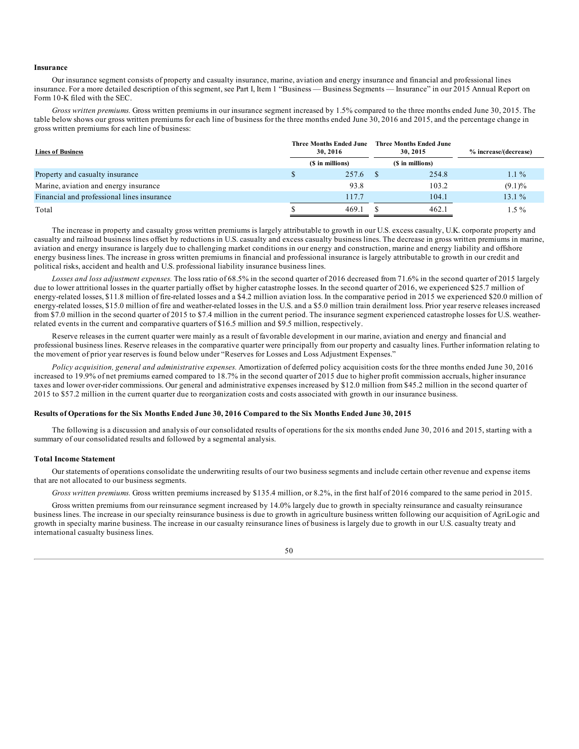**Insurance**

Our insurance segment consists of property and casualty insurance, marine, aviation and energy insurance and financial and professional lines insurance. For a more detailed description of this segment, see Part I, Item 1 "Business — Business Segments — Insurance" in our 2015 Annual Report on Form 10-K filed with the SEC.

*Gross written premiums.* Gross written premiums in our insurance segment increased by 1.5% compared to the three months ended June 30, 2015. The table below shows our gross written premiums for each line of business for the three months ended June 30, 2016 and 2015, and the percentage change in gross written premiums for each line of business:

| Lines of Business | Three Months Ended June 30, 2016 | Three Months Ended June 30, 2015 | % increase/(decrease) |
|---|---|---|---|
| | ($ in millions) | ($ in millions) | |
| Property and casualty insurance | $ 257.6 | $ 254.8 | 1.1 % |
| Marine, aviation and energy insurance | 93.8 | 103.2 | (9.1)% |
| Financial and professional lines insurance | 117.7 | 104.1 | 13.1 % |
| Total | $ 469.1 | $ 462.1 | 1.5 % |

The increase in property and casualty gross written premiums is largely attributable to growth in our U.S. excess casualty, U.K. corporate property and casualty and railroad business lines offset by reductions in U.S. casualty and excess casualty business lines. The decrease in gross written premiums in marine, aviation and energy insurance is largely due to challenging market conditions in our energy and construction, marine and energy liability and offshore energy business lines. The increase in gross written premiums in financial and professional insurance is largely attributable to growth in our credit and political risks, accident and health and U.S. professional liability insurance business lines.

*Losses and loss adjustment expenses.* The loss ratio of 68.5% in the second quarter of 2016 decreased from 71.6% in the second quarter of 2015 largely due to lower attritional losses in the quarter partially offset by higher catastrophe losses. In the second quarter of 2016, we experienced $25.7 million of energy-related losses, $11.8 million of fire-related losses and a $4.2 million aviation loss. In the comparative period in 2015 we experienced $20.0 million of energy-related losses, $15.0 million of fire and weather-related losses in the U.S. and a $5.0 million train derailment loss. Prior year reserve releases increased from $7.0 million in the second quarter of 2015 to $7.4 million in the current period. The insurance segment experienced catastrophe losses for U.S. weather-related events in the current and comparative quarters of $16.5 million and $9.5 million, respectively.

Reserve releases in the current quarter were mainly as a result of favorable development in our marine, aviation and energy and financial and professional business lines. Reserve releases in the comparative quarter were principally from our property and casualty lines. Further information relating to the movement of prior year reserves is found below under "Reserves for Losses and Loss Adjustment Expenses."

*Policy acquisition, general and administrative expenses.* Amortization of deferred policy acquisition costs for the three months ended June 30, 2016 increased to 19.9% of net premiums earned compared to 18.7% in the second quarter of 2015 due to higher profit commission accruals, higher insurance taxes and lower over-rider commissions. Our general and administrative expenses increased by $12.0 million from $45.2 million in the second quarter of 2015 to $57.2 million in the current quarter due to reorganization costs and costs associated with growth in our insurance business.

**Results of Operations for the Six Months Ended June 30, 2016 Compared to the Six Months Ended June 30, 2015**

The following is a discussion and analysis of our consolidated results of operations for the six months ended June 30, 2016 and 2015, starting with a summary of our consolidated results and followed by a segmental analysis.

**Total Income Statement**

Our statements of operations consolidate the underwriting results of our two business segments and include certain other revenue and expense items that are not allocated to our business segments.

*Gross written premiums.* Gross written premiums increased by $135.4 million, or 8.2%, in the first half of 2016 compared to the same period in 2015.

Gross written premiums from our reinsurance segment increased by 14.0% largely due to growth in specialty reinsurance and casualty reinsurance business lines. The increase in our specialty reinsurance business is due to growth in agriculture business written following our acquisition of AgriLogic and growth in specialty marine business. The increase in our casualty reinsurance lines of business is largely due to growth in our U.S. casualty treaty and international casualty business lines.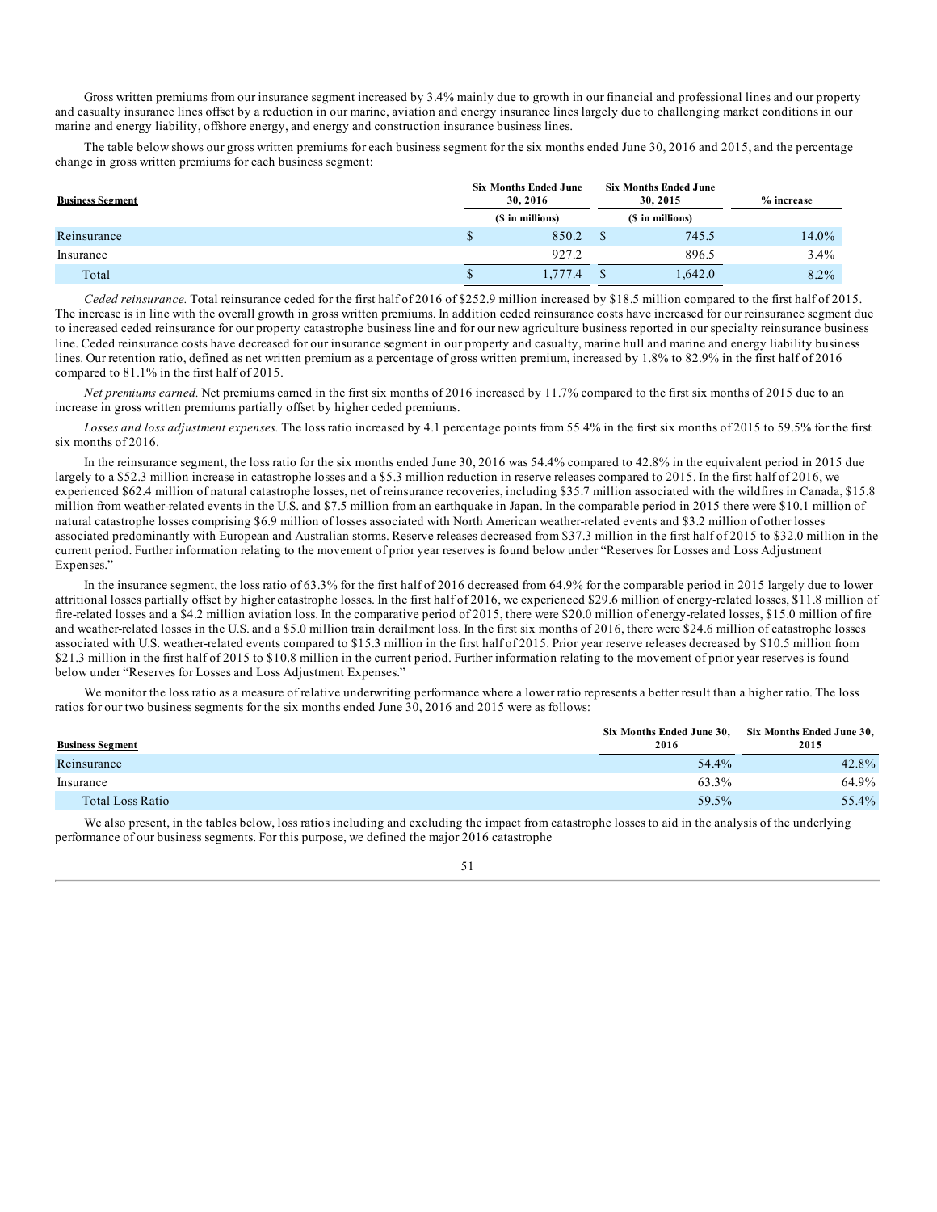Gross written premiums from our insurance segment increased by 3.4% mainly due to growth in our financial and professional lines and our property and casualty insurance lines offset by a reduction in our marine, aviation and energy insurance lines largely due to challenging market conditions in our marine and energy liability, offshore energy, and energy and construction insurance business lines.

The table below shows our gross written premiums for each business segment for the six months ended June 30, 2016 and 2015, and the percentage change in gross written premiums for each business segment:

| Business Segment | Six Months Ended June 30, 2016 | Six Months Ended June 30, 2015 | % increase |
|---|---|---|---|
| | ($ in millions) | ($ in millions) | |
| Reinsurance | $ 850.2 | $ 745.5 | 14.0% |
| Insurance | 927.2 | 896.5 | 3.4% |
| Total | $ 1,777.4 | $ 1,642.0 | 8.2% |

*Ceded reinsurance.* Total reinsurance ceded for the first half of 2016 of $252.9 million increased by $18.5 million compared to the first half of 2015. The increase is in line with the overall growth in gross written premiums. In addition ceded reinsurance costs have increased for our reinsurance segment due to increased ceded reinsurance for our property catastrophe business line and for our new agriculture business reported in our specialty reinsurance business line. Ceded reinsurance costs have decreased for our insurance segment in our property and casualty, marine hull and marine and energy liability business lines. Our retention ratio, defined as net written premium as a percentage of gross written premium, increased by 1.8% to 82.9% in the first half of 2016 compared to 81.1% in the first half of 2015.

*Net premiums earned.* Net premiums earned in the first six months of 2016 increased by 11.7% compared to the first six months of 2015 due to an increase in gross written premiums partially offset by higher ceded premiums.

*Losses and loss adjustment expenses.* The loss ratio increased by 4.1 percentage points from 55.4% in the first six months of 2015 to 59.5% for the first six months of 2016.

In the reinsurance segment, the loss ratio for the six months ended June 30, 2016 was 54.4% compared to 42.8% in the equivalent period in 2015 due largely to a $52.3 million increase in catastrophe losses and a $5.3 million reduction in reserve releases compared to 2015. In the first half of 2016, we experienced $62.4 million of natural catastrophe losses, net of reinsurance recoveries, including $35.7 million associated with the wildfires in Canada, $15.8 million from weather-related events in the U.S. and $7.5 million from an earthquake in Japan. In the comparable period in 2015 there were $10.1 million of natural catastrophe losses comprising $6.9 million of losses associated with North American weather-related events and $3.2 million of other losses associated predominantly with European and Australian storms. Reserve releases decreased from $37.3 million in the first half of 2015 to $32.0 million in the current period. Further information relating to the movement of prior year reserves is found below under "Reserves for Losses and Loss Adjustment Expenses."

In the insurance segment, the loss ratio of 63.3% for the first half of 2016 decreased from 64.9% for the comparable period in 2015 largely due to lower attritional losses partially offset by higher catastrophe losses. In the first half of 2016, we experienced $29.6 million of energy-related losses, $11.8 million of fire-related losses and a $4.2 million aviation loss. In the comparative period of 2015, there were $20.0 million of energy-related losses, $15.0 million of fire and weather-related losses in the U.S. and a $5.0 million train derailment loss. In the first six months of 2016, there were $24.6 million of catastrophe losses associated with U.S. weather-related events compared to $15.3 million in the first half of 2015. Prior year reserve releases decreased by $10.5 million from $21.3 million in the first half of 2015 to $10.8 million in the current period. Further information relating to the movement of prior year reserves is found below under "Reserves for Losses and Loss Adjustment Expenses."

We monitor the loss ratio as a measure of relative underwriting performance where a lower ratio represents a better result than a higher ratio. The loss ratios for our two business segments for the six months ended June 30, 2016 and 2015 were as follows:

| Business Segment | Six Months Ended June 30, 2016 | Six Months Ended June 30, 2015 |
|---|---|---|
| Reinsurance | 54.4% | 42.8% |
| Insurance | 63.3% | 64.9% |
| Total Loss Ratio | 59.5% | 55.4% |

We also present, in the tables below, loss ratios including and excluding the impact from catastrophe losses to aid in the analysis of the underlying performance of our business segments. For this purpose, we defined the major 2016 catastrophe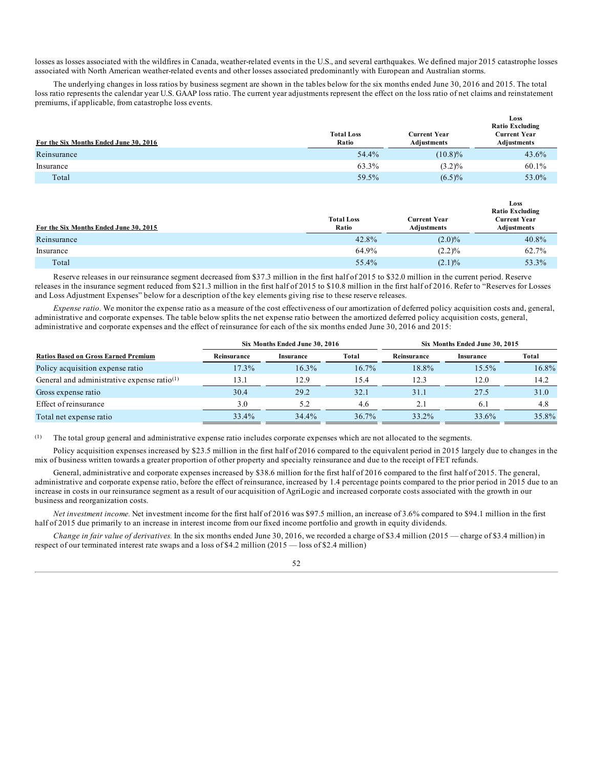losses as losses associated with the wildfires in Canada, weather-related events in the U.S., and several earthquakes. We defined major 2015 catastrophe losses associated with North American weather-related events and other losses associated predominantly with European and Australian storms.

The underlying changes in loss ratios by business segment are shown in the tables below for the six months ended June 30, 2016 and 2015. The total loss ratio represents the calendar year U.S. GAAP loss ratio. The current year adjustments represent the effect on the loss ratio of net claims and reinstatement premiums, if applicable, from catastrophe loss events.

| For the Six Months Ended June 30, 2016 | Total Loss Ratio | Current Year Adjustments | Loss Ratio Excluding Current Year Adjustments |
|---|---|---|---|
| Reinsurance | 54.4% | (10.8)% | 43.6% |
| Insurance | 63.3% | (3.2)% | 60.1% |
| Total | 59.5% | (6.5)% | 53.0% |

| For the Six Months Ended June 30, 2015 | Total Loss Ratio | Current Year Adjustments | Loss Ratio Excluding Current Year Adjustments |
|---|---|---|---|
| Reinsurance | 42.8% | (2.0)% | 40.8% |
| Insurance | 64.9% | (2.2)% | 62.7% |
| Total | 55.4% | (2.1)% | 53.3% |

Reserve releases in our reinsurance segment decreased from $37.3 million in the first half of 2015 to $32.0 million in the current period. Reserve releases in the insurance segment reduced from $21.3 million in the first half of 2015 to $10.8 million in the first half of 2016. Refer to "Reserves for Losses and Loss Adjustment Expenses" below for a description of the key elements giving rise to these reserve releases.

*Expense ratio.* We monitor the expense ratio as a measure of the cost effectiveness of our amortization of deferred policy acquisition costs and, general, administrative and corporate expenses. The table below splits the net expense ratio between the amortized deferred policy acquisition costs, general, administrative and corporate expenses and the effect of reinsurance for each of the six months ended June 30, 2016 and 2015:

| | Six Months Ended June 30, 2016 | | | Six Months Ended June 30, 2015 | | |
|---|---|---|---|---|---|---|
| Ratios Based on Gross Earned Premium | Reinsurance | Insurance | Total | Reinsurance | Insurance | Total |
| Policy acquisition expense ratio | 17.3% | 16.3% | 16.7% | 18.8% | 15.5% | 16.8% |
| General and administrative expense ratio[1] | 13.1 | 12.9 | 15.4 | 12.3 | 12.0 | 14.2 |
| Gross expense ratio | 30.4 | 29.2 | 32.1 | 31.1 | 27.5 | 31.0 |
| Effect of reinsurance | 3.0 | 5.2 | 4.6 | 2.1 | 6.1 | 4.8 |
| Total net expense ratio | 33.4% | 34.4% | 36.7% | 33.2% | 33.6% | 35.8% |

(1) The total group general and administrative expense ratio includes corporate expenses which are not allocated to the segments.

Policy acquisition expenses increased by $23.5 million in the first half of 2016 compared to the equivalent period in 2015 largely due to changes in the mix of business written towards a greater proportion of other property and specialty reinsurance and due to the receipt of FET refunds.

General, administrative and corporate expenses increased by $38.6 million for the first half of 2016 compared to the first half of 2015. The general, administrative and corporate expense ratio, before the effect of reinsurance, increased by 1.4 percentage points compared to the prior period in 2015 due to an increase in costs in our reinsurance segment as a result of our acquisition of AgriLogic and increased corporate costs associated with the growth in our business and reorganization costs.

*Net investment income.* Net investment income for the first half of 2016 was $97.5 million, an increase of 3.6% compared to $94.1 million in the first half of 2015 due primarily to an increase in interest income from our fixed income portfolio and growth in equity dividends.

*Change in fair value of derivatives.* In the six months ended June 30, 2016, we recorded a charge of $3.4 million (2015 — charge of $3.4 million) in respect of our terminated interest rate swaps and a loss of $4.2 million (2015 — loss of $2.4 million)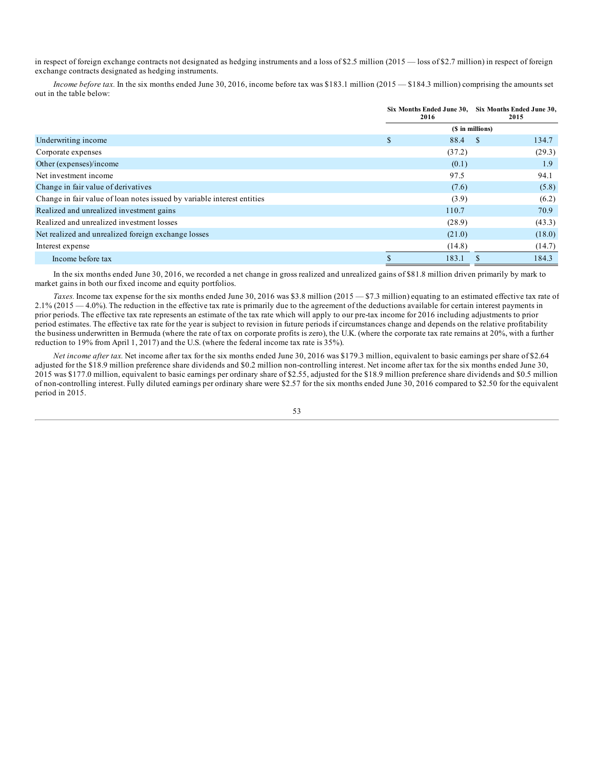in respect of foreign exchange contracts not designated as hedging instruments and a loss of $2.5 million (2015 — loss of $2.7 million) in respect of foreign exchange contracts designated as hedging instruments.

*Income before tax.* In the six months ended June 30, 2016, income before tax was $183.1 million (2015 — $184.3 million) comprising the amounts set out in the table below:

| | Six Months Ended June 30, 2016 | Six Months Ended June 30, 2015 |
|---|---|---|
| | ($ in millions) | |
| Underwriting income | $ 88.4 | $ 134.7 |
| Corporate expenses | (37.2) | (29.3) |
| Other (expenses)/income | (0.1) | 1.9 |
| Net investment income | 97.5 | 94.1 |
| Change in fair value of derivatives | (7.6) | (5.8) |
| Change in fair value of loan notes issued by variable interest entities | (3.9) | (6.2) |
| Realized and unrealized investment gains | 110.7 | 70.9 |
| Realized and unrealized investment losses | (28.9) | (43.3) |
| Net realized and unrealized foreign exchange losses | (21.0) | (18.0) |
| Interest expense | (14.8) | (14.7) |
| Income before tax | $ 183.1 | $ 184.3 |

In the six months ended June 30, 2016, we recorded a net change in gross realized and unrealized gains of $81.8 million driven primarily by mark to market gains in both our fixed income and equity portfolios.

*Taxes.* Income tax expense for the six months ended June 30, 2016 was $3.8 million (2015 — $7.3 million) equating to an estimated effective tax rate of 2.1% (2015 — 4.0%). The reduction in the effective tax rate is primarily due to the agreement of the deductions available for certain interest payments in prior periods. The effective tax rate represents an estimate of the tax rate which will apply to our pre-tax income for 2016 including adjustments to prior period estimates. The effective tax rate for the year is subject to revision in future periods if circumstances change and depends on the relative profitability the business underwritten in Bermuda (where the rate of tax on corporate profits is zero), the U.K. (where the corporate tax rate remains at 20%, with a further reduction to 19% from April 1, 2017) and the U.S. (where the federal income tax rate is 35%).

*Net income after tax.* Net income after tax for the six months ended June 30, 2016 was $179.3 million, equivalent to basic earnings per share of $2.64 adjusted for the $18.9 million preference share dividends and $0.2 million non-controlling interest. Net income after tax for the six months ended June 30, 2015 was $177.0 million, equivalent to basic earnings per ordinary share of $2.55, adjusted for the $18.9 million preference share dividends and $0.5 million of non-controlling interest. Fully diluted earnings per ordinary share were $2.57 for the six months ended June 30, 2016 compared to $2.50 for the equivalent period in 2015.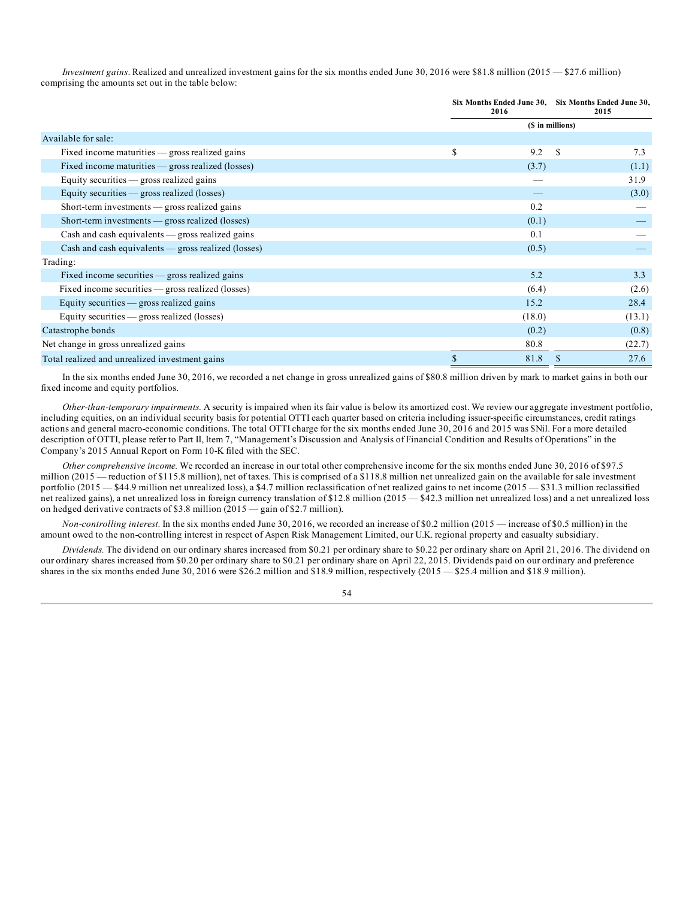*Investment gains*. Realized and unrealized investment gains for the six months ended June 30, 2016 were $81.8 million (2015 — $27.6 million) comprising the amounts set out in the table below:

| | Six Months Ended June 30, 2016 | Six Months Ended June 30, 2015 |
|---|---|---|
| | ($ in millions) | |
| Available for sale: | | |
| Fixed income maturities — gross realized gains | $ 9.2 | $ 7.3 |
| Fixed income maturities — gross realized (losses) | (3.7) | (1.1) |
| Equity securities — gross realized gains | — | 31.9 |
| Equity securities — gross realized (losses) | — | (3.0) |
| Short-term investments — gross realized gains | 0.2 | — |
| Short-term investments — gross realized (losses) | (0.1) | — |
| Cash and cash equivalents — gross realized gains | 0.1 | — |
| Cash and cash equivalents — gross realized (losses) | (0.5) | — |
| Trading: | | |
| Fixed income securities — gross realized gains | 5.2 | 3.3 |
| Fixed income securities — gross realized (losses) | (6.4) | (2.6) |
| Equity securities — gross realized gains | 15.2 | 28.4 |
| Equity securities — gross realized (losses) | (18.0) | (13.1) |
| Catastrophe bonds | (0.2) | (0.8) |
| Net change in gross unrealized gains | 80.8 | (22.7) |
| Total realized and unrealized investment gains | $ 81.8 | $ 27.6 |

In the six months ended June 30, 2016, we recorded a net change in gross unrealized gains of $80.8 million driven by mark to market gains in both our fixed income and equity portfolios.

*Other-than-temporary impairments.* A security is impaired when its fair value is below its amortized cost. We review our aggregate investment portfolio, including equities, on an individual security basis for potential OTTI each quarter based on criteria including issuer-specific circumstances, credit ratings actions and general macro-economic conditions. The total OTTI charge for the six months ended June 30, 2016 and 2015 was $Nil. For a more detailed description of OTTI, please refer to Part II, Item 7, "Management's Discussion and Analysis of Financial Condition and Results of Operations" in the Company's 2015 Annual Report on Form 10-K filed with the SEC.

*Other comprehensive income.* We recorded an increase in our total other comprehensive income for the six months ended June 30, 2016 of $97.5 million (2015 — reduction of $115.8 million), net of taxes. This is comprised of a $118.8 million net unrealized gain on the available for sale investment portfolio (2015 — $44.9 million net unrealized loss), a $4.7 million reclassification of net realized gains to net income (2015 — $31.3 million reclassified net realized gains), a net unrealized loss in foreign currency translation of $12.8 million (2015 — $42.3 million net unrealized loss) and a net unrealized loss on hedged derivative contracts of $3.8 million (2015 — gain of $2.7 million).

*Non-controlling interest.* In the six months ended June 30, 2016, we recorded an increase of $0.2 million (2015 — increase of $0.5 million) in the amount owed to the non-controlling interest in respect of Aspen Risk Management Limited, our U.K. regional property and casualty subsidiary.

*Dividends.* The dividend on our ordinary shares increased from $0.21 per ordinary share to $0.22 per ordinary share on April 21, 2016. The dividend on our ordinary shares increased from $0.20 per ordinary share to $0.21 per ordinary share on April 22, 2015. Dividends paid on our ordinary and preference shares in the six months ended June 30, 2016 were $26.2 million and $18.9 million, respectively (2015 — $25.4 million and $18.9 million).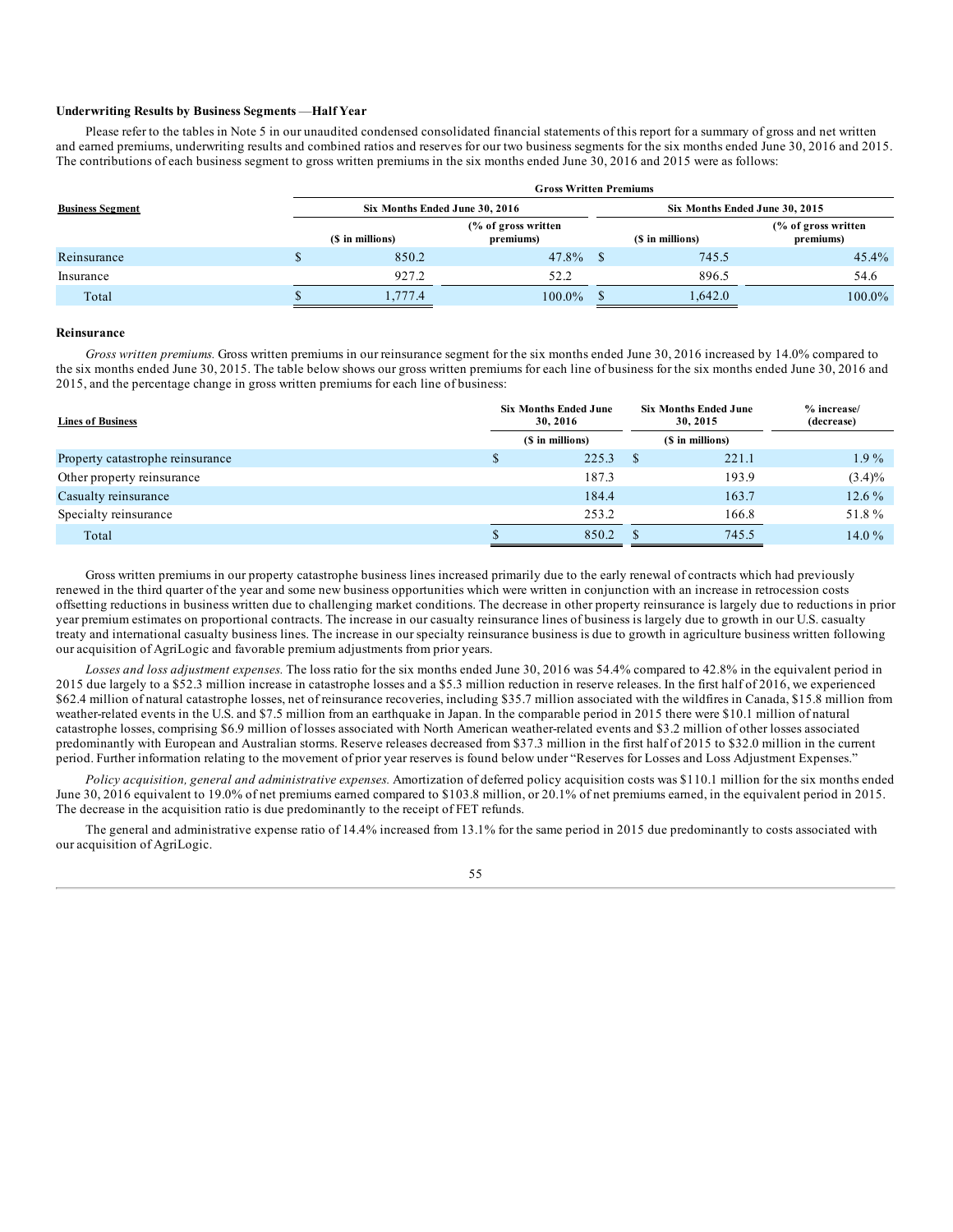**Underwriting Results by Business Segments —Half Year**

Please refer to the tables in Note 5 in our unaudited condensed consolidated financial statements of this report for a summary of gross and net written and earned premiums, underwriting results and combined ratios and reserves for our two business segments for the six months ended June 30, 2016 and 2015. The contributions of each business segment to gross written premiums in the six months ended June 30, 2016 and 2015 were as follows:

| Business Segment | Gross Written Premiums | | | |
|---|---|---|---|---|
| | Six Months Ended June 30, 2016 | | Six Months Ended June 30, 2015 | |
| | ($ in millions) | (% of gross written premiums) | ($ in millions) | (% of gross written premiums) |
| Reinsurance | $ 850.2 | 47.8% | $ 745.5 | 45.4% |
| Insurance | 927.2 | 52.2 | 896.5 | 54.6 |
| Total | $ 1,777.4 | 100.0% | $ 1,642.0 | 100.0% |

**Reinsurance**

*Gross written premiums.* Gross written premiums in our reinsurance segment for the six months ended June 30, 2016 increased by 14.0% compared to the six months ended June 30, 2015. The table below shows our gross written premiums for each line of business for the six months ended June 30, 2016 and 2015, and the percentage change in gross written premiums for each line of business:

| Lines of Business | Six Months Ended June 30, 2016 | Six Months Ended June 30, 2015 | % increase/ (decrease) |
|---|---|---|---|
| | ($ in millions) | ($ in millions) | |
| Property catastrophe reinsurance | $ 225.3 | $ 221.1 | 1.9 % |
| Other property reinsurance | 187.3 | 193.9 | (3.4)% |
| Casualty reinsurance | 184.4 | 163.7 | 12.6 % |
| Specialty reinsurance | 253.2 | 166.8 | 51.8 % |
| Total | $ 850.2 | $ 745.5 | 14.0 % |

Gross written premiums in our property catastrophe business lines increased primarily due to the early renewal of contracts which had previously renewed in the third quarter of the year and some new business opportunities which were written in conjunction with an increase in retrocession costs offsetting reductions in business written due to challenging market conditions. The decrease in other property reinsurance is largely due to reductions in prior year premium estimates on proportional contracts. The increase in our casualty reinsurance lines of business is largely due to growth in our U.S. casualty treaty and international casualty business lines. The increase in our specialty reinsurance business is due to growth in agriculture business written following our acquisition of AgriLogic and favorable premium adjustments from prior years.

*Losses and loss adjustment expenses.* The loss ratio for the six months ended June 30, 2016 was 54.4% compared to 42.8% in the equivalent period in 2015 due largely to a $52.3 million increase in catastrophe losses and a $5.3 million reduction in reserve releases. In the first half of 2016, we experienced $62.4 million of natural catastrophe losses, net of reinsurance recoveries, including $35.7 million associated with the wildfires in Canada, $15.8 million from weather-related events in the U.S. and $7.5 million from an earthquake in Japan. In the comparable period in 2015 there were $10.1 million of natural catastrophe losses, comprising $6.9 million of losses associated with North American weather-related events and $3.2 million of other losses associated predominantly with European and Australian storms. Reserve releases decreased from $37.3 million in the first half of 2015 to $32.0 million in the current period. Further information relating to the movement of prior year reserves is found below under "Reserves for Losses and Loss Adjustment Expenses."

*Policy acquisition, general and administrative expenses.* Amortization of deferred policy acquisition costs was $110.1 million for the six months ended June 30, 2016 equivalent to 19.0% of net premiums earned compared to $103.8 million, or 20.1% of net premiums earned, in the equivalent period in 2015. The decrease in the acquisition ratio is due predominantly to the receipt of FET refunds.

The general and administrative expense ratio of 14.4% increased from 13.1% for the same period in 2015 due predominantly to costs associated with our acquisition of AgriLogic.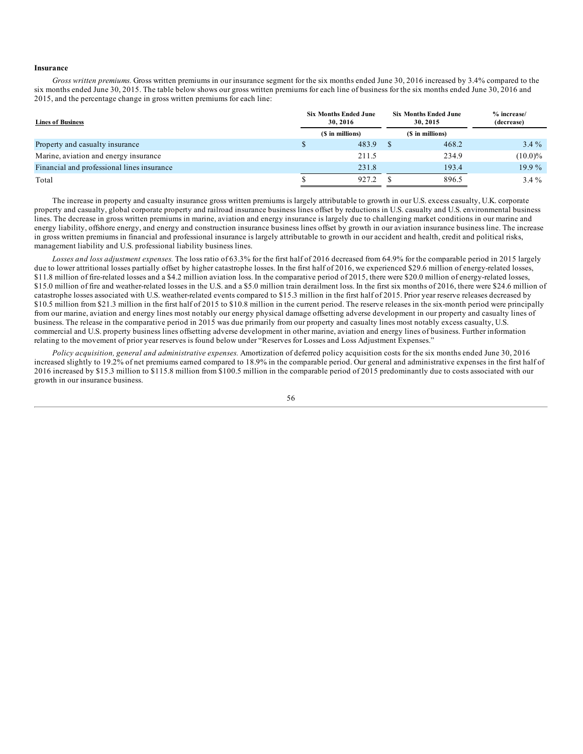**Insurance**

*Gross written premiums.* Gross written premiums in our insurance segment for the six months ended June 30, 2016 increased by 3.4% compared to the six months ended June 30, 2015. The table below shows our gross written premiums for each line of business for the six months ended June 30, 2016 and 2015, and the percentage change in gross written premiums for each line:

| Lines of Business | Six Months Ended June 30, 2016 | Six Months Ended June 30, 2015 | % increase/ (decrease) |
|---|---|---|---|
| | ($ in millions) | ($ in millions) | |
| Property and casualty insurance | $ 483.9 | $ 468.2 | 3.4 % |
| Marine, aviation and energy insurance | 211.5 | 234.9 | (10.0)% |
| Financial and professional lines insurance | 231.8 | 193.4 | 19.9 % |
| Total | $ 927.2 | $ 896.5 | 3.4 % |

The increase in property and casualty insurance gross written premiums is largely attributable to growth in our U.S. excess casualty, U.K. corporate property and casualty, global corporate property and railroad insurance business lines offset by reductions in U.S. casualty and U.S. environmental business lines. The decrease in gross written premiums in marine, aviation and energy insurance is largely due to challenging market conditions in our marine and energy liability, offshore energy, and energy and construction insurance business lines offset by growth in our aviation insurance business line. The increase in gross written premiums in financial and professional insurance is largely attributable to growth in our accident and health, credit and political risks, management liability and U.S. professional liability business lines.

*Losses and loss adjustment expenses.* The loss ratio of 63.3% for the first half of 2016 decreased from 64.9% for the comparable period in 2015 largely due to lower attritional losses partially offset by higher catastrophe losses. In the first half of 2016, we experienced $29.6 million of energy-related losses, $11.8 million of fire-related losses and a $4.2 million aviation loss. In the comparative period of 2015, there were $20.0 million of energy-related losses, $15.0 million of fire and weather-related losses in the U.S. and a $5.0 million train derailment loss. In the first six months of 2016, there were $24.6 million of catastrophe losses associated with U.S. weather-related events compared to $15.3 million in the first half of 2015. Prior year reserve releases decreased by $10.5 million from $21.3 million in the first half of 2015 to $10.8 million in the current period. The reserve releases in the six-month period were principally from our marine, aviation and energy lines most notably our energy physical damage offsetting adverse development in our property and casualty lines of business. The release in the comparative period in 2015 was due primarily from our property and casualty lines most notably excess casualty, U.S. commercial and U.S. property business lines offsetting adverse development in other marine, aviation and energy lines of business. Further information relating to the movement of prior year reserves is found below under "Reserves for Losses and Loss Adjustment Expenses."

*Policy acquisition, general and administrative expenses.* Amortization of deferred policy acquisition costs for the six months ended June 30, 2016 increased slightly to 19.2% of net premiums earned compared to 18.9% in the comparable period. Our general and administrative expenses in the first half of 2016 increased by $15.3 million to $115.8 million from $100.5 million in the comparable period of 2015 predominantly due to costs associated with our growth in our insurance business.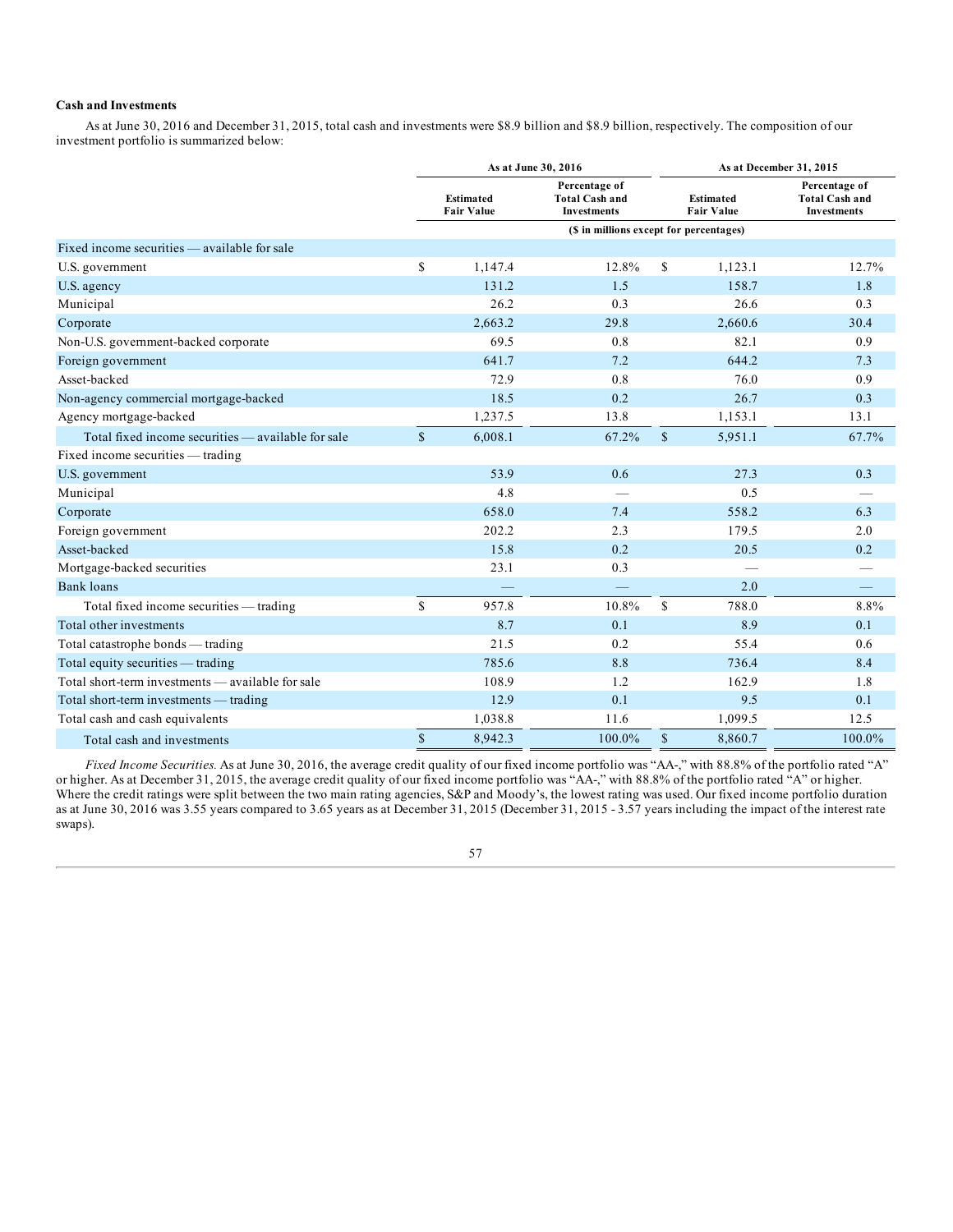**Cash and Investments**

As at June 30, 2016 and December 31, 2015, total cash and investments were \$8.9 billion and \$8.9 billion, respectively. The composition of our investment portfolio is summarized below:

| | As at June 30, 2016 | | As at December 31, 2015 | |
|---|---|---|---|---|
| | Estimated Fair Value | Percentage of Total Cash and Investments | Estimated Fair Value | Percentage of Total Cash and Investments |
| | ($ in millions except for percentages) | | | |
| Fixed income securities — available for sale | | | | |
| U.S. government | $ 1,147.4 | 12.8% | $ 1,123.1 | 12.7% |
| U.S. agency | 131.2 | 1.5 | 158.7 | 1.8 |
| Municipal | 26.2 | 0.3 | 26.6 | 0.3 |
| Corporate | 2,663.2 | 29.8 | 2,660.6 | 30.4 |
| Non-U.S. government-backed corporate | 69.5 | 0.8 | 82.1 | 0.9 |
| Foreign government | 641.7 | 7.2 | 644.2 | 7.3 |
| Asset-backed | 72.9 | 0.8 | 76.0 | 0.9 |
| Non-agency commercial mortgage-backed | 18.5 | 0.2 | 26.7 | 0.3 |
| Agency mortgage-backed | 1,237.5 | 13.8 | 1,153.1 | 13.1 |
| Total fixed income securities — available for sale | $ 6,008.1 | 67.2% | $ 5,951.1 | 67.7% |
| Fixed income securities — trading | | | | |
| U.S. government | 53.9 | 0.6 | 27.3 | 0.3 |
| Municipal | 4.8 | — | 0.5 | — |
| Corporate | 658.0 | 7.4 | 558.2 | 6.3 |
| Foreign government | 202.2 | 2.3 | 179.5 | 2.0 |
| Asset-backed | 15.8 | 0.2 | 20.5 | 0.2 |
| Mortgage-backed securities | 23.1 | 0.3 | — | — |
| Bank loans | — | — | 2.0 | — |
| Total fixed income securities — trading | $ 957.8 | 10.8% | $ 788.0 | 8.8% |
| Total other investments | 8.7 | 0.1 | 8.9 | 0.1 |
| Total catastrophe bonds — trading | 21.5 | 0.2 | 55.4 | 0.6 |
| Total equity securities — trading | 785.6 | 8.8 | 736.4 | 8.4 |
| Total short-term investments — available for sale | 108.9 | 1.2 | 162.9 | 1.8 |
| Total short-term investments — trading | 12.9 | 0.1 | 9.5 | 0.1 |
| Total cash and cash equivalents | 1,038.8 | 11.6 | 1,099.5 | 12.5 |
| Total cash and investments | $ 8,942.3 | 100.0% | $ 8,860.7 | 100.0% |

*Fixed Income Securities.* As at June 30, 2016, the average credit quality of our fixed income portfolio was "AA-," with 88.8% of the portfolio rated "A" or higher. As at December 31, 2015, the average credit quality of our fixed income portfolio was "AA-," with 88.8% of the portfolio rated "A" or higher. Where the credit ratings were split between the two main rating agencies, S&P and Moody's, the lowest rating was used. Our fixed income portfolio duration as at June 30, 2016 was 3.55 years compared to 3.65 years as at December 31, 2015 (December 31, 2015 - 3.57 years including the impact of the interest rate swaps).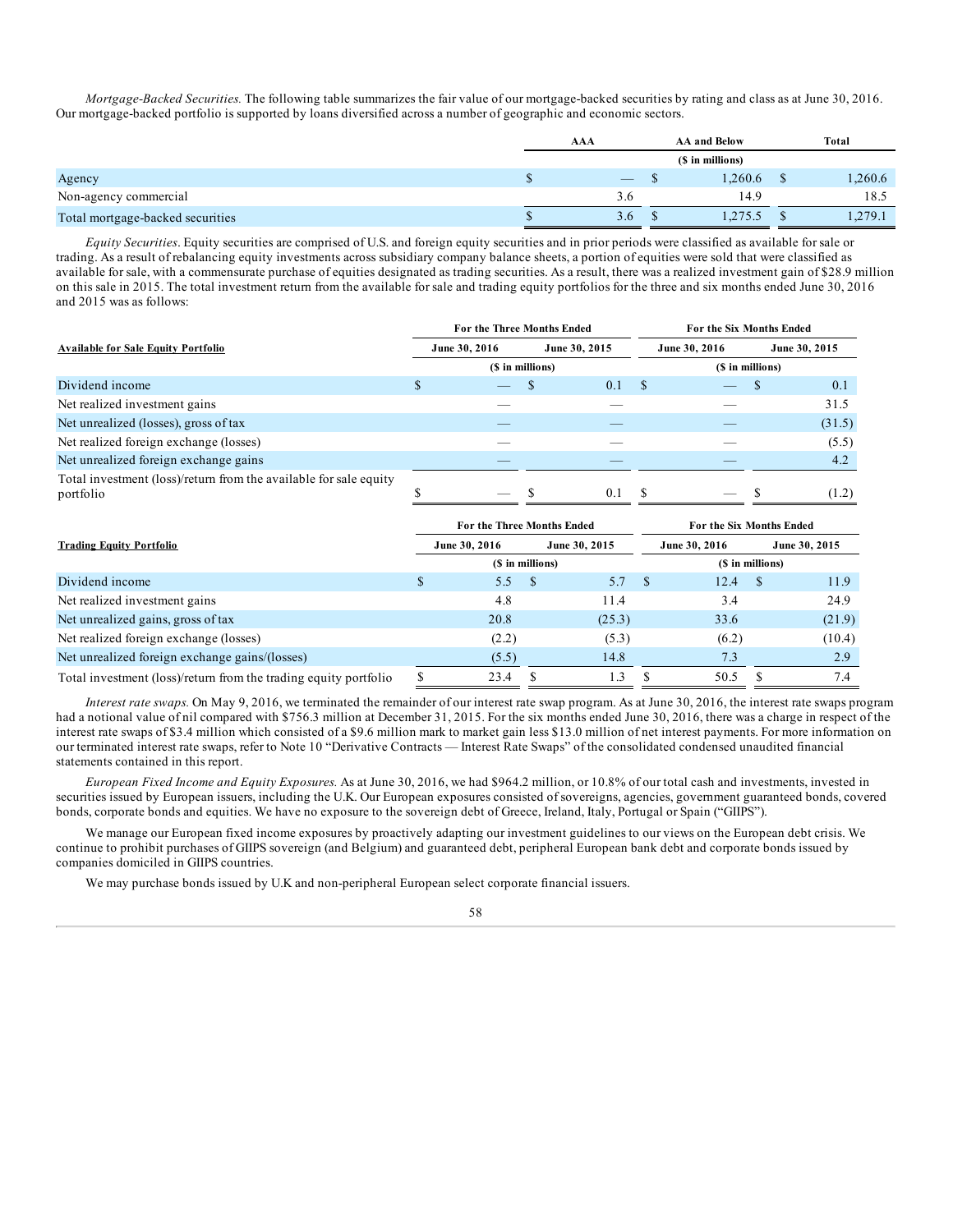*Mortgage-Backed Securities.* The following table summarizes the fair value of our mortgage-backed securities by rating and class as at June 30, 2016. Our mortgage-backed portfolio is supported by loans diversified across a number of geographic and economic sectors.

| | AAA | AA and Below | Total |
|---|---|---|---|
| | | ($ in millions) | |
| Agency | $ — | $ 1,260.6 | $ 1,260.6 |
| Non-agency commercial | 3.6 | 14.9 | 18.5 |
| Total mortgage-backed securities | $ 3.6 | $ 1,275.5 | $ 1,279.1 |

*Equity Securities*. Equity securities are comprised of U.S. and foreign equity securities and in prior periods were classified as available for sale or trading. As a result of rebalancing equity investments across subsidiary company balance sheets, a portion of equities were sold that were classified as available for sale, with a commensurate purchase of equities designated as trading securities. As a result, there was a realized investment gain of $28.9 million on this sale in 2015. The total investment return from the available for sale and trading equity portfolios for the three and six months ended June 30, 2016 and 2015 was as follows:

| Available for Sale Equity Portfolio | For the Three Months Ended | | For the Six Months Ended | |
|---|---|---|---|---|
| | June 30, 2016 | June 30, 2015 | June 30, 2016 | June 30, 2015 |
| | ($ in millions) | | ($ in millions) | |
| Dividend income | $ — | $ 0.1 | $ — | $ 0.1 |
| Net realized investment gains | — | — | — | 31.5 |
| Net unrealized (losses), gross of tax | — | — | — | (31.5) |
| Net realized foreign exchange (losses) | — | — | — | (5.5) |
| Net unrealized foreign exchange gains | — | — | — | 4.2 |
| Total investment (loss)/return from the available for sale equity portfolio | $ — | $ 0.1 | $ — | $ (1.2) |

| Trading Equity Portfolio | For the Three Months Ended | | For the Six Months Ended | |
|---|---|---|---|---|
| | June 30, 2016 | June 30, 2015 | June 30, 2016 | June 30, 2015 |
| | ($ in millions) | | ($ in millions) | |
| Dividend income | $ 5.5 | $ 5.7 | $ 12.4 | $ 11.9 |
| Net realized investment gains | 4.8 | 11.4 | 3.4 | 24.9 |
| Net unrealized gains, gross of tax | 20.8 | (25.3) | 33.6 | (21.9) |
| Net realized foreign exchange (losses) | (2.2) | (5.3) | (6.2) | (10.4) |
| Net unrealized foreign exchange gains/(losses) | (5.5) | 14.8 | 7.3 | 2.9 |
| Total investment (loss)/return from the trading equity portfolio | $ 23.4 | $ 1.3 | $ 50.5 | $ 7.4 |

*Interest rate swaps.* On May 9, 2016, we terminated the remainder of our interest rate swap program. As at June 30, 2016, the interest rate swaps program had a notional value of nil compared with $756.3 million at December 31, 2015. For the six months ended June 30, 2016, there was a charge in respect of the interest rate swaps of $3.4 million which consisted of a $9.6 million mark to market gain less $13.0 million of net interest payments. For more information on our terminated interest rate swaps, refer to Note 10 "Derivative Contracts — Interest Rate Swaps" of the consolidated condensed unaudited financial statements contained in this report.

*European Fixed Income and Equity Exposures.* As at June 30, 2016, we had $964.2 million, or 10.8% of our total cash and investments, invested in securities issued by European issuers, including the U.K. Our European exposures consisted of sovereigns, agencies, government guaranteed bonds, covered bonds, corporate bonds and equities. We have no exposure to the sovereign debt of Greece, Ireland, Italy, Portugal or Spain ("GIIPS").

We manage our European fixed income exposures by proactively adapting our investment guidelines to our views on the European debt crisis. We continue to prohibit purchases of GIIPS sovereign (and Belgium) and guaranteed debt, peripheral European bank debt and corporate bonds issued by companies domiciled in GIIPS countries.

We may purchase bonds issued by U.K and non-peripheral European select corporate financial issuers.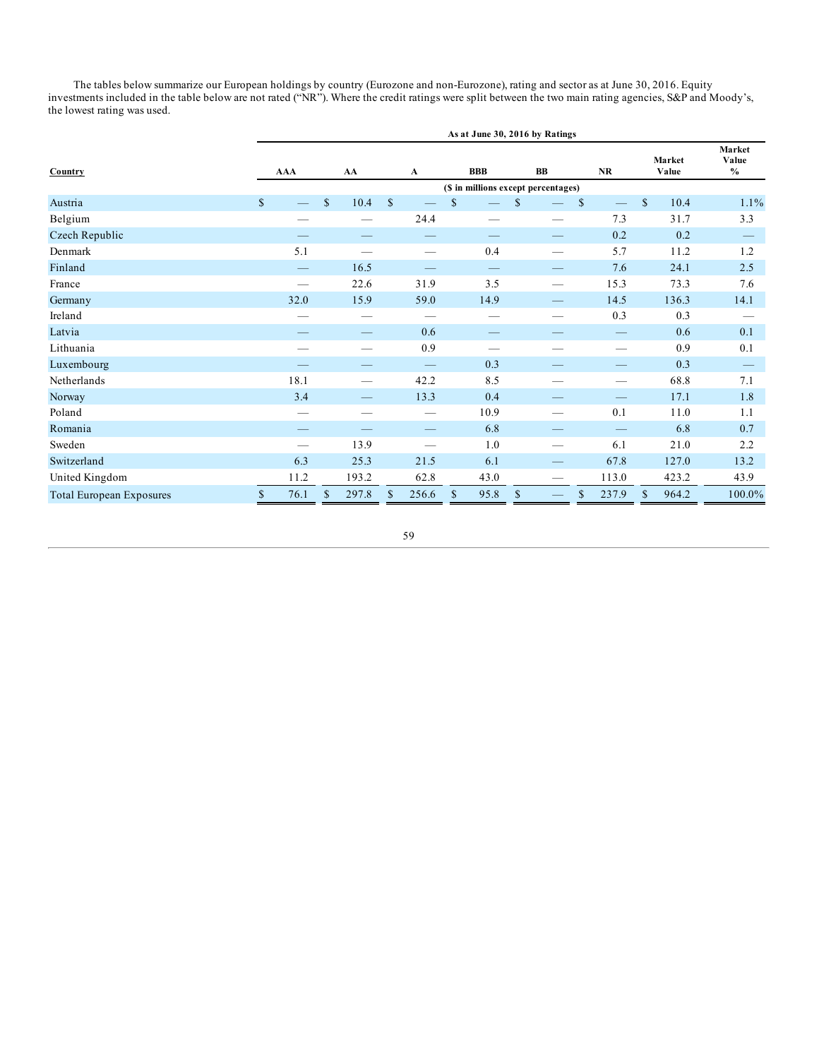The tables below summarize our European holdings by country (Eurozone and non-Eurozone), rating and sector as at June 30, 2016. Equity investments included in the table below are not rated ("NR"). Where the credit ratings were split between the two main rating agencies, S&P and Moody's, the lowest rating was used.

| | As at June 30, 2016 by Ratings | | | | | | | |
|---|---|---|---|---|---|---|---|---|
| Country | AAA | AA | A | BBB | BB | NR | Market Value | Market Value % |
| | ($ in millions except percentages) | | | | | | | |
| Austria | $ — | $ 10.4 | $ — | $ — | $ — | $ — | $ 10.4 | 1.1% |
| Belgium | — | — | 24.4 | — | — | 7.3 | 31.7 | 3.3 |
| Czech Republic | — | — | — | — | — | 0.2 | 0.2 | — |
| Denmark | 5.1 | — | — | 0.4 | — | 5.7 | 11.2 | 1.2 |
| Finland | — | 16.5 | — | — | — | 7.6 | 24.1 | 2.5 |
| France | — | 22.6 | 31.9 | 3.5 | — | 15.3 | 73.3 | 7.6 |
| Germany | 32.0 | 15.9 | 59.0 | 14.9 | — | 14.5 | 136.3 | 14.1 |
| Ireland | — | — | — | — | — | 0.3 | 0.3 | — |
| Latvia | — | — | 0.6 | — | — | — | 0.6 | 0.1 |
| Lithuania | — | — | 0.9 | — | — | — | 0.9 | 0.1 |
| Luxembourg | — | — | — | 0.3 | — | — | 0.3 | — |
| Netherlands | 18.1 | — | 42.2 | 8.5 | — | — | 68.8 | 7.1 |
| Norway | 3.4 | — | 13.3 | 0.4 | — | — | 17.1 | 1.8 |
| Poland | — | — | — | 10.9 | — | 0.1 | 11.0 | 1.1 |
| Romania | — | — | — | 6.8 | — | — | 6.8 | 0.7 |
| Sweden | — | 13.9 | — | 1.0 | — | 6.1 | 21.0 | 2.2 |
| Switzerland | 6.3 | 25.3 | 21.5 | 6.1 | — | 67.8 | 127.0 | 13.2 |
| United Kingdom | 11.2 | 193.2 | 62.8 | 43.0 | — | 113.0 | 423.2 | 43.9 |
| Total European Exposures | $ 76.1 | $ 297.8 | $ 256.6 | $ 95.8 | $ — | $ 237.9 | $ 964.2 | 100.0% |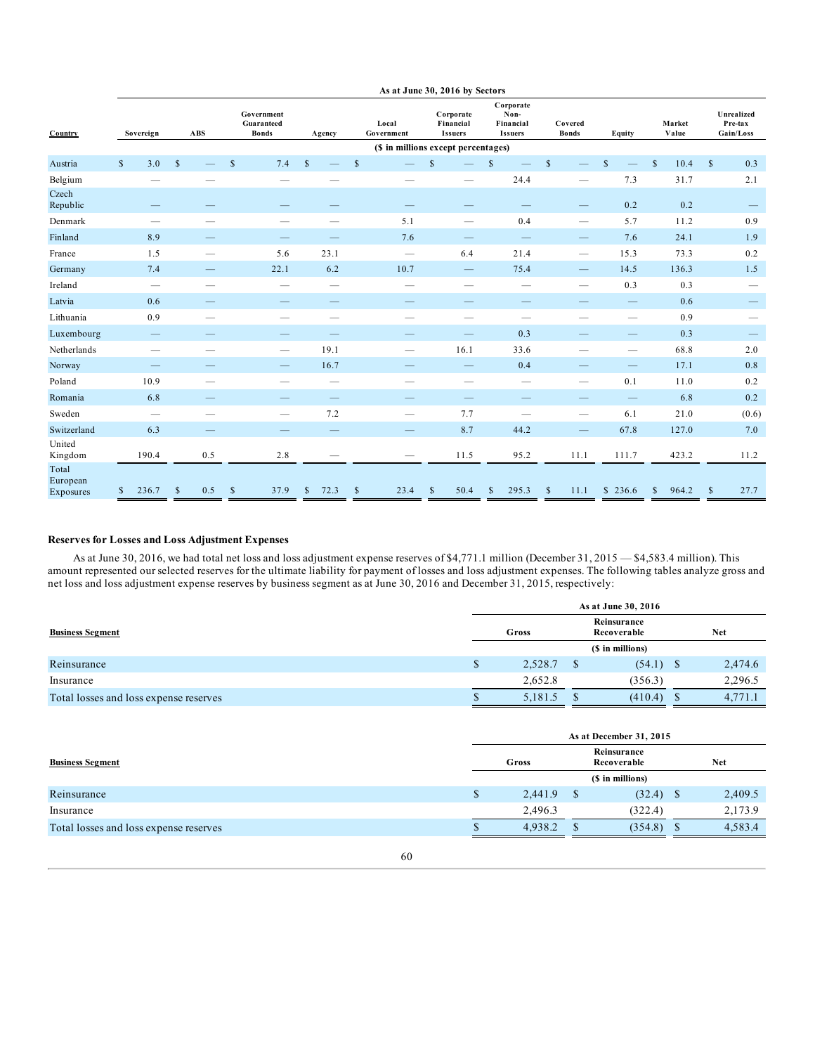| | As at June 30, 2016 by Sectors | | | | | | | | | | |
|---|---|---|---|---|---|---|---|---|---|---|---|
| Country | Sovereign | ABS | Government Guaranteed Bonds | Agency | Local Government | Corporate Financial Issuers | Corporate Non-Financial Issuers | Covered Bonds | Equity | Market Value | Unrealized Pre-tax Gain/Loss |
| | ($ in millions except percentages) | | | | | | | | | | |
| Austria | $ 3.0 | $ — | $ 7.4 | $ — | $ — | $ — | $ — | $ — | $ — | $ 10.4 | $ 0.3 |
| Belgium | — | — | — | — | — | — | 24.4 | — | 7.3 | 31.7 | 2.1 |
| Czech Republic | — | — | — | — | — | — | — | — | 0.2 | 0.2 | — |
| Denmark | — | — | — | — | 5.1 | — | 0.4 | — | 5.7 | 11.2 | 0.9 |
| Finland | 8.9 | — | — | — | 7.6 | — | — | — | 7.6 | 24.1 | 1.9 |
| France | 1.5 | — | 5.6 | 23.1 | — | 6.4 | 21.4 | — | 15.3 | 73.3 | 0.2 |
| Germany | 7.4 | — | 22.1 | 6.2 | 10.7 | — | 75.4 | — | 14.5 | 136.3 | 1.5 |
| Ireland | — | — | — | — | — | — | — | — | 0.3 | 0.3 | — |
| Latvia | 0.6 | — | — | — | — | — | — | — | — | 0.6 | — |
| Lithuania | 0.9 | — | — | — | — | — | — | — | — | 0.9 | — |
| Luxembourg | — | — | — | — | — | — | 0.3 | — | — | 0.3 | — |
| Netherlands | — | — | — | 19.1 | — | 16.1 | 33.6 | — | — | 68.8 | 2.0 |
| Norway | — | — | — | 16.7 | — | — | 0.4 | — | — | 17.1 | 0.8 |
| Poland | 10.9 | — | — | — | — | — | — | — | 0.1 | 11.0 | 0.2 |
| Romania | 6.8 | — | — | — | — | — | — | — | — | 6.8 | 0.2 |
| Sweden | — | — | — | 7.2 | — | 7.7 | — | — | 6.1 | 21.0 | (0.6) |
| Switzerland | 6.3 | — | — | — | — | 8.7 | 44.2 | — | 67.8 | 127.0 | 7.0 |
| United Kingdom | 190.4 | 0.5 | 2.8 | — | — | 11.5 | 95.2 | 11.1 | 111.7 | 423.2 | 11.2 |
| Total European Exposures | $ 236.7 | $ 0.5 | $ 37.9 | $ 72.3 | $ 23.4 | $ 50.4 | $ 295.3 | $ 11.1 | $ 236.6 | $ 964.2 | $ 27.7 |

**Reserves for Losses and Loss Adjustment Expenses**

As at June 30, 2016, we had total net loss and loss adjustment expense reserves of $4,771.1 million (December 31, 2015 — $4,583.4 million). This amount represented our selected reserves for the ultimate liability for payment of losses and loss adjustment expenses. The following tables analyze gross and net loss and loss adjustment expense reserves by business segment as at June 30, 2016 and December 31, 2015, respectively:

| | As at June 30, 2016 | | |
|---|---|---|---|
| Business Segment | Gross | Reinsurance Recoverable | Net |
| | ($ in millions) | | |
| Reinsurance | $ 2,528.7 | $ (54.1) | $ 2,474.6 |
| Insurance | 2,652.8 | (356.3) | 2,296.5 |
| Total losses and loss expense reserves | $ 5,181.5 | $ (410.4) | $ 4,771.1 |

| | As at December 31, 2015 | | |
|---|---|---|---|
| Business Segment | Gross | Reinsurance Recoverable | Net |
| | ($ in millions) | | |
| Reinsurance | $ 2,441.9 | $ (32.4) | $ 2,409.5 |
| Insurance | 2,496.3 | (322.4) | 2,173.9 |
| Total losses and loss expense reserves | $ 4,938.2 | $ (354.8) | $ 4,583.4 |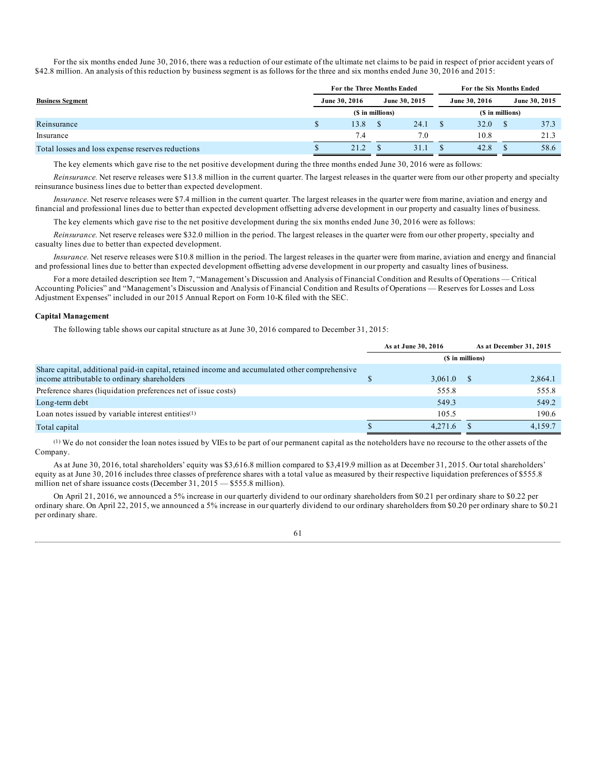For the six months ended June 30, 2016, there was a reduction of our estimate of the ultimate net claims to be paid in respect of prior accident years of $42.8 million. An analysis of this reduction by business segment is as follows for the three and six months ended June 30, 2016 and 2015:

| Business Segment | For the Three Months Ended | | For the Six Months Ended | |
|---|---|---|---|---|
| | June 30, 2016 | June 30, 2015 | June 30, 2016 | June 30, 2015 |
| | ($ in millions) | | ($ in millions) | |
| Reinsurance | $ 13.8 | $ 24.1 | $ 32.0 | $ 37.3 |
| Insurance | 7.4 | 7.0 | 10.8 | 21.3 |
| Total losses and loss expense reserves reductions | $ 21.2 | $ 31.1 | $ 42.8 | $ 58.6 |

The key elements which gave rise to the net positive development during the three months ended June 30, 2016 were as follows:

*Reinsurance.* Net reserve releases were $13.8 million in the current quarter. The largest releases in the quarter were from our other property and specialty reinsurance business lines due to better than expected development.

*Insurance.* Net reserve releases were $7.4 million in the current quarter. The largest releases in the quarter were from marine, aviation and energy and financial and professional lines due to better than expected development offsetting adverse development in our property and casualty lines of business.

The key elements which gave rise to the net positive development during the six months ended June 30, 2016 were as follows:

*Reinsurance.* Net reserve releases were $32.0 million in the period. The largest releases in the quarter were from our other property, specialty and casualty lines due to better than expected development.

*Insurance.* Net reserve releases were $10.8 million in the period. The largest releases in the quarter were from marine, aviation and energy and financial and professional lines due to better than expected development offsetting adverse development in our property and casualty lines of business.

For a more detailed description see Item 7, "Management's Discussion and Analysis of Financial Condition and Results of Operations — Critical Accounting Policies" and "Management's Discussion and Analysis of Financial Condition and Results of Operations — Reserves for Losses and Loss Adjustment Expenses" included in our 2015 Annual Report on Form 10-K filed with the SEC.

### Capital Management

The following table shows our capital structure as at June 30, 2016 compared to December 31, 2015:

| | As at June 30, 2016 | As at December 31, 2015 |
|---|---|---|
| | ($ in millions) | |
| Share capital, additional paid-in capital, retained income and accumulated other comprehensive income attributable to ordinary shareholders | $ 3,061.0 | $ 2,864.1 |
| Preference shares (liquidation preferences net of issue costs) | 555.8 | 555.8 |
| Long-term debt | 549.3 | 549.2 |
| Loan notes issued by variable interest entities[1] | 105.5 | 190.6 |
| Total capital | $ 4,271.6 | $ 4,159.7 |

[1] We do not consider the loan notes issued by VIEs to be part of our permanent capital as the noteholders have no recourse to the other assets of the Company.

As at June 30, 2016, total shareholders' equity was $3,616.8 million compared to $3,419.9 million as at December 31, 2015. Our total shareholders' equity as at June 30, 2016 includes three classes of preference shares with a total value as measured by their respective liquidation preferences of $555.8 million net of share issuance costs (December 31, 2015 — $555.8 million).

On April 21, 2016, we announced a 5% increase in our quarterly dividend to our ordinary shareholders from $0.21 per ordinary share to $0.22 per ordinary share. On April 22, 2015, we announced a 5% increase in our quarterly dividend to our ordinary shareholders from $0.20 per ordinary share to $0.21 per ordinary share.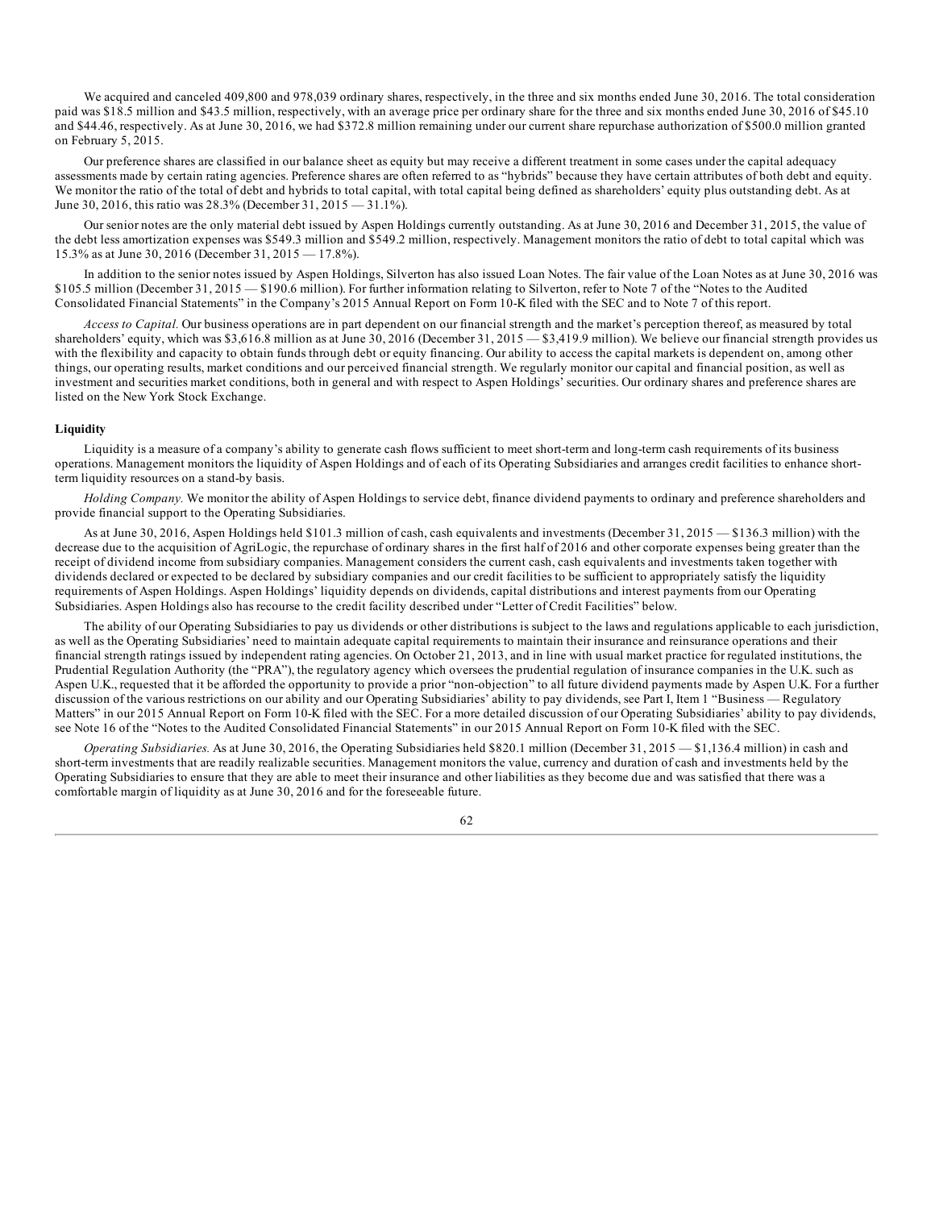We acquired and canceled 409,800 and 978,039 ordinary shares, respectively, in the three and six months ended June 30, 2016. The total consideration paid was $18.5 million and $43.5 million, respectively, with an average price per ordinary share for the three and six months ended June 30, 2016 of $45.10 and $44.46, respectively. As at June 30, 2016, we had $372.8 million remaining under our current share repurchase authorization of $500.0 million granted on February 5, 2015.

Our preference shares are classified in our balance sheet as equity but may receive a different treatment in some cases under the capital adequacy assessments made by certain rating agencies. Preference shares are often referred to as "hybrids" because they have certain attributes of both debt and equity. We monitor the ratio of the total of debt and hybrids to total capital, with total capital being defined as shareholders' equity plus outstanding debt. As at June 30, 2016, this ratio was 28.3% (December 31, 2015 — 31.1%).

Our senior notes are the only material debt issued by Aspen Holdings currently outstanding. As at June 30, 2016 and December 31, 2015, the value of the debt less amortization expenses was $549.3 million and $549.2 million, respectively. Management monitors the ratio of debt to total capital which was 15.3% as at June 30, 2016 (December 31, 2015 — 17.8%).

In addition to the senior notes issued by Aspen Holdings, Silverton has also issued Loan Notes. The fair value of the Loan Notes as at June 30, 2016 was $105.5 million (December 31, 2015 — $190.6 million). For further information relating to Silverton, refer to Note 7 of the "Notes to the Audited Consolidated Financial Statements" in the Company's 2015 Annual Report on Form 10-K filed with the SEC and to Note 7 of this report.

*Access to Capital.* Our business operations are in part dependent on our financial strength and the market's perception thereof, as measured by total shareholders' equity, which was $3,616.8 million as at June 30, 2016 (December 31, 2015 — $3,419.9 million). We believe our financial strength provides us with the flexibility and capacity to obtain funds through debt or equity financing. Our ability to access the capital markets is dependent on, among other things, our operating results, market conditions and our perceived financial strength. We regularly monitor our capital and financial position, as well as investment and securities market conditions, both in general and with respect to Aspen Holdings' securities. Our ordinary shares and preference shares are listed on the New York Stock Exchange.

**Liquidity**

Liquidity is a measure of a company's ability to generate cash flows sufficient to meet short-term and long-term cash requirements of its business operations. Management monitors the liquidity of Aspen Holdings and of each of its Operating Subsidiaries and arranges credit facilities to enhance short-term liquidity resources on a stand-by basis.

*Holding Company.* We monitor the ability of Aspen Holdings to service debt, finance dividend payments to ordinary and preference shareholders and provide financial support to the Operating Subsidiaries.

As at June 30, 2016, Aspen Holdings held $101.3 million of cash, cash equivalents and investments (December 31, 2015 — $136.3 million) with the decrease due to the acquisition of AgriLogic, the repurchase of ordinary shares in the first half of 2016 and other corporate expenses being greater than the receipt of dividend income from subsidiary companies. Management considers the current cash, cash equivalents and investments taken together with dividends declared or expected to be declared by subsidiary companies and our credit facilities to be sufficient to appropriately satisfy the liquidity requirements of Aspen Holdings. Aspen Holdings' liquidity depends on dividends, capital distributions and interest payments from our Operating Subsidiaries. Aspen Holdings also has recourse to the credit facility described under "Letter of Credit Facilities" below.

The ability of our Operating Subsidiaries to pay us dividends or other distributions is subject to the laws and regulations applicable to each jurisdiction, as well as the Operating Subsidiaries' need to maintain adequate capital requirements to maintain their insurance and reinsurance operations and their financial strength ratings issued by independent rating agencies. On October 21, 2013, and in line with usual market practice for regulated institutions, the Prudential Regulation Authority (the "PRA"), the regulatory agency which oversees the prudential regulation of insurance companies in the U.K. such as Aspen U.K., requested that it be afforded the opportunity to provide a prior "non-objection" to all future dividend payments made by Aspen U.K. For a further discussion of the various restrictions on our ability and our Operating Subsidiaries' ability to pay dividends, see Part I, Item 1 "Business — Regulatory Matters" in our 2015 Annual Report on Form 10-K filed with the SEC. For a more detailed discussion of our Operating Subsidiaries' ability to pay dividends, see Note 16 of the "Notes to the Audited Consolidated Financial Statements" in our 2015 Annual Report on Form 10-K filed with the SEC.

*Operating Subsidiaries.* As at June 30, 2016, the Operating Subsidiaries held $820.1 million (December 31, 2015 — $1,136.4 million) in cash and short-term investments that are readily realizable securities. Management monitors the value, currency and duration of cash and investments held by the Operating Subsidiaries to ensure that they are able to meet their insurance and other liabilities as they become due and was satisfied that there was a comfortable margin of liquidity as at June 30, 2016 and for the foreseeable future.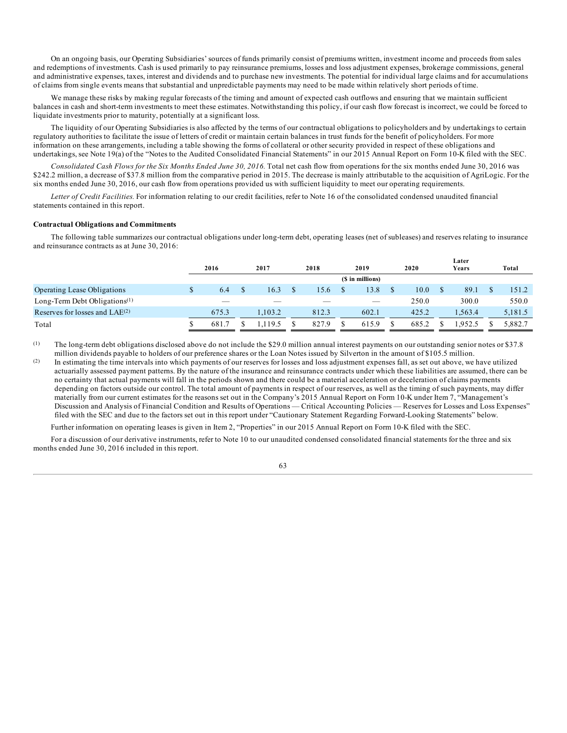On an ongoing basis, our Operating Subsidiaries' sources of funds primarily consist of premiums written, investment income and proceeds from sales and redemptions of investments. Cash is used primarily to pay reinsurance premiums, losses and loss adjustment expenses, brokerage commissions, general and administrative expenses, taxes, interest and dividends and to purchase new investments. The potential for individual large claims and for accumulations of claims from single events means that substantial and unpredictable payments may need to be made within relatively short periods of time.

We manage these risks by making regular forecasts of the timing and amount of expected cash outflows and ensuring that we maintain sufficient balances in cash and short-term investments to meet these estimates. Notwithstanding this policy, if our cash flow forecast is incorrect, we could be forced to liquidate investments prior to maturity, potentially at a significant loss.

The liquidity of our Operating Subsidiaries is also affected by the terms of our contractual obligations to policyholders and by undertakings to certain regulatory authorities to facilitate the issue of letters of credit or maintain certain balances in trust funds for the benefit of policyholders. For more information on these arrangements, including a table showing the forms of collateral or other security provided in respect of these obligations and undertakings, see Note 19(a) of the "Notes to the Audited Consolidated Financial Statements" in our 2015 Annual Report on Form 10-K filed with the SEC.

*Consolidated Cash Flows for the Six Months Ended June 30, 2016.* Total net cash flow from operations for the six months ended June 30, 2016 was $242.2 million, a decrease of $37.8 million from the comparative period in 2015. The decrease is mainly attributable to the acquisition of AgriLogic. For the six months ended June 30, 2016, our cash flow from operations provided us with sufficient liquidity to meet our operating requirements.

*Letter of Credit Facilities.* For information relating to our credit facilities, refer to Note 16 of the consolidated condensed unaudited financial statements contained in this report.

**Contractual Obligations and Commitments**

The following table summarizes our contractual obligations under long-term debt, operating leases (net of subleases) and reserves relating to insurance and reinsurance contracts as at June 30, 2016:

| | 2016 | 2017 | 2018 | 2019 | 2020 | Later Years | Total |
|---|---|---|---|---|---|---|---|
| | | | | ($ in millions) | | | |
| Operating Lease Obligations | $ 6.4 | $ 16.3 | $ 15.6 | $ 13.8 | $ 10.0 | $ 89.1 | $ 151.2 |
| Long-Term Debt Obligations[1] | — | — | — | — | 250.0 | 300.0 | 550.0 |
| Reserves for losses and LAE[2] | 675.3 | 1,103.2 | 812.3 | 602.1 | 425.2 | 1,563.4 | 5,181.5 |
| Total | $ 681.7 | $ 1,119.5 | $ 827.9 | $ 615.9 | $ 685.2 | $ 1,952.5 | $ 5,882.7 |

(1) The long-term debt obligations disclosed above do not include the $29.0 million annual interest payments on our outstanding senior notes or $37.8 million dividends payable to holders of our preference shares or the Loan Notes issued by Silverton in the amount of $105.5 million.

(2) In estimating the time intervals into which payments of our reserves for losses and loss adjustment expenses fall, as set out above, we have utilized actuarially assessed payment patterns. By the nature of the insurance and reinsurance contracts under which these liabilities are assumed, there can be no certainty that actual payments will fall in the periods shown and there could be a material acceleration or deceleration of claims payments depending on factors outside our control. The total amount of payments in respect of our reserves, as well as the timing of such payments, may differ materially from our current estimates for the reasons set out in the Company's 2015 Annual Report on Form 10-K under Item 7, "Management's Discussion and Analysis of Financial Condition and Results of Operations — Critical Accounting Policies — Reserves for Losses and Loss Expenses" filed with the SEC and due to the factors set out in this report under "Cautionary Statement Regarding Forward-Looking Statements" below.

Further information on operating leases is given in Item 2, "Properties" in our 2015 Annual Report on Form 10-K filed with the SEC.

For a discussion of our derivative instruments, refer to Note 10 to our unaudited condensed consolidated financial statements for the three and six months ended June 30, 2016 included in this report.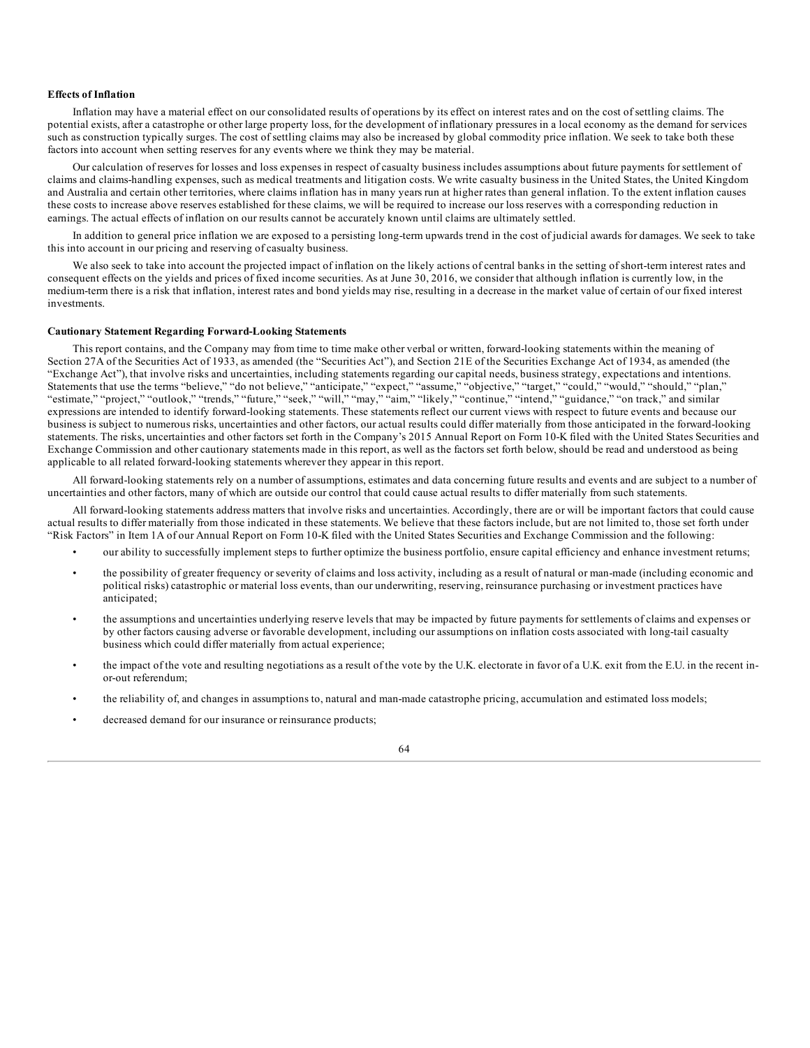**Effects of Inflation**

Inflation may have a material effect on our consolidated results of operations by its effect on interest rates and on the cost of settling claims. The potential exists, after a catastrophe or other large property loss, for the development of inflationary pressures in a local economy as the demand for services such as construction typically surges. The cost of settling claims may also be increased by global commodity price inflation. We seek to take both these factors into account when setting reserves for any events where we think they may be material.

Our calculation of reserves for losses and loss expenses in respect of casualty business includes assumptions about future payments for settlement of claims and claims-handling expenses, such as medical treatments and litigation costs. We write casualty business in the United States, the United Kingdom and Australia and certain other territories, where claims inflation has in many years run at higher rates than general inflation. To the extent inflation causes these costs to increase above reserves established for these claims, we will be required to increase our loss reserves with a corresponding reduction in earnings. The actual effects of inflation on our results cannot be accurately known until claims are ultimately settled.

In addition to general price inflation we are exposed to a persisting long-term upwards trend in the cost of judicial awards for damages. We seek to take this into account in our pricing and reserving of casualty business.

We also seek to take into account the projected impact of inflation on the likely actions of central banks in the setting of short-term interest rates and consequent effects on the yields and prices of fixed income securities. As at June 30, 2016, we consider that although inflation is currently low, in the medium-term there is a risk that inflation, interest rates and bond yields may rise, resulting in a decrease in the market value of certain of our fixed interest investments.

**Cautionary Statement Regarding Forward-Looking Statements**

This report contains, and the Company may from time to time make other verbal or written, forward-looking statements within the meaning of Section 27A of the Securities Act of 1933, as amended (the "Securities Act"), and Section 21E of the Securities Exchange Act of 1934, as amended (the "Exchange Act"), that involve risks and uncertainties, including statements regarding our capital needs, business strategy, expectations and intentions. Statements that use the terms "believe," "do not believe," "anticipate," "expect," "assume," "objective," "target," "could," "would," "should," "plan," "estimate," "project," "outlook," "trends," "future," "seek," "will," "may," "aim," "likely," "continue," "intend," "guidance," "on track," and similar expressions are intended to identify forward-looking statements. These statements reflect our current views with respect to future events and because our business is subject to numerous risks, uncertainties and other factors, our actual results could differ materially from those anticipated in the forward-looking statements. The risks, uncertainties and other factors set forth in the Company's 2015 Annual Report on Form 10-K filed with the United States Securities and Exchange Commission and other cautionary statements made in this report, as well as the factors set forth below, should be read and understood as being applicable to all related forward-looking statements wherever they appear in this report.

All forward-looking statements rely on a number of assumptions, estimates and data concerning future results and events and are subject to a number of uncertainties and other factors, many of which are outside our control that could cause actual results to differ materially from such statements.

All forward-looking statements address matters that involve risks and uncertainties. Accordingly, there are or will be important factors that could cause actual results to differ materially from those indicated in these statements. We believe that these factors include, but are not limited to, those set forth under "Risk Factors" in Item 1A of our Annual Report on Form 10-K filed with the United States Securities and Exchange Commission and the following:

- our ability to successfully implement steps to further optimize the business portfolio, ensure capital efficiency and enhance investment returns;
- the possibility of greater frequency or severity of claims and loss activity, including as a result of natural or man-made (including economic and political risks) catastrophic or material loss events, than our underwriting, reserving, reinsurance purchasing or investment practices have anticipated;
- the assumptions and uncertainties underlying reserve levels that may be impacted by future payments for settlements of claims and expenses or by other factors causing adverse or favorable development, including our assumptions on inflation costs associated with long-tail casualty business which could differ materially from actual experience;
- the impact of the vote and resulting negotiations as a result of the vote by the U.K. electorate in favor of a U.K. exit from the E.U. in the recent in-or-out referendum;
- the reliability of, and changes in assumptions to, natural and man-made catastrophe pricing, accumulation and estimated loss models;
- decreased demand for our insurance or reinsurance products;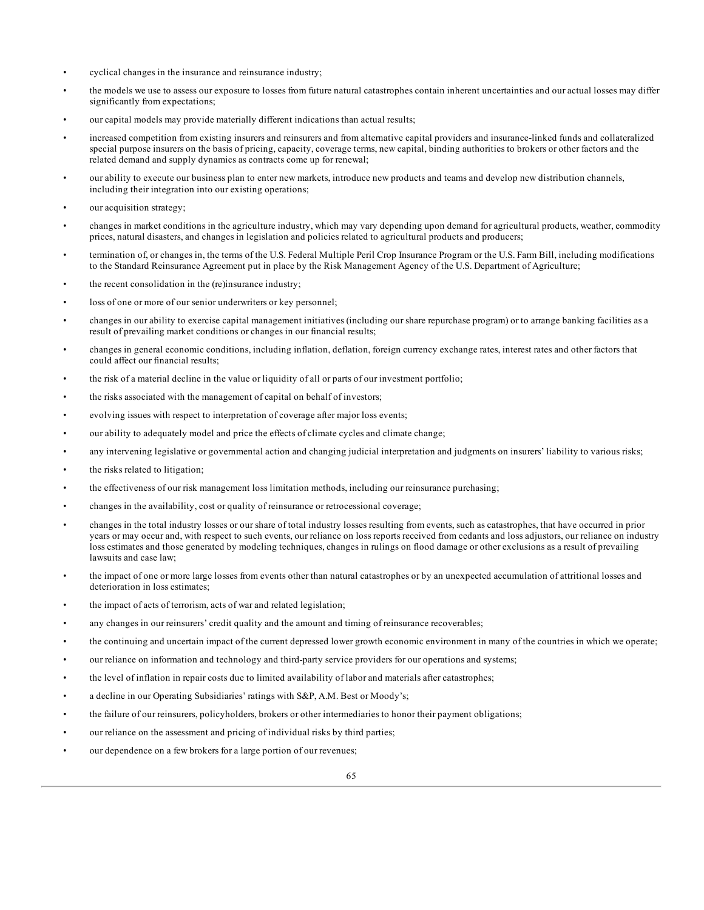- cyclical changes in the insurance and reinsurance industry;
- the models we use to assess our exposure to losses from future natural catastrophes contain inherent uncertainties and our actual losses may differ significantly from expectations;
- our capital models may provide materially different indications than actual results;
- increased competition from existing insurers and reinsurers and from alternative capital providers and insurance-linked funds and collateralized special purpose insurers on the basis of pricing, capacity, coverage terms, new capital, binding authorities to brokers or other factors and the related demand and supply dynamics as contracts come up for renewal;
- our ability to execute our business plan to enter new markets, introduce new products and teams and develop new distribution channels, including their integration into our existing operations;
- our acquisition strategy;
- changes in market conditions in the agriculture industry, which may vary depending upon demand for agricultural products, weather, commodity prices, natural disasters, and changes in legislation and policies related to agricultural products and producers;
- termination of, or changes in, the terms of the U.S. Federal Multiple Peril Crop Insurance Program or the U.S. Farm Bill, including modifications to the Standard Reinsurance Agreement put in place by the Risk Management Agency of the U.S. Department of Agriculture;
- the recent consolidation in the (re)insurance industry;
- loss of one or more of our senior underwriters or key personnel;
- changes in our ability to exercise capital management initiatives (including our share repurchase program) or to arrange banking facilities as a result of prevailing market conditions or changes in our financial results;
- changes in general economic conditions, including inflation, deflation, foreign currency exchange rates, interest rates and other factors that could affect our financial results;
- the risk of a material decline in the value or liquidity of all or parts of our investment portfolio;
- the risks associated with the management of capital on behalf of investors;
- evolving issues with respect to interpretation of coverage after major loss events;
- our ability to adequately model and price the effects of climate cycles and climate change;
- any intervening legislative or governmental action and changing judicial interpretation and judgments on insurers' liability to various risks;
- the risks related to litigation;
- the effectiveness of our risk management loss limitation methods, including our reinsurance purchasing;
- changes in the availability, cost or quality of reinsurance or retrocessional coverage;
- changes in the total industry losses or our share of total industry losses resulting from events, such as catastrophes, that have occurred in prior years or may occur and, with respect to such events, our reliance on loss reports received from cedants and loss adjustors, our reliance on industry loss estimates and those generated by modeling techniques, changes in rulings on flood damage or other exclusions as a result of prevailing lawsuits and case law;
- the impact of one or more large losses from events other than natural catastrophes or by an unexpected accumulation of attritional losses and deterioration in loss estimates;
- the impact of acts of terrorism, acts of war and related legislation;
- any changes in our reinsurers' credit quality and the amount and timing of reinsurance recoverables;
- the continuing and uncertain impact of the current depressed lower growth economic environment in many of the countries in which we operate;
- our reliance on information and technology and third-party service providers for our operations and systems;
- the level of inflation in repair costs due to limited availability of labor and materials after catastrophes;
- a decline in our Operating Subsidiaries' ratings with S&P, A.M. Best or Moody's;
- the failure of our reinsurers, policyholders, brokers or other intermediaries to honor their payment obligations;
- our reliance on the assessment and pricing of individual risks by third parties;
- our dependence on a few brokers for a large portion of our revenues;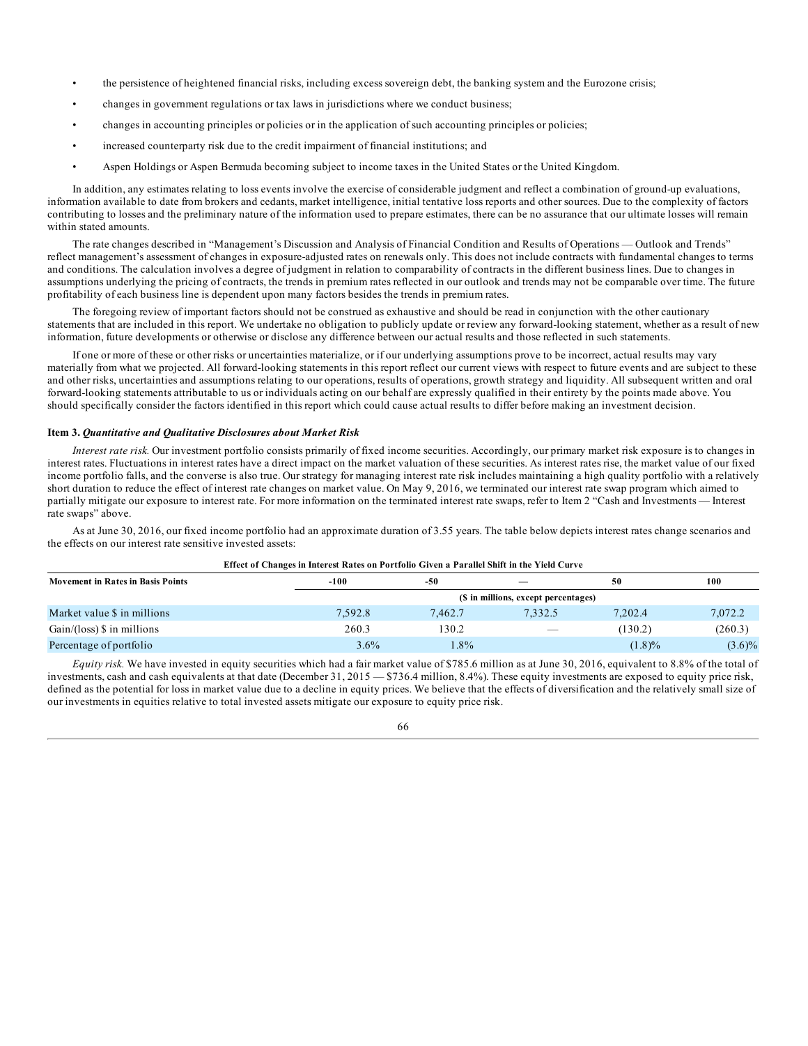- the persistence of heightened financial risks, including excess sovereign debt, the banking system and the Eurozone crisis;
- changes in government regulations or tax laws in jurisdictions where we conduct business;
- changes in accounting principles or policies or in the application of such accounting principles or policies;
- increased counterparty risk due to the credit impairment of financial institutions; and
- Aspen Holdings or Aspen Bermuda becoming subject to income taxes in the United States or the United Kingdom.

In addition, any estimates relating to loss events involve the exercise of considerable judgment and reflect a combination of ground-up evaluations, information available to date from brokers and cedants, market intelligence, initial tentative loss reports and other sources. Due to the complexity of factors contributing to losses and the preliminary nature of the information used to prepare estimates, there can be no assurance that our ultimate losses will remain within stated amounts.

The rate changes described in "Management's Discussion and Analysis of Financial Condition and Results of Operations — Outlook and Trends" reflect management's assessment of changes in exposure-adjusted rates on renewals only. This does not include contracts with fundamental changes to terms and conditions. The calculation involves a degree of judgment in relation to comparability of contracts in the different business lines. Due to changes in assumptions underlying the pricing of contracts, the trends in premium rates reflected in our outlook and trends may not be comparable over time. The future profitability of each business line is dependent upon many factors besides the trends in premium rates.

The foregoing review of important factors should not be construed as exhaustive and should be read in conjunction with the other cautionary statements that are included in this report. We undertake no obligation to publicly update or review any forward-looking statement, whether as a result of new information, future developments or otherwise or disclose any difference between our actual results and those reflected in such statements.

If one or more of these or other risks or uncertainties materialize, or if our underlying assumptions prove to be incorrect, actual results may vary materially from what we projected. All forward-looking statements in this report reflect our current views with respect to future events and are subject to these and other risks, uncertainties and assumptions relating to our operations, results of operations, growth strategy and liquidity. All subsequent written and oral forward-looking statements attributable to us or individuals acting on our behalf are expressly qualified in their entirety by the points made above. You should specifically consider the factors identified in this report which could cause actual results to differ before making an investment decision.

**Item 3.** ***Quantitative and Qualitative Disclosures about Market Risk***

*Interest rate risk.* Our investment portfolio consists primarily of fixed income securities. Accordingly, our primary market risk exposure is to changes in interest rates. Fluctuations in interest rates have a direct impact on the market valuation of these securities. As interest rates rise, the market value of our fixed income portfolio falls, and the converse is also true. Our strategy for managing interest rate risk includes maintaining a high quality portfolio with a relatively short duration to reduce the effect of interest rate changes on market value. On May 9, 2016, we terminated our interest rate swap program which aimed to partially mitigate our exposure to interest rate. For more information on the terminated interest rate swaps, refer to Item 2 "Cash and Investments — Interest rate swaps" above.

As at June 30, 2016, our fixed income portfolio had an approximate duration of 3.55 years. The table below depicts interest rates change scenarios and the effects on our interest rate sensitive invested assets:

**Effect of Changes in Interest Rates on Portfolio Given a Parallel Shift in the Yield Curve**

| Movement in Rates in Basis Points | -100 | -50 | — | 50 | 100 |
|---|---|---|---|---|---|
| | ($ in millions, except percentages) | | | | |
| Market value $ in millions | 7,592.8 | 7,462.7 | 7,332.5 | 7,202.4 | 7,072.2 |
| Gain/(loss) $ in millions | 260.3 | 130.2 | — | (130.2) | (260.3) |
| Percentage of portfolio | 3.6% | 1.8% | | (1.8)% | (3.6)% |

*Equity risk.* We have invested in equity securities which had a fair market value of $785.6 million as at June 30, 2016, equivalent to 8.8% of the total of investments, cash and cash equivalents at that date (December 31, 2015 — $736.4 million, 8.4%). These equity investments are exposed to equity price risk, defined as the potential for loss in market value due to a decline in equity prices. We believe that the effects of diversification and the relatively small size of our investments in equities relative to total invested assets mitigate our exposure to equity price risk.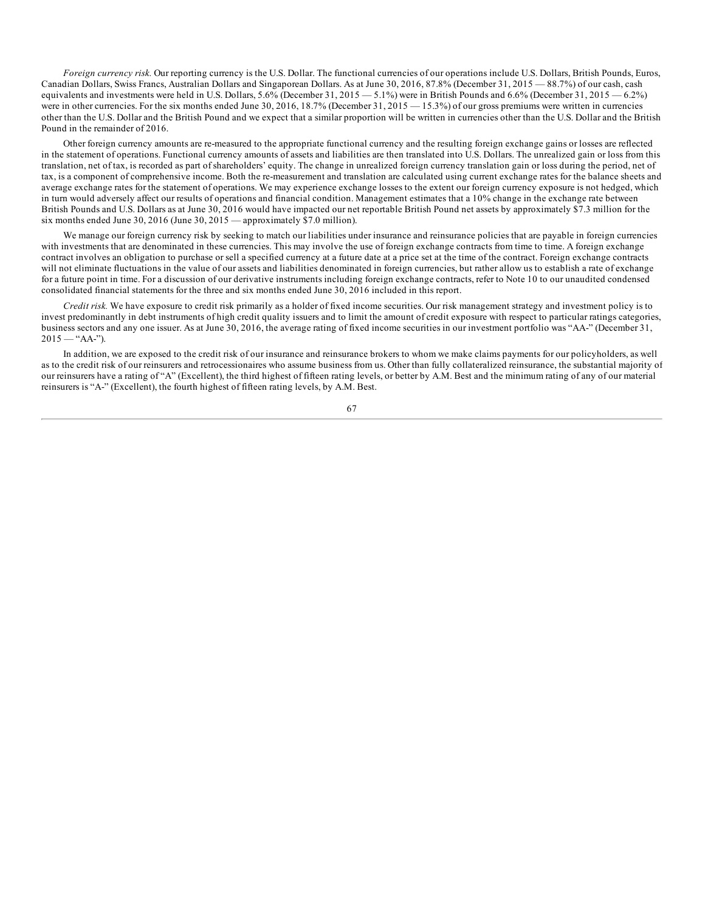*Foreign currency risk.* Our reporting currency is the U.S. Dollar. The functional currencies of our operations include U.S. Dollars, British Pounds, Euros, Canadian Dollars, Swiss Francs, Australian Dollars and Singaporean Dollars. As at June 30, 2016, 87.8% (December 31, 2015 — 88.7%) of our cash, cash equivalents and investments were held in U.S. Dollars, 5.6% (December 31, 2015 — 5.1%) were in British Pounds and 6.6% (December 31, 2015 — 6.2%) were in other currencies. For the six months ended June 30, 2016, 18.7% (December 31, 2015 — 15.3%) of our gross premiums were written in currencies other than the U.S. Dollar and the British Pound and we expect that a similar proportion will be written in currencies other than the U.S. Dollar and the British Pound in the remainder of 2016.

Other foreign currency amounts are re-measured to the appropriate functional currency and the resulting foreign exchange gains or losses are reflected in the statement of operations. Functional currency amounts of assets and liabilities are then translated into U.S. Dollars. The unrealized gain or loss from this translation, net of tax, is recorded as part of shareholders' equity. The change in unrealized foreign currency translation gain or loss during the period, net of tax, is a component of comprehensive income. Both the re-measurement and translation are calculated using current exchange rates for the balance sheets and average exchange rates for the statement of operations. We may experience exchange losses to the extent our foreign currency exposure is not hedged, which in turn would adversely affect our results of operations and financial condition. Management estimates that a 10% change in the exchange rate between British Pounds and U.S. Dollars as at June 30, 2016 would have impacted our net reportable British Pound net assets by approximately $7.3 million for the six months ended June 30, 2016 (June 30, 2015 — approximately $7.0 million).

We manage our foreign currency risk by seeking to match our liabilities under insurance and reinsurance policies that are payable in foreign currencies with investments that are denominated in these currencies. This may involve the use of foreign exchange contracts from time to time. A foreign exchange contract involves an obligation to purchase or sell a specified currency at a future date at a price set at the time of the contract. Foreign exchange contracts will not eliminate fluctuations in the value of our assets and liabilities denominated in foreign currencies, but rather allow us to establish a rate of exchange for a future point in time. For a discussion of our derivative instruments including foreign exchange contracts, refer to Note 10 to our unaudited condensed consolidated financial statements for the three and six months ended June 30, 2016 included in this report.

*Credit risk.* We have exposure to credit risk primarily as a holder of fixed income securities. Our risk management strategy and investment policy is to invest predominantly in debt instruments of high credit quality issuers and to limit the amount of credit exposure with respect to particular ratings categories, business sectors and any one issuer. As at June 30, 2016, the average rating of fixed income securities in our investment portfolio was "AA-" (December 31, 2015 — "AA-").

In addition, we are exposed to the credit risk of our insurance and reinsurance brokers to whom we make claims payments for our policyholders, as well as to the credit risk of our reinsurers and retrocessionaires who assume business from us. Other than fully collateralized reinsurance, the substantial majority of our reinsurers have a rating of "A" (Excellent), the third highest of fifteen rating levels, or better by A.M. Best and the minimum rating of any of our material reinsurers is "A-" (Excellent), the fourth highest of fifteen rating levels, by A.M. Best.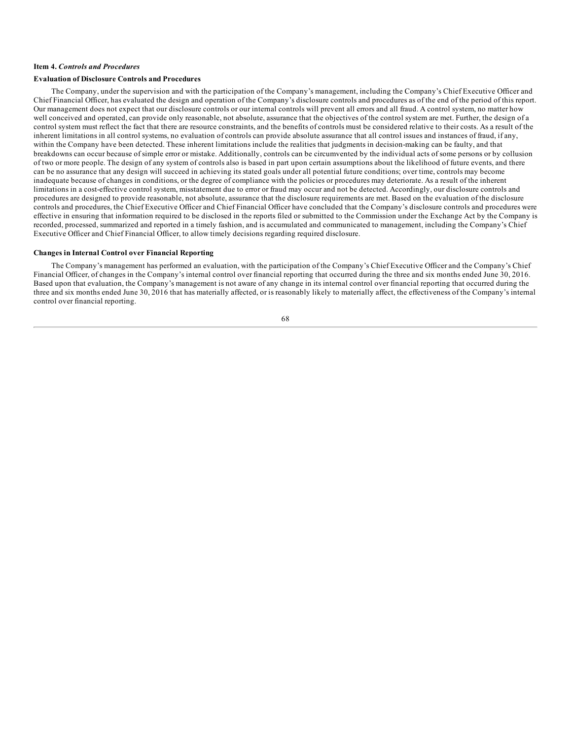**Item 4.** ***Controls and Procedures***

**Evaluation of Disclosure Controls and Procedures**

The Company, under the supervision and with the participation of the Company's management, including the Company's Chief Executive Officer and Chief Financial Officer, has evaluated the design and operation of the Company's disclosure controls and procedures as of the end of the period of this report. Our management does not expect that our disclosure controls or our internal controls will prevent all errors and all fraud. A control system, no matter how well conceived and operated, can provide only reasonable, not absolute, assurance that the objectives of the control system are met. Further, the design of a control system must reflect the fact that there are resource constraints, and the benefits of controls must be considered relative to their costs. As a result of the inherent limitations in all control systems, no evaluation of controls can provide absolute assurance that all control issues and instances of fraud, if any, within the Company have been detected. These inherent limitations include the realities that judgments in decision-making can be faulty, and that breakdowns can occur because of simple error or mistake. Additionally, controls can be circumvented by the individual acts of some persons or by collusion of two or more people. The design of any system of controls also is based in part upon certain assumptions about the likelihood of future events, and there can be no assurance that any design will succeed in achieving its stated goals under all potential future conditions; over time, controls may become inadequate because of changes in conditions, or the degree of compliance with the policies or procedures may deteriorate. As a result of the inherent limitations in a cost-effective control system, misstatement due to error or fraud may occur and not be detected. Accordingly, our disclosure controls and procedures are designed to provide reasonable, not absolute, assurance that the disclosure requirements are met. Based on the evaluation of the disclosure controls and procedures, the Chief Executive Officer and Chief Financial Officer have concluded that the Company's disclosure controls and procedures were effective in ensuring that information required to be disclosed in the reports filed or submitted to the Commission under the Exchange Act by the Company is recorded, processed, summarized and reported in a timely fashion, and is accumulated and communicated to management, including the Company's Chief Executive Officer and Chief Financial Officer, to allow timely decisions regarding required disclosure.

**Changes in Internal Control over Financial Reporting**

The Company's management has performed an evaluation, with the participation of the Company's Chief Executive Officer and the Company's Chief Financial Officer, of changes in the Company's internal control over financial reporting that occurred during the three and six months ended June 30, 2016. Based upon that evaluation, the Company's management is not aware of any change in its internal control over financial reporting that occurred during the three and six months ended June 30, 2016 that has materially affected, or is reasonably likely to materially affect, the effectiveness of the Company's internal control over financial reporting.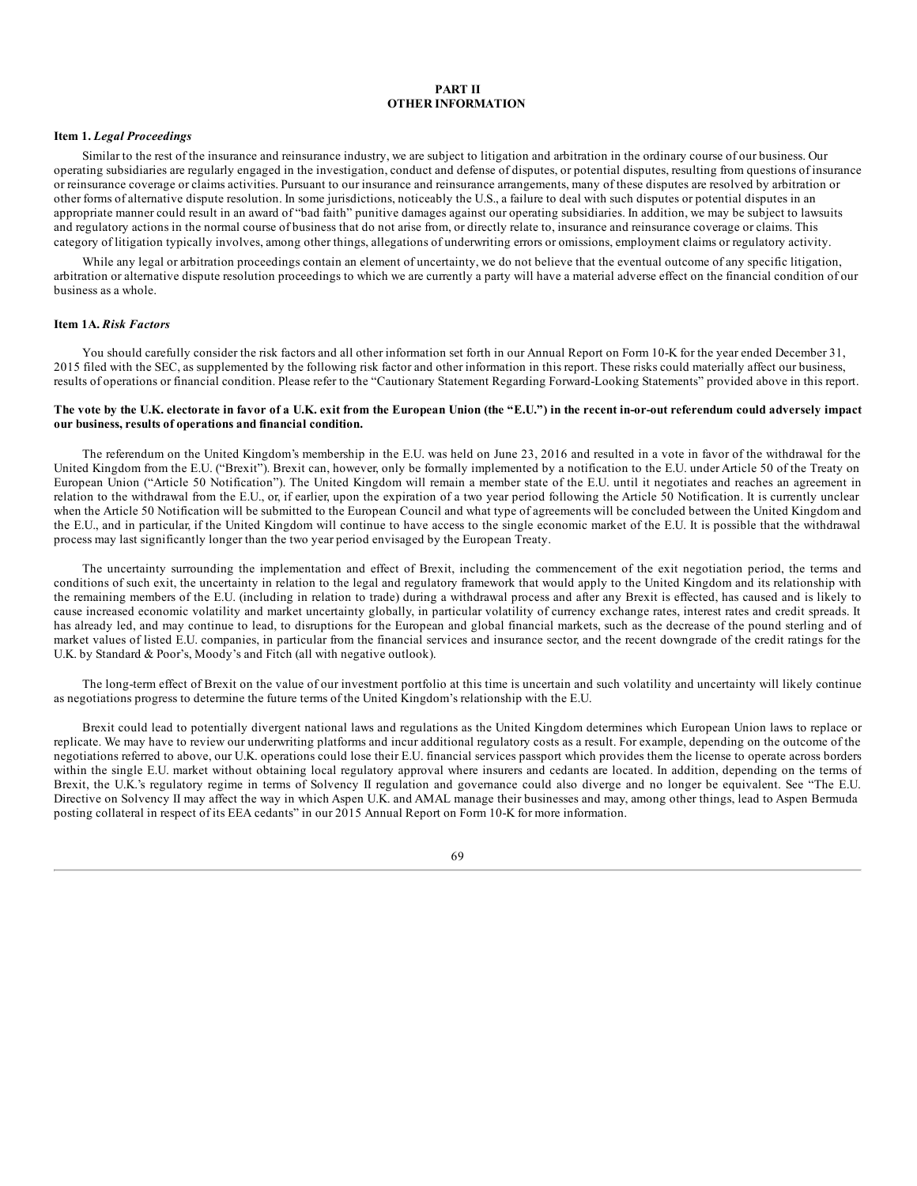# PART II
# OTHER INFORMATION

**Item 1.** ***Legal Proceedings***

Similar to the rest of the insurance and reinsurance industry, we are subject to litigation and arbitration in the ordinary course of our business. Our operating subsidiaries are regularly engaged in the investigation, conduct and defense of disputes, or potential disputes, resulting from questions of insurance or reinsurance coverage or claims activities. Pursuant to our insurance and reinsurance arrangements, many of these disputes are resolved by arbitration or other forms of alternative dispute resolution. In some jurisdictions, noticeably the U.S., a failure to deal with such disputes or potential disputes in an appropriate manner could result in an award of "bad faith" punitive damages against our operating subsidiaries. In addition, we may be subject to lawsuits and regulatory actions in the normal course of business that do not arise from, or directly relate to, insurance and reinsurance coverage or claims. This category of litigation typically involves, among other things, allegations of underwriting errors or omissions, employment claims or regulatory activity.

While any legal or arbitration proceedings contain an element of uncertainty, we do not believe that the eventual outcome of any specific litigation, arbitration or alternative dispute resolution proceedings to which we are currently a party will have a material adverse effect on the financial condition of our business as a whole.

**Item 1A.** ***Risk Factors***

You should carefully consider the risk factors and all other information set forth in our Annual Report on Form 10-K for the year ended December 31, 2015 filed with the SEC, as supplemented by the following risk factor and other information in this report. These risks could materially affect our business, results of operations or financial condition. Please refer to the "Cautionary Statement Regarding Forward-Looking Statements" provided above in this report.

**The vote by the U.K. electorate in favor of a U.K. exit from the European Union (the "E.U.") in the recent in-or-out referendum could adversely impact our business, results of operations and financial condition.**

The referendum on the United Kingdom's membership in the E.U. was held on June 23, 2016 and resulted in a vote in favor of the withdrawal for the United Kingdom from the E.U. ("Brexit"). Brexit can, however, only be formally implemented by a notification to the E.U. under Article 50 of the Treaty on European Union ("Article 50 Notification"). The United Kingdom will remain a member state of the E.U. until it negotiates and reaches an agreement in relation to the withdrawal from the E.U., or, if earlier, upon the expiration of a two year period following the Article 50 Notification. It is currently unclear when the Article 50 Notification will be submitted to the European Council and what type of agreements will be concluded between the United Kingdom and the E.U., and in particular, if the United Kingdom will continue to have access to the single economic market of the E.U. It is possible that the withdrawal process may last significantly longer than the two year period envisaged by the European Treaty.

The uncertainty surrounding the implementation and effect of Brexit, including the commencement of the exit negotiation period, the terms and conditions of such exit, the uncertainty in relation to the legal and regulatory framework that would apply to the United Kingdom and its relationship with the remaining members of the E.U. (including in relation to trade) during a withdrawal process and after any Brexit is effected, has caused and is likely to cause increased economic volatility and market uncertainty globally, in particular volatility of currency exchange rates, interest rates and credit spreads. It has already led, and may continue to lead, to disruptions for the European and global financial markets, such as the decrease of the pound sterling and of market values of listed E.U. companies, in particular from the financial services and insurance sector, and the recent downgrade of the credit ratings for the U.K. by Standard & Poor's, Moody's and Fitch (all with negative outlook).

The long-term effect of Brexit on the value of our investment portfolio at this time is uncertain and such volatility and uncertainty will likely continue as negotiations progress to determine the future terms of the United Kingdom's relationship with the E.U.

Brexit could lead to potentially divergent national laws and regulations as the United Kingdom determines which European Union laws to replace or replicate. We may have to review our underwriting platforms and incur additional regulatory costs as a result. For example, depending on the outcome of the negotiations referred to above, our U.K. operations could lose their E.U. financial services passport which provides them the license to operate across borders within the single E.U. market without obtaining local regulatory approval where insurers and cedants are located. In addition, depending on the terms of Brexit, the U.K.'s regulatory regime in terms of Solvency II regulation and governance could also diverge and no longer be equivalent. See "The E.U. Directive on Solvency II may affect the way in which Aspen U.K. and AMAL manage their businesses and may, among other things, lead to Aspen Bermuda posting collateral in respect of its EEA cedants" in our 2015 Annual Report on Form 10-K for more information.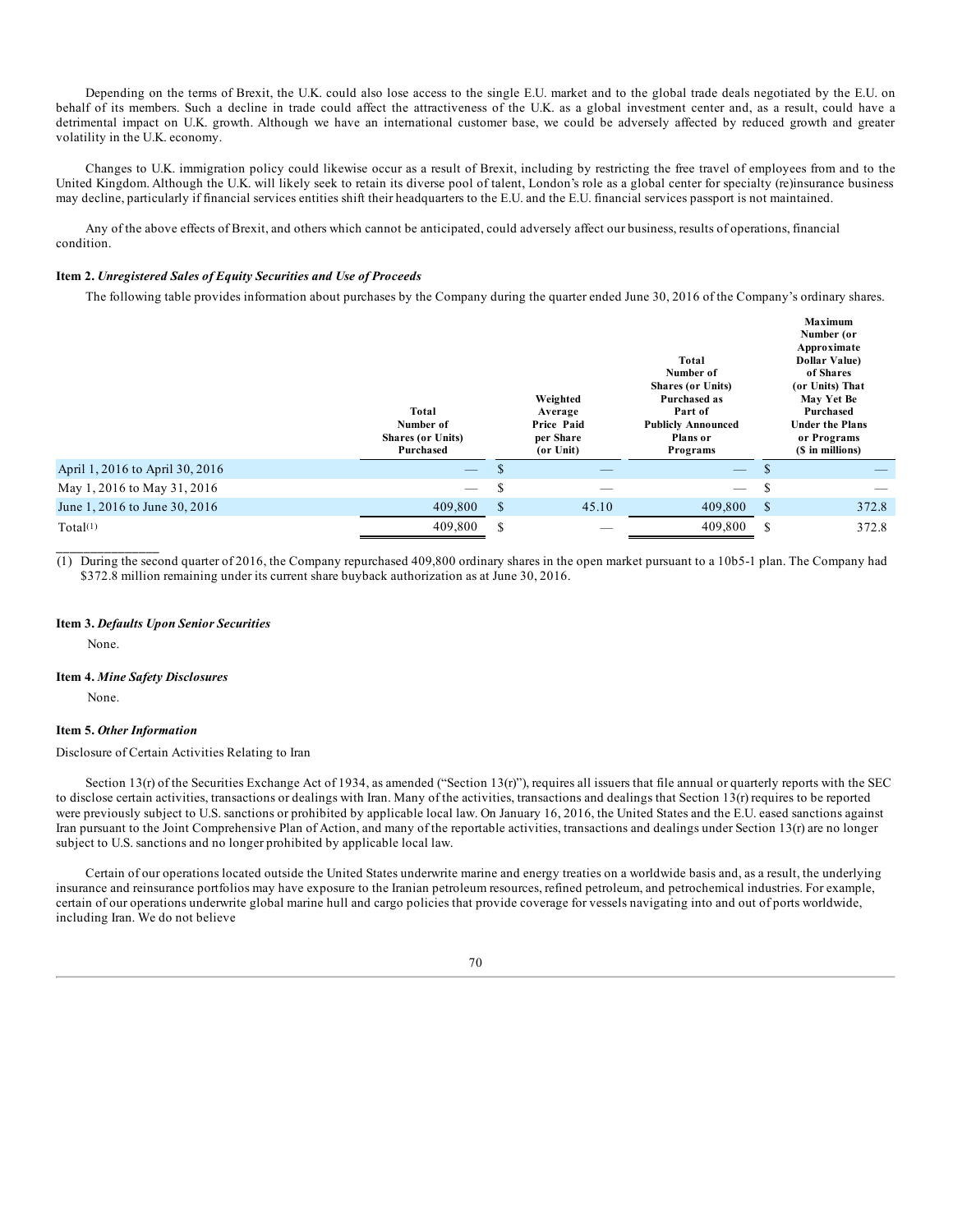Depending on the terms of Brexit, the U.K. could also lose access to the single E.U. market and to the global trade deals negotiated by the E.U. on behalf of its members. Such a decline in trade could affect the attractiveness of the U.K. as a global investment center and, as a result, could have a detrimental impact on U.K. growth. Although we have an international customer base, we could be adversely affected by reduced growth and greater volatility in the U.K. economy.

Changes to U.K. immigration policy could likewise occur as a result of Brexit, including by restricting the free travel of employees from and to the United Kingdom. Although the U.K. will likely seek to retain its diverse pool of talent, London's role as a global center for specialty (re)insurance business may decline, particularly if financial services entities shift their headquarters to the E.U. and the E.U. financial services passport is not maintained.

Any of the above effects of Brexit, and others which cannot be anticipated, could adversely affect our business, results of operations, financial condition.

**Item 2.** ***Unregistered Sales of Equity Securities and Use of Proceeds***

The following table provides information about purchases by the Company during the quarter ended June 30, 2016 of the Company's ordinary shares.

| | Total Number of Shares (or Units) Purchased | Weighted Average Price Paid per Share (or Unit) | Total Number of Shares (or Units) Purchased as Part of Publicly Announced Plans or Programs | Maximum Number (or Approximate Dollar Value) of Shares (or Units) That May Yet Be Purchased Under the Plans or Programs ($ in millions) |
|---|---|---|---|---|
| April 1, 2016 to April 30, 2016 | — | $ — | — | $ — |
| May 1, 2016 to May 31, 2016 | — | $ — | — | $ — |
| June 1, 2016 to June 30, 2016 | 409,800 | $ 45.10 | 409,800 | $ 372.8 |
| Total(1) | 409,800 | $ — | 409,800 | $ 372.8 |

(1) During the second quarter of 2016, the Company repurchased 409,800 ordinary shares in the open market pursuant to a 10b5-1 plan. The Company had $372.8 million remaining under its current share buyback authorization as at June 30, 2016.

**Item 3.** ***Defaults Upon Senior Securities***

None.

**Item 4.** ***Mine Safety Disclosures***

None.

**Item 5.** ***Other Information***

Disclosure of Certain Activities Relating to Iran

Section 13(r) of the Securities Exchange Act of 1934, as amended ("Section 13(r)"), requires all issuers that file annual or quarterly reports with the SEC to disclose certain activities, transactions or dealings with Iran. Many of the activities, transactions and dealings that Section 13(r) requires to be reported were previously subject to U.S. sanctions or prohibited by applicable local law. On January 16, 2016, the United States and the E.U. eased sanctions against Iran pursuant to the Joint Comprehensive Plan of Action, and many of the reportable activities, transactions and dealings under Section 13(r) are no longer subject to U.S. sanctions and no longer prohibited by applicable local law.

Certain of our operations located outside the United States underwrite marine and energy treaties on a worldwide basis and, as a result, the underlying insurance and reinsurance portfolios may have exposure to the Iranian petroleum resources, refined petroleum, and petrochemical industries. For example, certain of our operations underwrite global marine hull and cargo policies that provide coverage for vessels navigating into and out of ports worldwide, including Iran. We do not believe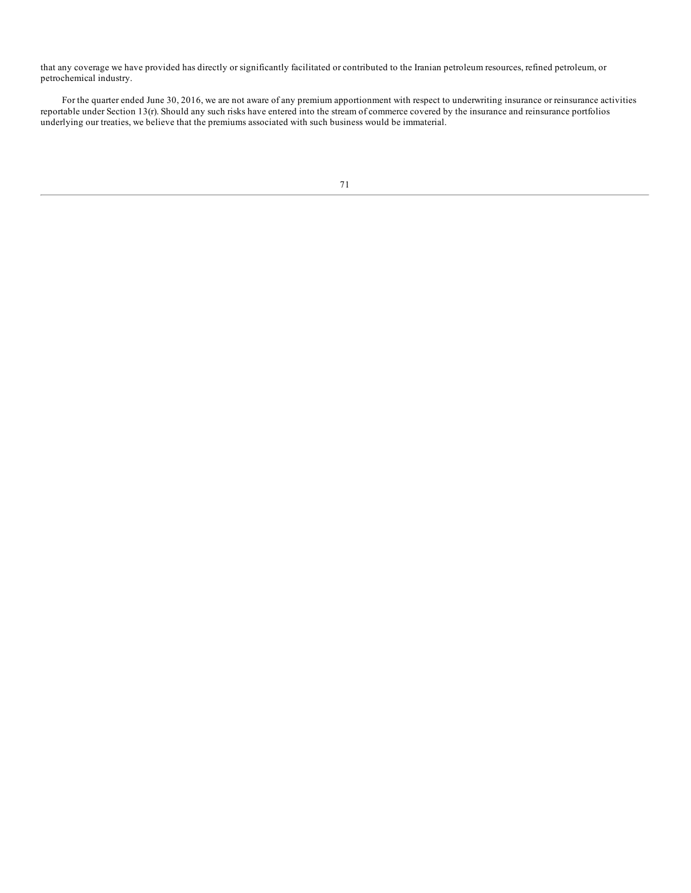that any coverage we have provided has directly or significantly facilitated or contributed to the Iranian petroleum resources, refined petroleum, or petrochemical industry.

For the quarter ended June 30, 2016, we are not aware of any premium apportionment with respect to underwriting insurance or reinsurance activities reportable under Section 13(r). Should any such risks have entered into the stream of commerce covered by the insurance and reinsurance portfolios underlying our treaties, we believe that the premiums associated with such business would be immaterial.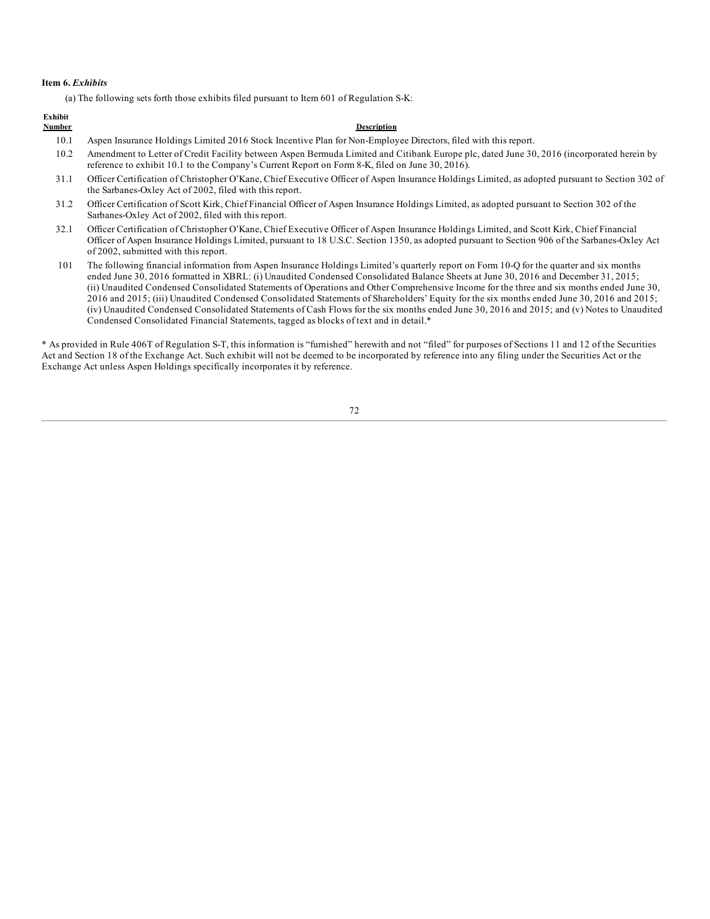### Item 6. *Exhibits*

(a) The following sets forth those exhibits filed pursuant to Item 601 of Regulation S-K:

| Exhibit Number | Description |
| --- | --- |
| 10.1 | Aspen Insurance Holdings Limited 2016 Stock Incentive Plan for Non-Employee Directors, filed with this report. |
| 10.2 | Amendment to Letter of Credit Facility between Aspen Bermuda Limited and Citibank Europe plc, dated June 30, 2016 (incorporated herein by reference to exhibit 10.1 to the Company's Current Report on Form 8-K, filed on June 30, 2016). |
| 31.1 | Officer Certification of Christopher O'Kane, Chief Executive Officer of Aspen Insurance Holdings Limited, as adopted pursuant to Section 302 of the Sarbanes-Oxley Act of 2002, filed with this report. |
| 31.2 | Officer Certification of Scott Kirk, Chief Financial Officer of Aspen Insurance Holdings Limited, as adopted pursuant to Section 302 of the Sarbanes-Oxley Act of 2002, filed with this report. |
| 32.1 | Officer Certification of Christopher O'Kane, Chief Executive Officer of Aspen Insurance Holdings Limited, and Scott Kirk, Chief Financial Officer of Aspen Insurance Holdings Limited, pursuant to 18 U.S.C. Section 1350, as adopted pursuant to Section 906 of the Sarbanes-Oxley Act of 2002, submitted with this report. |
| 101 | The following financial information from Aspen Insurance Holdings Limited's quarterly report on Form 10-Q for the quarter and six months ended June 30, 2016 formatted in XBRL: (i) Unaudited Condensed Consolidated Balance Sheets at June 30, 2016 and December 31, 2015; (ii) Unaudited Condensed Consolidated Statements of Operations and Other Comprehensive Income for the three and six months ended June 30, 2016 and 2015; (iii) Unaudited Condensed Consolidated Statements of Shareholders' Equity for the six months ended June 30, 2016 and 2015; (iv) Unaudited Condensed Consolidated Statements of Cash Flows for the six months ended June 30, 2016 and 2015; and (v) Notes to Unaudited Condensed Consolidated Financial Statements, tagged as blocks of text and in detail.* |

* As provided in Rule 406T of Regulation S-T, this information is "furnished" herewith and not "filed" for purposes of Sections 11 and 12 of the Securities Act and Section 18 of the Exchange Act. Such exhibit will not be deemed to be incorporated by reference into any filing under the Securities Act or the Exchange Act unless Aspen Holdings specifically incorporates it by reference.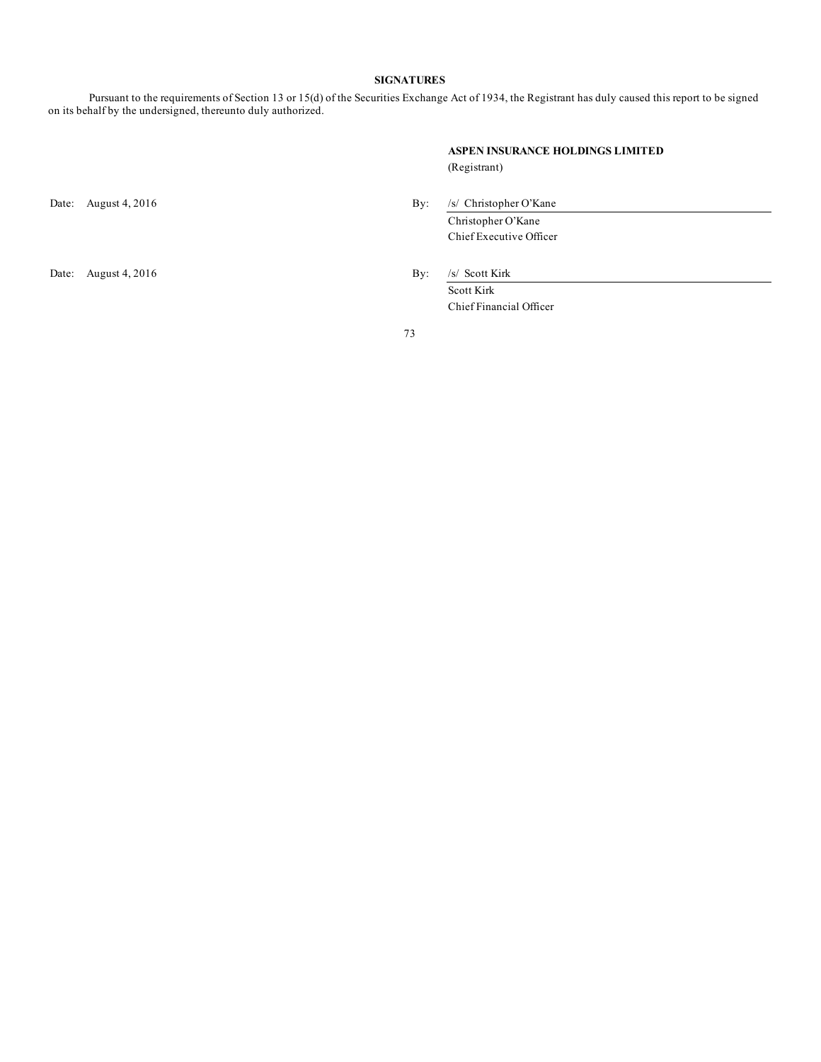**SIGNATURES**

Pursuant to the requirements of Section 13 or 15(d) of the Securities Exchange Act of 1934, the Registrant has duly caused this report to be signed on its behalf by the undersigned, thereunto duly authorized.

**ASPEN INSURANCE HOLDINGS LIMITED**
(Registrant)

Date: August 4, 2016

By: /s/ Christopher O'Kane
Christopher O'Kane
Chief Executive Officer

Date: August 4, 2016

By: /s/ Scott Kirk
Scott Kirk
Chief Financial Officer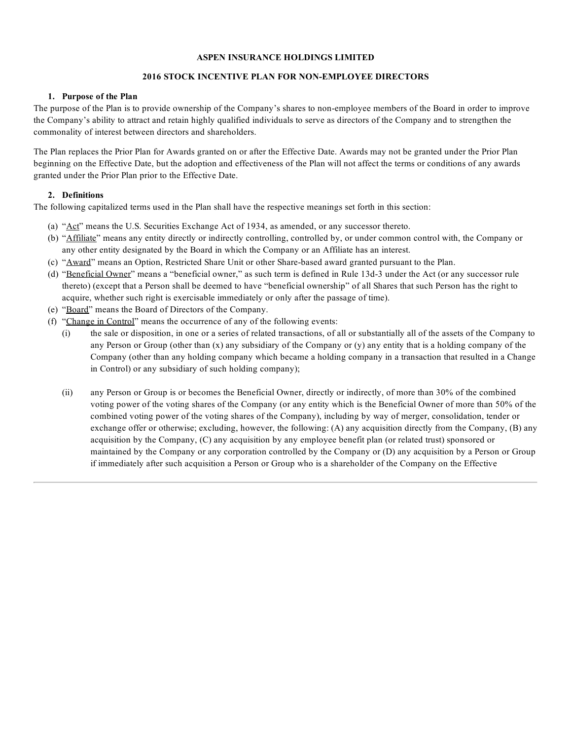**ASPEN INSURANCE HOLDINGS LIMITED**

**2016 STOCK INCENTIVE PLAN FOR NON-EMPLOYEE DIRECTORS**

**1. Purpose of the Plan**

The purpose of the Plan is to provide ownership of the Company's shares to non-employee members of the Board in order to improve the Company's ability to attract and retain highly qualified individuals to serve as directors of the Company and to strengthen the commonality of interest between directors and shareholders.

The Plan replaces the Prior Plan for Awards granted on or after the Effective Date. Awards may not be granted under the Prior Plan beginning on the Effective Date, but the adoption and effectiveness of the Plan will not affect the terms or conditions of any awards granted under the Prior Plan prior to the Effective Date.

**2. Definitions**

The following capitalized terms used in the Plan shall have the respective meanings set forth in this section:

(a) "Act" means the U.S. Securities Exchange Act of 1934, as amended, or any successor thereto.

(b) "Affiliate" means any entity directly or indirectly controlling, controlled by, or under common control with, the Company or any other entity designated by the Board in which the Company or an Affiliate has an interest.

(c) "Award" means an Option, Restricted Share Unit or other Share-based award granted pursuant to the Plan.

(d) "Beneficial Owner" means a "beneficial owner," as such term is defined in Rule 13d-3 under the Act (or any successor rule thereto) (except that a Person shall be deemed to have "beneficial ownership" of all Shares that such Person has the right to acquire, whether such right is exercisable immediately or only after the passage of time).

(e) "Board" means the Board of Directors of the Company.

(f) "Change in Control" means the occurrence of any of the following events:

(i) the sale or disposition, in one or a series of related transactions, of all or substantially all of the assets of the Company to any Person or Group (other than (x) any subsidiary of the Company or (y) any entity that is a holding company of the Company (other than any holding company which became a holding company in a transaction that resulted in a Change in Control) or any subsidiary of such holding company);

(ii) any Person or Group is or becomes the Beneficial Owner, directly or indirectly, of more than 30% of the combined voting power of the voting shares of the Company (or any entity which is the Beneficial Owner of more than 50% of the combined voting power of the voting shares of the Company), including by way of merger, consolidation, tender or exchange offer or otherwise; excluding, however, the following: (A) any acquisition directly from the Company, (B) any acquisition by the Company, (C) any acquisition by any employee benefit plan (or related trust) sponsored or maintained by the Company or any corporation controlled by the Company or (D) any acquisition by a Person or Group if immediately after such acquisition a Person or Group who is a shareholder of the Company on the Effective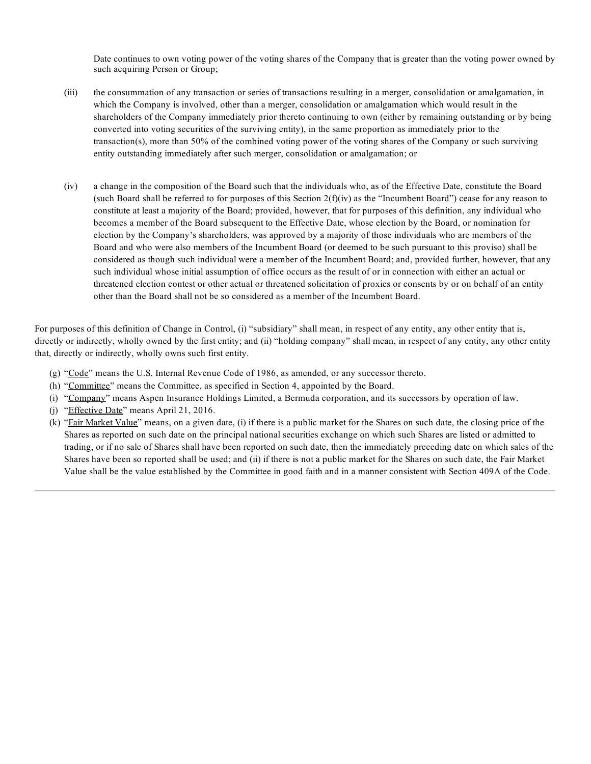Date continues to own voting power of the voting shares of the Company that is greater than the voting power owned by such acquiring Person or Group;

(iii) the consummation of any transaction or series of transactions resulting in a merger, consolidation or amalgamation, in which the Company is involved, other than a merger, consolidation or amalgamation which would result in the shareholders of the Company immediately prior thereto continuing to own (either by remaining outstanding or by being converted into voting securities of the surviving entity), in the same proportion as immediately prior to the transaction(s), more than 50% of the combined voting power of the voting shares of the Company or such surviving entity outstanding immediately after such merger, consolidation or amalgamation; or

(iv) a change in the composition of the Board such that the individuals who, as of the Effective Date, constitute the Board (such Board shall be referred to for purposes of this Section 2(f)(iv) as the "Incumbent Board") cease for any reason to constitute at least a majority of the Board; provided, however, that for purposes of this definition, any individual who becomes a member of the Board subsequent to the Effective Date, whose election by the Board, or nomination for election by the Company's shareholders, was approved by a majority of those individuals who are members of the Board and who were also members of the Incumbent Board (or deemed to be such pursuant to this proviso) shall be considered as though such individual were a member of the Incumbent Board; and, provided further, however, that any such individual whose initial assumption of office occurs as the result of or in connection with either an actual or threatened election contest or other actual or threatened solicitation of proxies or consents by or on behalf of an entity other than the Board shall not be so considered as a member of the Incumbent Board.

For purposes of this definition of Change in Control, (i) "subsidiary" shall mean, in respect of any entity, any other entity that is, directly or indirectly, wholly owned by the first entity; and (ii) "holding company" shall mean, in respect of any entity, any other entity that, directly or indirectly, wholly owns such first entity.

(g) "Code" means the U.S. Internal Revenue Code of 1986, as amended, or any successor thereto.

(h) "Committee" means the Committee, as specified in Section 4, appointed by the Board.

(i) "Company" means Aspen Insurance Holdings Limited, a Bermuda corporation, and its successors by operation of law.

(j) "Effective Date" means April 21, 2016.

(k) "Fair Market Value" means, on a given date, (i) if there is a public market for the Shares on such date, the closing price of the Shares as reported on such date on the principal national securities exchange on which such Shares are listed or admitted to trading, or if no sale of Shares shall have been reported on such date, then the immediately preceding date on which sales of the Shares have been so reported shall be used; and (ii) if there is not a public market for the Shares on such date, the Fair Market Value shall be the value established by the Committee in good faith and in a manner consistent with Section 409A of the Code.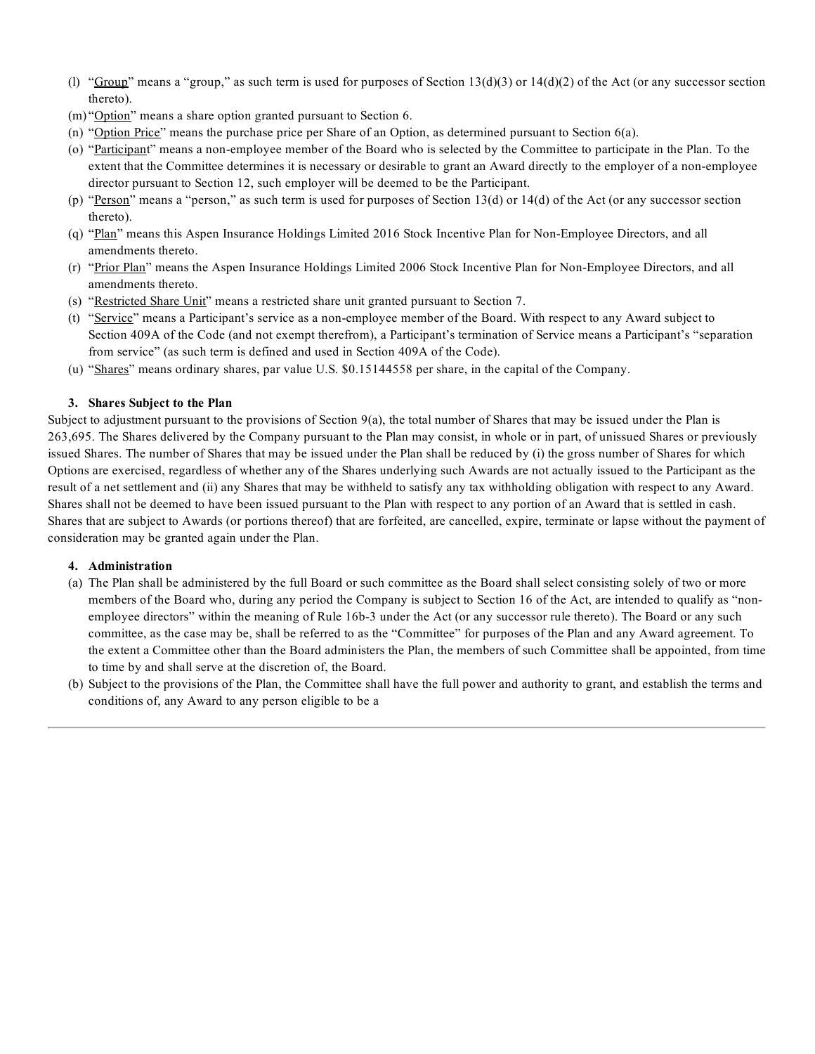(l) "Group" means a "group," as such term is used for purposes of Section 13(d)(3) or 14(d)(2) of the Act (or any successor section thereto).

(m) "Option" means a share option granted pursuant to Section 6.

(n) "Option Price" means the purchase price per Share of an Option, as determined pursuant to Section 6(a).

(o) "Participant" means a non-employee member of the Board who is selected by the Committee to participate in the Plan. To the extent that the Committee determines it is necessary or desirable to grant an Award directly to the employer of a non-employee director pursuant to Section 12, such employer will be deemed to be the Participant.

(p) "Person" means a "person," as such term is used for purposes of Section 13(d) or 14(d) of the Act (or any successor section thereto).

(q) "Plan" means this Aspen Insurance Holdings Limited 2016 Stock Incentive Plan for Non-Employee Directors, and all amendments thereto.

(r) "Prior Plan" means the Aspen Insurance Holdings Limited 2006 Stock Incentive Plan for Non-Employee Directors, and all amendments thereto.

(s) "Restricted Share Unit" means a restricted share unit granted pursuant to Section 7.

(t) "Service" means a Participant's service as a non-employee member of the Board. With respect to any Award subject to Section 409A of the Code (and not exempt therefrom), a Participant's termination of Service means a Participant's "separation from service" (as such term is defined and used in Section 409A of the Code).

(u) "Shares" means ordinary shares, par value U.S. $0.15144558 per share, in the capital of the Company.

**3. Shares Subject to the Plan**

Subject to adjustment pursuant to the provisions of Section 9(a), the total number of Shares that may be issued under the Plan is 263,695. The Shares delivered by the Company pursuant to the Plan may consist, in whole or in part, of unissued Shares or previously issued Shares. The number of Shares that may be issued under the Plan shall be reduced by (i) the gross number of Shares for which Options are exercised, regardless of whether any of the Shares underlying such Awards are not actually issued to the Participant as the result of a net settlement and (ii) any Shares that may be withheld to satisfy any tax withholding obligation with respect to any Award. Shares shall not be deemed to have been issued pursuant to the Plan with respect to any portion of an Award that is settled in cash. Shares that are subject to Awards (or portions thereof) that are forfeited, are cancelled, expire, terminate or lapse without the payment of consideration may be granted again under the Plan.

**4. Administration**

(a) The Plan shall be administered by the full Board or such committee as the Board shall select consisting solely of two or more members of the Board who, during any period the Company is subject to Section 16 of the Act, are intended to qualify as "non-employee directors" within the meaning of Rule 16b-3 under the Act (or any successor rule thereto). The Board or any such committee, as the case may be, shall be referred to as the "Committee" for purposes of the Plan and any Award agreement. To the extent a Committee other than the Board administers the Plan, the members of such Committee shall be appointed, from time to time by and shall serve at the discretion of, the Board.

(b) Subject to the provisions of the Plan, the Committee shall have the full power and authority to grant, and establish the terms and conditions of, any Award to any person eligible to be a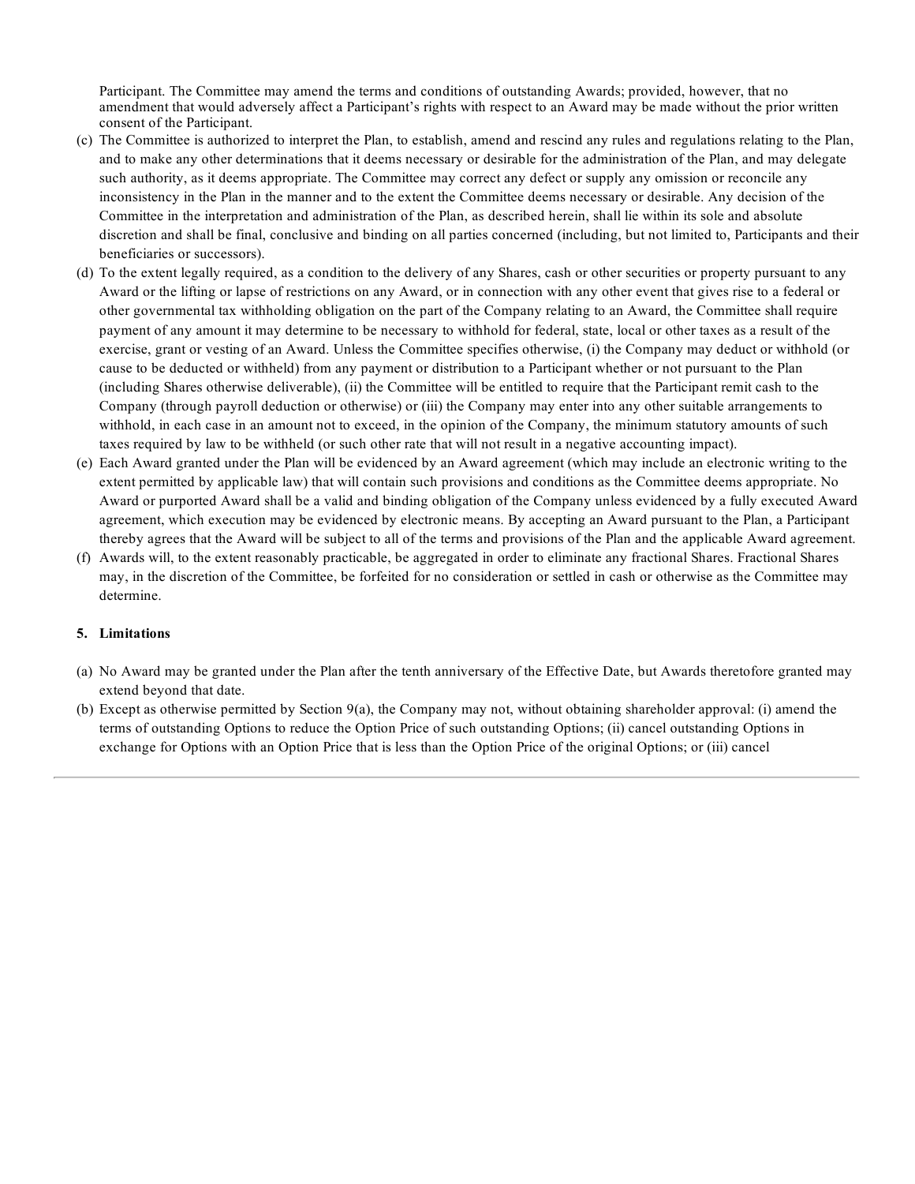Participant. The Committee may amend the terms and conditions of outstanding Awards; provided, however, that no amendment that would adversely affect a Participant's rights with respect to an Award may be made without the prior written consent of the Participant.

(c) The Committee is authorized to interpret the Plan, to establish, amend and rescind any rules and regulations relating to the Plan, and to make any other determinations that it deems necessary or desirable for the administration of the Plan, and may delegate such authority, as it deems appropriate. The Committee may correct any defect or supply any omission or reconcile any inconsistency in the Plan in the manner and to the extent the Committee deems necessary or desirable. Any decision of the Committee in the interpretation and administration of the Plan, as described herein, shall lie within its sole and absolute discretion and shall be final, conclusive and binding on all parties concerned (including, but not limited to, Participants and their beneficiaries or successors).

(d) To the extent legally required, as a condition to the delivery of any Shares, cash or other securities or property pursuant to any Award or the lifting or lapse of restrictions on any Award, or in connection with any other event that gives rise to a federal or other governmental tax withholding obligation on the part of the Company relating to an Award, the Committee shall require payment of any amount it may determine to be necessary to withhold for federal, state, local or other taxes as a result of the exercise, grant or vesting of an Award. Unless the Committee specifies otherwise, (i) the Company may deduct or withhold (or cause to be deducted or withheld) from any payment or distribution to a Participant whether or not pursuant to the Plan (including Shares otherwise deliverable), (ii) the Committee will be entitled to require that the Participant remit cash to the Company (through payroll deduction or otherwise) or (iii) the Company may enter into any other suitable arrangements to withhold, in each case in an amount not to exceed, in the opinion of the Company, the minimum statutory amounts of such taxes required by law to be withheld (or such other rate that will not result in a negative accounting impact).

(e) Each Award granted under the Plan will be evidenced by an Award agreement (which may include an electronic writing to the extent permitted by applicable law) that will contain such provisions and conditions as the Committee deems appropriate. No Award or purported Award shall be a valid and binding obligation of the Company unless evidenced by a fully executed Award agreement, which execution may be evidenced by electronic means. By accepting an Award pursuant to the Plan, a Participant thereby agrees that the Award will be subject to all of the terms and provisions of the Plan and the applicable Award agreement.

(f) Awards will, to the extent reasonably practicable, be aggregated in order to eliminate any fractional Shares. Fractional Shares may, in the discretion of the Committee, be forfeited for no consideration or settled in cash or otherwise as the Committee may determine.

**5. Limitations**

(a) No Award may be granted under the Plan after the tenth anniversary of the Effective Date, but Awards theretofore granted may extend beyond that date.

(b) Except as otherwise permitted by Section 9(a), the Company may not, without obtaining shareholder approval: (i) amend the terms of outstanding Options to reduce the Option Price of such outstanding Options; (ii) cancel outstanding Options in exchange for Options with an Option Price that is less than the Option Price of the original Options; or (iii) cancel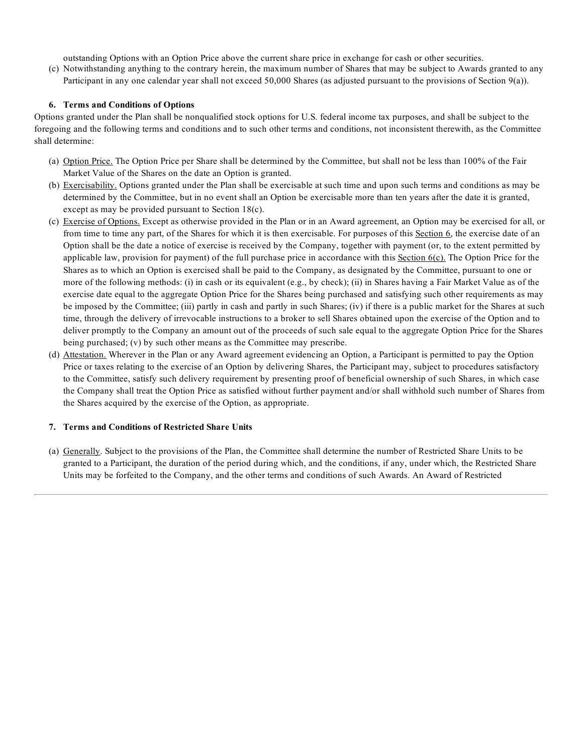outstanding Options with an Option Price above the current share price in exchange for cash or other securities.

(c) Notwithstanding anything to the contrary herein, the maximum number of Shares that may be subject to Awards granted to any Participant in any one calendar year shall not exceed 50,000 Shares (as adjusted pursuant to the provisions of Section 9(a)).

### 6. Terms and Conditions of Options

Options granted under the Plan shall be nonqualified stock options for U.S. federal income tax purposes, and shall be subject to the foregoing and the following terms and conditions and to such other terms and conditions, not inconsistent therewith, as the Committee shall determine:

(a) Option Price. The Option Price per Share shall be determined by the Committee, but shall not be less than 100% of the Fair Market Value of the Shares on the date an Option is granted.

(b) Exercisability. Options granted under the Plan shall be exercisable at such time and upon such terms and conditions as may be determined by the Committee, but in no event shall an Option be exercisable more than ten years after the date it is granted, except as may be provided pursuant to Section 18(c).

(c) Exercise of Options. Except as otherwise provided in the Plan or in an Award agreement, an Option may be exercised for all, or from time to time any part, of the Shares for which it is then exercisable. For purposes of this Section 6, the exercise date of an Option shall be the date a notice of exercise is received by the Company, together with payment (or, to the extent permitted by applicable law, provision for payment) of the full purchase price in accordance with this Section 6(c). The Option Price for the Shares as to which an Option is exercised shall be paid to the Company, as designated by the Committee, pursuant to one or more of the following methods: (i) in cash or its equivalent (e.g., by check); (ii) in Shares having a Fair Market Value as of the exercise date equal to the aggregate Option Price for the Shares being purchased and satisfying such other requirements as may be imposed by the Committee; (iii) partly in cash and partly in such Shares; (iv) if there is a public market for the Shares at such time, through the delivery of irrevocable instructions to a broker to sell Shares obtained upon the exercise of the Option and to deliver promptly to the Company an amount out of the proceeds of such sale equal to the aggregate Option Price for the Shares being purchased; (v) by such other means as the Committee may prescribe.

(d) Attestation. Wherever in the Plan or any Award agreement evidencing an Option, a Participant is permitted to pay the Option Price or taxes relating to the exercise of an Option by delivering Shares, the Participant may, subject to procedures satisfactory to the Committee, satisfy such delivery requirement by presenting proof of beneficial ownership of such Shares, in which case the Company shall treat the Option Price as satisfied without further payment and/or shall withhold such number of Shares from the Shares acquired by the exercise of the Option, as appropriate.

### 7. Terms and Conditions of Restricted Share Units

(a) Generally. Subject to the provisions of the Plan, the Committee shall determine the number of Restricted Share Units to be granted to a Participant, the duration of the period during which, and the conditions, if any, under which, the Restricted Share Units may be forfeited to the Company, and the other terms and conditions of such Awards. An Award of Restricted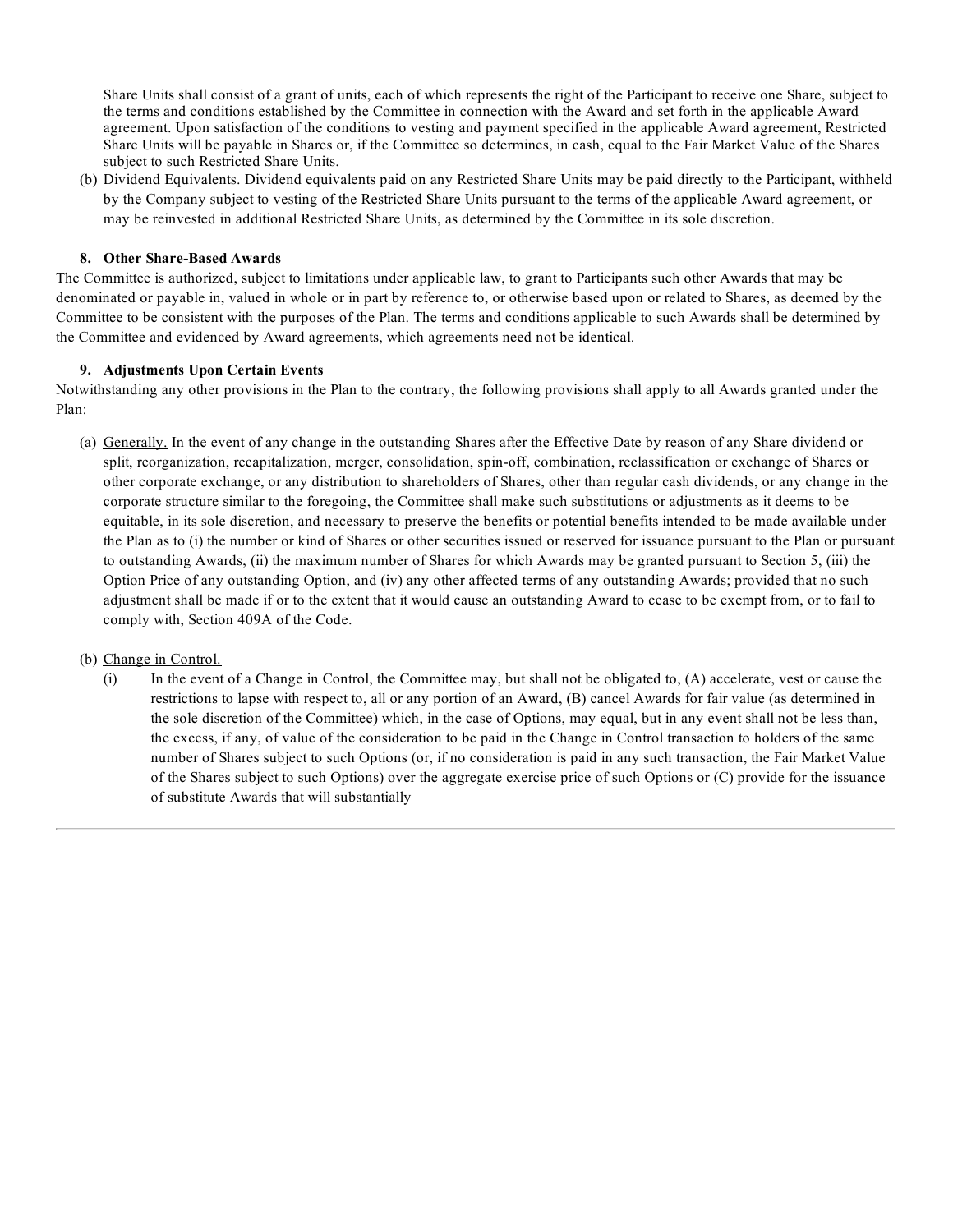Share Units shall consist of a grant of units, each of which represents the right of the Participant to receive one Share, subject to the terms and conditions established by the Committee in connection with the Award and set forth in the applicable Award agreement. Upon satisfaction of the conditions to vesting and payment specified in the applicable Award agreement, Restricted Share Units will be payable in Shares or, if the Committee so determines, in cash, equal to the Fair Market Value of the Shares subject to such Restricted Share Units.

(b) Dividend Equivalents. Dividend equivalents paid on any Restricted Share Units may be paid directly to the Participant, withheld by the Company subject to vesting of the Restricted Share Units pursuant to the terms of the applicable Award agreement, or may be reinvested in additional Restricted Share Units, as determined by the Committee in its sole discretion.

**8. Other Share-Based Awards**

The Committee is authorized, subject to limitations under applicable law, to grant to Participants such other Awards that may be denominated or payable in, valued in whole or in part by reference to, or otherwise based upon or related to Shares, as deemed by the Committee to be consistent with the purposes of the Plan. The terms and conditions applicable to such Awards shall be determined by the Committee and evidenced by Award agreements, which agreements need not be identical.

**9. Adjustments Upon Certain Events**

Notwithstanding any other provisions in the Plan to the contrary, the following provisions shall apply to all Awards granted under the Plan:

(a) Generally. In the event of any change in the outstanding Shares after the Effective Date by reason of any Share dividend or split, reorganization, recapitalization, merger, consolidation, spin-off, combination, reclassification or exchange of Shares or other corporate exchange, or any distribution to shareholders of Shares, other than regular cash dividends, or any change in the corporate structure similar to the foregoing, the Committee shall make such substitutions or adjustments as it deems to be equitable, in its sole discretion, and necessary to preserve the benefits or potential benefits intended to be made available under the Plan as to (i) the number or kind of Shares or other securities issued or reserved for issuance pursuant to the Plan or pursuant to outstanding Awards, (ii) the maximum number of Shares for which Awards may be granted pursuant to Section 5, (iii) the Option Price of any outstanding Option, and (iv) any other affected terms of any outstanding Awards; provided that no such adjustment shall be made if or to the extent that it would cause an outstanding Award to cease to be exempt from, or to fail to comply with, Section 409A of the Code.

(b) Change in Control.

(i) In the event of a Change in Control, the Committee may, but shall not be obligated to, (A) accelerate, vest or cause the restrictions to lapse with respect to, all or any portion of an Award, (B) cancel Awards for fair value (as determined in the sole discretion of the Committee) which, in the case of Options, may equal, but in any event shall not be less than, the excess, if any, of value of the consideration to be paid in the Change in Control transaction to holders of the same number of Shares subject to such Options (or, if no consideration is paid in any such transaction, the Fair Market Value of the Shares subject to such Options) over the aggregate exercise price of such Options or (C) provide for the issuance of substitute Awards that will substantially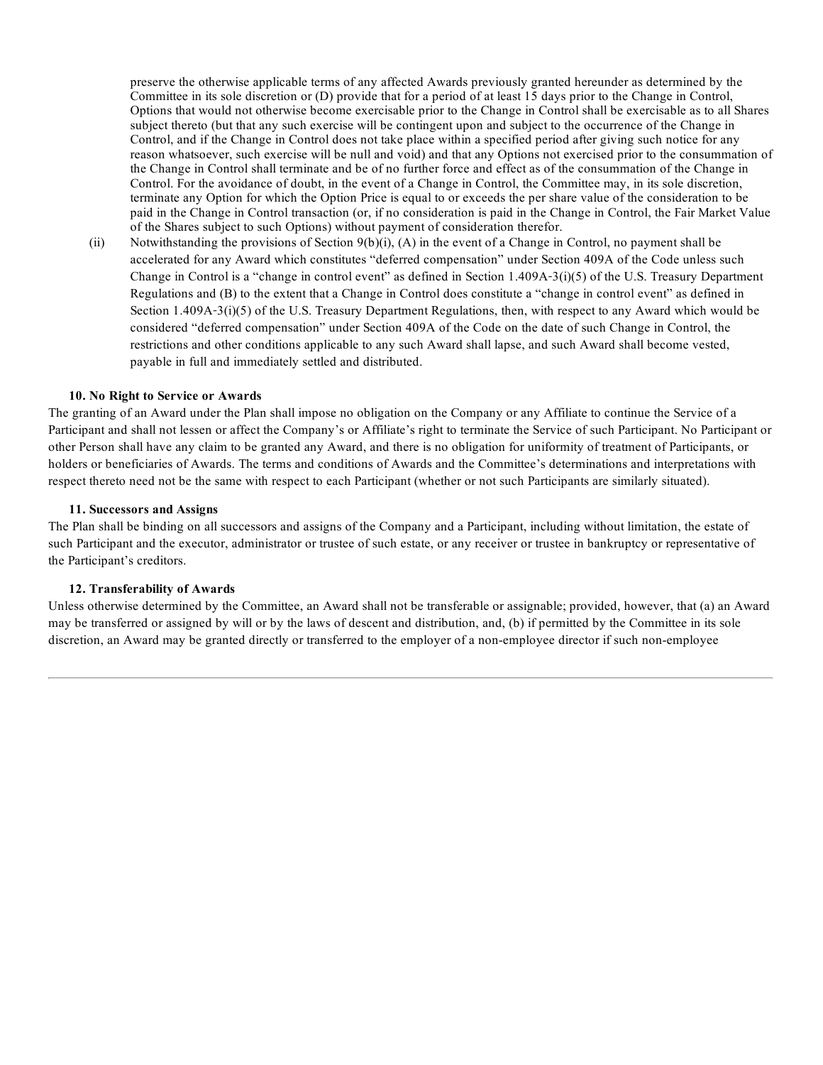preserve the otherwise applicable terms of any affected Awards previously granted hereunder as determined by the Committee in its sole discretion or (D) provide that for a period of at least 15 days prior to the Change in Control, Options that would not otherwise become exercisable prior to the Change in Control shall be exercisable as to all Shares subject thereto (but that any such exercise will be contingent upon and subject to the occurrence of the Change in Control, and if the Change in Control does not take place within a specified period after giving such notice for any reason whatsoever, such exercise will be null and void) and that any Options not exercised prior to the consummation of the Change in Control shall terminate and be of no further force and effect as of the consummation of the Change in Control. For the avoidance of doubt, in the event of a Change in Control, the Committee may, in its sole discretion, terminate any Option for which the Option Price is equal to or exceeds the per share value of the consideration to be paid in the Change in Control transaction (or, if no consideration is paid in the Change in Control, the Fair Market Value of the Shares subject to such Options) without payment of consideration therefor.

(ii) Notwithstanding the provisions of Section 9(b)(i), (A) in the event of a Change in Control, no payment shall be accelerated for any Award which constitutes "deferred compensation" under Section 409A of the Code unless such Change in Control is a "change in control event" as defined in Section 1.409A-3(i)(5) of the U.S. Treasury Department Regulations and (B) to the extent that a Change in Control does constitute a "change in control event" as defined in Section 1.409A-3(i)(5) of the U.S. Treasury Department Regulations, then, with respect to any Award which would be considered "deferred compensation" under Section 409A of the Code on the date of such Change in Control, the restrictions and other conditions applicable to any such Award shall lapse, and such Award shall become vested, payable in full and immediately settled and distributed.

**10. No Right to Service or Awards**

The granting of an Award under the Plan shall impose no obligation on the Company or any Affiliate to continue the Service of a Participant and shall not lessen or affect the Company's or Affiliate's right to terminate the Service of such Participant. No Participant or other Person shall have any claim to be granted any Award, and there is no obligation for uniformity of treatment of Participants, or holders or beneficiaries of Awards. The terms and conditions of Awards and the Committee's determinations and interpretations with respect thereto need not be the same with respect to each Participant (whether or not such Participants are similarly situated).

**11. Successors and Assigns**

The Plan shall be binding on all successors and assigns of the Company and a Participant, including without limitation, the estate of such Participant and the executor, administrator or trustee of such estate, or any receiver or trustee in bankruptcy or representative of the Participant's creditors.

**12. Transferability of Awards**

Unless otherwise determined by the Committee, an Award shall not be transferable or assignable; provided, however, that (a) an Award may be transferred or assigned by will or by the laws of descent and distribution, and, (b) if permitted by the Committee in its sole discretion, an Award may be granted directly or transferred to the employer of a non-employee director if such non-employee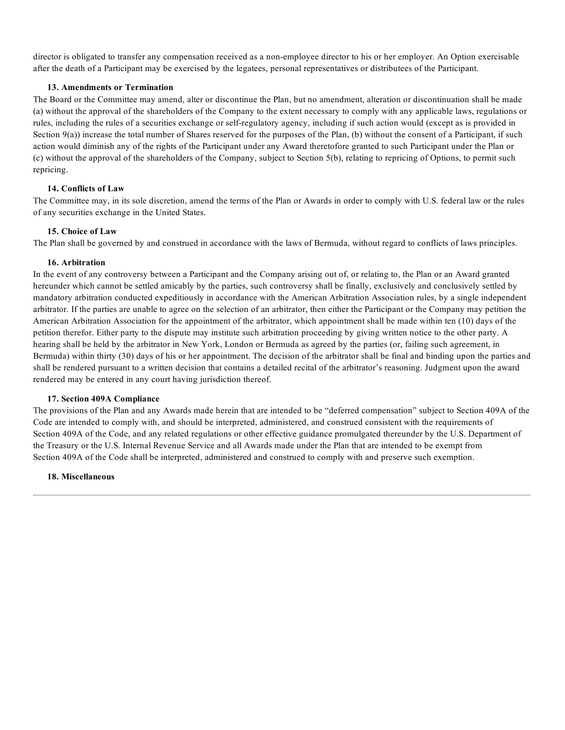director is obligated to transfer any compensation received as a non-employee director to his or her employer. An Option exercisable after the death of a Participant may be exercised by the legatees, personal representatives or distributees of the Participant.

**13. Amendments or Termination**

The Board or the Committee may amend, alter or discontinue the Plan, but no amendment, alteration or discontinuation shall be made (a) without the approval of the shareholders of the Company to the extent necessary to comply with any applicable laws, regulations or rules, including the rules of a securities exchange or self-regulatory agency, including if such action would (except as is provided in Section 9(a)) increase the total number of Shares reserved for the purposes of the Plan, (b) without the consent of a Participant, if such action would diminish any of the rights of the Participant under any Award theretofore granted to such Participant under the Plan or (c) without the approval of the shareholders of the Company, subject to Section 5(b), relating to repricing of Options, to permit such repricing.

**14. Conflicts of Law**

The Committee may, in its sole discretion, amend the terms of the Plan or Awards in order to comply with U.S. federal law or the rules of any securities exchange in the United States.

**15. Choice of Law**

The Plan shall be governed by and construed in accordance with the laws of Bermuda, without regard to conflicts of laws principles.

**16. Arbitration**

In the event of any controversy between a Participant and the Company arising out of, or relating to, the Plan or an Award granted hereunder which cannot be settled amicably by the parties, such controversy shall be finally, exclusively and conclusively settled by mandatory arbitration conducted expeditiously in accordance with the American Arbitration Association rules, by a single independent arbitrator. If the parties are unable to agree on the selection of an arbitrator, then either the Participant or the Company may petition the American Arbitration Association for the appointment of the arbitrator, which appointment shall be made within ten (10) days of the petition therefor. Either party to the dispute may institute such arbitration proceeding by giving written notice to the other party. A hearing shall be held by the arbitrator in New York, London or Bermuda as agreed by the parties (or, failing such agreement, in Bermuda) within thirty (30) days of his or her appointment. The decision of the arbitrator shall be final and binding upon the parties and shall be rendered pursuant to a written decision that contains a detailed recital of the arbitrator's reasoning. Judgment upon the award rendered may be entered in any court having jurisdiction thereof.

**17. Section 409A Compliance**

The provisions of the Plan and any Awards made herein that are intended to be "deferred compensation" subject to Section 409A of the Code are intended to comply with, and should be interpreted, administered, and construed consistent with the requirements of Section 409A of the Code, and any related regulations or other effective guidance promulgated thereunder by the U.S. Department of the Treasury or the U.S. Internal Revenue Service and all Awards made under the Plan that are intended to be exempt from Section 409A of the Code shall be interpreted, administered and construed to comply with and preserve such exemption.

**18. Miscellaneous**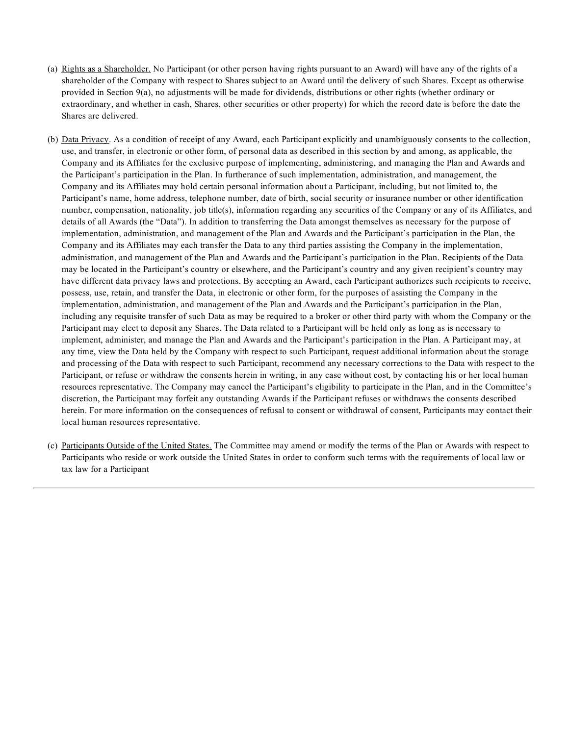(a) Rights as a Shareholder. No Participant (or other person having rights pursuant to an Award) will have any of the rights of a shareholder of the Company with respect to Shares subject to an Award until the delivery of such Shares. Except as otherwise provided in Section 9(a), no adjustments will be made for dividends, distributions or other rights (whether ordinary or extraordinary, and whether in cash, Shares, other securities or other property) for which the record date is before the date the Shares are delivered.

(b) Data Privacy. As a condition of receipt of any Award, each Participant explicitly and unambiguously consents to the collection, use, and transfer, in electronic or other form, of personal data as described in this section by and among, as applicable, the Company and its Affiliates for the exclusive purpose of implementing, administering, and managing the Plan and Awards and the Participant's participation in the Plan. In furtherance of such implementation, administration, and management, the Company and its Affiliates may hold certain personal information about a Participant, including, but not limited to, the Participant's name, home address, telephone number, date of birth, social security or insurance number or other identification number, compensation, nationality, job title(s), information regarding any securities of the Company or any of its Affiliates, and details of all Awards (the "Data"). In addition to transferring the Data amongst themselves as necessary for the purpose of implementation, administration, and management of the Plan and Awards and the Participant's participation in the Plan, the Company and its Affiliates may each transfer the Data to any third parties assisting the Company in the implementation, administration, and management of the Plan and Awards and the Participant's participation in the Plan. Recipients of the Data may be located in the Participant's country or elsewhere, and the Participant's country and any given recipient's country may have different data privacy laws and protections. By accepting an Award, each Participant authorizes such recipients to receive, possess, use, retain, and transfer the Data, in electronic or other form, for the purposes of assisting the Company in the implementation, administration, and management of the Plan and Awards and the Participant's participation in the Plan, including any requisite transfer of such Data as may be required to a broker or other third party with whom the Company or the Participant may elect to deposit any Shares. The Data related to a Participant will be held only as long as is necessary to implement, administer, and manage the Plan and Awards and the Participant's participation in the Plan. A Participant may, at any time, view the Data held by the Company with respect to such Participant, request additional information about the storage and processing of the Data with respect to such Participant, recommend any necessary corrections to the Data with respect to the Participant, or refuse or withdraw the consents herein in writing, in any case without cost, by contacting his or her local human resources representative. The Company may cancel the Participant's eligibility to participate in the Plan, and in the Committee's discretion, the Participant may forfeit any outstanding Awards if the Participant refuses or withdraws the consents described herein. For more information on the consequences of refusal to consent or withdrawal of consent, Participants may contact their local human resources representative.

(c) Participants Outside of the United States. The Committee may amend or modify the terms of the Plan or Awards with respect to Participants who reside or work outside the United States in order to conform such terms with the requirements of local law or tax law for a Participant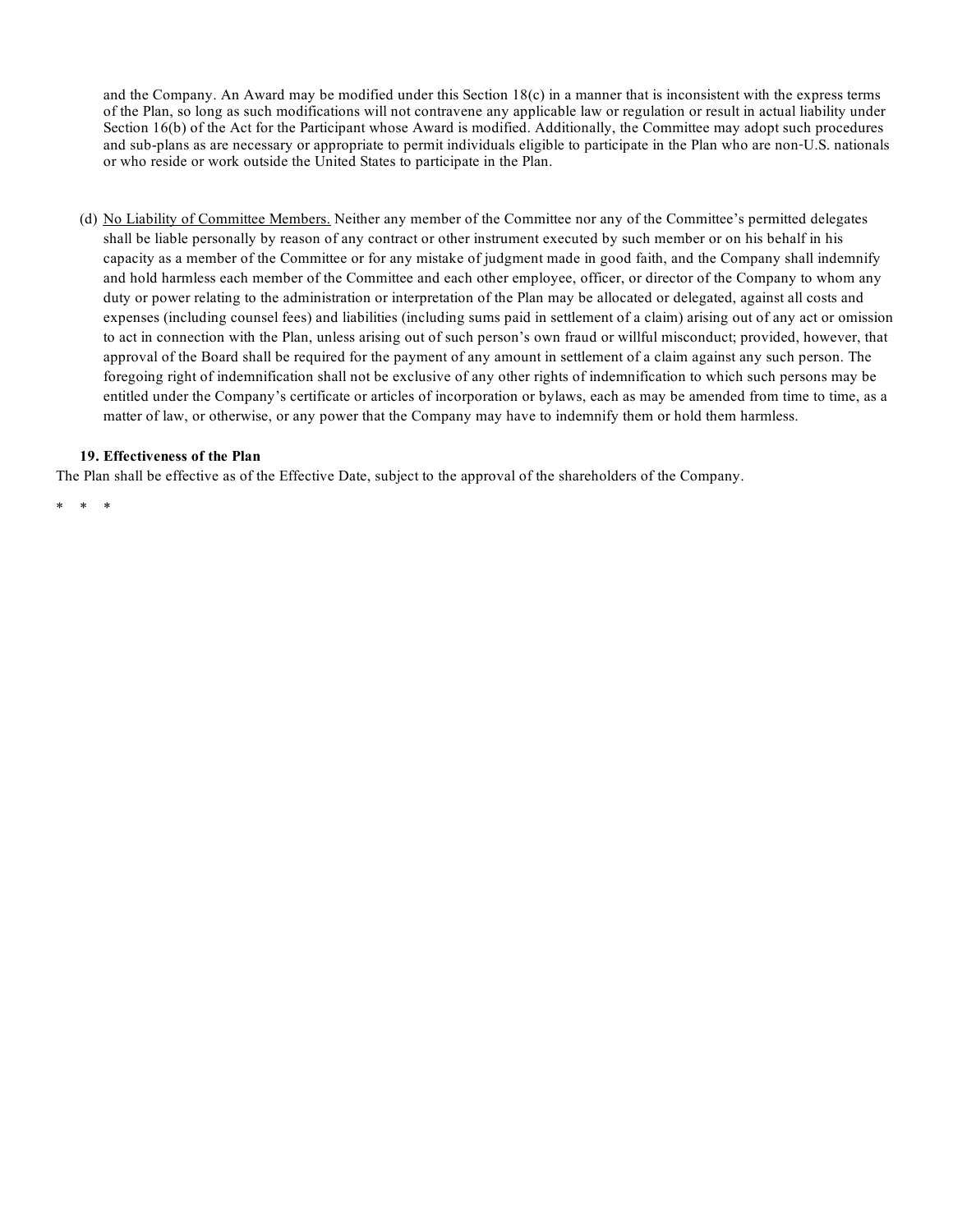and the Company. An Award may be modified under this Section 18(c) in a manner that is inconsistent with the express terms of the Plan, so long as such modifications will not contravene any applicable law or regulation or result in actual liability under Section 16(b) of the Act for the Participant whose Award is modified. Additionally, the Committee may adopt such procedures and sub-plans as are necessary or appropriate to permit individuals eligible to participate in the Plan who are non-U.S. nationals or who reside or work outside the United States to participate in the Plan.

(d) No Liability of Committee Members. Neither any member of the Committee nor any of the Committee's permitted delegates shall be liable personally by reason of any contract or other instrument executed by such member or on his behalf in his capacity as a member of the Committee or for any mistake of judgment made in good faith, and the Company shall indemnify and hold harmless each member of the Committee and each other employee, officer, or director of the Company to whom any duty or power relating to the administration or interpretation of the Plan may be allocated or delegated, against all costs and expenses (including counsel fees) and liabilities (including sums paid in settlement of a claim) arising out of any act or omission to act in connection with the Plan, unless arising out of such person's own fraud or willful misconduct; provided, however, that approval of the Board shall be required for the payment of any amount in settlement of a claim against any such person. The foregoing right of indemnification shall not be exclusive of any other rights of indemnification to which such persons may be entitled under the Company's certificate or articles of incorporation or bylaws, each as may be amended from time to time, as a matter of law, or otherwise, or any power that the Company may have to indemnify them or hold them harmless.

**19. Effectiveness of the Plan**

The Plan shall be effective as of the Effective Date, subject to the approval of the shareholders of the Company.

\* \* \*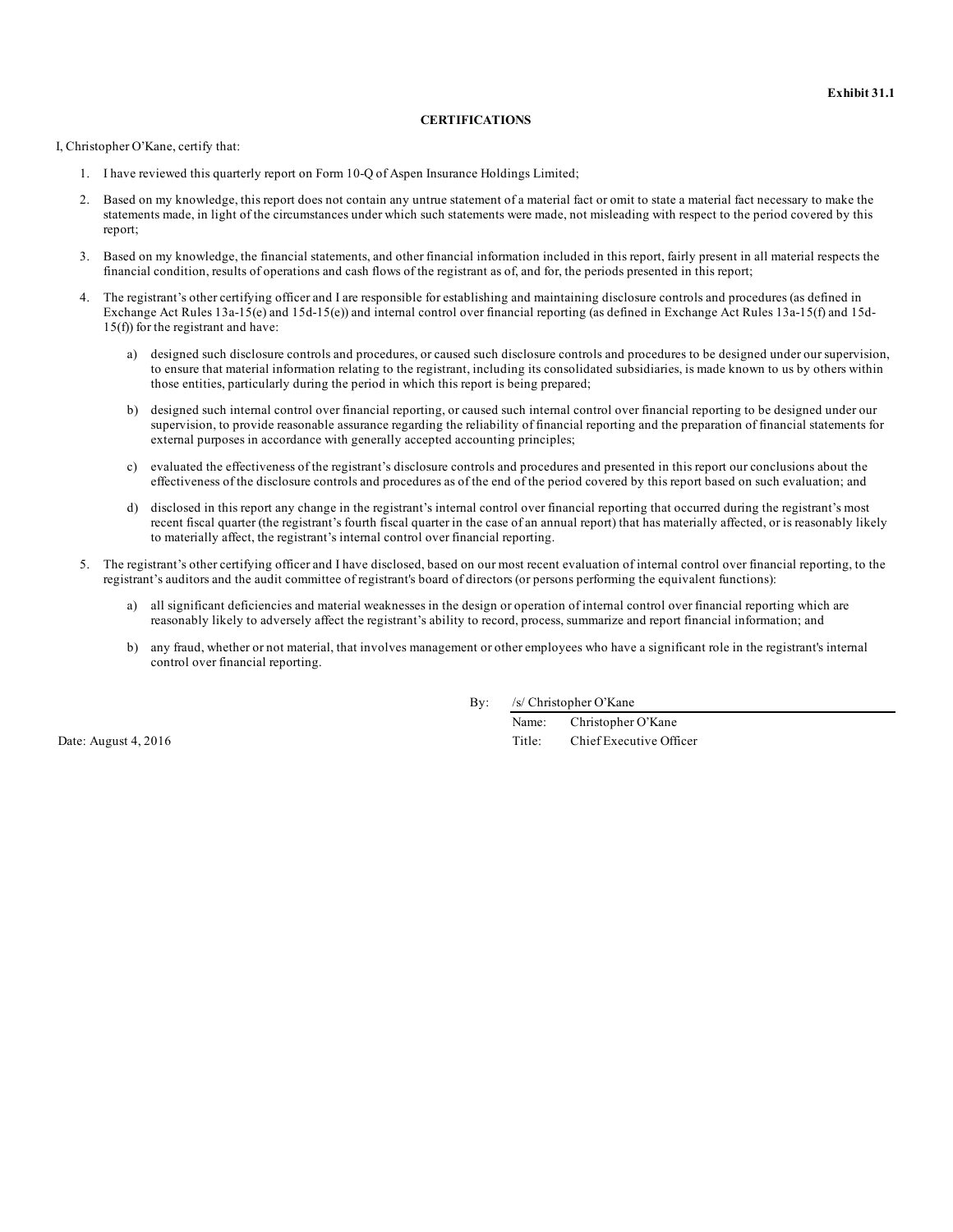**Exhibit 31.1**

**CERTIFICATIONS**

I, Christopher O'Kane, certify that:

1. I have reviewed this quarterly report on Form 10-Q of Aspen Insurance Holdings Limited;

2. Based on my knowledge, this report does not contain any untrue statement of a material fact or omit to state a material fact necessary to make the statements made, in light of the circumstances under which such statements were made, not misleading with respect to the period covered by this report;

3. Based on my knowledge, the financial statements, and other financial information included in this report, fairly present in all material respects the financial condition, results of operations and cash flows of the registrant as of, and for, the periods presented in this report;

4. The registrant's other certifying officer and I are responsible for establishing and maintaining disclosure controls and procedures (as defined in Exchange Act Rules 13a-15(e) and 15d-15(e)) and internal control over financial reporting (as defined in Exchange Act Rules 13a-15(f) and 15d-15(f)) for the registrant and have:

   a) designed such disclosure controls and procedures, or caused such disclosure controls and procedures to be designed under our supervision, to ensure that material information relating to the registrant, including its consolidated subsidiaries, is made known to us by others within those entities, particularly during the period in which this report is being prepared;

   b) designed such internal control over financial reporting, or caused such internal control over financial reporting to be designed under our supervision, to provide reasonable assurance regarding the reliability of financial reporting and the preparation of financial statements for external purposes in accordance with generally accepted accounting principles;

   c) evaluated the effectiveness of the registrant's disclosure controls and procedures and presented in this report our conclusions about the effectiveness of the disclosure controls and procedures as of the end of the period covered by this report based on such evaluation; and

   d) disclosed in this report any change in the registrant's internal control over financial reporting that occurred during the registrant's most recent fiscal quarter (the registrant's fourth fiscal quarter in the case of an annual report) that has materially affected, or is reasonably likely to materially affect, the registrant's internal control over financial reporting.

5. The registrant's other certifying officer and I have disclosed, based on our most recent evaluation of internal control over financial reporting, to the registrant's auditors and the audit committee of registrant's board of directors (or persons performing the equivalent functions):

   a) all significant deficiencies and material weaknesses in the design or operation of internal control over financial reporting which are reasonably likely to adversely affect the registrant's ability to record, process, summarize and report financial information; and

   b) any fraud, whether or not material, that involves management or other employees who have a significant role in the registrant's internal control over financial reporting.

By: /s/ Christopher O'Kane

Name: Christopher O'Kane

Title: Chief Executive Officer

Date: August 4, 2016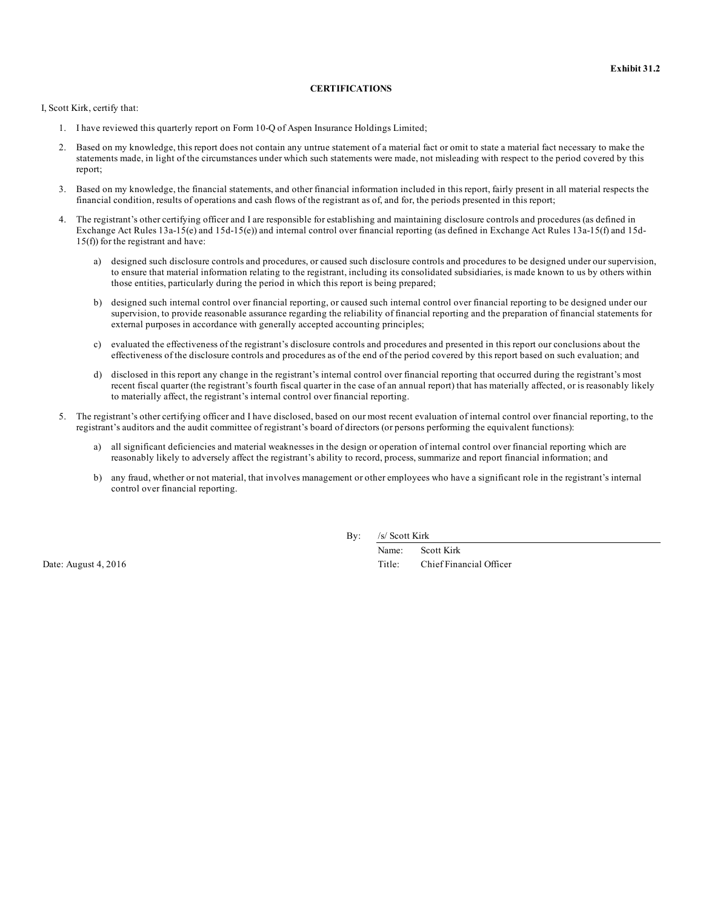**Exhibit 31.2**

**CERTIFICATIONS**

I, Scott Kirk, certify that:

1. I have reviewed this quarterly report on Form 10-Q of Aspen Insurance Holdings Limited;

2. Based on my knowledge, this report does not contain any untrue statement of a material fact or omit to state a material fact necessary to make the statements made, in light of the circumstances under which such statements were made, not misleading with respect to the period covered by this report;

3. Based on my knowledge, the financial statements, and other financial information included in this report, fairly present in all material respects the financial condition, results of operations and cash flows of the registrant as of, and for, the periods presented in this report;

4. The registrant's other certifying officer and I are responsible for establishing and maintaining disclosure controls and procedures (as defined in Exchange Act Rules 13a-15(e) and 15d-15(e)) and internal control over financial reporting (as defined in Exchange Act Rules 13a-15(f) and 15d-15(f)) for the registrant and have:

   a) designed such disclosure controls and procedures, or caused such disclosure controls and procedures to be designed under our supervision, to ensure that material information relating to the registrant, including its consolidated subsidiaries, is made known to us by others within those entities, particularly during the period in which this report is being prepared;

   b) designed such internal control over financial reporting, or caused such internal control over financial reporting to be designed under our supervision, to provide reasonable assurance regarding the reliability of financial reporting and the preparation of financial statements for external purposes in accordance with generally accepted accounting principles;

   c) evaluated the effectiveness of the registrant's disclosure controls and procedures and presented in this report our conclusions about the effectiveness of the disclosure controls and procedures as of the end of the period covered by this report based on such evaluation; and

   d) disclosed in this report any change in the registrant's internal control over financial reporting that occurred during the registrant's most recent fiscal quarter (the registrant's fourth fiscal quarter in the case of an annual report) that has materially affected, or is reasonably likely to materially affect, the registrant's internal control over financial reporting.

5. The registrant's other certifying officer and I have disclosed, based on our most recent evaluation of internal control over financial reporting, to the registrant's auditors and the audit committee of registrant's board of directors (or persons performing the equivalent functions):

   a) all significant deficiencies and material weaknesses in the design or operation of internal control over financial reporting which are reasonably likely to adversely affect the registrant's ability to record, process, summarize and report financial information; and

   b) any fraud, whether or not material, that involves management or other employees who have a significant role in the registrant's internal control over financial reporting.

By: /s/ Scott Kirk

Name: Scott Kirk

Title: Chief Financial Officer

Date: August 4, 2016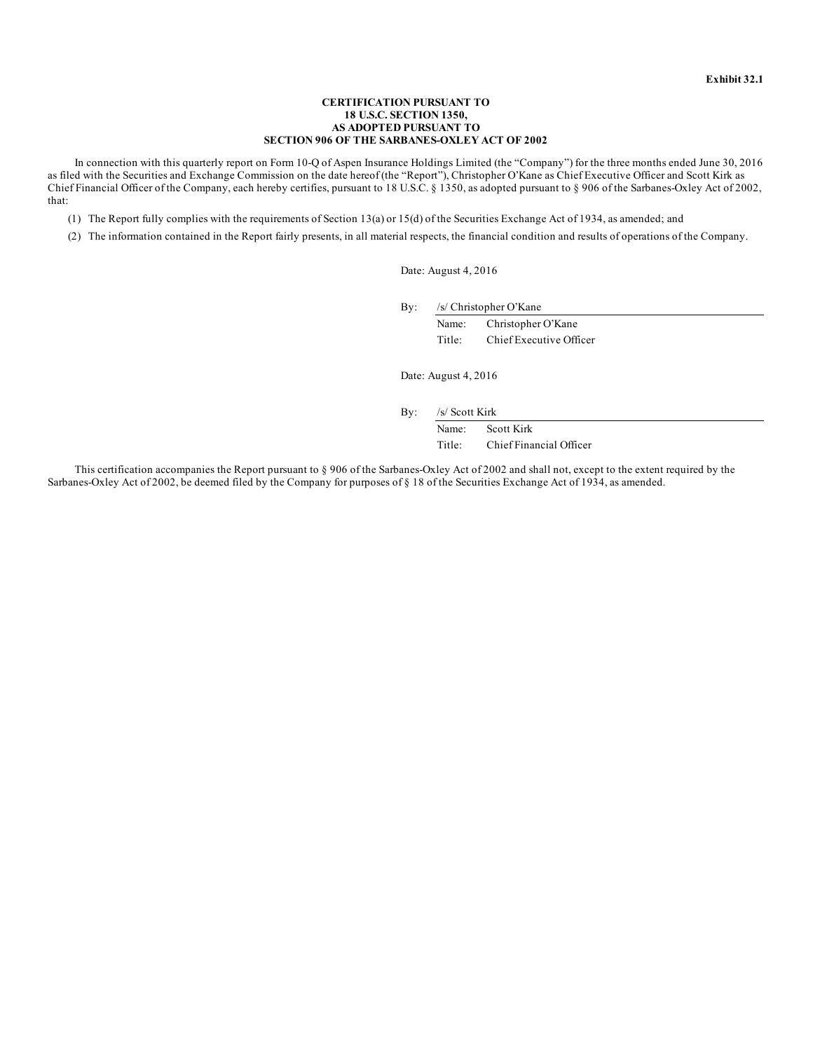**Exhibit 32.1**

**CERTIFICATION PURSUANT TO**
**18 U.S.C. SECTION 1350,**
**AS ADOPTED PURSUANT TO**
**SECTION 906 OF THE SARBANES-OXLEY ACT OF 2002**

In connection with this quarterly report on Form 10-Q of Aspen Insurance Holdings Limited (the "Company") for the three months ended June 30, 2016 as filed with the Securities and Exchange Commission on the date hereof (the "Report"), Christopher O'Kane as Chief Executive Officer and Scott Kirk as Chief Financial Officer of the Company, each hereby certifies, pursuant to 18 U.S.C. § 1350, as adopted pursuant to § 906 of the Sarbanes-Oxley Act of 2002, that:

(1) The Report fully complies with the requirements of Section 13(a) or 15(d) of the Securities Exchange Act of 1934, as amended; and

(2) The information contained in the Report fairly presents, in all material respects, the financial condition and results of operations of the Company.

Date: August 4, 2016

By: /s/ Christopher O'Kane
Name: Christopher O'Kane
Title: Chief Executive Officer

Date: August 4, 2016

By: /s/ Scott Kirk
Name: Scott Kirk
Title: Chief Financial Officer

This certification accompanies the Report pursuant to § 906 of the Sarbanes-Oxley Act of 2002 and shall not, except to the extent required by the Sarbanes-Oxley Act of 2002, be deemed filed by the Company for purposes of § 18 of the Securities Exchange Act of 1934, as amended.